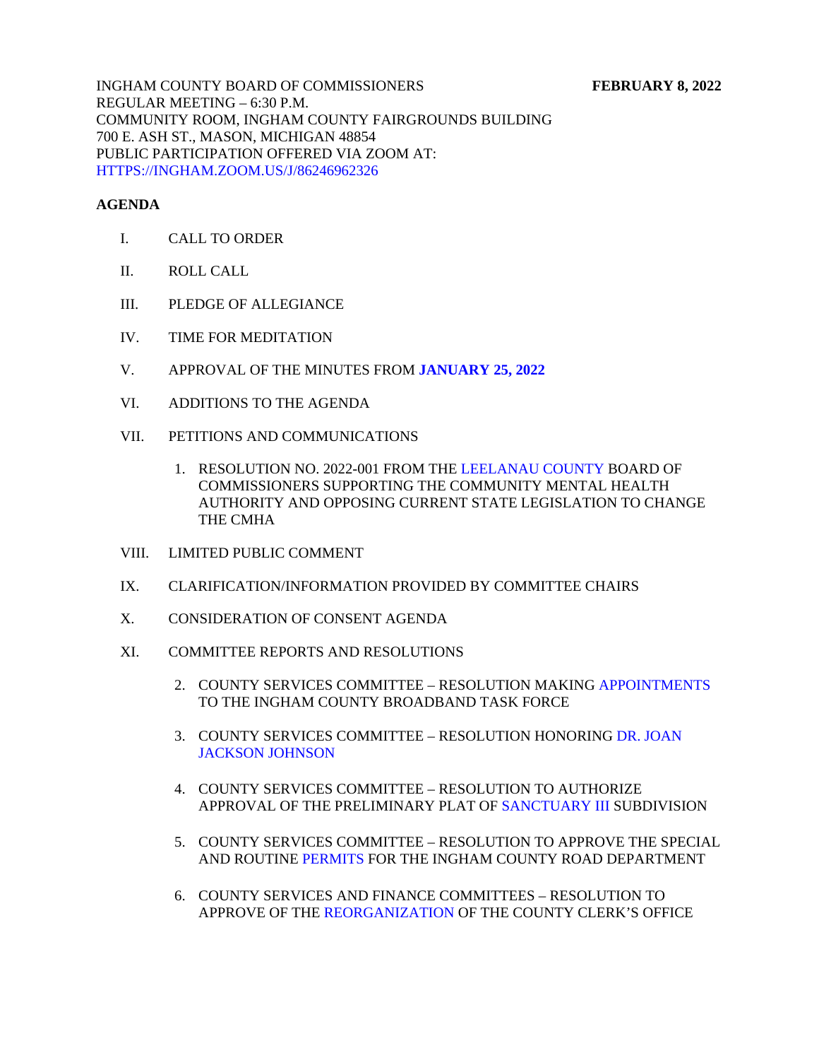INGHAM COUNTY BOARD OF COMMISSIONERS **FEBRUARY 8, 2022**
REGULAR MEETING – 6:30 P.M.
COMMUNITY ROOM, INGHAM COUNTY FAIRGROUNDS BUILDING
700 E. ASH ST., MASON, MICHIGAN 48854
PUBLIC PARTICIPATION OFFERED VIA ZOOM AT:
HTTPS://INGHAM.ZOOM.US/J/86246962326

**AGENDA**

I. CALL TO ORDER

II. ROLL CALL

III. PLEDGE OF ALLEGIANCE

IV. TIME FOR MEDITATION

V. APPROVAL OF THE MINUTES FROM **JANUARY 25, 2022**

VI. ADDITIONS TO THE AGENDA

VII. PETITIONS AND COMMUNICATIONS

1. RESOLUTION NO. 2022-001 FROM THE LEELANAU COUNTY BOARD OF COMMISSIONERS SUPPORTING THE COMMUNITY MENTAL HEALTH AUTHORITY AND OPPOSING CURRENT STATE LEGISLATION TO CHANGE THE CMHA

VIII. LIMITED PUBLIC COMMENT

IX. CLARIFICATION/INFORMATION PROVIDED BY COMMITTEE CHAIRS

X. CONSIDERATION OF CONSENT AGENDA

XI. COMMITTEE REPORTS AND RESOLUTIONS

2. COUNTY SERVICES COMMITTEE – RESOLUTION MAKING APPOINTMENTS TO THE INGHAM COUNTY BROADBAND TASK FORCE

3. COUNTY SERVICES COMMITTEE – RESOLUTION HONORING DR. JOAN JACKSON JOHNSON

4. COUNTY SERVICES COMMITTEE – RESOLUTION TO AUTHORIZE APPROVAL OF THE PRELIMINARY PLAT OF SANCTUARY III SUBDIVISION

5. COUNTY SERVICES COMMITTEE – RESOLUTION TO APPROVE THE SPECIAL AND ROUTINE PERMITS FOR THE INGHAM COUNTY ROAD DEPARTMENT

6. COUNTY SERVICES AND FINANCE COMMITTEES – RESOLUTION TO APPROVE OF THE REORGANIZATION OF THE COUNTY CLERK'S OFFICE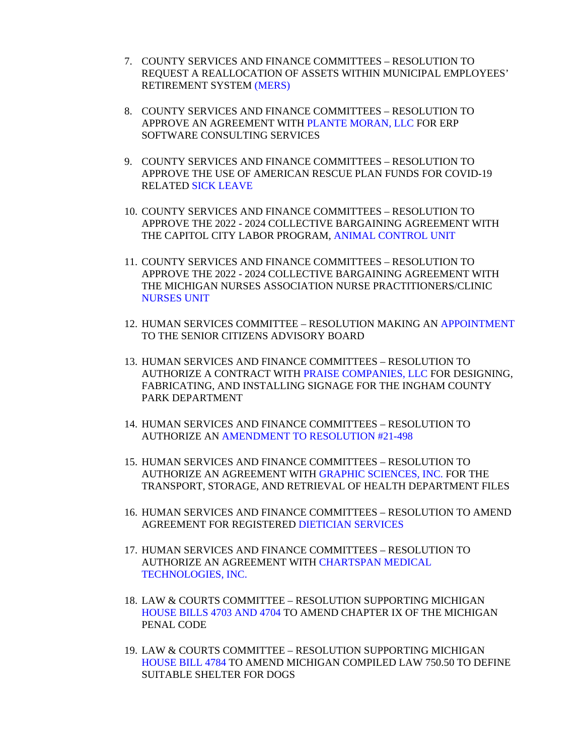7. COUNTY SERVICES AND FINANCE COMMITTEES – RESOLUTION TO REQUEST A REALLOCATION OF ASSETS WITHIN MUNICIPAL EMPLOYEES' RETIREMENT SYSTEM (MERS)

8. COUNTY SERVICES AND FINANCE COMMITTEES – RESOLUTION TO APPROVE AN AGREEMENT WITH PLANTE MORAN, LLC FOR ERP SOFTWARE CONSULTING SERVICES

9. COUNTY SERVICES AND FINANCE COMMITTEES – RESOLUTION TO APPROVE THE USE OF AMERICAN RESCUE PLAN FUNDS FOR COVID-19 RELATED SICK LEAVE

10. COUNTY SERVICES AND FINANCE COMMITTEES – RESOLUTION TO APPROVE THE 2022 - 2024 COLLECTIVE BARGAINING AGREEMENT WITH THE CAPITOL CITY LABOR PROGRAM, ANIMAL CONTROL UNIT

11. COUNTY SERVICES AND FINANCE COMMITTEES – RESOLUTION TO APPROVE THE 2022 - 2024 COLLECTIVE BARGAINING AGREEMENT WITH THE MICHIGAN NURSES ASSOCIATION NURSE PRACTITIONERS/CLINIC NURSES UNIT

12. HUMAN SERVICES COMMITTEE – RESOLUTION MAKING AN APPOINTMENT TO THE SENIOR CITIZENS ADVISORY BOARD

13. HUMAN SERVICES AND FINANCE COMMITTEES – RESOLUTION TO AUTHORIZE A CONTRACT WITH PRAISE COMPANIES, LLC FOR DESIGNING, FABRICATING, AND INSTALLING SIGNAGE FOR THE INGHAM COUNTY PARK DEPARTMENT

14. HUMAN SERVICES AND FINANCE COMMITTEES – RESOLUTION TO AUTHORIZE AN AMENDMENT TO RESOLUTION #21-498

15. HUMAN SERVICES AND FINANCE COMMITTEES – RESOLUTION TO AUTHORIZE AN AGREEMENT WITH GRAPHIC SCIENCES, INC. FOR THE TRANSPORT, STORAGE, AND RETRIEVAL OF HEALTH DEPARTMENT FILES

16. HUMAN SERVICES AND FINANCE COMMITTEES – RESOLUTION TO AMEND AGREEMENT FOR REGISTERED DIETICIAN SERVICES

17. HUMAN SERVICES AND FINANCE COMMITTEES – RESOLUTION TO AUTHORIZE AN AGREEMENT WITH CHARTSPAN MEDICAL TECHNOLOGIES, INC.

18. LAW & COURTS COMMITTEE – RESOLUTION SUPPORTING MICHIGAN HOUSE BILLS 4703 AND 4704 TO AMEND CHAPTER IX OF THE MICHIGAN PENAL CODE

19. LAW & COURTS COMMITTEE – RESOLUTION SUPPORTING MICHIGAN HOUSE BILL 4784 TO AMEND MICHIGAN COMPILED LAW 750.50 TO DEFINE SUITABLE SHELTER FOR DOGS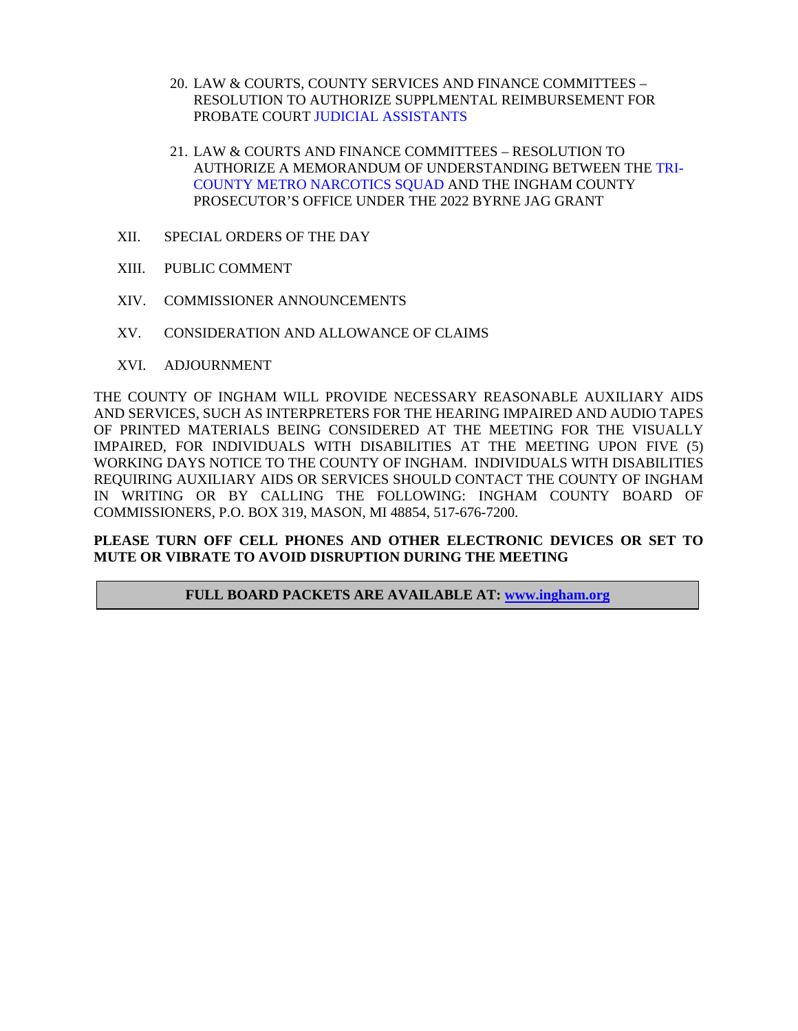20. LAW & COURTS, COUNTY SERVICES AND FINANCE COMMITTEES – RESOLUTION TO AUTHORIZE SUPPLMENTAL REIMBURSEMENT FOR PROBATE COURT JUDICIAL ASSISTANTS

21. LAW & COURTS AND FINANCE COMMITTEES – RESOLUTION TO AUTHORIZE A MEMORANDUM OF UNDERSTANDING BETWEEN THE TRI-COUNTY METRO NARCOTICS SQUAD AND THE INGHAM COUNTY PROSECUTOR'S OFFICE UNDER THE 2022 BYRNE JAG GRANT

XII. SPECIAL ORDERS OF THE DAY

XIII. PUBLIC COMMENT

XIV. COMMISSIONER ANNOUNCEMENTS

XV. CONSIDERATION AND ALLOWANCE OF CLAIMS

XVI. ADJOURNMENT

THE COUNTY OF INGHAM WILL PROVIDE NECESSARY REASONABLE AUXILIARY AIDS AND SERVICES, SUCH AS INTERPRETERS FOR THE HEARING IMPAIRED AND AUDIO TAPES OF PRINTED MATERIALS BEING CONSIDERED AT THE MEETING FOR THE VISUALLY IMPAIRED, FOR INDIVIDUALS WITH DISABILITIES AT THE MEETING UPON FIVE (5) WORKING DAYS NOTICE TO THE COUNTY OF INGHAM. INDIVIDUALS WITH DISABILITIES REQUIRING AUXILIARY AIDS OR SERVICES SHOULD CONTACT THE COUNTY OF INGHAM IN WRITING OR BY CALLING THE FOLLOWING: INGHAM COUNTY BOARD OF COMMISSIONERS, P.O. BOX 319, MASON, MI 48854, 517-676-7200.

**PLEASE TURN OFF CELL PHONES AND OTHER ELECTRONIC DEVICES OR SET TO MUTE OR VIBRATE TO AVOID DISRUPTION DURING THE MEETING**

**FULL BOARD PACKETS ARE AVAILABLE AT: www.ingham.org**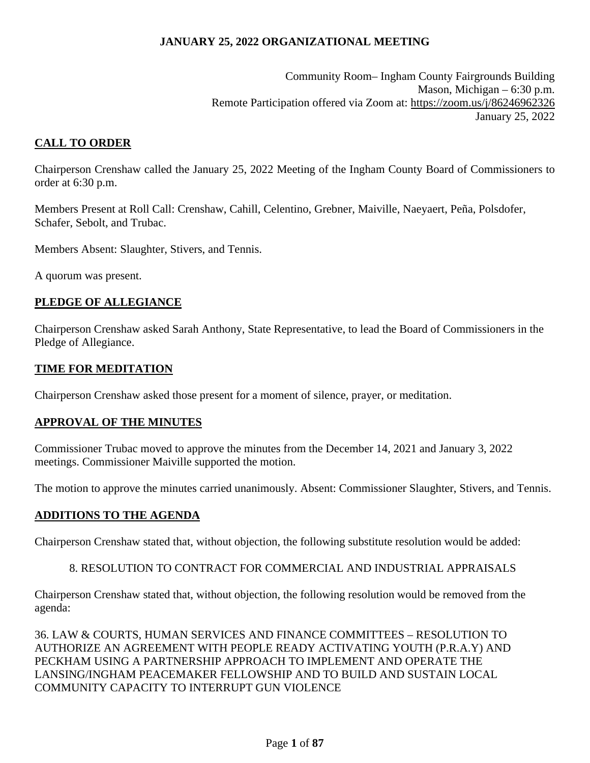**JANUARY 25, 2022 ORGANIZATIONAL MEETING**

Community Room– Ingham County Fairgrounds Building
Mason, Michigan – 6:30 p.m.
Remote Participation offered via Zoom at: https://zoom.us/j/86246962326
January 25, 2022

## CALL TO ORDER

Chairperson Crenshaw called the January 25, 2022 Meeting of the Ingham County Board of Commissioners to order at 6:30 p.m.

Members Present at Roll Call: Crenshaw, Cahill, Celentino, Grebner, Maiville, Naeyaert, Peña, Polsdofer, Schafer, Sebolt, and Trubac.

Members Absent: Slaughter, Stivers, and Tennis.

A quorum was present.

## PLEDGE OF ALLEGIANCE

Chairperson Crenshaw asked Sarah Anthony, State Representative, to lead the Board of Commissioners in the Pledge of Allegiance.

## TIME FOR MEDITATION

Chairperson Crenshaw asked those present for a moment of silence, prayer, or meditation.

## APPROVAL OF THE MINUTES

Commissioner Trubac moved to approve the minutes from the December 14, 2021 and January 3, 2022 meetings. Commissioner Maiville supported the motion.

The motion to approve the minutes carried unanimously. Absent: Commissioner Slaughter, Stivers, and Tennis.

## ADDITIONS TO THE AGENDA

Chairperson Crenshaw stated that, without objection, the following substitute resolution would be added:

8. RESOLUTION TO CONTRACT FOR COMMERCIAL AND INDUSTRIAL APPRAISALS

Chairperson Crenshaw stated that, without objection, the following resolution would be removed from the agenda:

36. LAW & COURTS, HUMAN SERVICES AND FINANCE COMMITTEES – RESOLUTION TO AUTHORIZE AN AGREEMENT WITH PEOPLE READY ACTIVATING YOUTH (P.R.A.Y) AND PECKHAM USING A PARTNERSHIP APPROACH TO IMPLEMENT AND OPERATE THE LANSING/INGHAM PEACEMAKER FELLOWSHIP AND TO BUILD AND SUSTAIN LOCAL COMMUNITY CAPACITY TO INTERRUPT GUN VIOLENCE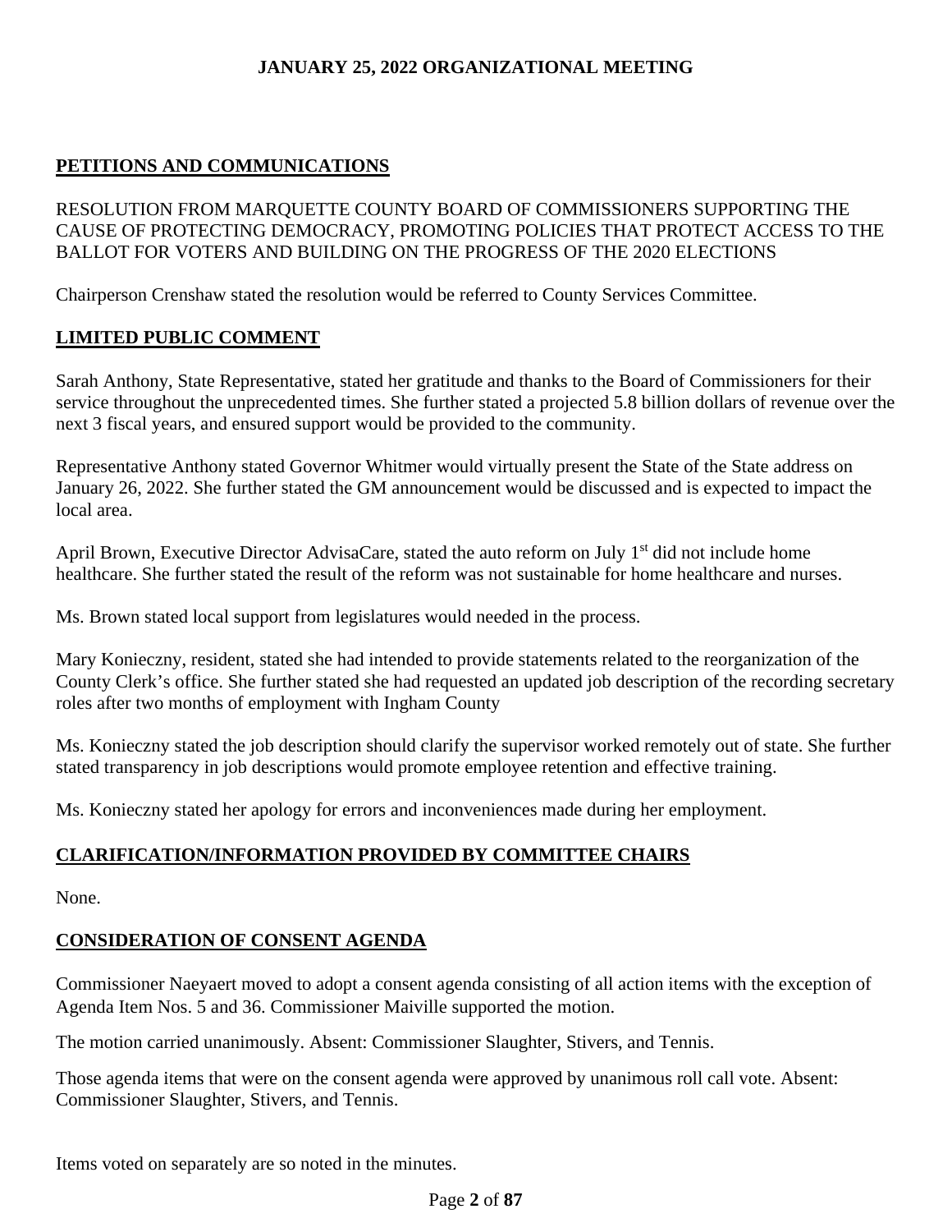## PETITIONS AND COMMUNICATIONS

RESOLUTION FROM MARQUETTE COUNTY BOARD OF COMMISSIONERS SUPPORTING THE CAUSE OF PROTECTING DEMOCRACY, PROMOTING POLICIES THAT PROTECT ACCESS TO THE BALLOT FOR VOTERS AND BUILDING ON THE PROGRESS OF THE 2020 ELECTIONS

Chairperson Crenshaw stated the resolution would be referred to County Services Committee.

## LIMITED PUBLIC COMMENT

Sarah Anthony, State Representative, stated her gratitude and thanks to the Board of Commissioners for their service throughout the unprecedented times. She further stated a projected 5.8 billion dollars of revenue over the next 3 fiscal years, and ensured support would be provided to the community.

Representative Anthony stated Governor Whitmer would virtually present the State of the State address on January 26, 2022. She further stated the GM announcement would be discussed and is expected to impact the local area.

April Brown, Executive Director AdvisaCare, stated the auto reform on July 1st did not include home healthcare. She further stated the result of the reform was not sustainable for home healthcare and nurses.

Ms. Brown stated local support from legislatures would needed in the process.

Mary Konieczny, resident, stated she had intended to provide statements related to the reorganization of the County Clerk's office. She further stated she had requested an updated job description of the recording secretary roles after two months of employment with Ingham County

Ms. Konieczny stated the job description should clarify the supervisor worked remotely out of state. She further stated transparency in job descriptions would promote employee retention and effective training.

Ms. Konieczny stated her apology for errors and inconveniences made during her employment.

## CLARIFICATION/INFORMATION PROVIDED BY COMMITTEE CHAIRS

None.

## CONSIDERATION OF CONSENT AGENDA

Commissioner Naeyaert moved to adopt a consent agenda consisting of all action items with the exception of Agenda Item Nos. 5 and 36. Commissioner Maiville supported the motion.

The motion carried unanimously. Absent: Commissioner Slaughter, Stivers, and Tennis.

Those agenda items that were on the consent agenda were approved by unanimous roll call vote. Absent: Commissioner Slaughter, Stivers, and Tennis.

Items voted on separately are so noted in the minutes.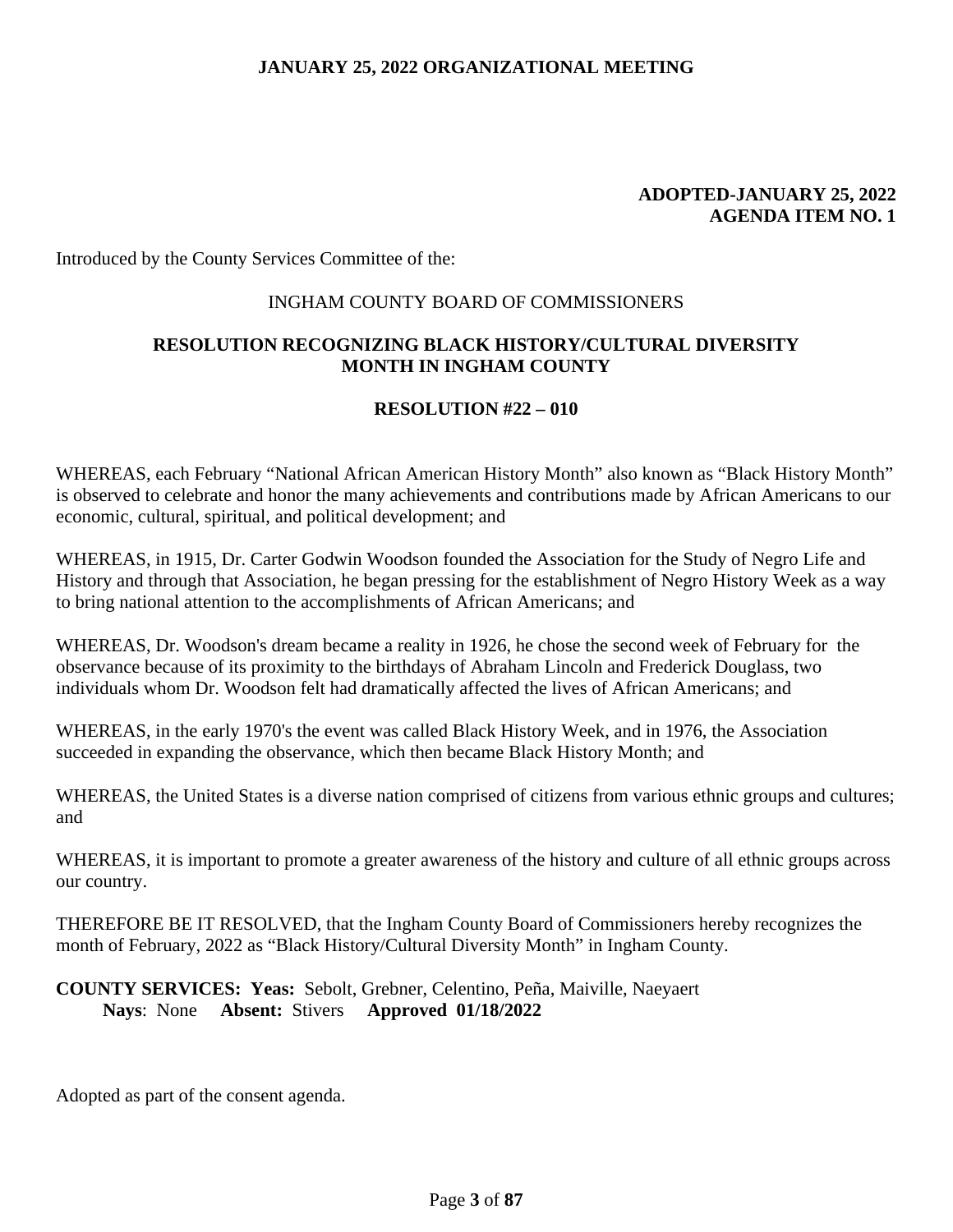**ADOPTED-JANUARY 25, 2022**
**AGENDA ITEM NO. 1**

Introduced by the County Services Committee of the:

INGHAM COUNTY BOARD OF COMMISSIONERS

**RESOLUTION RECOGNIZING BLACK HISTORY/CULTURAL DIVERSITY MONTH IN INGHAM COUNTY**

**RESOLUTION #22 – 010**

WHEREAS, each February "National African American History Month" also known as "Black History Month" is observed to celebrate and honor the many achievements and contributions made by African Americans to our economic, cultural, spiritual, and political development; and

WHEREAS, in 1915, Dr. Carter Godwin Woodson founded the Association for the Study of Negro Life and History and through that Association, he began pressing for the establishment of Negro History Week as a way to bring national attention to the accomplishments of African Americans; and

WHEREAS, Dr. Woodson's dream became a reality in 1926, he chose the second week of February for the observance because of its proximity to the birthdays of Abraham Lincoln and Frederick Douglass, two individuals whom Dr. Woodson felt had dramatically affected the lives of African Americans; and

WHEREAS, in the early 1970's the event was called Black History Week, and in 1976, the Association succeeded in expanding the observance, which then became Black History Month; and

WHEREAS, the United States is a diverse nation comprised of citizens from various ethnic groups and cultures; and

WHEREAS, it is important to promote a greater awareness of the history and culture of all ethnic groups across our country.

THEREFORE BE IT RESOLVED, that the Ingham County Board of Commissioners hereby recognizes the month of February, 2022 as "Black History/Cultural Diversity Month" in Ingham County.

**COUNTY SERVICES: Yeas:** Sebolt, Grebner, Celentino, Peña, Maiville, Naeyaert
**Nays**: None **Absent:** Stivers **Approved 01/18/2022**

Adopted as part of the consent agenda.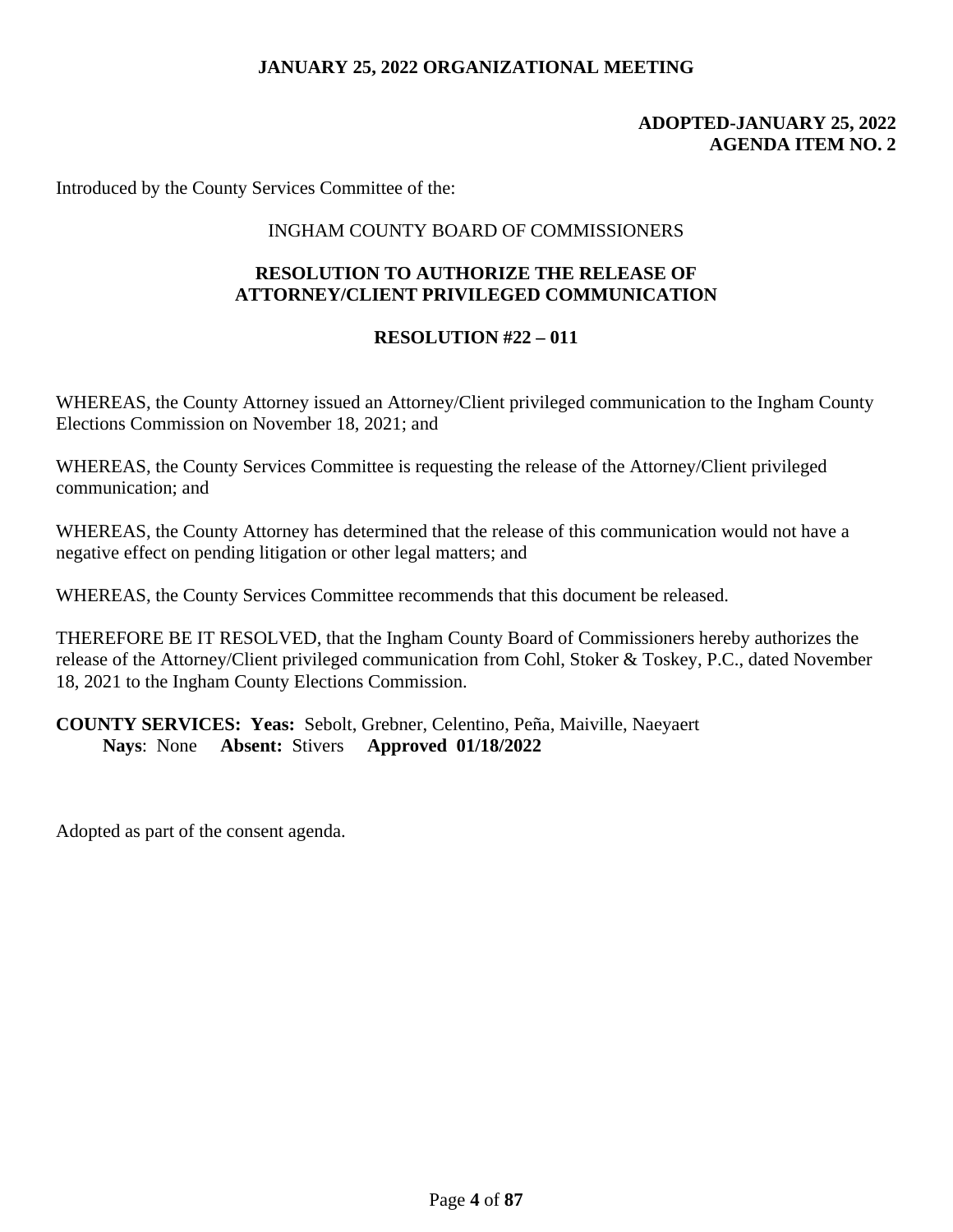**JANUARY 25, 2022 ORGANIZATIONAL MEETING**

**ADOPTED-JANUARY 25, 2022**
**AGENDA ITEM NO. 2**

Introduced by the County Services Committee of the:

INGHAM COUNTY BOARD OF COMMISSIONERS

## RESOLUTION TO AUTHORIZE THE RELEASE OF ATTORNEY/CLIENT PRIVILEGED COMMUNICATION

### RESOLUTION #22 – 011

WHEREAS, the County Attorney issued an Attorney/Client privileged communication to the Ingham County Elections Commission on November 18, 2021; and

WHEREAS, the County Services Committee is requesting the release of the Attorney/Client privileged communication; and

WHEREAS, the County Attorney has determined that the release of this communication would not have a negative effect on pending litigation or other legal matters; and

WHEREAS, the County Services Committee recommends that this document be released.

THEREFORE BE IT RESOLVED, that the Ingham County Board of Commissioners hereby authorizes the release of the Attorney/Client privileged communication from Cohl, Stoker & Toskey, P.C., dated November 18, 2021 to the Ingham County Elections Commission.

**COUNTY SERVICES: Yeas:** Sebolt, Grebner, Celentino, Peña, Maiville, Naeyaert
**Nays**: None **Absent:** Stivers **Approved 01/18/2022**

Adopted as part of the consent agenda.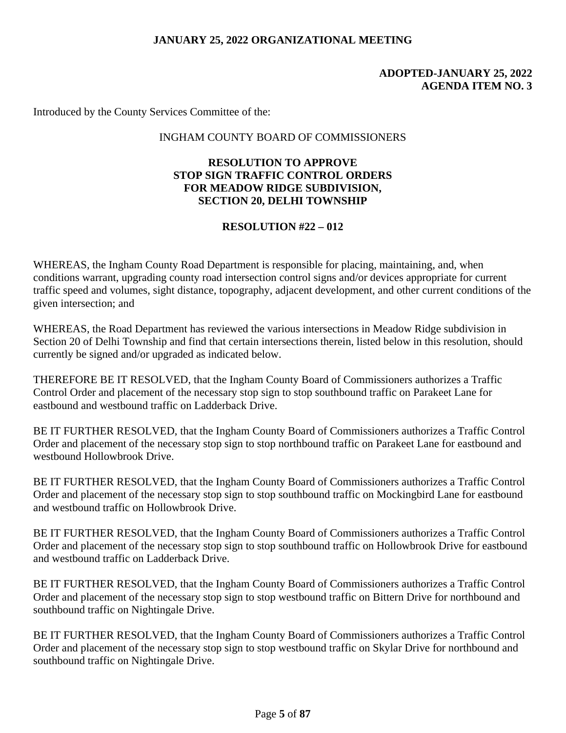**JANUARY 25, 2022 ORGANIZATIONAL MEETING**

**ADOPTED-JANUARY 25, 2022**
**AGENDA ITEM NO. 3**

Introduced by the County Services Committee of the:

INGHAM COUNTY BOARD OF COMMISSIONERS

**RESOLUTION TO APPROVE STOP SIGN TRAFFIC CONTROL ORDERS FOR MEADOW RIDGE SUBDIVISION, SECTION 20, DELHI TOWNSHIP**

**RESOLUTION #22 – 012**

WHEREAS, the Ingham County Road Department is responsible for placing, maintaining, and, when conditions warrant, upgrading county road intersection control signs and/or devices appropriate for current traffic speed and volumes, sight distance, topography, adjacent development, and other current conditions of the given intersection; and

WHEREAS, the Road Department has reviewed the various intersections in Meadow Ridge subdivision in Section 20 of Delhi Township and find that certain intersections therein, listed below in this resolution, should currently be signed and/or upgraded as indicated below.

THEREFORE BE IT RESOLVED, that the Ingham County Board of Commissioners authorizes a Traffic Control Order and placement of the necessary stop sign to stop southbound traffic on Parakeet Lane for eastbound and westbound traffic on Ladderback Drive.

BE IT FURTHER RESOLVED, that the Ingham County Board of Commissioners authorizes a Traffic Control Order and placement of the necessary stop sign to stop northbound traffic on Parakeet Lane for eastbound and westbound Hollowbrook Drive.

BE IT FURTHER RESOLVED, that the Ingham County Board of Commissioners authorizes a Traffic Control Order and placement of the necessary stop sign to stop southbound traffic on Mockingbird Lane for eastbound and westbound traffic on Hollowbrook Drive.

BE IT FURTHER RESOLVED, that the Ingham County Board of Commissioners authorizes a Traffic Control Order and placement of the necessary stop sign to stop southbound traffic on Hollowbrook Drive for eastbound and westbound traffic on Ladderback Drive.

BE IT FURTHER RESOLVED, that the Ingham County Board of Commissioners authorizes a Traffic Control Order and placement of the necessary stop sign to stop westbound traffic on Bittern Drive for northbound and southbound traffic on Nightingale Drive.

BE IT FURTHER RESOLVED, that the Ingham County Board of Commissioners authorizes a Traffic Control Order and placement of the necessary stop sign to stop westbound traffic on Skylar Drive for northbound and southbound traffic on Nightingale Drive.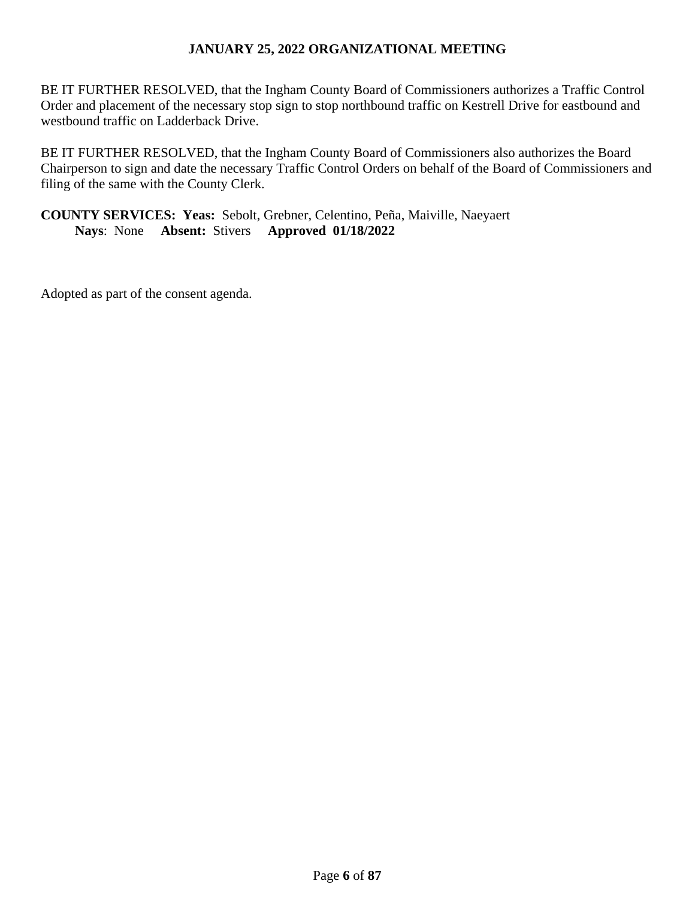BE IT FURTHER RESOLVED, that the Ingham County Board of Commissioners authorizes a Traffic Control Order and placement of the necessary stop sign to stop northbound traffic on Kestrell Drive for eastbound and westbound traffic on Ladderback Drive.

BE IT FURTHER RESOLVED, that the Ingham County Board of Commissioners also authorizes the Board Chairperson to sign and date the necessary Traffic Control Orders on behalf of the Board of Commissioners and filing of the same with the County Clerk.

**COUNTY SERVICES: Yeas:** Sebolt, Grebner, Celentino, Peña, Maiville, Naeyaert
**Nays**: None **Absent:** Stivers **Approved 01/18/2022**

Adopted as part of the consent agenda.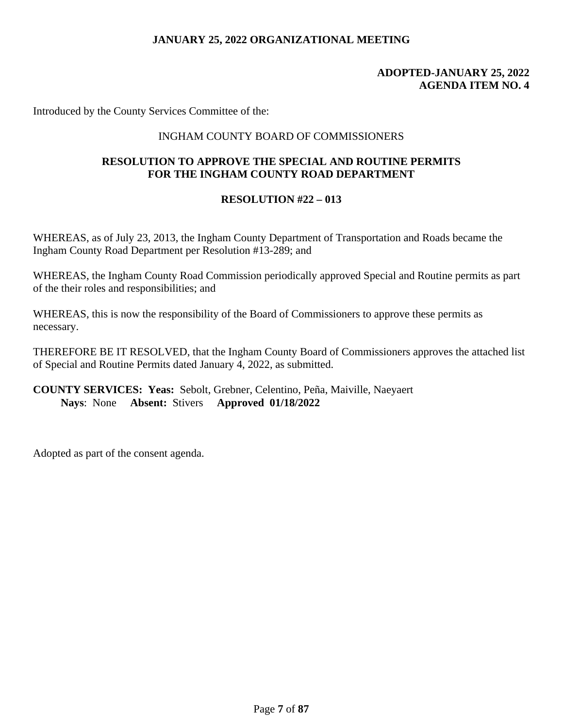JANUARY 25, 2022 ORGANIZATIONAL MEETING

**ADOPTED-JANUARY 25, 2022**
**AGENDA ITEM NO. 4**

Introduced by the County Services Committee of the:

INGHAM COUNTY BOARD OF COMMISSIONERS

## RESOLUTION TO APPROVE THE SPECIAL AND ROUTINE PERMITS FOR THE INGHAM COUNTY ROAD DEPARTMENT

### RESOLUTION #22 – 013

WHEREAS, as of July 23, 2013, the Ingham County Department of Transportation and Roads became the Ingham County Road Department per Resolution #13-289; and

WHEREAS, the Ingham County Road Commission periodically approved Special and Routine permits as part of the their roles and responsibilities; and

WHEREAS, this is now the responsibility of the Board of Commissioners to approve these permits as necessary.

THEREFORE BE IT RESOLVED, that the Ingham County Board of Commissioners approves the attached list of Special and Routine Permits dated January 4, 2022, as submitted.

**COUNTY SERVICES: Yeas:** Sebolt, Grebner, Celentino, Peña, Maiville, Naeyaert
**Nays**: None **Absent:** Stivers **Approved 01/18/2022**

Adopted as part of the consent agenda.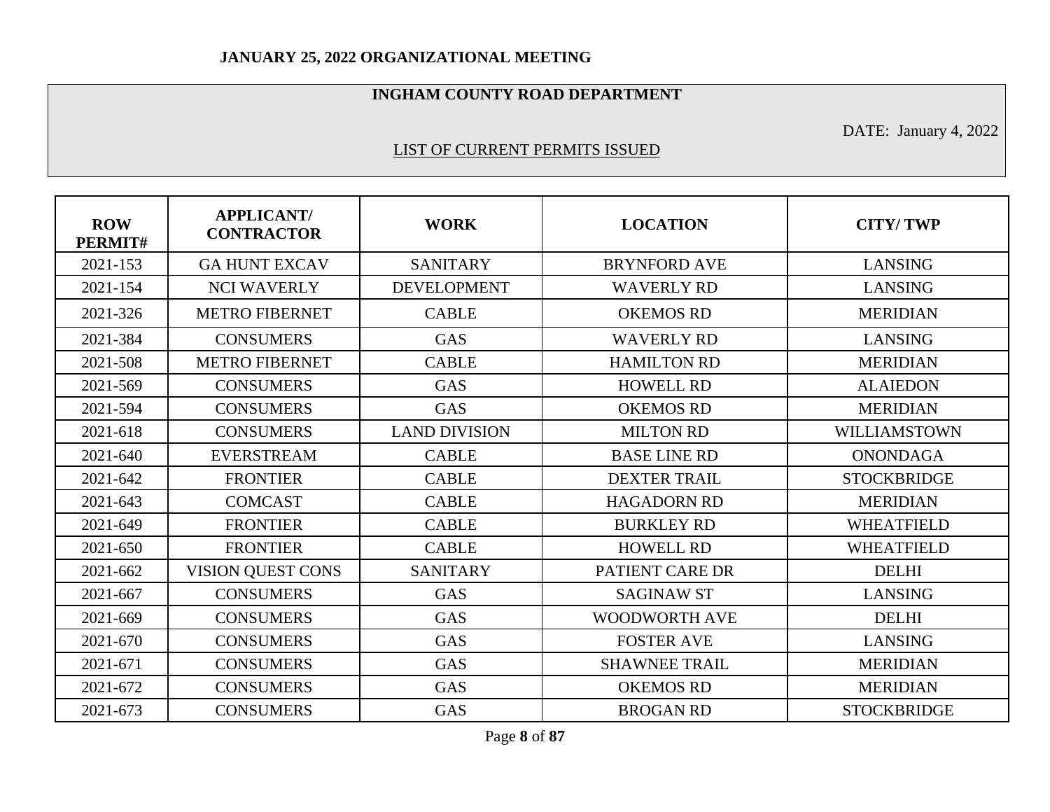**JANUARY 25, 2022 ORGANIZATIONAL MEETING**

**INGHAM COUNTY ROAD DEPARTMENT**

DATE: January 4, 2022

LIST OF CURRENT PERMITS ISSUED

| ROW PERMIT# | APPLICANT/ CONTRACTOR | WORK | LOCATION | CITY/ TWP |
|---|---|---|---|---|
| 2021-153 | GA HUNT EXCAV | SANITARY | BRYNFORD AVE | LANSING |
| 2021-154 | NCI WAVERLY | DEVELOPMENT | WAVERLY RD | LANSING |
| 2021-326 | METRO FIBERNET | CABLE | OKEMOS RD | MERIDIAN |
| 2021-384 | CONSUMERS | GAS | WAVERLY RD | LANSING |
| 2021-508 | METRO FIBERNET | CABLE | HAMILTON RD | MERIDIAN |
| 2021-569 | CONSUMERS | GAS | HOWELL RD | ALAIEDON |
| 2021-594 | CONSUMERS | GAS | OKEMOS RD | MERIDIAN |
| 2021-618 | CONSUMERS | LAND DIVISION | MILTON RD | WILLIAMSTOWN |
| 2021-640 | EVERSTREAM | CABLE | BASE LINE RD | ONONDAGA |
| 2021-642 | FRONTIER | CABLE | DEXTER TRAIL | STOCKBRIDGE |
| 2021-643 | COMCAST | CABLE | HAGADORN RD | MERIDIAN |
| 2021-649 | FRONTIER | CABLE | BURKLEY RD | WHEATFIELD |
| 2021-650 | FRONTIER | CABLE | HOWELL RD | WHEATFIELD |
| 2021-662 | VISION QUEST CONS | SANITARY | PATIENT CARE DR | DELHI |
| 2021-667 | CONSUMERS | GAS | SAGINAW ST | LANSING |
| 2021-669 | CONSUMERS | GAS | WOODWORTH AVE | DELHI |
| 2021-670 | CONSUMERS | GAS | FOSTER AVE | LANSING |
| 2021-671 | CONSUMERS | GAS | SHAWNEE TRAIL | MERIDIAN |
| 2021-672 | CONSUMERS | GAS | OKEMOS RD | MERIDIAN |
| 2021-673 | CONSUMERS | GAS | BROGAN RD | STOCKBRIDGE |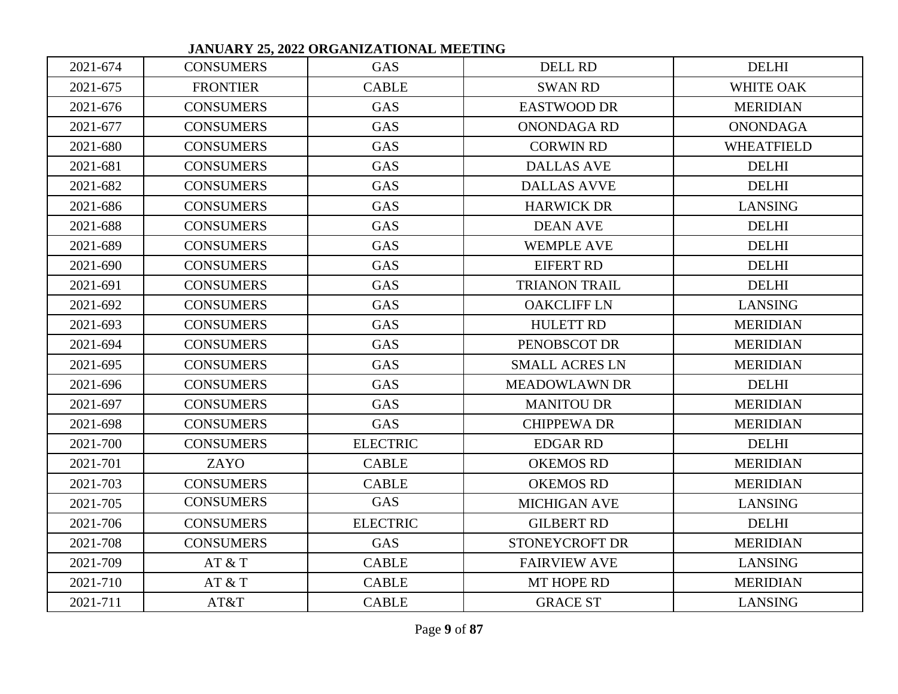| 2021-674 | CONSUMERS | GAS | DELL RD | DELHI |
|---|---|---|---|---|
| 2021-675 | FRONTIER | CABLE | SWAN RD | WHITE OAK |
| 2021-676 | CONSUMERS | GAS | EASTWOOD DR | MERIDIAN |
| 2021-677 | CONSUMERS | GAS | ONONDAGA RD | ONONDAGA |
| 2021-680 | CONSUMERS | GAS | CORWIN RD | WHEATFIELD |
| 2021-681 | CONSUMERS | GAS | DALLAS AVE | DELHI |
| 2021-682 | CONSUMERS | GAS | DALLAS AVVE | DELHI |
| 2021-686 | CONSUMERS | GAS | HARWICK DR | LANSING |
| 2021-688 | CONSUMERS | GAS | DEAN AVE | DELHI |
| 2021-689 | CONSUMERS | GAS | WEMPLE AVE | DELHI |
| 2021-690 | CONSUMERS | GAS | EIFERT RD | DELHI |
| 2021-691 | CONSUMERS | GAS | TRIANON TRAIL | DELHI |
| 2021-692 | CONSUMERS | GAS | OAKCLIFF LN | LANSING |
| 2021-693 | CONSUMERS | GAS | HULETT RD | MERIDIAN |
| 2021-694 | CONSUMERS | GAS | PENOBSCOT DR | MERIDIAN |
| 2021-695 | CONSUMERS | GAS | SMALL ACRES LN | MERIDIAN |
| 2021-696 | CONSUMERS | GAS | MEADOWLAWN DR | DELHI |
| 2021-697 | CONSUMERS | GAS | MANITOU DR | MERIDIAN |
| 2021-698 | CONSUMERS | GAS | CHIPPEWA DR | MERIDIAN |
| 2021-700 | CONSUMERS | ELECTRIC | EDGAR RD | DELHI |
| 2021-701 | ZAYO | CABLE | OKEMOS RD | MERIDIAN |
| 2021-703 | CONSUMERS | CABLE | OKEMOS RD | MERIDIAN |
| 2021-705 | CONSUMERS | GAS | MICHIGAN AVE | LANSING |
| 2021-706 | CONSUMERS | ELECTRIC | GILBERT RD | DELHI |
| 2021-708 | CONSUMERS | GAS | STONEYCROFT DR | MERIDIAN |
| 2021-709 | AT & T | CABLE | FAIRVIEW AVE | LANSING |
| 2021-710 | AT & T | CABLE | MT HOPE RD | MERIDIAN |
| 2021-711 | AT&T | CABLE | GRACE ST | LANSING |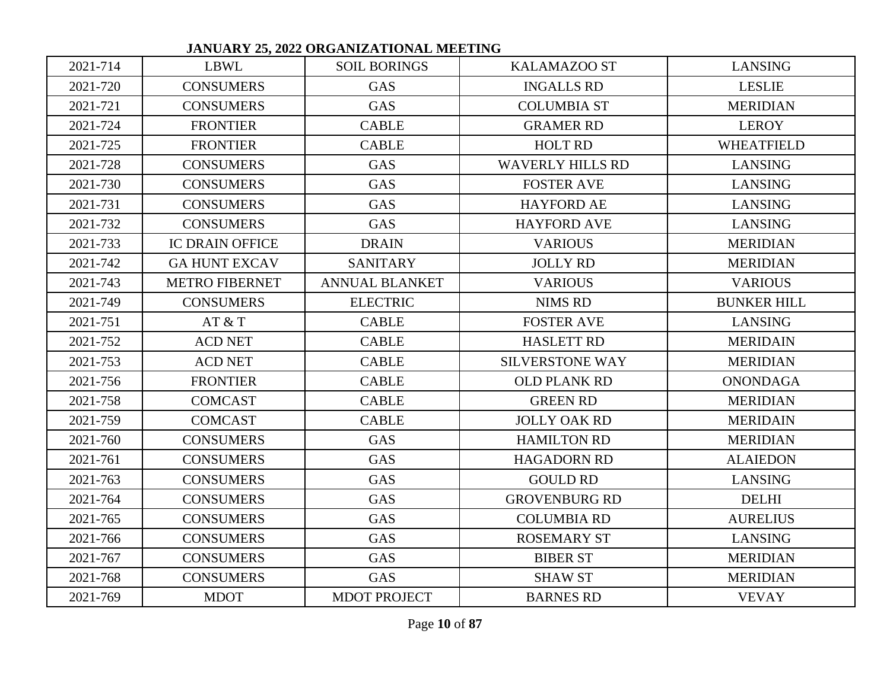**JANUARY 25, 2022 ORGANIZATIONAL MEETING**

| | | | | |
|---|---|---|---|---|
| 2021-714 | LBWL | SOIL BORINGS | KALAMAZOO ST | LANSING |
| 2021-720 | CONSUMERS | GAS | INGALLS RD | LESLIE |
| 2021-721 | CONSUMERS | GAS | COLUMBIA ST | MERIDIAN |
| 2021-724 | FRONTIER | CABLE | GRAMER RD | LEROY |
| 2021-725 | FRONTIER | CABLE | HOLT RD | WHEATFIELD |
| 2021-728 | CONSUMERS | GAS | WAVERLY HILLS RD | LANSING |
| 2021-730 | CONSUMERS | GAS | FOSTER AVE | LANSING |
| 2021-731 | CONSUMERS | GAS | HAYFORD AE | LANSING |
| 2021-732 | CONSUMERS | GAS | HAYFORD AVE | LANSING |
| 2021-733 | IC DRAIN OFFICE | DRAIN | VARIOUS | MERIDIAN |
| 2021-742 | GA HUNT EXCAV | SANITARY | JOLLY RD | MERIDIAN |
| 2021-743 | METRO FIBERNET | ANNUAL BLANKET | VARIOUS | VARIOUS |
| 2021-749 | CONSUMERS | ELECTRIC | NIMS RD | BUNKER HILL |
| 2021-751 | AT & T | CABLE | FOSTER AVE | LANSING |
| 2021-752 | ACD NET | CABLE | HASLETT RD | MERIDAIN |
| 2021-753 | ACD NET | CABLE | SILVERSTONE WAY | MERIDIAN |
| 2021-756 | FRONTIER | CABLE | OLD PLANK RD | ONONDAGA |
| 2021-758 | COMCAST | CABLE | GREEN RD | MERIDIAN |
| 2021-759 | COMCAST | CABLE | JOLLY OAK RD | MERIDAIN |
| 2021-760 | CONSUMERS | GAS | HAMILTON RD | MERIDIAN |
| 2021-761 | CONSUMERS | GAS | HAGADORN RD | ALAIEDON |
| 2021-763 | CONSUMERS | GAS | GOULD RD | LANSING |
| 2021-764 | CONSUMERS | GAS | GROVENBURG RD | DELHI |
| 2021-765 | CONSUMERS | GAS | COLUMBIA RD | AURELIUS |
| 2021-766 | CONSUMERS | GAS | ROSEMARY ST | LANSING |
| 2021-767 | CONSUMERS | GAS | BIBER ST | MERIDIAN |
| 2021-768 | CONSUMERS | GAS | SHAW ST | MERIDIAN |
| 2021-769 | MDOT | MDOT PROJECT | BARNES RD | VEVAY |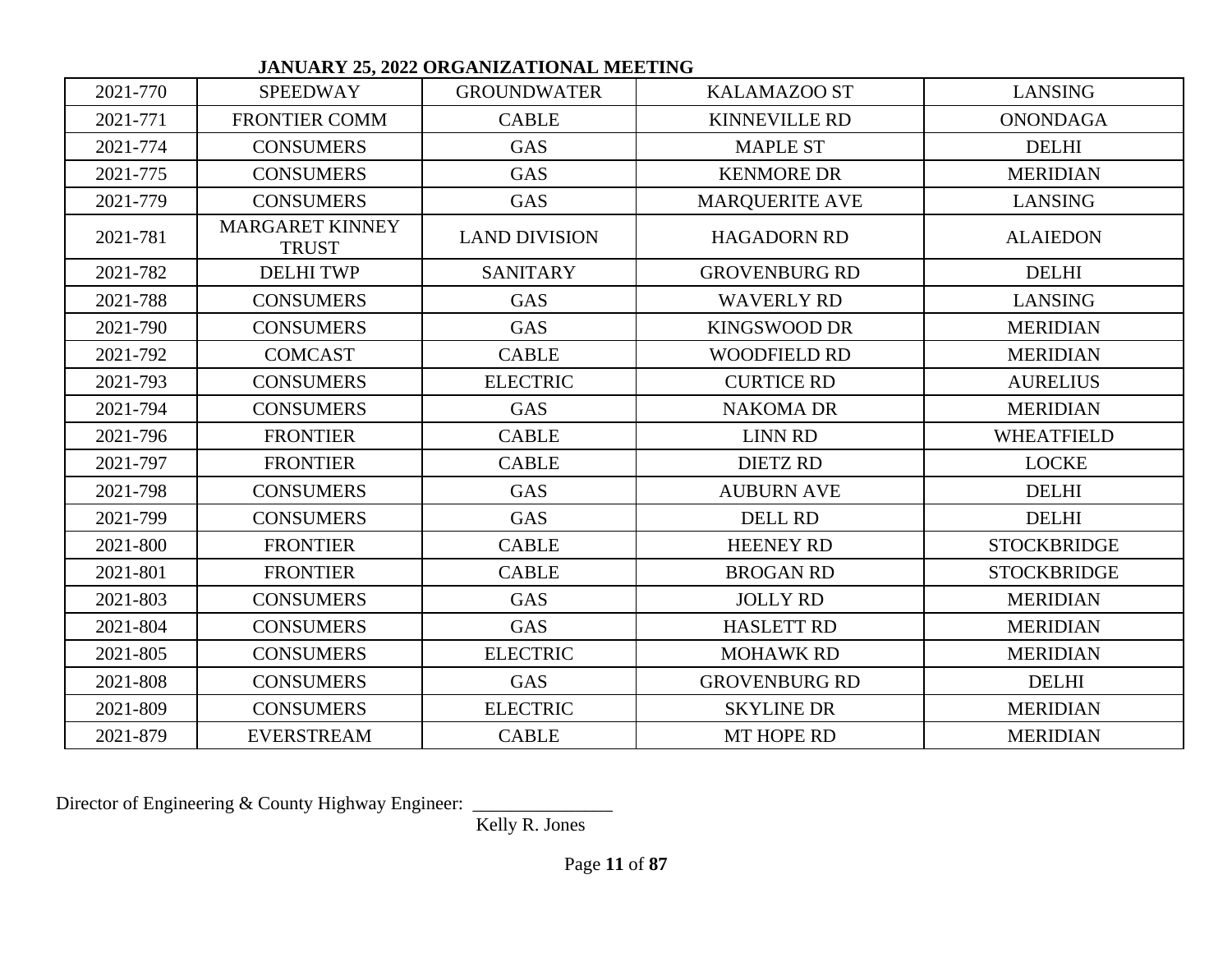**JANUARY 25, 2022 ORGANIZATIONAL MEETING**

| | | | | |
|---|---|---|---|---|
| 2021-770 | SPEEDWAY | GROUNDWATER | KALAMAZOO ST | LANSING |
| 2021-771 | FRONTIER COMM | CABLE | KINNEVILLE RD | ONONDAGA |
| 2021-774 | CONSUMERS | GAS | MAPLE ST | DELHI |
| 2021-775 | CONSUMERS | GAS | KENMORE DR | MERIDIAN |
| 2021-779 | CONSUMERS | GAS | MARQUERITE AVE | LANSING |
| 2021-781 | MARGARET KINNEY TRUST | LAND DIVISION | HAGADORN RD | ALAIEDON |
| 2021-782 | DELHI TWP | SANITARY | GROVENBURG RD | DELHI |
| 2021-788 | CONSUMERS | GAS | WAVERLY RD | LANSING |
| 2021-790 | CONSUMERS | GAS | KINGSWOOD DR | MERIDIAN |
| 2021-792 | COMCAST | CABLE | WOODFIELD RD | MERIDIAN |
| 2021-793 | CONSUMERS | ELECTRIC | CURTICE RD | AURELIUS |
| 2021-794 | CONSUMERS | GAS | NAKOMA DR | MERIDIAN |
| 2021-796 | FRONTIER | CABLE | LINN RD | WHEATFIELD |
| 2021-797 | FRONTIER | CABLE | DIETZ RD | LOCKE |
| 2021-798 | CONSUMERS | GAS | AUBURN AVE | DELHI |
| 2021-799 | CONSUMERS | GAS | DELL RD | DELHI |
| 2021-800 | FRONTIER | CABLE | HEENEY RD | STOCKBRIDGE |
| 2021-801 | FRONTIER | CABLE | BROGAN RD | STOCKBRIDGE |
| 2021-803 | CONSUMERS | GAS | JOLLY RD | MERIDIAN |
| 2021-804 | CONSUMERS | GAS | HASLETT RD | MERIDIAN |
| 2021-805 | CONSUMERS | ELECTRIC | MOHAWK RD | MERIDIAN |
| 2021-808 | CONSUMERS | GAS | GROVENBURG RD | DELHI |
| 2021-809 | CONSUMERS | ELECTRIC | SKYLINE DR | MERIDIAN |
| 2021-879 | EVERSTREAM | CABLE | MT HOPE RD | MERIDIAN |

Director of Engineering & County Highway Engineer: _______________
Kelly R. Jones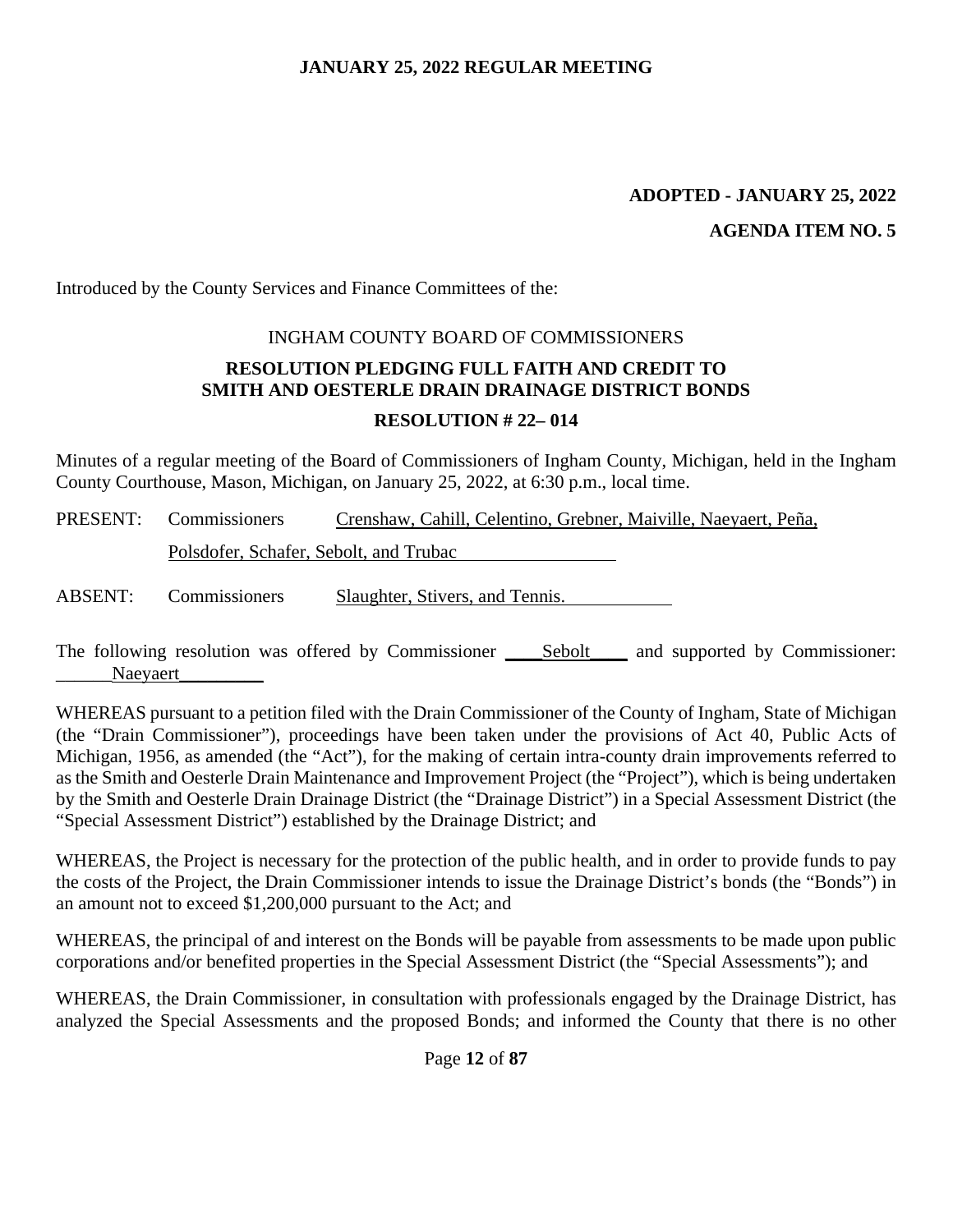**ADOPTED - JANUARY 25, 2022**

**AGENDA ITEM NO. 5**

Introduced by the County Services and Finance Committees of the:

INGHAM COUNTY BOARD OF COMMISSIONERS

**RESOLUTION PLEDGING FULL FAITH AND CREDIT TO SMITH AND OESTERLE DRAIN DRAINAGE DISTRICT BONDS**

**RESOLUTION # 22– 014**

Minutes of a regular meeting of the Board of Commissioners of Ingham County, Michigan, held in the Ingham County Courthouse, Mason, Michigan, on January 25, 2022, at 6:30 p.m., local time.

PRESENT: Commissioners Crenshaw, Cahill, Celentino, Grebner, Maiville, Naeyaert, Peña, Polsdofer, Schafer, Sebolt, and Trubac

ABSENT: Commissioners Slaughter, Stivers, and Tennis.

The following resolution was offered by Commissioner Sebolt and supported by Commissioner: Naeyaert

WHEREAS pursuant to a petition filed with the Drain Commissioner of the County of Ingham, State of Michigan (the "Drain Commissioner"), proceedings have been taken under the provisions of Act 40, Public Acts of Michigan, 1956, as amended (the "Act"), for the making of certain intra-county drain improvements referred to as the Smith and Oesterle Drain Maintenance and Improvement Project (the "Project"), which is being undertaken by the Smith and Oesterle Drain Drainage District (the "Drainage District") in a Special Assessment District (the "Special Assessment District") established by the Drainage District; and

WHEREAS, the Project is necessary for the protection of the public health, and in order to provide funds to pay the costs of the Project, the Drain Commissioner intends to issue the Drainage District's bonds (the "Bonds") in an amount not to exceed $1,200,000 pursuant to the Act; and

WHEREAS, the principal of and interest on the Bonds will be payable from assessments to be made upon public corporations and/or benefited properties in the Special Assessment District (the "Special Assessments"); and

WHEREAS, the Drain Commissioner, in consultation with professionals engaged by the Drainage District, has analyzed the Special Assessments and the proposed Bonds; and informed the County that there is no other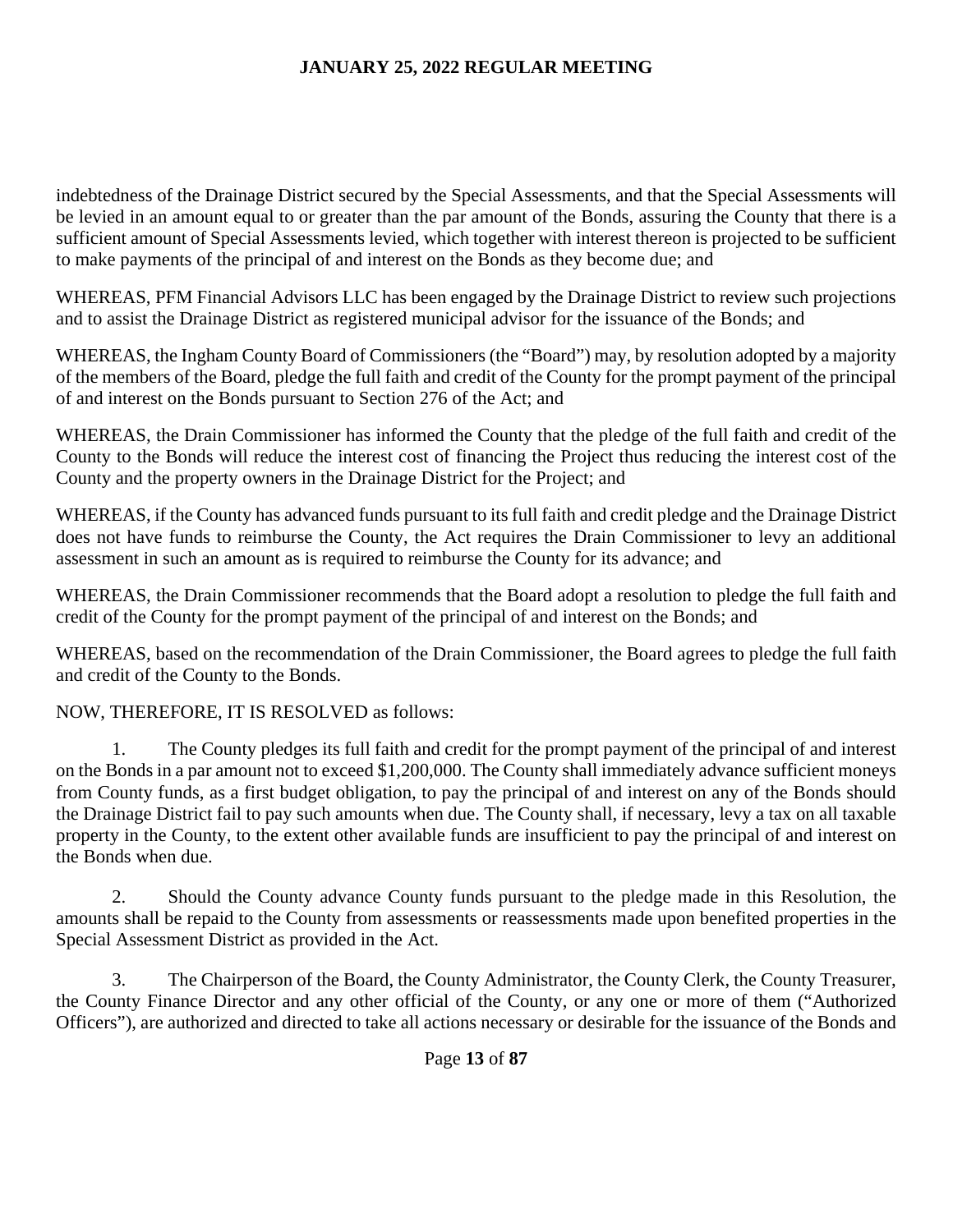indebtedness of the Drainage District secured by the Special Assessments, and that the Special Assessments will be levied in an amount equal to or greater than the par amount of the Bonds, assuring the County that there is a sufficient amount of Special Assessments levied, which together with interest thereon is projected to be sufficient to make payments of the principal of and interest on the Bonds as they become due; and

WHEREAS, PFM Financial Advisors LLC has been engaged by the Drainage District to review such projections and to assist the Drainage District as registered municipal advisor for the issuance of the Bonds; and

WHEREAS, the Ingham County Board of Commissioners (the "Board") may, by resolution adopted by a majority of the members of the Board, pledge the full faith and credit of the County for the prompt payment of the principal of and interest on the Bonds pursuant to Section 276 of the Act; and

WHEREAS, the Drain Commissioner has informed the County that the pledge of the full faith and credit of the County to the Bonds will reduce the interest cost of financing the Project thus reducing the interest cost of the County and the property owners in the Drainage District for the Project; and

WHEREAS, if the County has advanced funds pursuant to its full faith and credit pledge and the Drainage District does not have funds to reimburse the County, the Act requires the Drain Commissioner to levy an additional assessment in such an amount as is required to reimburse the County for its advance; and

WHEREAS, the Drain Commissioner recommends that the Board adopt a resolution to pledge the full faith and credit of the County for the prompt payment of the principal of and interest on the Bonds; and

WHEREAS, based on the recommendation of the Drain Commissioner, the Board agrees to pledge the full faith and credit of the County to the Bonds.

NOW, THEREFORE, IT IS RESOLVED as follows:

1. The County pledges its full faith and credit for the prompt payment of the principal of and interest on the Bonds in a par amount not to exceed $1,200,000. The County shall immediately advance sufficient moneys from County funds, as a first budget obligation, to pay the principal of and interest on any of the Bonds should the Drainage District fail to pay such amounts when due. The County shall, if necessary, levy a tax on all taxable property in the County, to the extent other available funds are insufficient to pay the principal of and interest on the Bonds when due.

2. Should the County advance County funds pursuant to the pledge made in this Resolution, the amounts shall be repaid to the County from assessments or reassessments made upon benefited properties in the Special Assessment District as provided in the Act.

3. The Chairperson of the Board, the County Administrator, the County Clerk, the County Treasurer, the County Finance Director and any other official of the County, or any one or more of them ("Authorized Officers"), are authorized and directed to take all actions necessary or desirable for the issuance of the Bonds and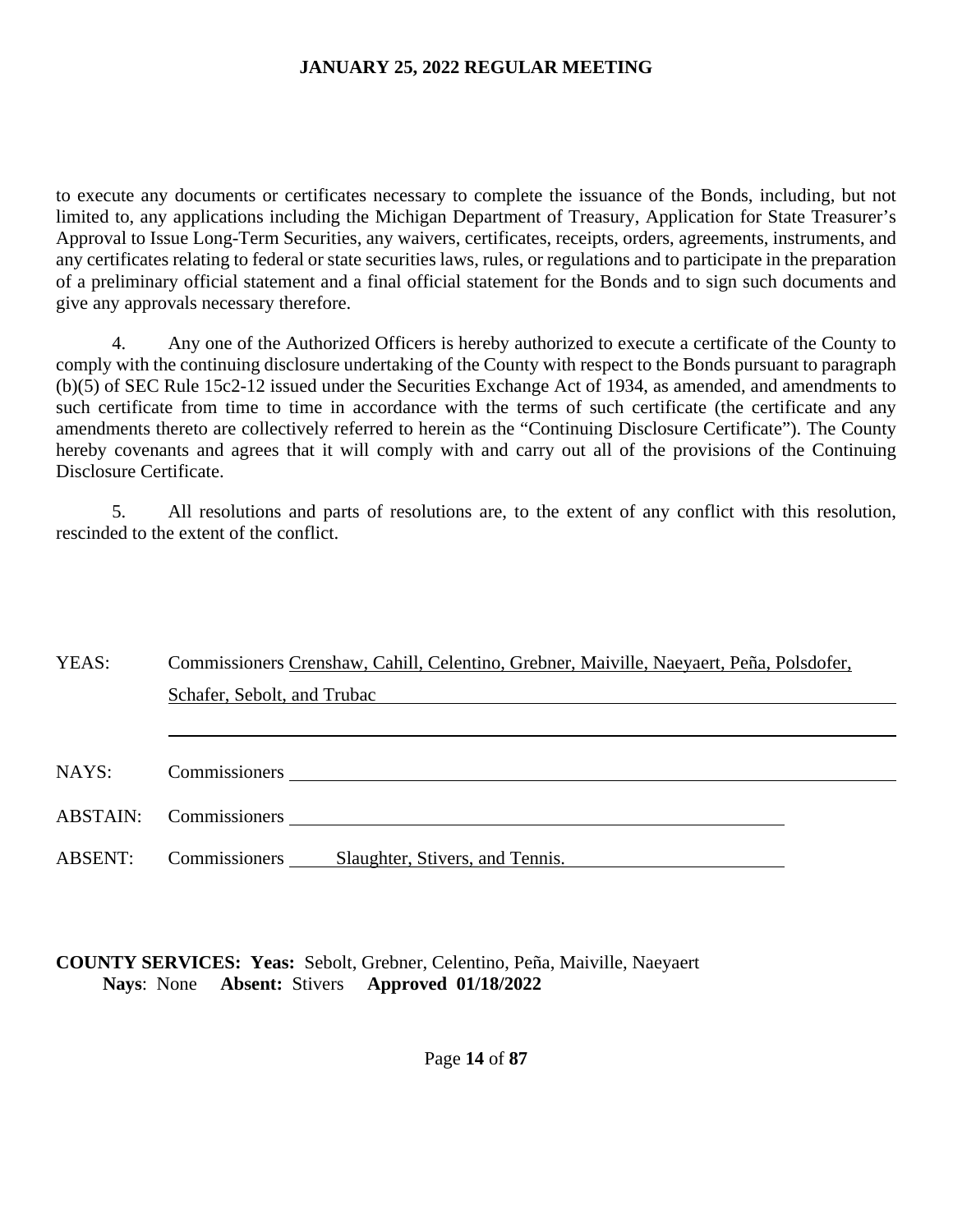to execute any documents or certificates necessary to complete the issuance of the Bonds, including, but not limited to, any applications including the Michigan Department of Treasury, Application for State Treasurer's Approval to Issue Long-Term Securities, any waivers, certificates, receipts, orders, agreements, instruments, and any certificates relating to federal or state securities laws, rules, or regulations and to participate in the preparation of a preliminary official statement and a final official statement for the Bonds and to sign such documents and give any approvals necessary therefore.

4. Any one of the Authorized Officers is hereby authorized to execute a certificate of the County to comply with the continuing disclosure undertaking of the County with respect to the Bonds pursuant to paragraph (b)(5) of SEC Rule 15c2-12 issued under the Securities Exchange Act of 1934, as amended, and amendments to such certificate from time to time in accordance with the terms of such certificate (the certificate and any amendments thereto are collectively referred to herein as the "Continuing Disclosure Certificate"). The County hereby covenants and agrees that it will comply with and carry out all of the provisions of the Continuing Disclosure Certificate.

5. All resolutions and parts of resolutions are, to the extent of any conflict with this resolution, rescinded to the extent of the conflict.

YEAS: Commissioners Crenshaw, Cahill, Celentino, Grebner, Maiville, Naeyaert, Peña, Polsdofer, Schafer, Sebolt, and Trubac

NAYS: Commissioners

ABSTAIN: Commissioners

ABSENT: Commissioners Slaughter, Stivers, and Tennis.

**COUNTY SERVICES: Yeas:** Sebolt, Grebner, Celentino, Peña, Maiville, Naeyaert
**Nays**: None **Absent:** Stivers **Approved 01/18/2022**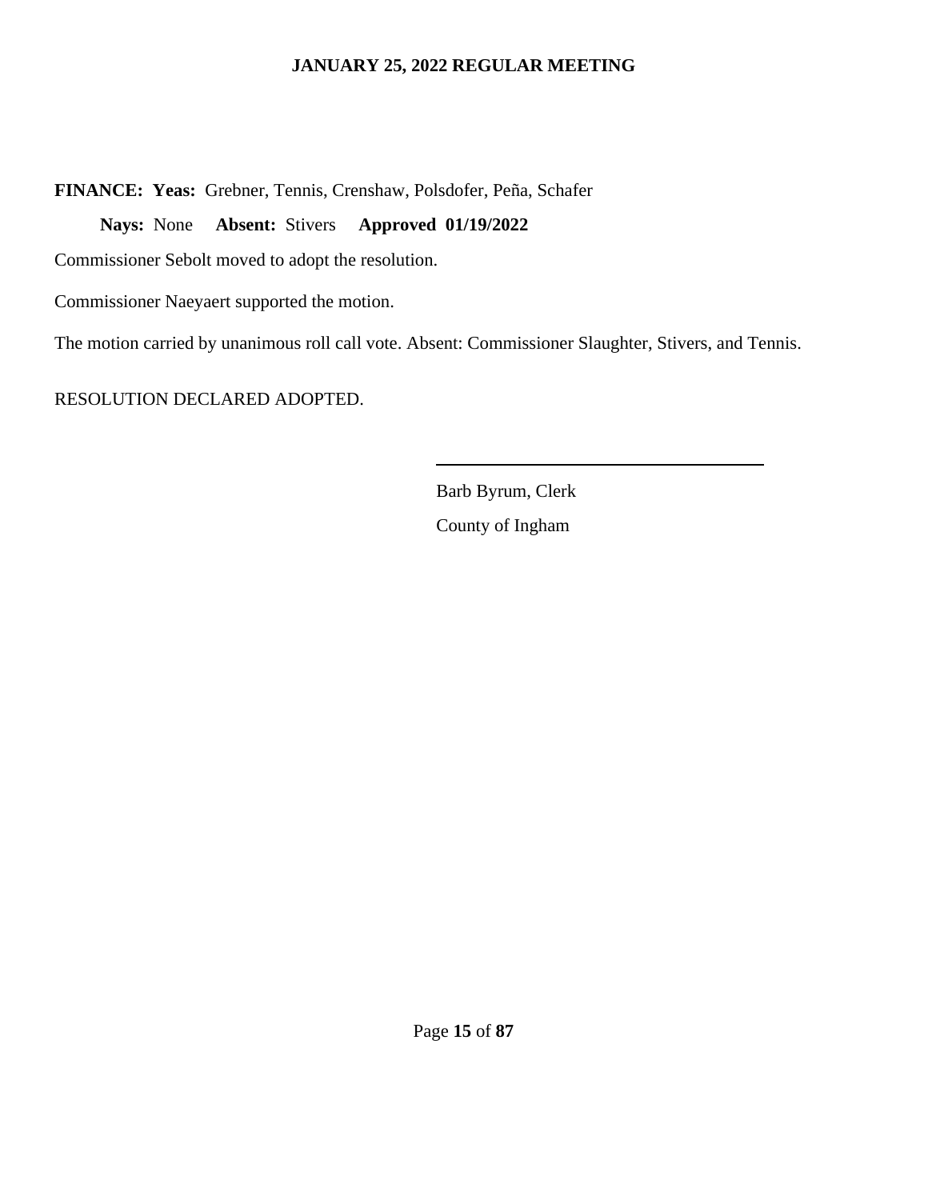**FINANCE: Yeas:** Grebner, Tennis, Crenshaw, Polsdofer, Peña, Schafer

**Nays:** None **Absent:** Stivers **Approved 01/19/2022**

Commissioner Sebolt moved to adopt the resolution.

Commissioner Naeyaert supported the motion.

The motion carried by unanimous roll call vote. Absent: Commissioner Slaughter, Stivers, and Tennis.

RESOLUTION DECLARED ADOPTED.

Barb Byrum, Clerk
County of Ingham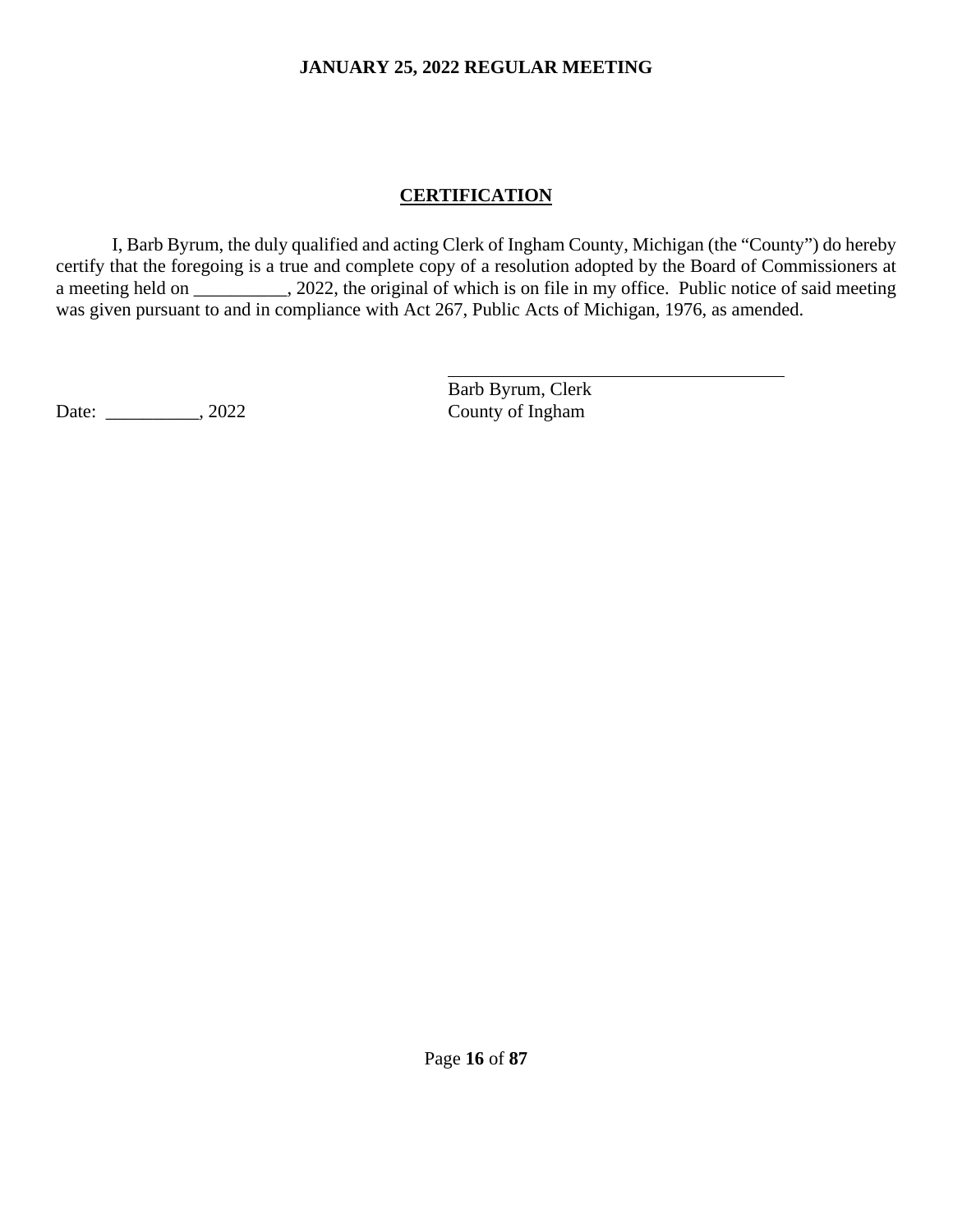## CERTIFICATION

I, Barb Byrum, the duly qualified and acting Clerk of Ingham County, Michigan (the "County") do hereby certify that the foregoing is a true and complete copy of a resolution adopted by the Board of Commissioners at a meeting held on __________, 2022, the original of which is on file in my office. Public notice of said meeting was given pursuant to and in compliance with Act 267, Public Acts of Michigan, 1976, as amended.

______________________________________
Barb Byrum, Clerk
County of Ingham

Date: __________, 2022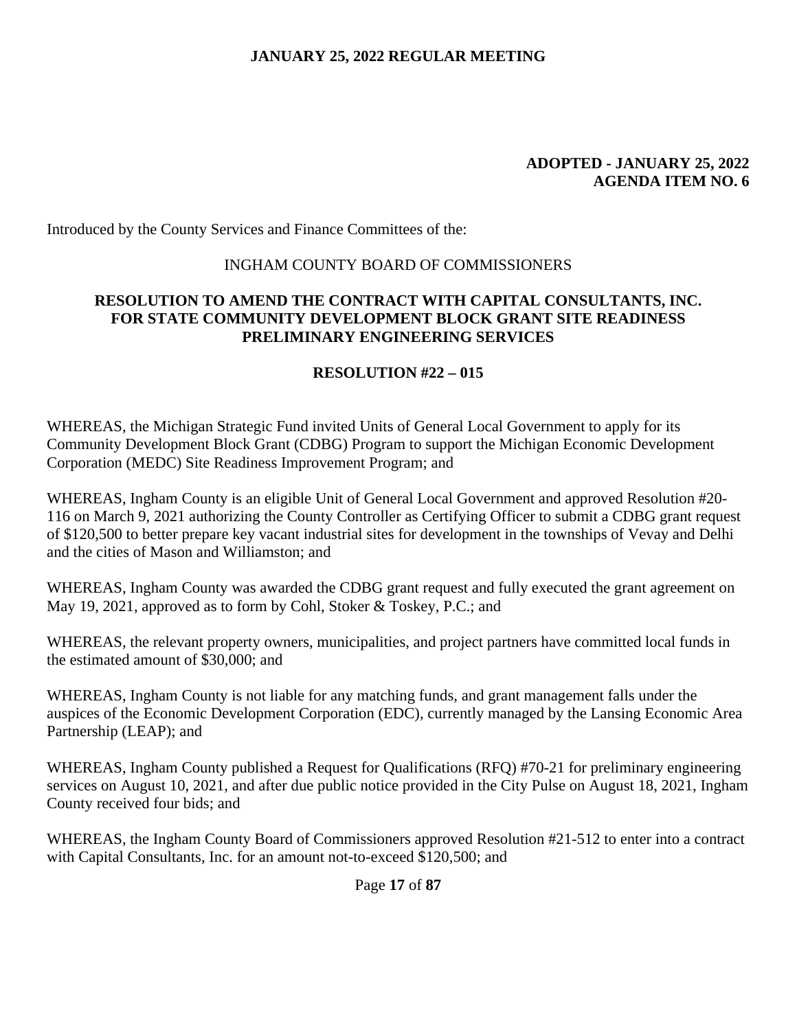**ADOPTED - JANUARY 25, 2022**
**AGENDA ITEM NO. 6**

Introduced by the County Services and Finance Committees of the:

INGHAM COUNTY BOARD OF COMMISSIONERS

**RESOLUTION TO AMEND THE CONTRACT WITH CAPITAL CONSULTANTS, INC. FOR STATE COMMUNITY DEVELOPMENT BLOCK GRANT SITE READINESS PRELIMINARY ENGINEERING SERVICES**

**RESOLUTION #22 – 015**

WHEREAS, the Michigan Strategic Fund invited Units of General Local Government to apply for its Community Development Block Grant (CDBG) Program to support the Michigan Economic Development Corporation (MEDC) Site Readiness Improvement Program; and

WHEREAS, Ingham County is an eligible Unit of General Local Government and approved Resolution #20-116 on March 9, 2021 authorizing the County Controller as Certifying Officer to submit a CDBG grant request of $120,500 to better prepare key vacant industrial sites for development in the townships of Vevay and Delhi and the cities of Mason and Williamston; and

WHEREAS, Ingham County was awarded the CDBG grant request and fully executed the grant agreement on May 19, 2021, approved as to form by Cohl, Stoker & Toskey, P.C.; and

WHEREAS, the relevant property owners, municipalities, and project partners have committed local funds in the estimated amount of $30,000; and

WHEREAS, Ingham County is not liable for any matching funds, and grant management falls under the auspices of the Economic Development Corporation (EDC), currently managed by the Lansing Economic Area Partnership (LEAP); and

WHEREAS, Ingham County published a Request for Qualifications (RFQ) #70-21 for preliminary engineering services on August 10, 2021, and after due public notice provided in the City Pulse on August 18, 2021, Ingham County received four bids; and

WHEREAS, the Ingham County Board of Commissioners approved Resolution #21-512 to enter into a contract with Capital Consultants, Inc. for an amount not-to-exceed $120,500; and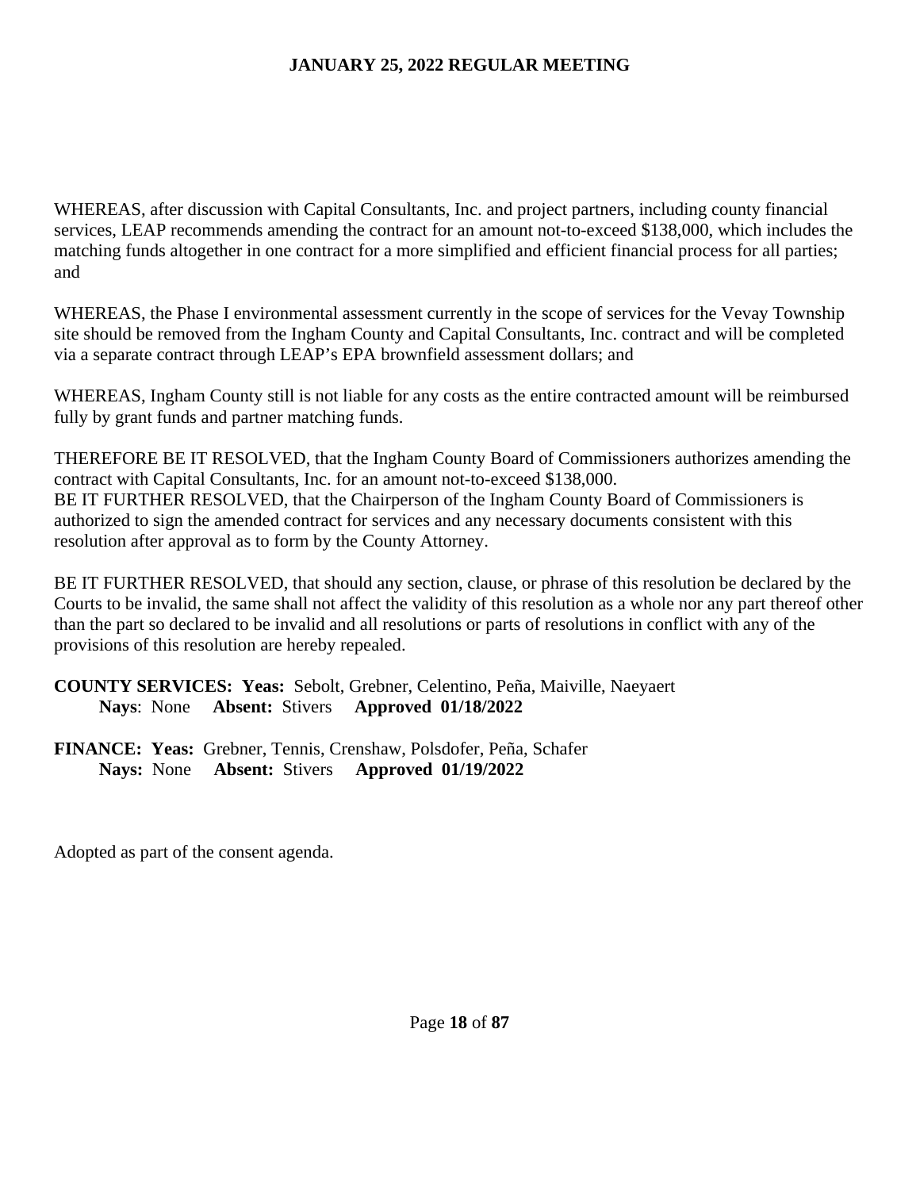WHEREAS, after discussion with Capital Consultants, Inc. and project partners, including county financial services, LEAP recommends amending the contract for an amount not-to-exceed $138,000, which includes the matching funds altogether in one contract for a more simplified and efficient financial process for all parties; and

WHEREAS, the Phase I environmental assessment currently in the scope of services for the Vevay Township site should be removed from the Ingham County and Capital Consultants, Inc. contract and will be completed via a separate contract through LEAP's EPA brownfield assessment dollars; and

WHEREAS, Ingham County still is not liable for any costs as the entire contracted amount will be reimbursed fully by grant funds and partner matching funds.

THEREFORE BE IT RESOLVED, that the Ingham County Board of Commissioners authorizes amending the contract with Capital Consultants, Inc. for an amount not-to-exceed $138,000.
BE IT FURTHER RESOLVED, that the Chairperson of the Ingham County Board of Commissioners is authorized to sign the amended contract for services and any necessary documents consistent with this resolution after approval as to form by the County Attorney.

BE IT FURTHER RESOLVED, that should any section, clause, or phrase of this resolution be declared by the Courts to be invalid, the same shall not affect the validity of this resolution as a whole nor any part thereof other than the part so declared to be invalid and all resolutions or parts of resolutions in conflict with any of the provisions of this resolution are hereby repealed.

**COUNTY SERVICES: Yeas:** Sebolt, Grebner, Celentino, Peña, Maiville, Naeyaert
**Nays**: None **Absent:** Stivers **Approved 01/18/2022**

**FINANCE: Yeas:** Grebner, Tennis, Crenshaw, Polsdofer, Peña, Schafer
**Nays:** None **Absent:** Stivers **Approved 01/19/2022**

Adopted as part of the consent agenda.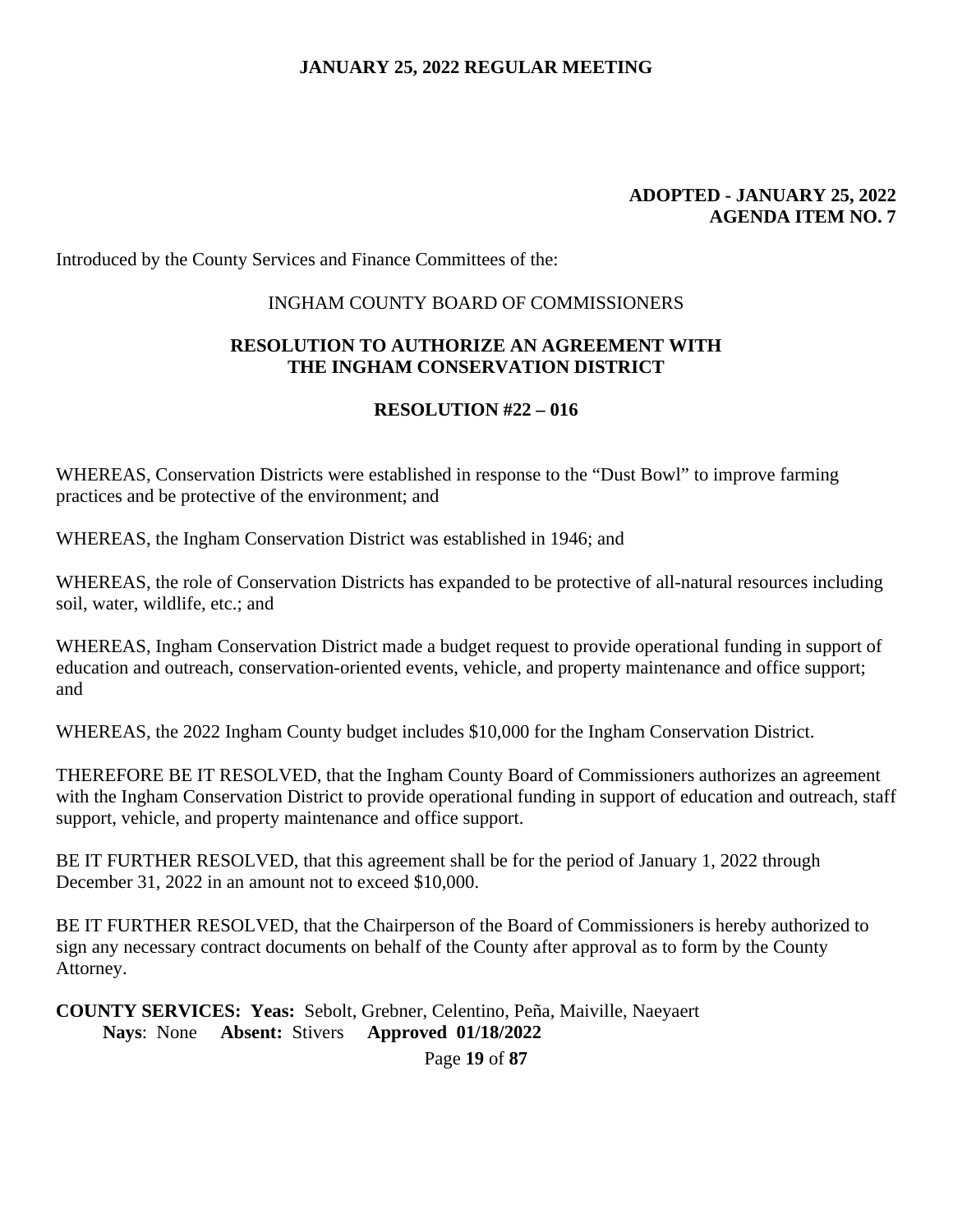**ADOPTED - JANUARY 25, 2022**
**AGENDA ITEM NO. 7**

Introduced by the County Services and Finance Committees of the:

INGHAM COUNTY BOARD OF COMMISSIONERS

## RESOLUTION TO AUTHORIZE AN AGREEMENT WITH THE INGHAM CONSERVATION DISTRICT

## RESOLUTION #22 – 016

WHEREAS, Conservation Districts were established in response to the "Dust Bowl" to improve farming practices and be protective of the environment; and

WHEREAS, the Ingham Conservation District was established in 1946; and

WHEREAS, the role of Conservation Districts has expanded to be protective of all-natural resources including soil, water, wildlife, etc.; and

WHEREAS, Ingham Conservation District made a budget request to provide operational funding in support of education and outreach, conservation-oriented events, vehicle, and property maintenance and office support; and

WHEREAS, the 2022 Ingham County budget includes $10,000 for the Ingham Conservation District.

THEREFORE BE IT RESOLVED, that the Ingham County Board of Commissioners authorizes an agreement with the Ingham Conservation District to provide operational funding in support of education and outreach, staff support, vehicle, and property maintenance and office support.

BE IT FURTHER RESOLVED, that this agreement shall be for the period of January 1, 2022 through December 31, 2022 in an amount not to exceed $10,000.

BE IT FURTHER RESOLVED, that the Chairperson of the Board of Commissioners is hereby authorized to sign any necessary contract documents on behalf of the County after approval as to form by the County Attorney.

**COUNTY SERVICES: Yeas:** Sebolt, Grebner, Celentino, Peña, Maiville, Naeyaert
**Nays**: None **Absent:** Stivers **Approved 01/18/2022**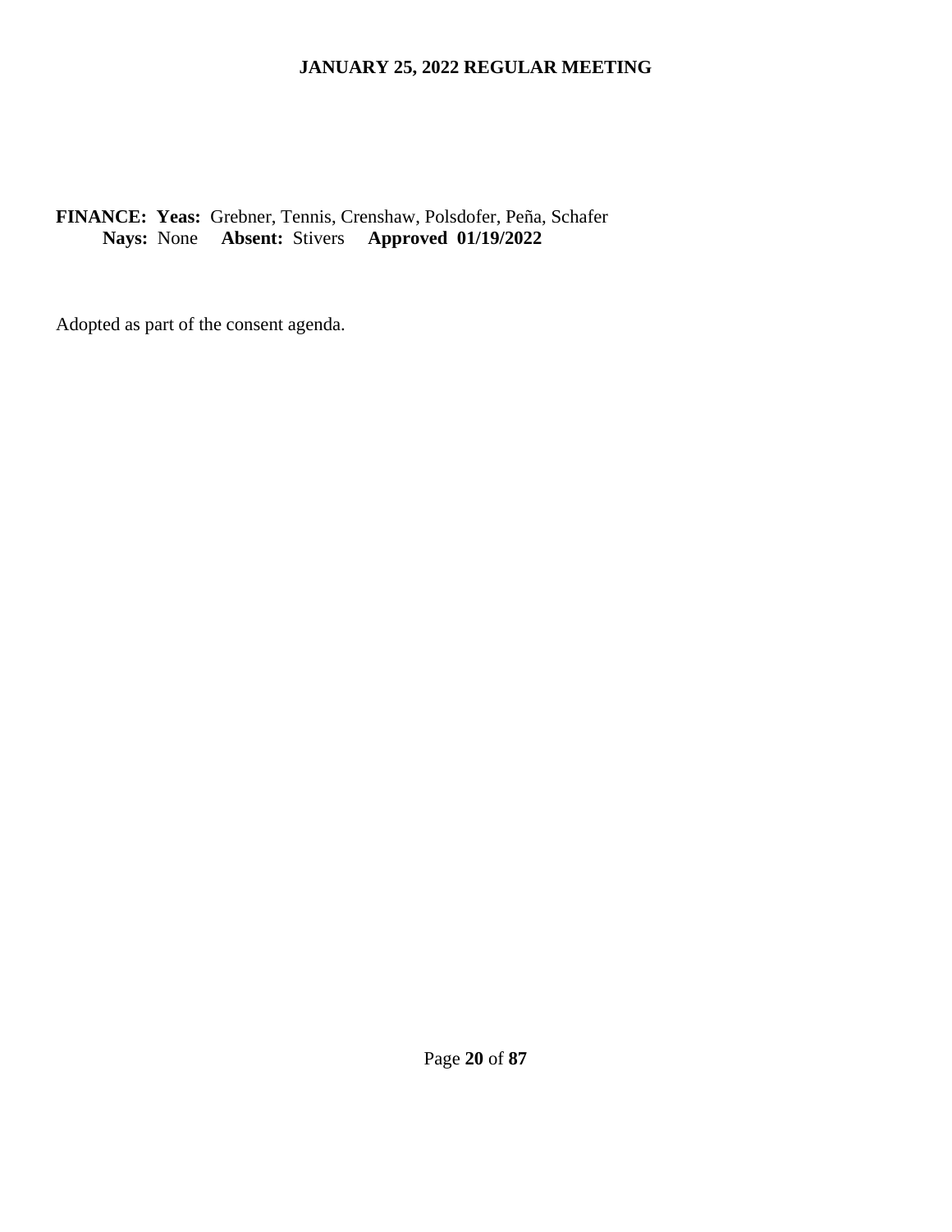**FINANCE: Yeas:** Grebner, Tennis, Crenshaw, Polsdofer, Peña, Schafer
**Nays:** None **Absent:** Stivers **Approved 01/19/2022**

Adopted as part of the consent agenda.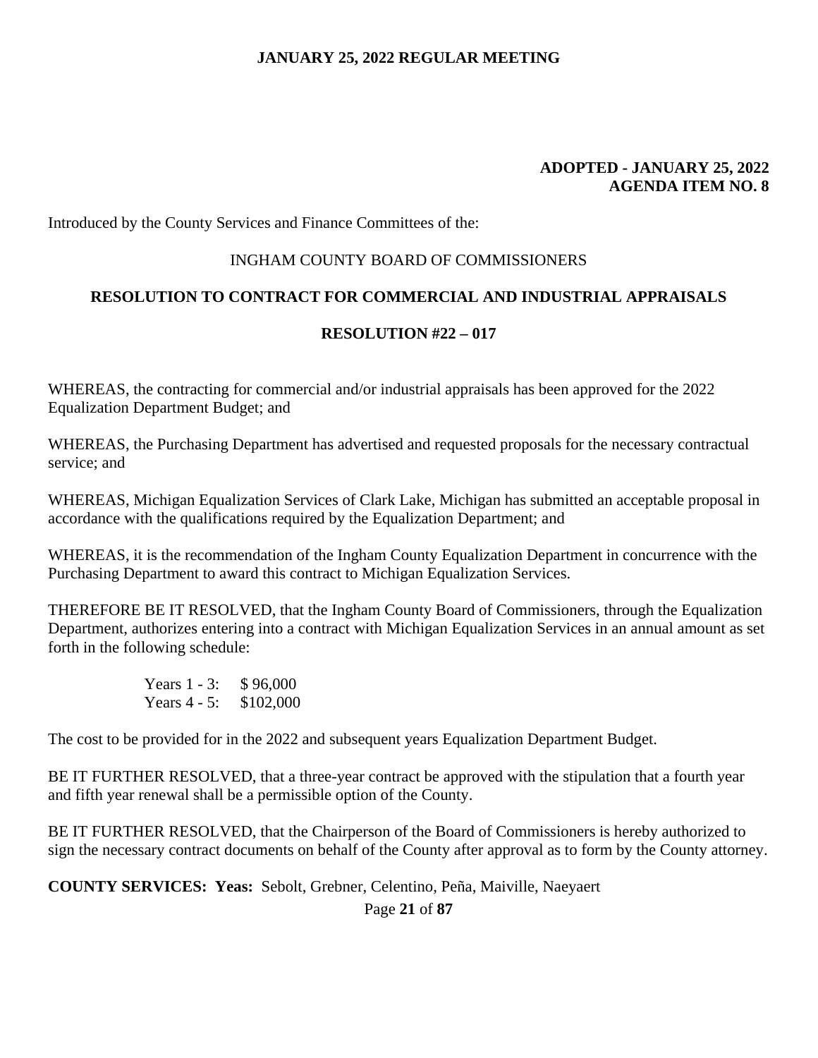**ADOPTED - JANUARY 25, 2022**
**AGENDA ITEM NO. 8**

Introduced by the County Services and Finance Committees of the:

INGHAM COUNTY BOARD OF COMMISSIONERS

## RESOLUTION TO CONTRACT FOR COMMERCIAL AND INDUSTRIAL APPRAISALS

### RESOLUTION #22 – 017

WHEREAS, the contracting for commercial and/or industrial appraisals has been approved for the 2022 Equalization Department Budget; and

WHEREAS, the Purchasing Department has advertised and requested proposals for the necessary contractual service; and

WHEREAS, Michigan Equalization Services of Clark Lake, Michigan has submitted an acceptable proposal in accordance with the qualifications required by the Equalization Department; and

WHEREAS, it is the recommendation of the Ingham County Equalization Department in concurrence with the Purchasing Department to award this contract to Michigan Equalization Services.

THEREFORE BE IT RESOLVED, that the Ingham County Board of Commissioners, through the Equalization Department, authorizes entering into a contract with Michigan Equalization Services in an annual amount as set forth in the following schedule:

| | |
|---|---|
| Years 1 - 3: | $ 96,000 |
| Years 4 - 5: | $102,000 |

The cost to be provided for in the 2022 and subsequent years Equalization Department Budget.

BE IT FURTHER RESOLVED, that a three-year contract be approved with the stipulation that a fourth year and fifth year renewal shall be a permissible option of the County.

BE IT FURTHER RESOLVED, that the Chairperson of the Board of Commissioners is hereby authorized to sign the necessary contract documents on behalf of the County after approval as to form by the County attorney.

**COUNTY SERVICES: Yeas:** Sebolt, Grebner, Celentino, Peña, Maiville, Naeyaert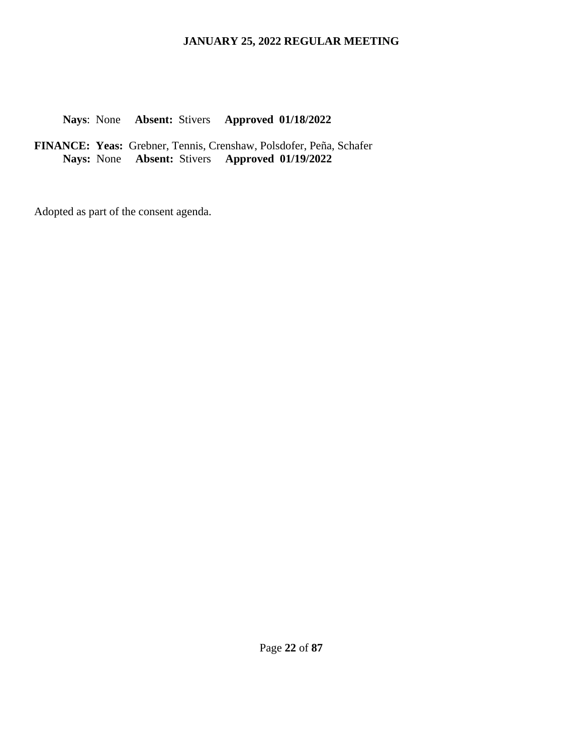**Nays**: None **Absent:** Stivers **Approved 01/18/2022**

**FINANCE: Yeas:** Grebner, Tennis, Crenshaw, Polsdofer, Peña, Schafer
**Nays:** None **Absent:** Stivers **Approved 01/19/2022**

Adopted as part of the consent agenda.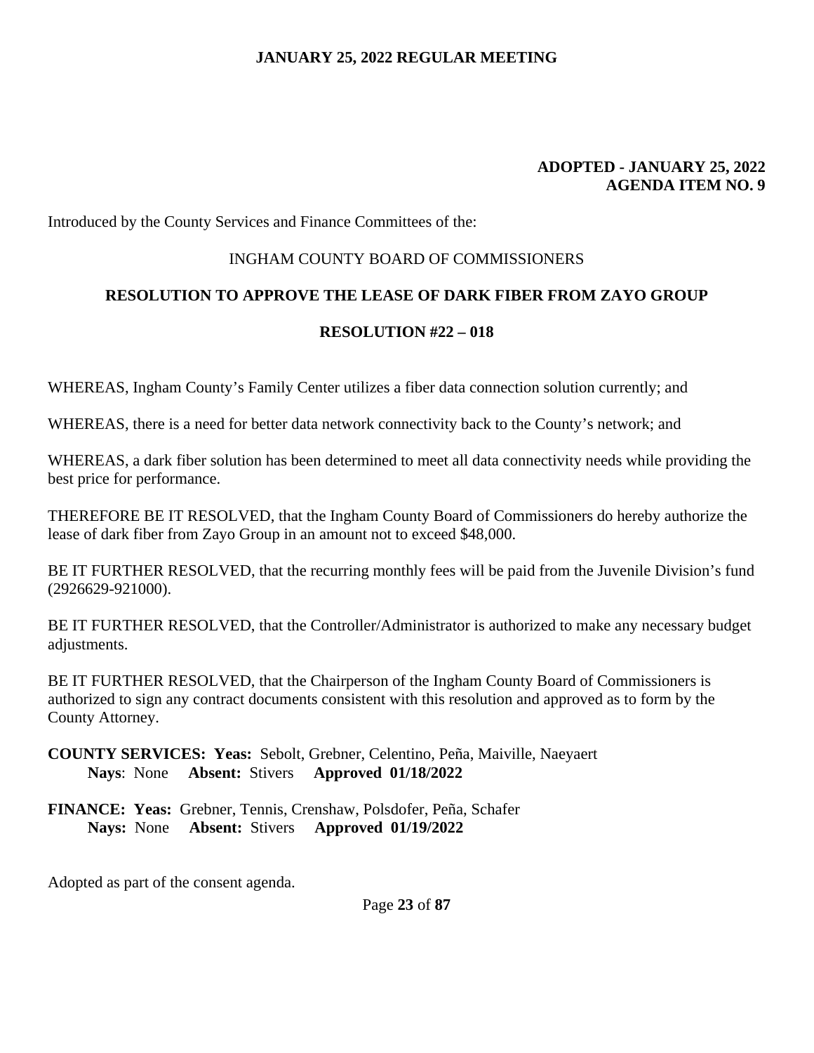**ADOPTED - JANUARY 25, 2022**
**AGENDA ITEM NO. 9**

Introduced by the County Services and Finance Committees of the:

INGHAM COUNTY BOARD OF COMMISSIONERS

## RESOLUTION TO APPROVE THE LEASE OF DARK FIBER FROM ZAYO GROUP

### RESOLUTION #22 – 018

WHEREAS, Ingham County's Family Center utilizes a fiber data connection solution currently; and

WHEREAS, there is a need for better data network connectivity back to the County's network; and

WHEREAS, a dark fiber solution has been determined to meet all data connectivity needs while providing the best price for performance.

THEREFORE BE IT RESOLVED, that the Ingham County Board of Commissioners do hereby authorize the lease of dark fiber from Zayo Group in an amount not to exceed $48,000.

BE IT FURTHER RESOLVED, that the recurring monthly fees will be paid from the Juvenile Division's fund (2926629-921000).

BE IT FURTHER RESOLVED, that the Controller/Administrator is authorized to make any necessary budget adjustments.

BE IT FURTHER RESOLVED, that the Chairperson of the Ingham County Board of Commissioners is authorized to sign any contract documents consistent with this resolution and approved as to form by the County Attorney.

**COUNTY SERVICES: Yeas:** Sebolt, Grebner, Celentino, Peña, Maiville, Naeyaert
**Nays**: None **Absent:** Stivers **Approved 01/18/2022**

**FINANCE: Yeas:** Grebner, Tennis, Crenshaw, Polsdofer, Peña, Schafer
**Nays:** None **Absent:** Stivers **Approved 01/19/2022**

Adopted as part of the consent agenda.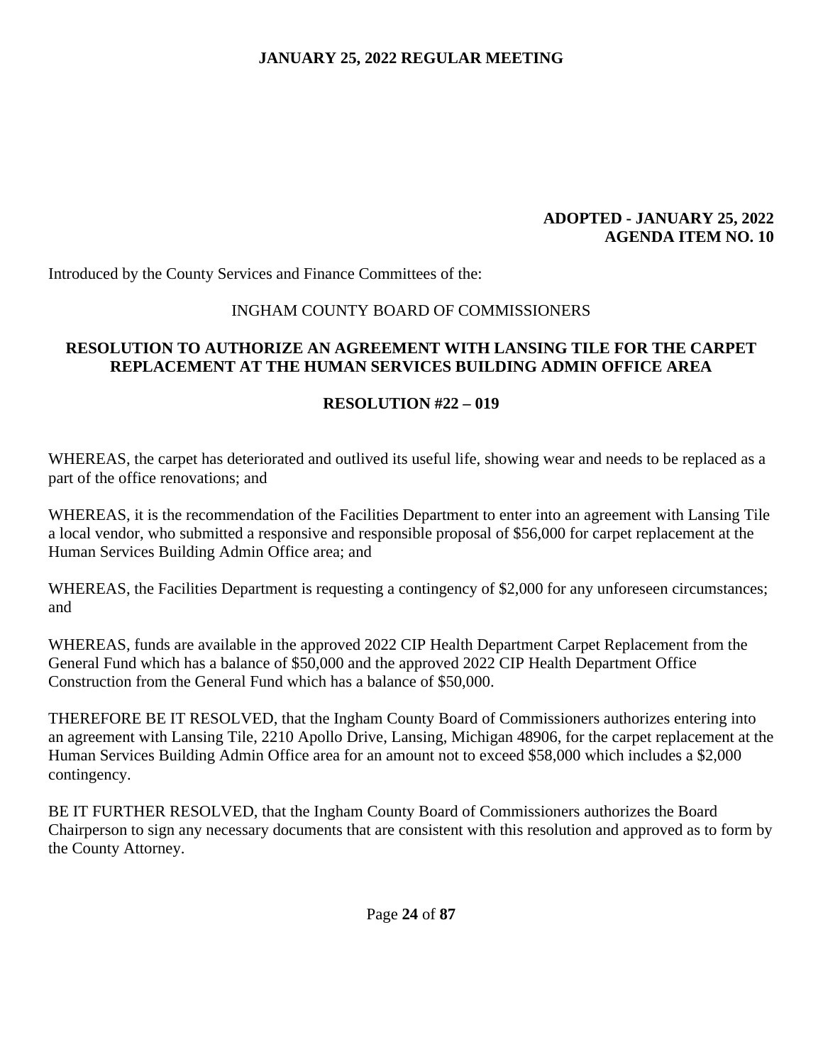**ADOPTED - JANUARY 25, 2022**
**AGENDA ITEM NO. 10**

Introduced by the County Services and Finance Committees of the:

INGHAM COUNTY BOARD OF COMMISSIONERS

## RESOLUTION TO AUTHORIZE AN AGREEMENT WITH LANSING TILE FOR THE CARPET REPLACEMENT AT THE HUMAN SERVICES BUILDING ADMIN OFFICE AREA

### RESOLUTION #22 – 019

WHEREAS, the carpet has deteriorated and outlived its useful life, showing wear and needs to be replaced as a part of the office renovations; and

WHEREAS, it is the recommendation of the Facilities Department to enter into an agreement with Lansing Tile a local vendor, who submitted a responsive and responsible proposal of $56,000 for carpet replacement at the Human Services Building Admin Office area; and

WHEREAS, the Facilities Department is requesting a contingency of $2,000 for any unforeseen circumstances; and

WHEREAS, funds are available in the approved 2022 CIP Health Department Carpet Replacement from the General Fund which has a balance of $50,000 and the approved 2022 CIP Health Department Office Construction from the General Fund which has a balance of $50,000.

THEREFORE BE IT RESOLVED, that the Ingham County Board of Commissioners authorizes entering into an agreement with Lansing Tile, 2210 Apollo Drive, Lansing, Michigan 48906, for the carpet replacement at the Human Services Building Admin Office area for an amount not to exceed $58,000 which includes a $2,000 contingency.

BE IT FURTHER RESOLVED, that the Ingham County Board of Commissioners authorizes the Board Chairperson to sign any necessary documents that are consistent with this resolution and approved as to form by the County Attorney.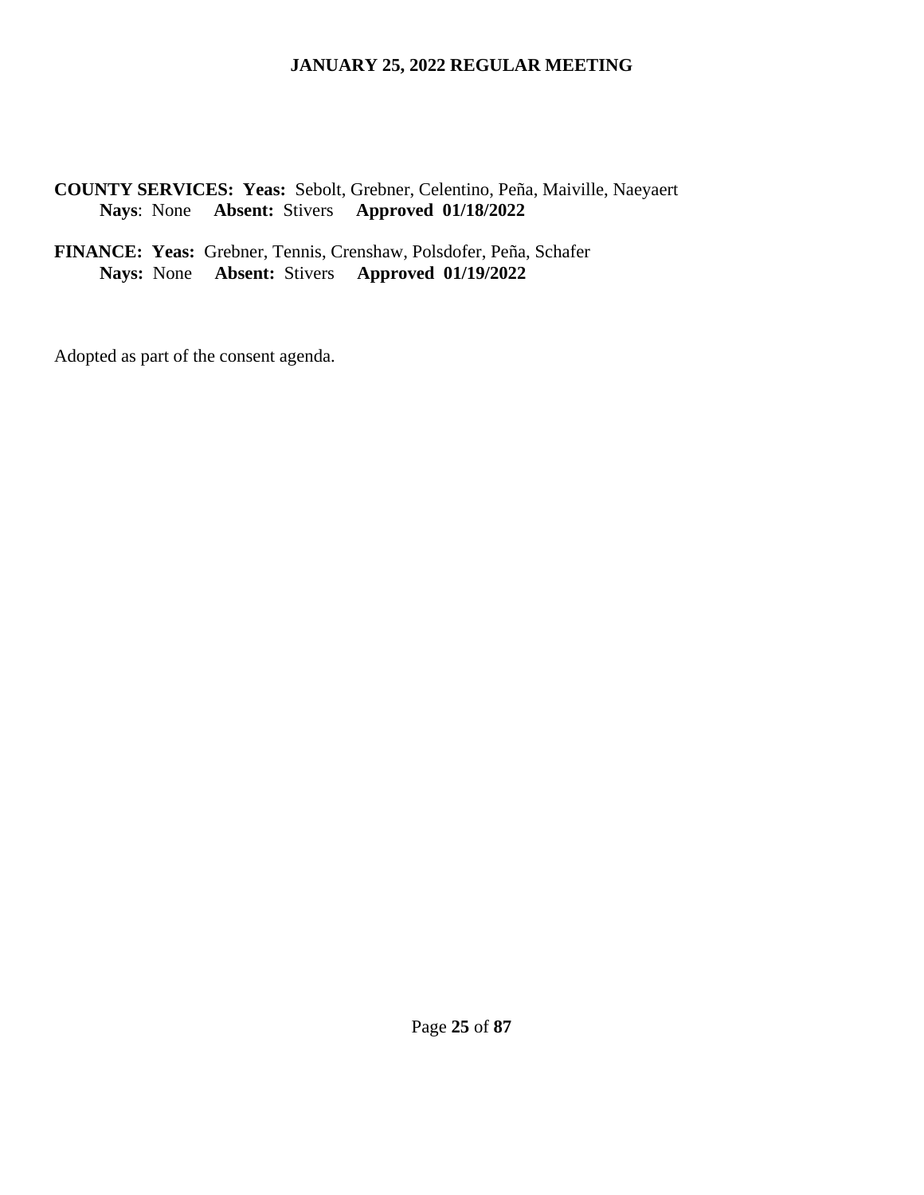**COUNTY SERVICES: Yeas:** Sebolt, Grebner, Celentino, Peña, Maiville, Naeyaert
**Nays**: None **Absent:** Stivers **Approved 01/18/2022**

**FINANCE: Yeas:** Grebner, Tennis, Crenshaw, Polsdofer, Peña, Schafer
**Nays:** None **Absent:** Stivers **Approved 01/19/2022**

Adopted as part of the consent agenda.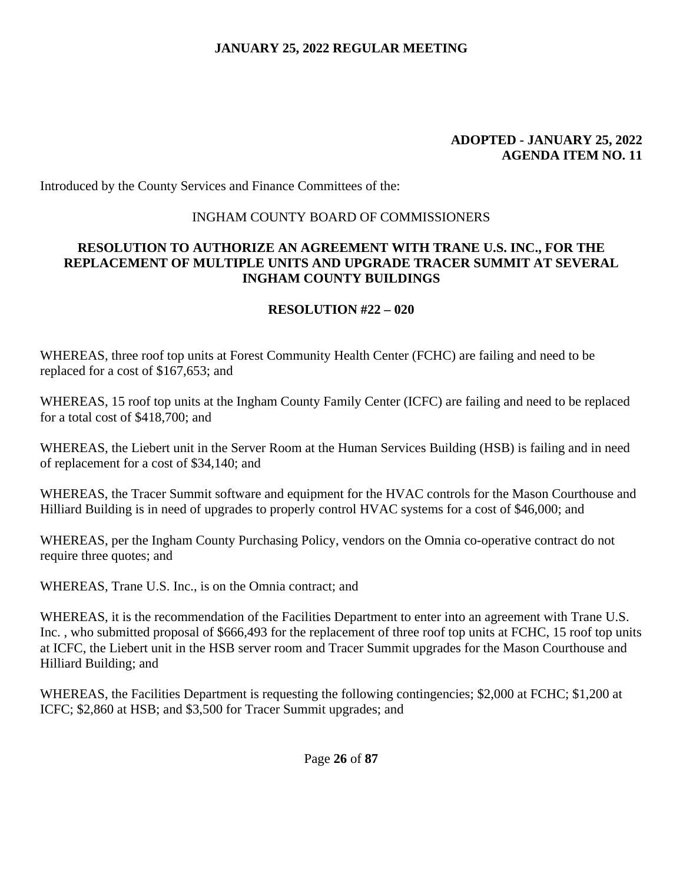**ADOPTED - JANUARY 25, 2022**
**AGENDA ITEM NO. 11**

Introduced by the County Services and Finance Committees of the:

INGHAM COUNTY BOARD OF COMMISSIONERS

## RESOLUTION TO AUTHORIZE AN AGREEMENT WITH TRANE U.S. INC., FOR THE REPLACEMENT OF MULTIPLE UNITS AND UPGRADE TRACER SUMMIT AT SEVERAL INGHAM COUNTY BUILDINGS

**RESOLUTION #22 – 020**

WHEREAS, three roof top units at Forest Community Health Center (FCHC) are failing and need to be replaced for a cost of $167,653; and

WHEREAS, 15 roof top units at the Ingham County Family Center (ICFC) are failing and need to be replaced for a total cost of $418,700; and

WHEREAS, the Liebert unit in the Server Room at the Human Services Building (HSB) is failing and in need of replacement for a cost of $34,140; and

WHEREAS, the Tracer Summit software and equipment for the HVAC controls for the Mason Courthouse and Hilliard Building is in need of upgrades to properly control HVAC systems for a cost of $46,000; and

WHEREAS, per the Ingham County Purchasing Policy, vendors on the Omnia co-operative contract do not require three quotes; and

WHEREAS, Trane U.S. Inc., is on the Omnia contract; and

WHEREAS, it is the recommendation of the Facilities Department to enter into an agreement with Trane U.S. Inc. , who submitted proposal of $666,493 for the replacement of three roof top units at FCHC, 15 roof top units at ICFC, the Liebert unit in the HSB server room and Tracer Summit upgrades for the Mason Courthouse and Hilliard Building; and

WHEREAS, the Facilities Department is requesting the following contingencies; $2,000 at FCHC; $1,200 at ICFC; $2,860 at HSB; and $3,500 for Tracer Summit upgrades; and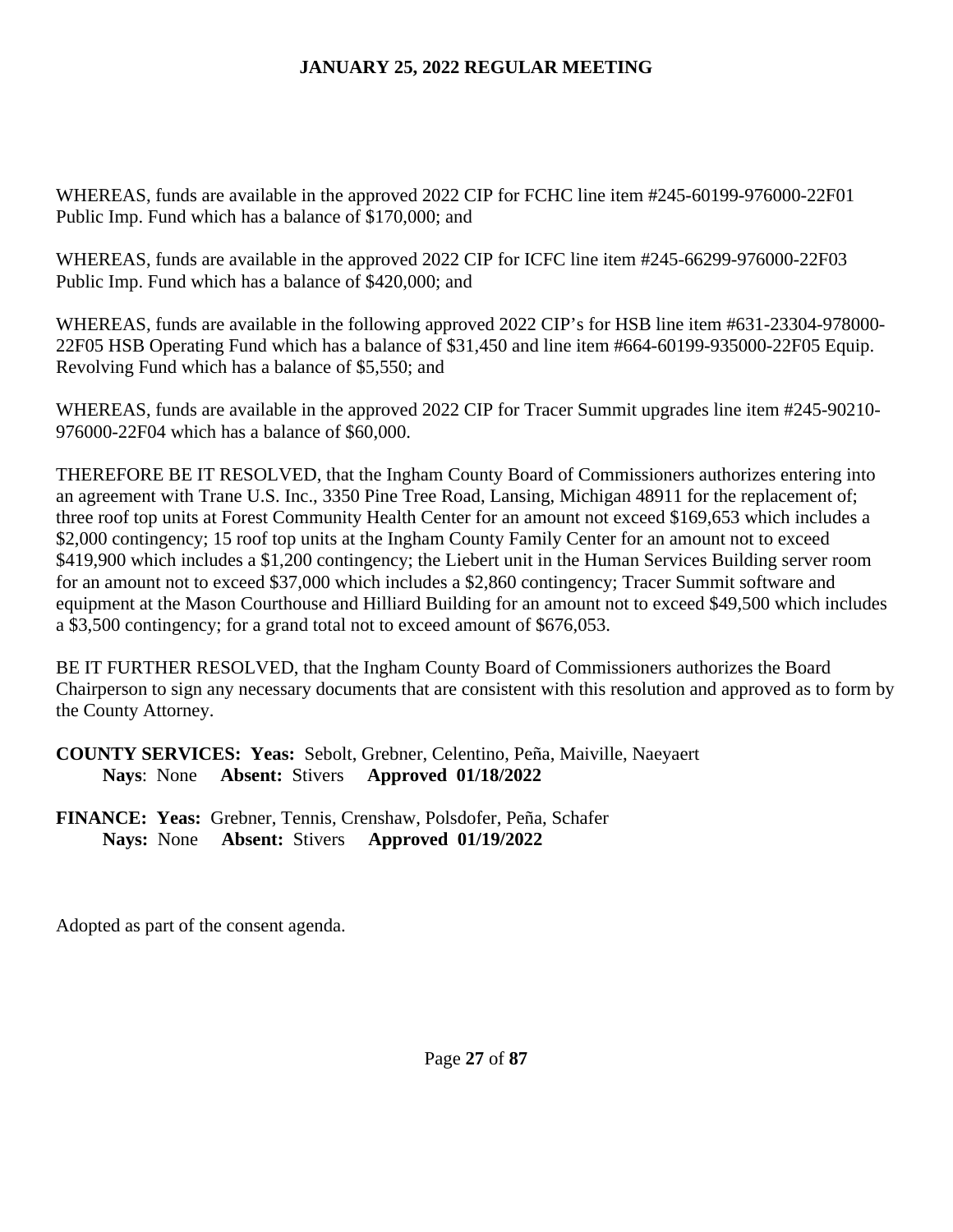WHEREAS, funds are available in the approved 2022 CIP for FCHC line item #245-60199-976000-22F01 Public Imp. Fund which has a balance of $170,000; and

WHEREAS, funds are available in the approved 2022 CIP for ICFC line item #245-66299-976000-22F03 Public Imp. Fund which has a balance of $420,000; and

WHEREAS, funds are available in the following approved 2022 CIP's for HSB line item #631-23304-978000-22F05 HSB Operating Fund which has a balance of $31,450 and line item #664-60199-935000-22F05 Equip. Revolving Fund which has a balance of $5,550; and

WHEREAS, funds are available in the approved 2022 CIP for Tracer Summit upgrades line item #245-90210-976000-22F04 which has a balance of $60,000.

THEREFORE BE IT RESOLVED, that the Ingham County Board of Commissioners authorizes entering into an agreement with Trane U.S. Inc., 3350 Pine Tree Road, Lansing, Michigan 48911 for the replacement of; three roof top units at Forest Community Health Center for an amount not exceed $169,653 which includes a $2,000 contingency; 15 roof top units at the Ingham County Family Center for an amount not to exceed $419,900 which includes a $1,200 contingency; the Liebert unit in the Human Services Building server room for an amount not to exceed $37,000 which includes a $2,860 contingency; Tracer Summit software and equipment at the Mason Courthouse and Hilliard Building for an amount not to exceed $49,500 which includes a $3,500 contingency; for a grand total not to exceed amount of $676,053.

BE IT FURTHER RESOLVED, that the Ingham County Board of Commissioners authorizes the Board Chairperson to sign any necessary documents that are consistent with this resolution and approved as to form by the County Attorney.

**COUNTY SERVICES: Yeas:** Sebolt, Grebner, Celentino, Peña, Maiville, Naeyaert
**Nays**: None **Absent:** Stivers **Approved 01/18/2022**

**FINANCE: Yeas:** Grebner, Tennis, Crenshaw, Polsdofer, Peña, Schafer
**Nays:** None **Absent:** Stivers **Approved 01/19/2022**

Adopted as part of the consent agenda.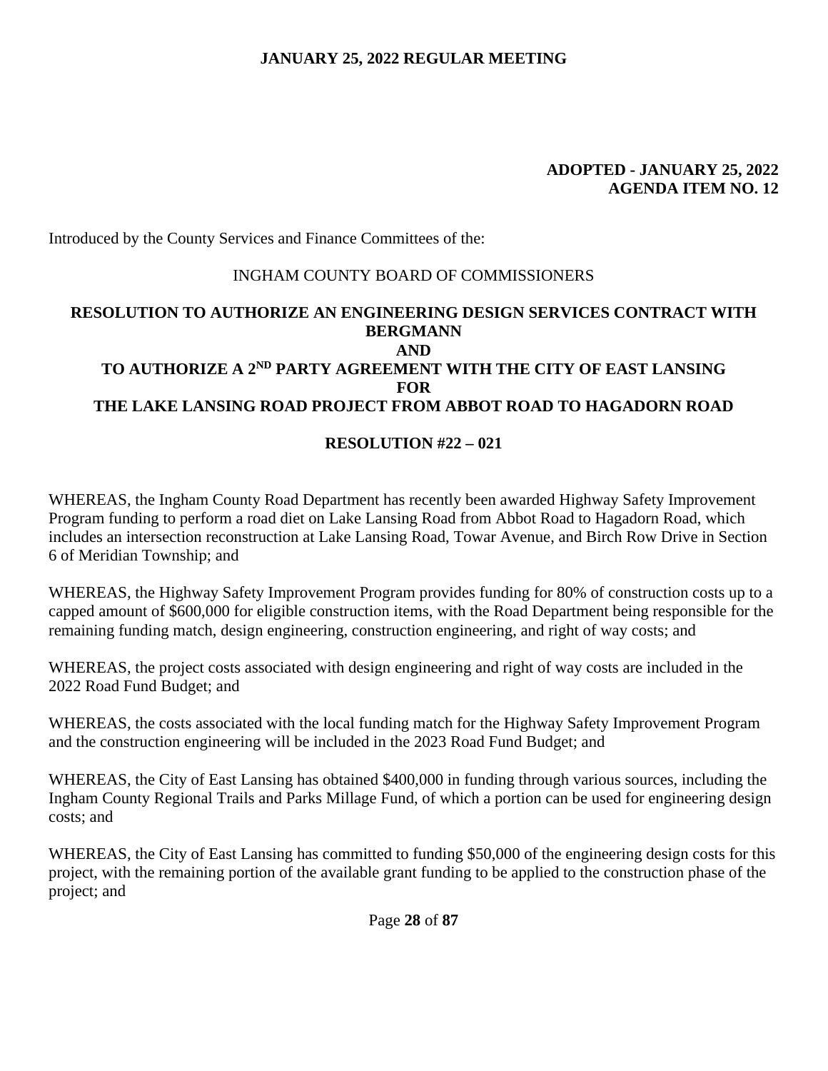**ADOPTED - JANUARY 25, 2022**
**AGENDA ITEM NO. 12**

Introduced by the County Services and Finance Committees of the:

INGHAM COUNTY BOARD OF COMMISSIONERS

## RESOLUTION TO AUTHORIZE AN ENGINEERING DESIGN SERVICES CONTRACT WITH BERGMANN AND TO AUTHORIZE A 2ND PARTY AGREEMENT WITH THE CITY OF EAST LANSING FOR THE LAKE LANSING ROAD PROJECT FROM ABBOT ROAD TO HAGADORN ROAD

**RESOLUTION #22 – 021**

WHEREAS, the Ingham County Road Department has recently been awarded Highway Safety Improvement Program funding to perform a road diet on Lake Lansing Road from Abbot Road to Hagadorn Road, which includes an intersection reconstruction at Lake Lansing Road, Towar Avenue, and Birch Row Drive in Section 6 of Meridian Township; and

WHEREAS, the Highway Safety Improvement Program provides funding for 80% of construction costs up to a capped amount of $600,000 for eligible construction items, with the Road Department being responsible for the remaining funding match, design engineering, construction engineering, and right of way costs; and

WHEREAS, the project costs associated with design engineering and right of way costs are included in the 2022 Road Fund Budget; and

WHEREAS, the costs associated with the local funding match for the Highway Safety Improvement Program and the construction engineering will be included in the 2023 Road Fund Budget; and

WHEREAS, the City of East Lansing has obtained $400,000 in funding through various sources, including the Ingham County Regional Trails and Parks Millage Fund, of which a portion can be used for engineering design costs; and

WHEREAS, the City of East Lansing has committed to funding $50,000 of the engineering design costs for this project, with the remaining portion of the available grant funding to be applied to the construction phase of the project; and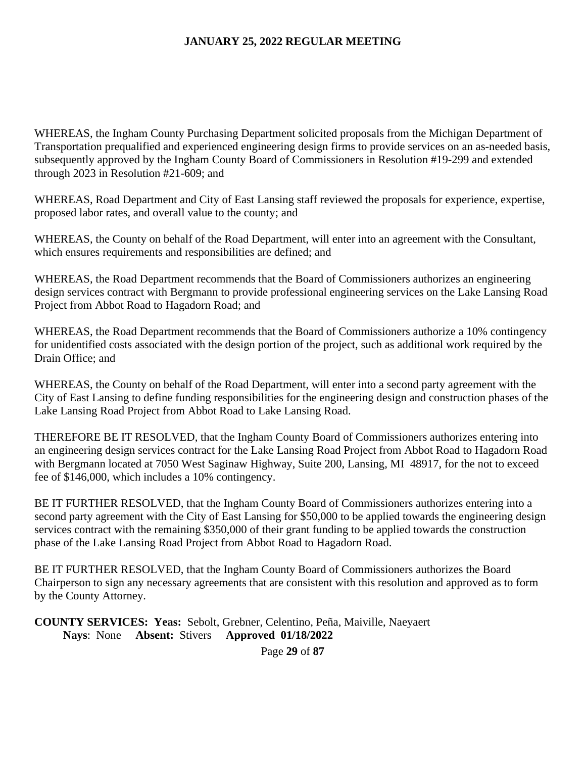WHEREAS, the Ingham County Purchasing Department solicited proposals from the Michigan Department of Transportation prequalified and experienced engineering design firms to provide services on an as-needed basis, subsequently approved by the Ingham County Board of Commissioners in Resolution #19-299 and extended through 2023 in Resolution #21-609; and

WHEREAS, Road Department and City of East Lansing staff reviewed the proposals for experience, expertise, proposed labor rates, and overall value to the county; and

WHEREAS, the County on behalf of the Road Department, will enter into an agreement with the Consultant, which ensures requirements and responsibilities are defined; and

WHEREAS, the Road Department recommends that the Board of Commissioners authorizes an engineering design services contract with Bergmann to provide professional engineering services on the Lake Lansing Road Project from Abbot Road to Hagadorn Road; and

WHEREAS, the Road Department recommends that the Board of Commissioners authorize a 10% contingency for unidentified costs associated with the design portion of the project, such as additional work required by the Drain Office; and

WHEREAS, the County on behalf of the Road Department, will enter into a second party agreement with the City of East Lansing to define funding responsibilities for the engineering design and construction phases of the Lake Lansing Road Project from Abbot Road to Lake Lansing Road.

THEREFORE BE IT RESOLVED, that the Ingham County Board of Commissioners authorizes entering into an engineering design services contract for the Lake Lansing Road Project from Abbot Road to Hagadorn Road with Bergmann located at 7050 West Saginaw Highway, Suite 200, Lansing, MI 48917, for the not to exceed fee of $146,000, which includes a 10% contingency.

BE IT FURTHER RESOLVED, that the Ingham County Board of Commissioners authorizes entering into a second party agreement with the City of East Lansing for $50,000 to be applied towards the engineering design services contract with the remaining $350,000 of their grant funding to be applied towards the construction phase of the Lake Lansing Road Project from Abbot Road to Hagadorn Road.

BE IT FURTHER RESOLVED, that the Ingham County Board of Commissioners authorizes the Board Chairperson to sign any necessary agreements that are consistent with this resolution and approved as to form by the County Attorney.

**COUNTY SERVICES: Yeas:** Sebolt, Grebner, Celentino, Peña, Maiville, Naeyaert
**Nays**: None **Absent:** Stivers **Approved 01/18/2022**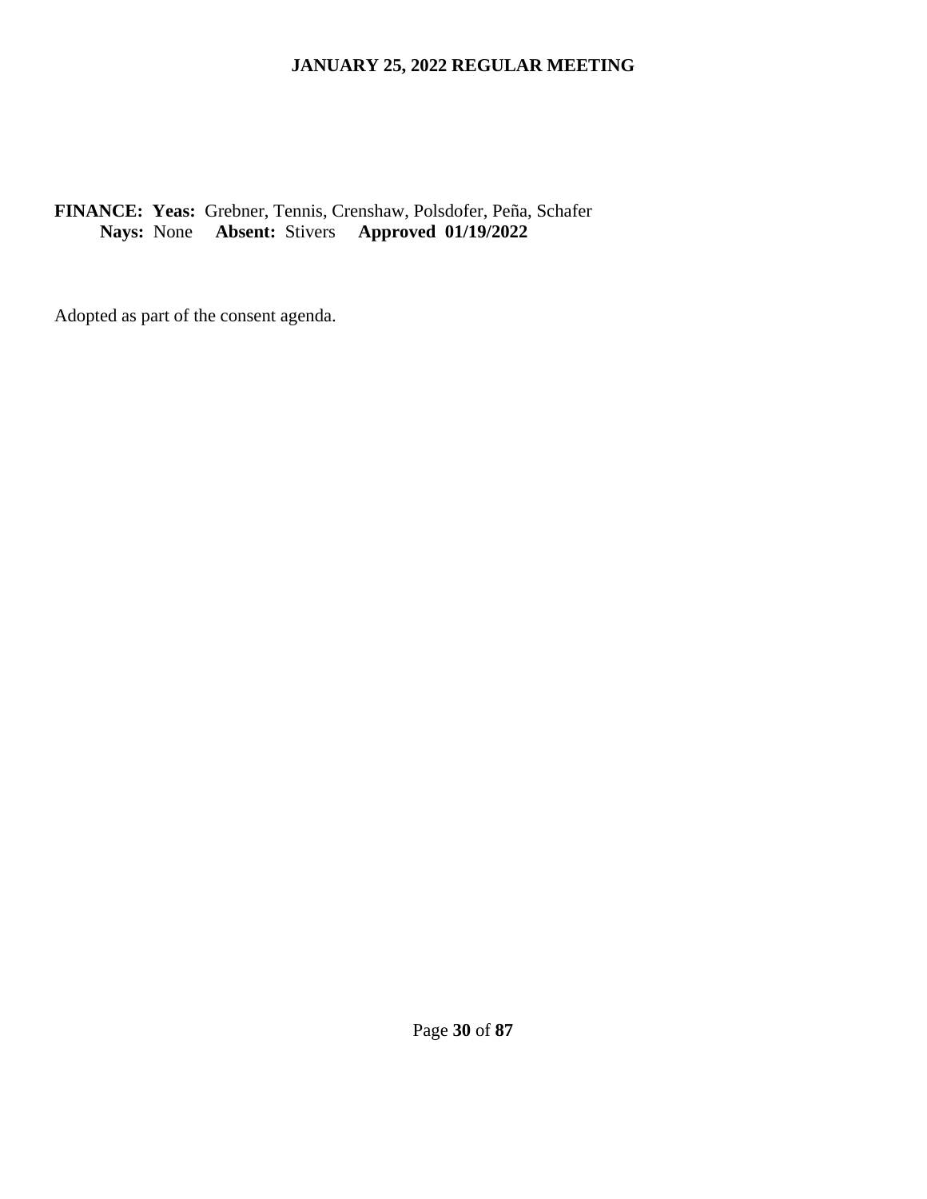**FINANCE: Yeas:** Grebner, Tennis, Crenshaw, Polsdofer, Peña, Schafer
**Nays:** None **Absent:** Stivers **Approved 01/19/2022**

Adopted as part of the consent agenda.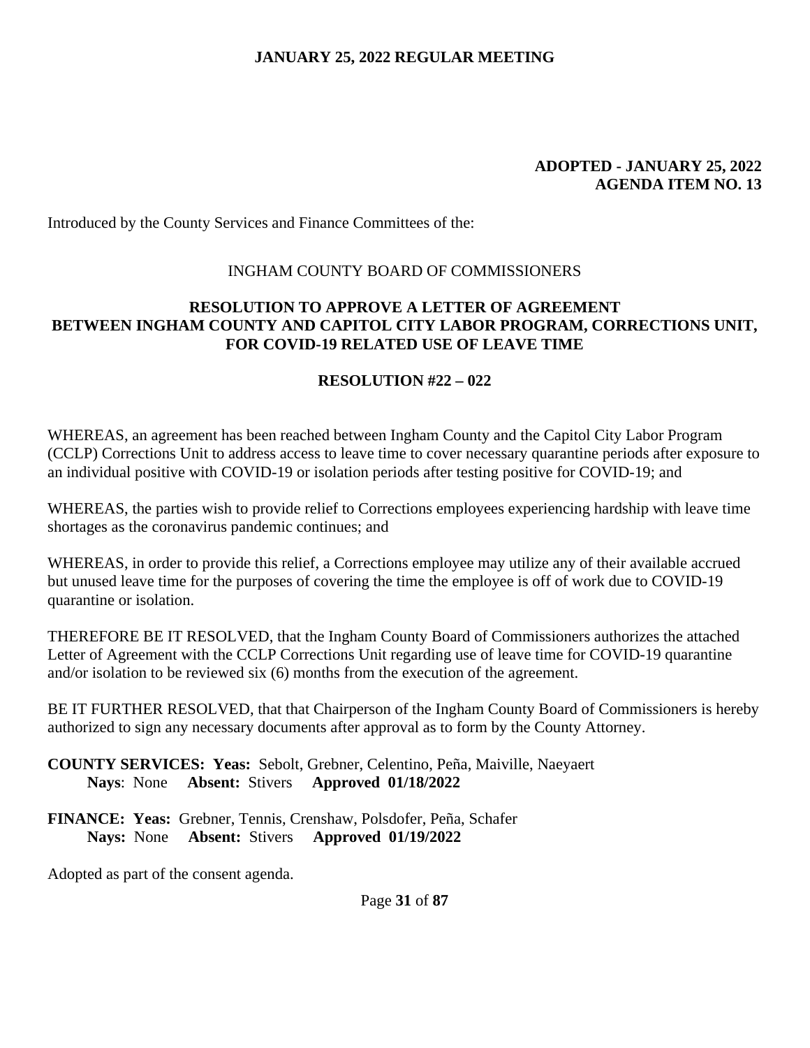**ADOPTED - JANUARY 25, 2022**
**AGENDA ITEM NO. 13**

Introduced by the County Services and Finance Committees of the:

INGHAM COUNTY BOARD OF COMMISSIONERS

**RESOLUTION TO APPROVE A LETTER OF AGREEMENT BETWEEN INGHAM COUNTY AND CAPITOL CITY LABOR PROGRAM, CORRECTIONS UNIT, FOR COVID-19 RELATED USE OF LEAVE TIME**

**RESOLUTION #22 – 022**

WHEREAS, an agreement has been reached between Ingham County and the Capitol City Labor Program (CCLP) Corrections Unit to address access to leave time to cover necessary quarantine periods after exposure to an individual positive with COVID-19 or isolation periods after testing positive for COVID-19; and

WHEREAS, the parties wish to provide relief to Corrections employees experiencing hardship with leave time shortages as the coronavirus pandemic continues; and

WHEREAS, in order to provide this relief, a Corrections employee may utilize any of their available accrued but unused leave time for the purposes of covering the time the employee is off of work due to COVID-19 quarantine or isolation.

THEREFORE BE IT RESOLVED, that the Ingham County Board of Commissioners authorizes the attached Letter of Agreement with the CCLP Corrections Unit regarding use of leave time for COVID-19 quarantine and/or isolation to be reviewed six (6) months from the execution of the agreement.

BE IT FURTHER RESOLVED, that that Chairperson of the Ingham County Board of Commissioners is hereby authorized to sign any necessary documents after approval as to form by the County Attorney.

**COUNTY SERVICES: Yeas:** Sebolt, Grebner, Celentino, Peña, Maiville, Naeyaert
**Nays**: None **Absent:** Stivers **Approved 01/18/2022**

**FINANCE: Yeas:** Grebner, Tennis, Crenshaw, Polsdofer, Peña, Schafer
**Nays:** None **Absent:** Stivers **Approved 01/19/2022**

Adopted as part of the consent agenda.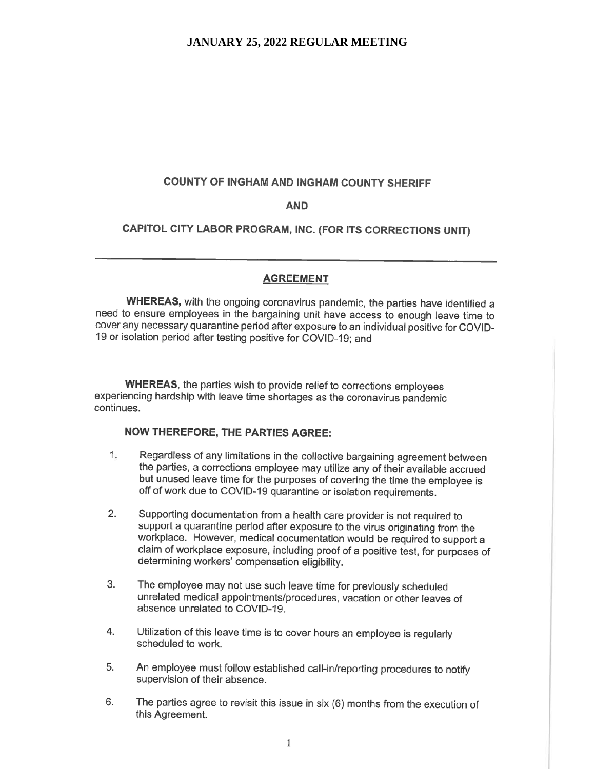**COUNTY OF INGHAM AND INGHAM COUNTY SHERIFF**

**AND**

**CAPITOL CITY LABOR PROGRAM, INC. (FOR ITS CORRECTIONS UNIT)**

---

**AGREEMENT**

**WHEREAS,** with the ongoing coronavirus pandemic, the parties have identified a need to ensure employees in the bargaining unit have access to enough leave time to cover any necessary quarantine period after exposure to an individual positive for COVID-19 or isolation period after testing positive for COVID-19; and

**WHEREAS**, the parties wish to provide relief to corrections employees experiencing hardship with leave time shortages as the coronavirus pandemic continues.

**NOW THEREFORE, THE PARTIES AGREE:**

1. Regardless of any limitations in the collective bargaining agreement between the parties, a corrections employee may utilize any of their available accrued but unused leave time for the purposes of covering the time the employee is off of work due to COVID-19 quarantine or isolation requirements.

2. Supporting documentation from a health care provider is not required to support a quarantine period after exposure to the virus originating from the workplace. However, medical documentation would be required to support a claim of workplace exposure, including proof of a positive test, for purposes of determining workers' compensation eligibility.

3. The employee may not use such leave time for previously scheduled unrelated medical appointments/procedures, vacation or other leaves of absence unrelated to COVID-19.

4. Utilization of this leave time is to cover hours an employee is regularly scheduled to work.

5. An employee must follow established call-in/reporting procedures to notify supervision of their absence.

6. The parties agree to revisit this issue in six (6) months from the execution of this Agreement.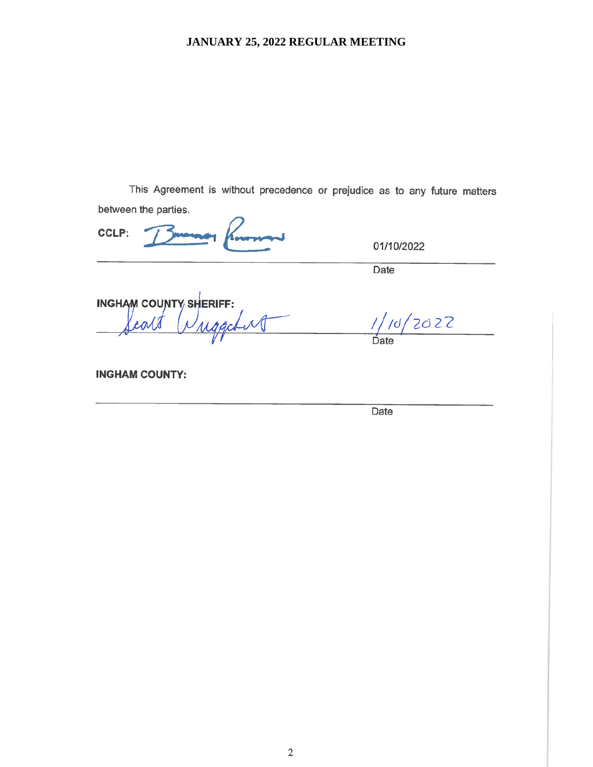This Agreement is without precedence or prejudice as to any future matters between the parties.

CCLP: 01/10/2022

Date

INGHAM COUNTY SHERIFF: 1/10/2022

Date

INGHAM COUNTY:

Date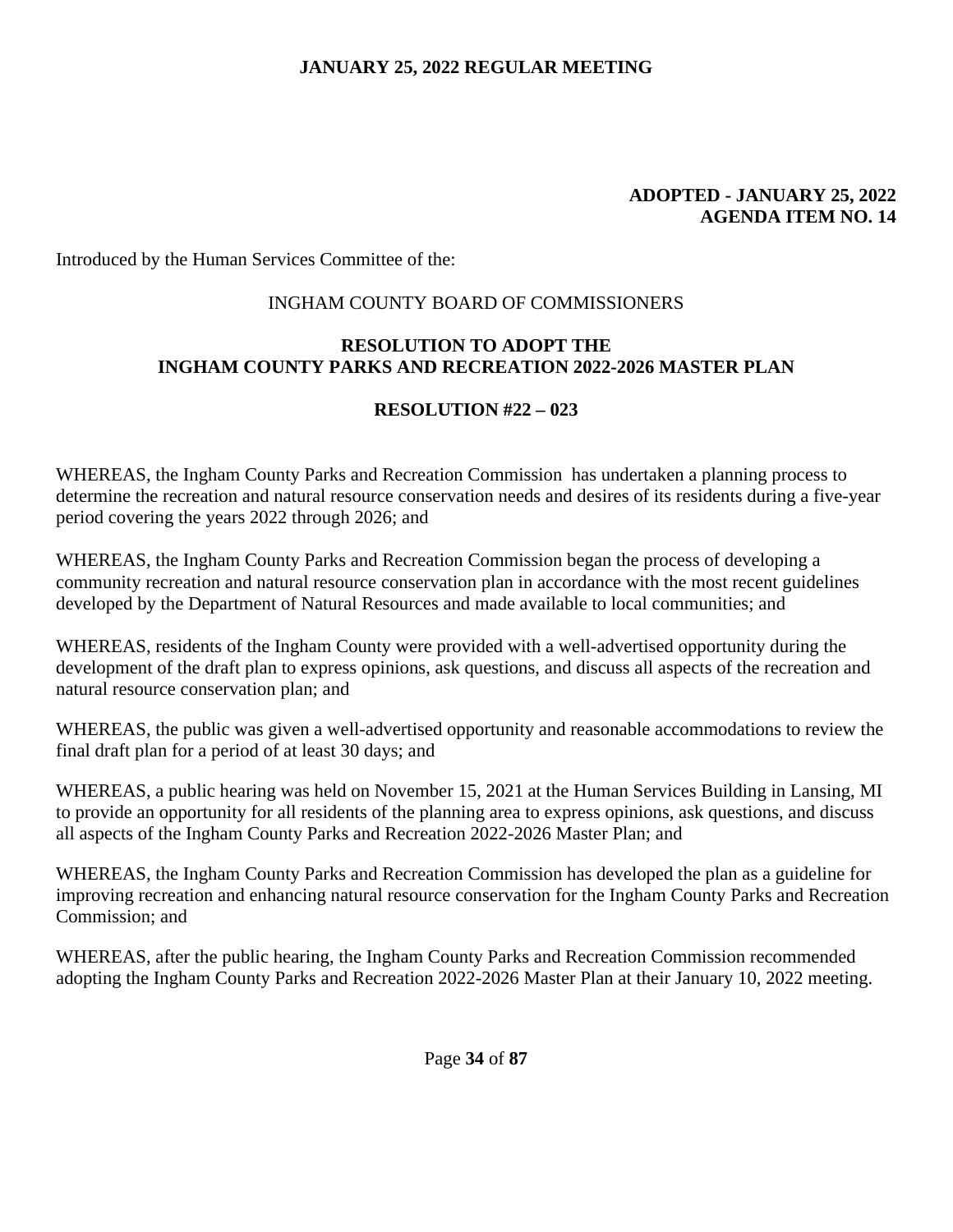**ADOPTED - JANUARY 25, 2022**
**AGENDA ITEM NO. 14**

Introduced by the Human Services Committee of the:

INGHAM COUNTY BOARD OF COMMISSIONERS

## RESOLUTION TO ADOPT THE INGHAM COUNTY PARKS AND RECREATION 2022-2026 MASTER PLAN

### RESOLUTION #22 – 023

WHEREAS, the Ingham County Parks and Recreation Commission has undertaken a planning process to determine the recreation and natural resource conservation needs and desires of its residents during a five-year period covering the years 2022 through 2026; and

WHEREAS, the Ingham County Parks and Recreation Commission began the process of developing a community recreation and natural resource conservation plan in accordance with the most recent guidelines developed by the Department of Natural Resources and made available to local communities; and

WHEREAS, residents of the Ingham County were provided with a well-advertised opportunity during the development of the draft plan to express opinions, ask questions, and discuss all aspects of the recreation and natural resource conservation plan; and

WHEREAS, the public was given a well-advertised opportunity and reasonable accommodations to review the final draft plan for a period of at least 30 days; and

WHEREAS, a public hearing was held on November 15, 2021 at the Human Services Building in Lansing, MI to provide an opportunity for all residents of the planning area to express opinions, ask questions, and discuss all aspects of the Ingham County Parks and Recreation 2022-2026 Master Plan; and

WHEREAS, the Ingham County Parks and Recreation Commission has developed the plan as a guideline for improving recreation and enhancing natural resource conservation for the Ingham County Parks and Recreation Commission; and

WHEREAS, after the public hearing, the Ingham County Parks and Recreation Commission recommended adopting the Ingham County Parks and Recreation 2022-2026 Master Plan at their January 10, 2022 meeting.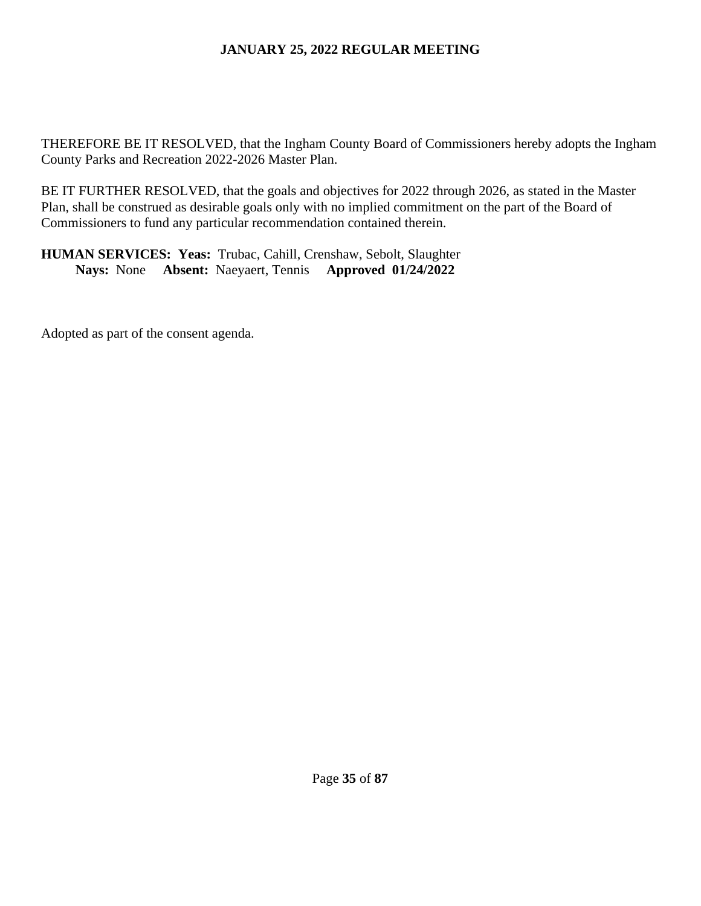THEREFORE BE IT RESOLVED, that the Ingham County Board of Commissioners hereby adopts the Ingham County Parks and Recreation 2022-2026 Master Plan.

BE IT FURTHER RESOLVED, that the goals and objectives for 2022 through 2026, as stated in the Master Plan, shall be construed as desirable goals only with no implied commitment on the part of the Board of Commissioners to fund any particular recommendation contained therein.

**HUMAN SERVICES: Yeas:** Trubac, Cahill, Crenshaw, Sebolt, Slaughter
**Nays:** None **Absent:** Naeyaert, Tennis **Approved 01/24/2022**

Adopted as part of the consent agenda.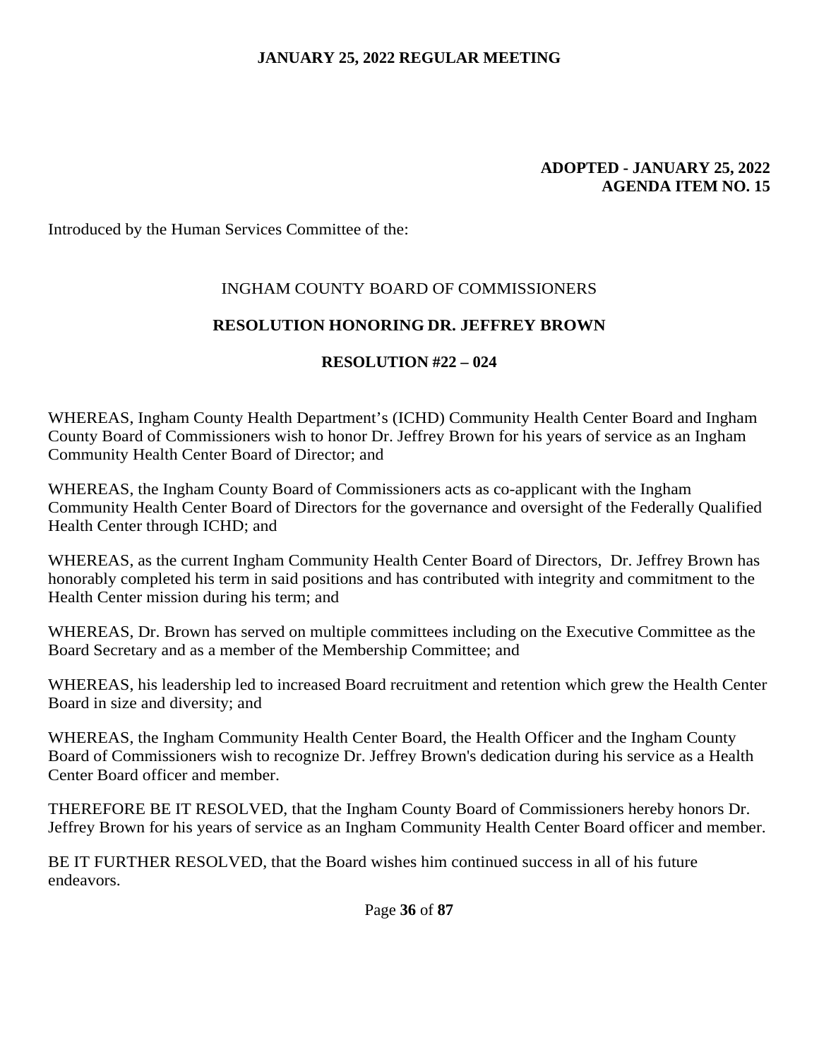**ADOPTED - JANUARY 25, 2022**
**AGENDA ITEM NO. 15**

Introduced by the Human Services Committee of the:

INGHAM COUNTY BOARD OF COMMISSIONERS

**RESOLUTION HONORING DR. JEFFREY BROWN**

**RESOLUTION #22 – 024**

WHEREAS, Ingham County Health Department's (ICHD) Community Health Center Board and Ingham County Board of Commissioners wish to honor Dr. Jeffrey Brown for his years of service as an Ingham Community Health Center Board of Director; and

WHEREAS, the Ingham County Board of Commissioners acts as co-applicant with the Ingham Community Health Center Board of Directors for the governance and oversight of the Federally Qualified Health Center through ICHD; and

WHEREAS, as the current Ingham Community Health Center Board of Directors, Dr. Jeffrey Brown has honorably completed his term in said positions and has contributed with integrity and commitment to the Health Center mission during his term; and

WHEREAS, Dr. Brown has served on multiple committees including on the Executive Committee as the Board Secretary and as a member of the Membership Committee; and

WHEREAS, his leadership led to increased Board recruitment and retention which grew the Health Center Board in size and diversity; and

WHEREAS, the Ingham Community Health Center Board, the Health Officer and the Ingham County Board of Commissioners wish to recognize Dr. Jeffrey Brown's dedication during his service as a Health Center Board officer and member.

THEREFORE BE IT RESOLVED, that the Ingham County Board of Commissioners hereby honors Dr. Jeffrey Brown for his years of service as an Ingham Community Health Center Board officer and member.

BE IT FURTHER RESOLVED, that the Board wishes him continued success in all of his future endeavors.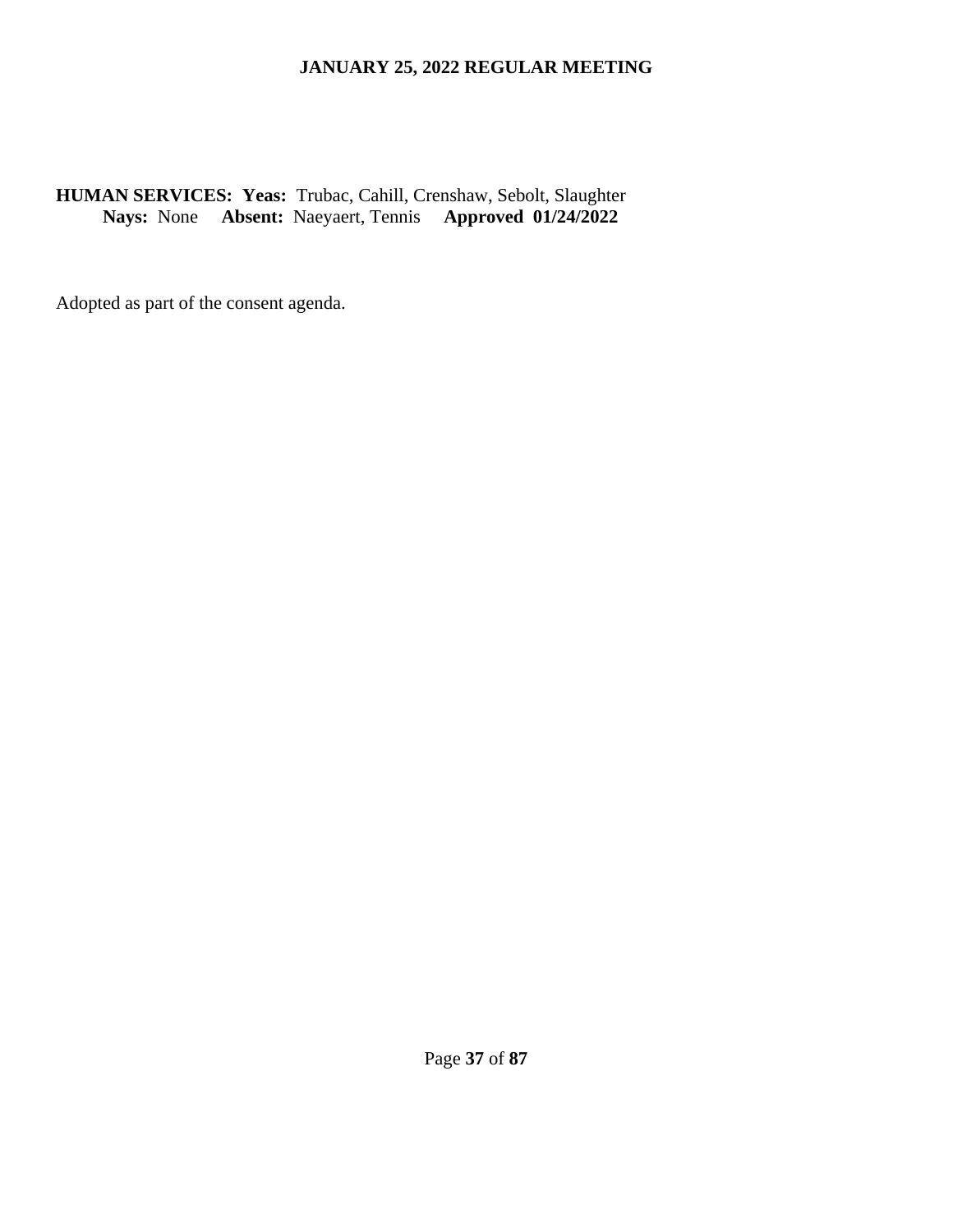**HUMAN SERVICES: Yeas:** Trubac, Cahill, Crenshaw, Sebolt, Slaughter
**Nays:** None **Absent:** Naeyaert, Tennis **Approved 01/24/2022**

Adopted as part of the consent agenda.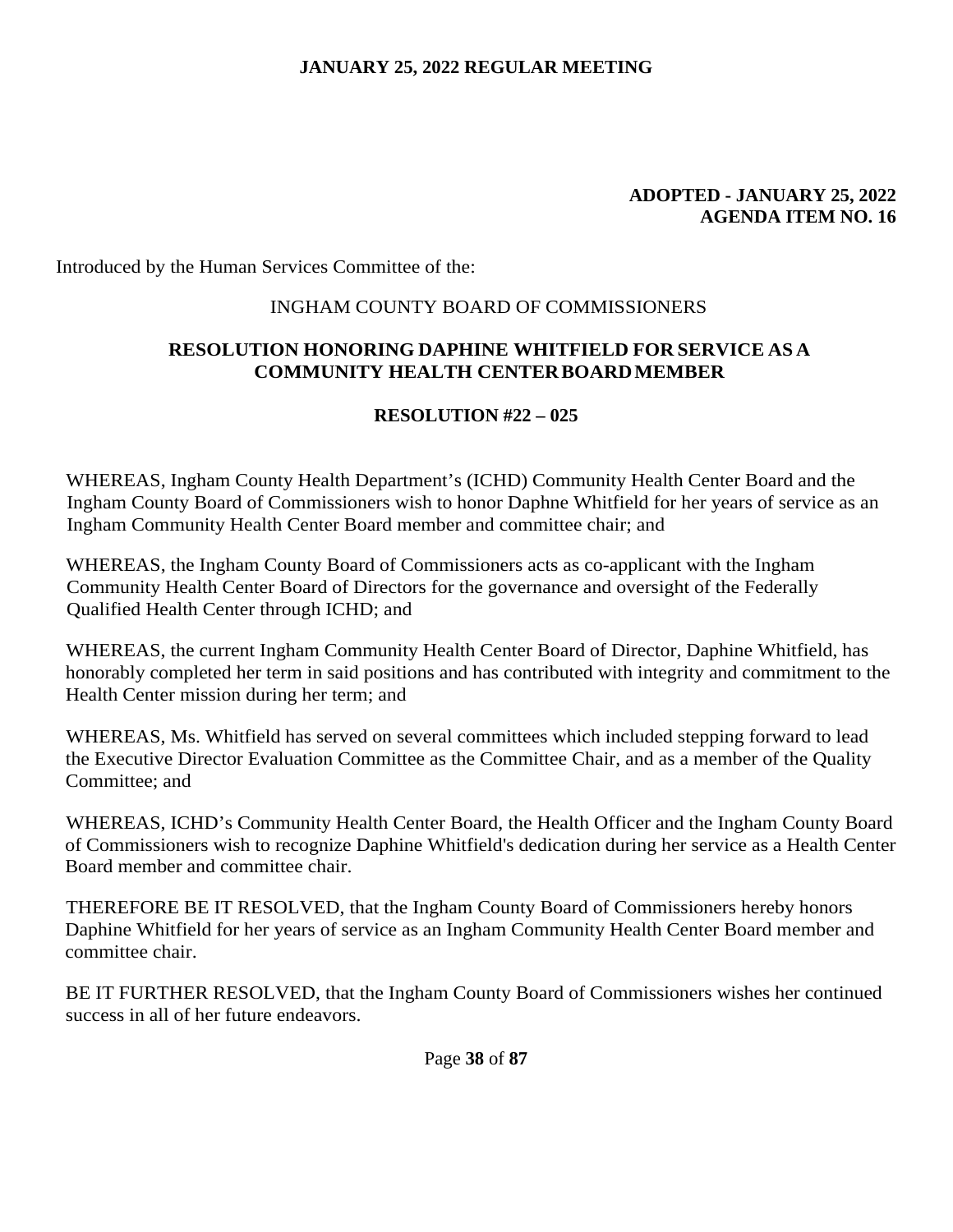**ADOPTED - JANUARY 25, 2022**
**AGENDA ITEM NO. 16**

Introduced by the Human Services Committee of the:

INGHAM COUNTY BOARD OF COMMISSIONERS

## RESOLUTION HONORING DAPHINE WHITFIELD FOR SERVICE AS A COMMUNITY HEALTH CENTER BOARD MEMBER

### RESOLUTION #22 – 025

WHEREAS, Ingham County Health Department's (ICHD) Community Health Center Board and the Ingham County Board of Commissioners wish to honor Daphne Whitfield for her years of service as an Ingham Community Health Center Board member and committee chair; and

WHEREAS, the Ingham County Board of Commissioners acts as co-applicant with the Ingham Community Health Center Board of Directors for the governance and oversight of the Federally Qualified Health Center through ICHD; and

WHEREAS, the current Ingham Community Health Center Board of Director, Daphine Whitfield, has honorably completed her term in said positions and has contributed with integrity and commitment to the Health Center mission during her term; and

WHEREAS, Ms. Whitfield has served on several committees which included stepping forward to lead the Executive Director Evaluation Committee as the Committee Chair, and as a member of the Quality Committee; and

WHEREAS, ICHD's Community Health Center Board, the Health Officer and the Ingham County Board of Commissioners wish to recognize Daphine Whitfield's dedication during her service as a Health Center Board member and committee chair.

THEREFORE BE IT RESOLVED, that the Ingham County Board of Commissioners hereby honors Daphine Whitfield for her years of service as an Ingham Community Health Center Board member and committee chair.

BE IT FURTHER RESOLVED, that the Ingham County Board of Commissioners wishes her continued success in all of her future endeavors.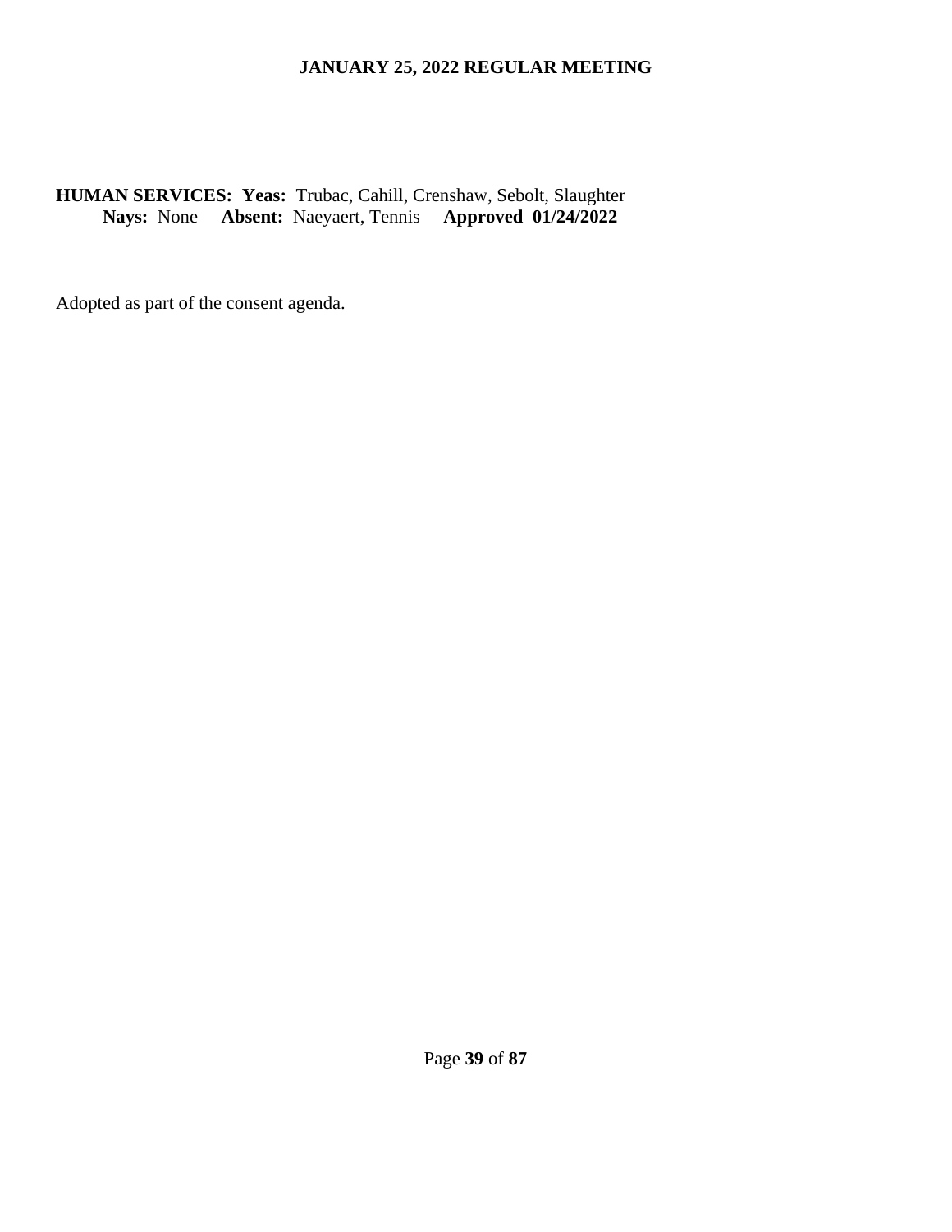**HUMAN SERVICES: Yeas:** Trubac, Cahill, Crenshaw, Sebolt, Slaughter
**Nays:** None **Absent:** Naeyaert, Tennis **Approved 01/24/2022**

Adopted as part of the consent agenda.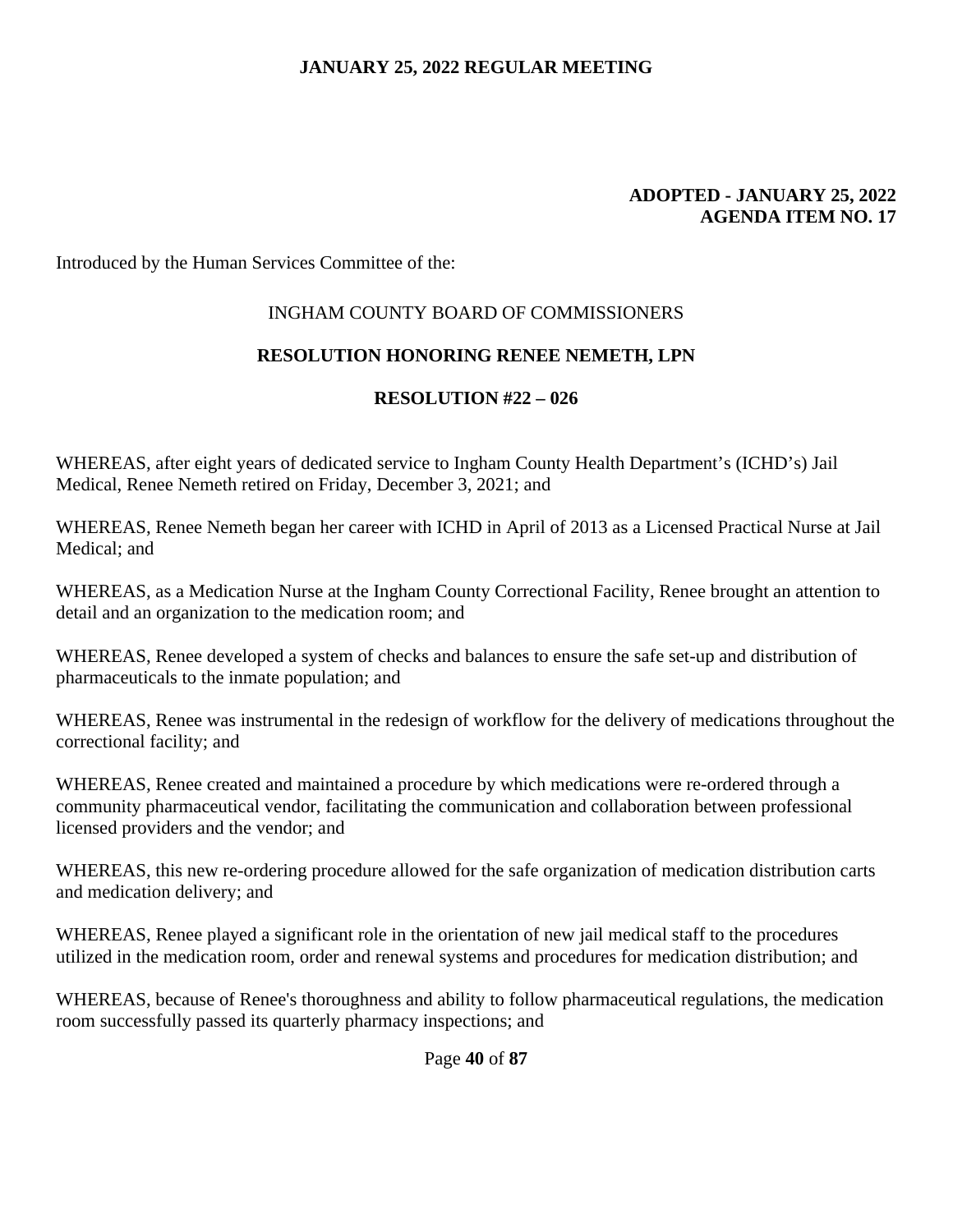**ADOPTED - JANUARY 25, 2022**
**AGENDA ITEM NO. 17**

Introduced by the Human Services Committee of the:

INGHAM COUNTY BOARD OF COMMISSIONERS

**RESOLUTION HONORING RENEE NEMETH, LPN**

**RESOLUTION #22 – 026**

WHEREAS, after eight years of dedicated service to Ingham County Health Department's (ICHD's) Jail Medical, Renee Nemeth retired on Friday, December 3, 2021; and

WHEREAS, Renee Nemeth began her career with ICHD in April of 2013 as a Licensed Practical Nurse at Jail Medical; and

WHEREAS, as a Medication Nurse at the Ingham County Correctional Facility, Renee brought an attention to detail and an organization to the medication room; and

WHEREAS, Renee developed a system of checks and balances to ensure the safe set-up and distribution of pharmaceuticals to the inmate population; and

WHEREAS, Renee was instrumental in the redesign of workflow for the delivery of medications throughout the correctional facility; and

WHEREAS, Renee created and maintained a procedure by which medications were re-ordered through a community pharmaceutical vendor, facilitating the communication and collaboration between professional licensed providers and the vendor; and

WHEREAS, this new re-ordering procedure allowed for the safe organization of medication distribution carts and medication delivery; and

WHEREAS, Renee played a significant role in the orientation of new jail medical staff to the procedures utilized in the medication room, order and renewal systems and procedures for medication distribution; and

WHEREAS, because of Renee's thoroughness and ability to follow pharmaceutical regulations, the medication room successfully passed its quarterly pharmacy inspections; and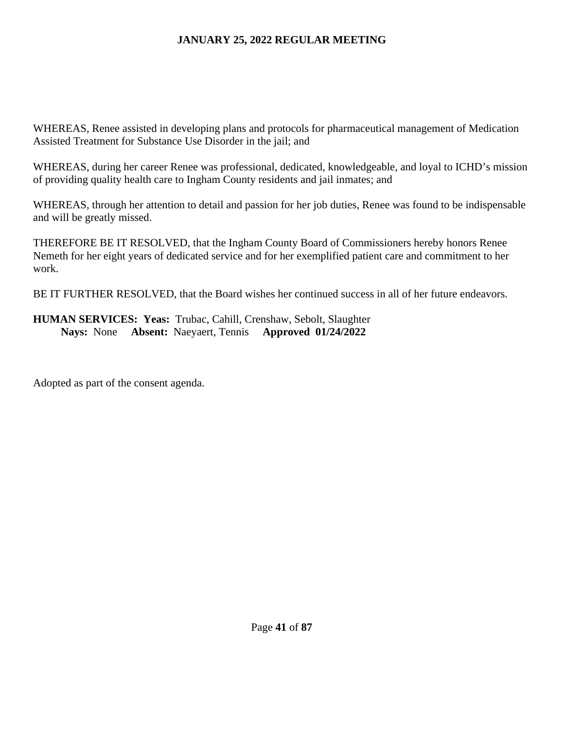WHEREAS, Renee assisted in developing plans and protocols for pharmaceutical management of Medication Assisted Treatment for Substance Use Disorder in the jail; and

WHEREAS, during her career Renee was professional, dedicated, knowledgeable, and loyal to ICHD's mission of providing quality health care to Ingham County residents and jail inmates; and

WHEREAS, through her attention to detail and passion for her job duties, Renee was found to be indispensable and will be greatly missed.

THEREFORE BE IT RESOLVED, that the Ingham County Board of Commissioners hereby honors Renee Nemeth for her eight years of dedicated service and for her exemplified patient care and commitment to her work.

BE IT FURTHER RESOLVED, that the Board wishes her continued success in all of her future endeavors.

**HUMAN SERVICES: Yeas:** Trubac, Cahill, Crenshaw, Sebolt, Slaughter
**Nays:** None **Absent:** Naeyaert, Tennis **Approved 01/24/2022**

Adopted as part of the consent agenda.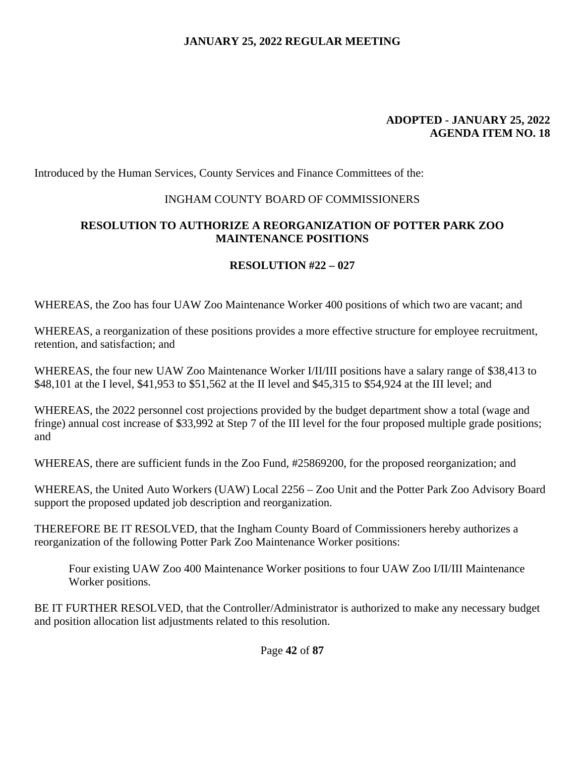**ADOPTED - JANUARY 25, 2022**
**AGENDA ITEM NO. 18**

Introduced by the Human Services, County Services and Finance Committees of the:

INGHAM COUNTY BOARD OF COMMISSIONERS

**RESOLUTION TO AUTHORIZE A REORGANIZATION OF POTTER PARK ZOO MAINTENANCE POSITIONS**

**RESOLUTION #22 – 027**

WHEREAS, the Zoo has four UAW Zoo Maintenance Worker 400 positions of which two are vacant; and

WHEREAS, a reorganization of these positions provides a more effective structure for employee recruitment, retention, and satisfaction; and

WHEREAS, the four new UAW Zoo Maintenance Worker I/II/III positions have a salary range of $38,413 to $48,101 at the I level, $41,953 to $51,562 at the II level and $45,315 to $54,924 at the III level; and

WHEREAS, the 2022 personnel cost projections provided by the budget department show a total (wage and fringe) annual cost increase of $33,992 at Step 7 of the III level for the four proposed multiple grade positions; and

WHEREAS, there are sufficient funds in the Zoo Fund, #25869200, for the proposed reorganization; and

WHEREAS, the United Auto Workers (UAW) Local 2256 – Zoo Unit and the Potter Park Zoo Advisory Board support the proposed updated job description and reorganization.

THEREFORE BE IT RESOLVED, that the Ingham County Board of Commissioners hereby authorizes a reorganization of the following Potter Park Zoo Maintenance Worker positions:

> Four existing UAW Zoo 400 Maintenance Worker positions to four UAW Zoo I/II/III Maintenance Worker positions.

BE IT FURTHER RESOLVED, that the Controller/Administrator is authorized to make any necessary budget and position allocation list adjustments related to this resolution.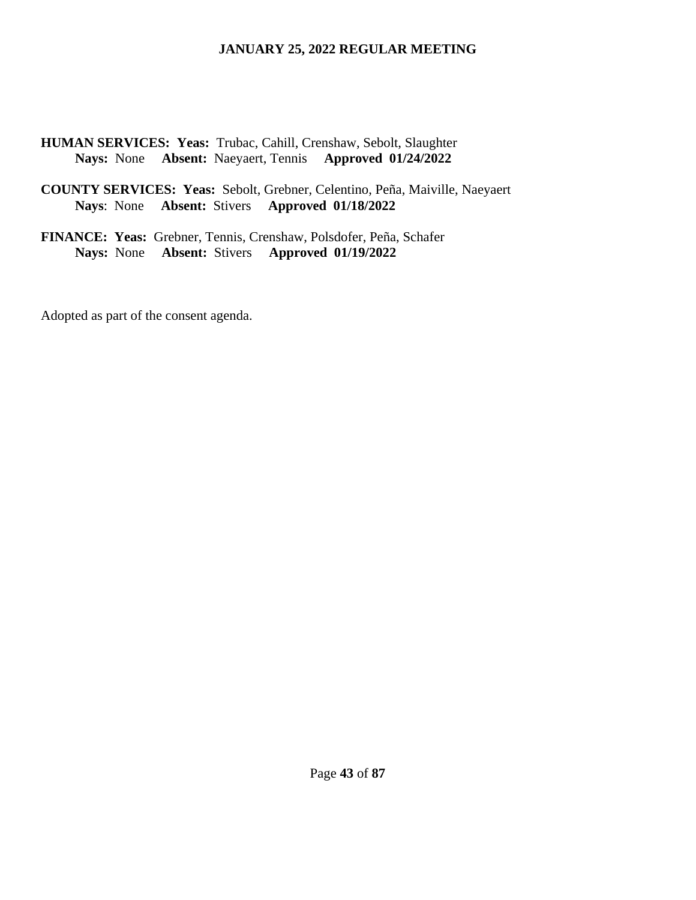**HUMAN SERVICES: Yeas:** Trubac, Cahill, Crenshaw, Sebolt, Slaughter
**Nays:** None **Absent:** Naeyaert, Tennis **Approved 01/24/2022**

**COUNTY SERVICES: Yeas:** Sebolt, Grebner, Celentino, Peña, Maiville, Naeyaert
**Nays**: None **Absent:** Stivers **Approved 01/18/2022**

**FINANCE: Yeas:** Grebner, Tennis, Crenshaw, Polsdofer, Peña, Schafer
**Nays:** None **Absent:** Stivers **Approved 01/19/2022**

Adopted as part of the consent agenda.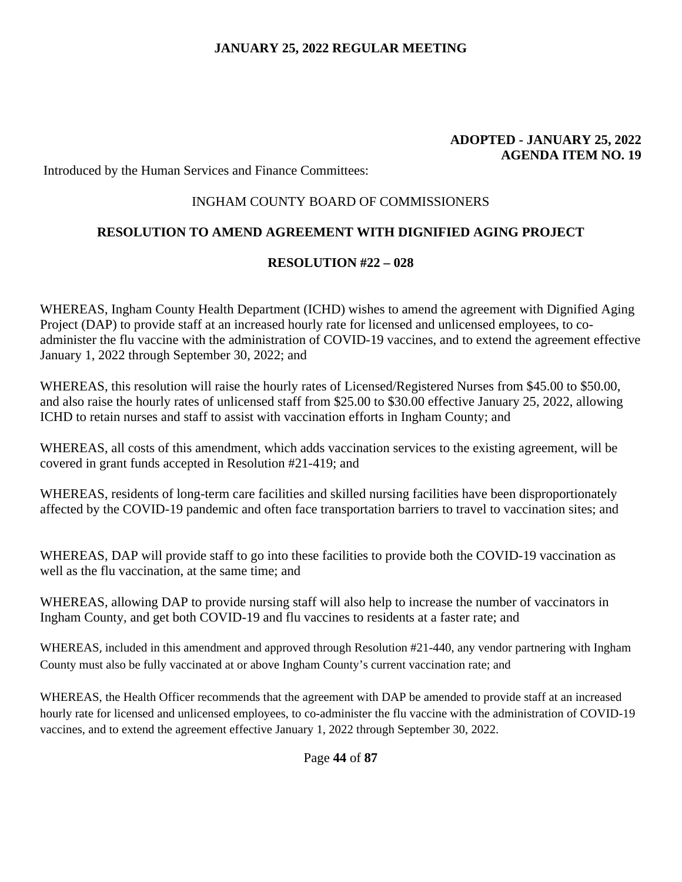**ADOPTED - JANUARY 25, 2022**
**AGENDA ITEM NO. 19**

Introduced by the Human Services and Finance Committees:

INGHAM COUNTY BOARD OF COMMISSIONERS

## RESOLUTION TO AMEND AGREEMENT WITH DIGNIFIED AGING PROJECT

## RESOLUTION #22 – 028

WHEREAS, Ingham County Health Department (ICHD) wishes to amend the agreement with Dignified Aging Project (DAP) to provide staff at an increased hourly rate for licensed and unlicensed employees, to co-administer the flu vaccine with the administration of COVID-19 vaccines, and to extend the agreement effective January 1, 2022 through September 30, 2022; and

WHEREAS, this resolution will raise the hourly rates of Licensed/Registered Nurses from $45.00 to $50.00, and also raise the hourly rates of unlicensed staff from $25.00 to $30.00 effective January 25, 2022, allowing ICHD to retain nurses and staff to assist with vaccination efforts in Ingham County; and

WHEREAS, all costs of this amendment, which adds vaccination services to the existing agreement, will be covered in grant funds accepted in Resolution #21-419; and

WHEREAS, residents of long-term care facilities and skilled nursing facilities have been disproportionately affected by the COVID-19 pandemic and often face transportation barriers to travel to vaccination sites; and

WHEREAS, DAP will provide staff to go into these facilities to provide both the COVID-19 vaccination as well as the flu vaccination, at the same time; and

WHEREAS, allowing DAP to provide nursing staff will also help to increase the number of vaccinators in Ingham County, and get both COVID-19 and flu vaccines to residents at a faster rate; and

WHEREAS, included in this amendment and approved through Resolution #21-440, any vendor partnering with Ingham County must also be fully vaccinated at or above Ingham County's current vaccination rate; and

WHEREAS, the Health Officer recommends that the agreement with DAP be amended to provide staff at an increased hourly rate for licensed and unlicensed employees, to co-administer the flu vaccine with the administration of COVID-19 vaccines, and to extend the agreement effective January 1, 2022 through September 30, 2022.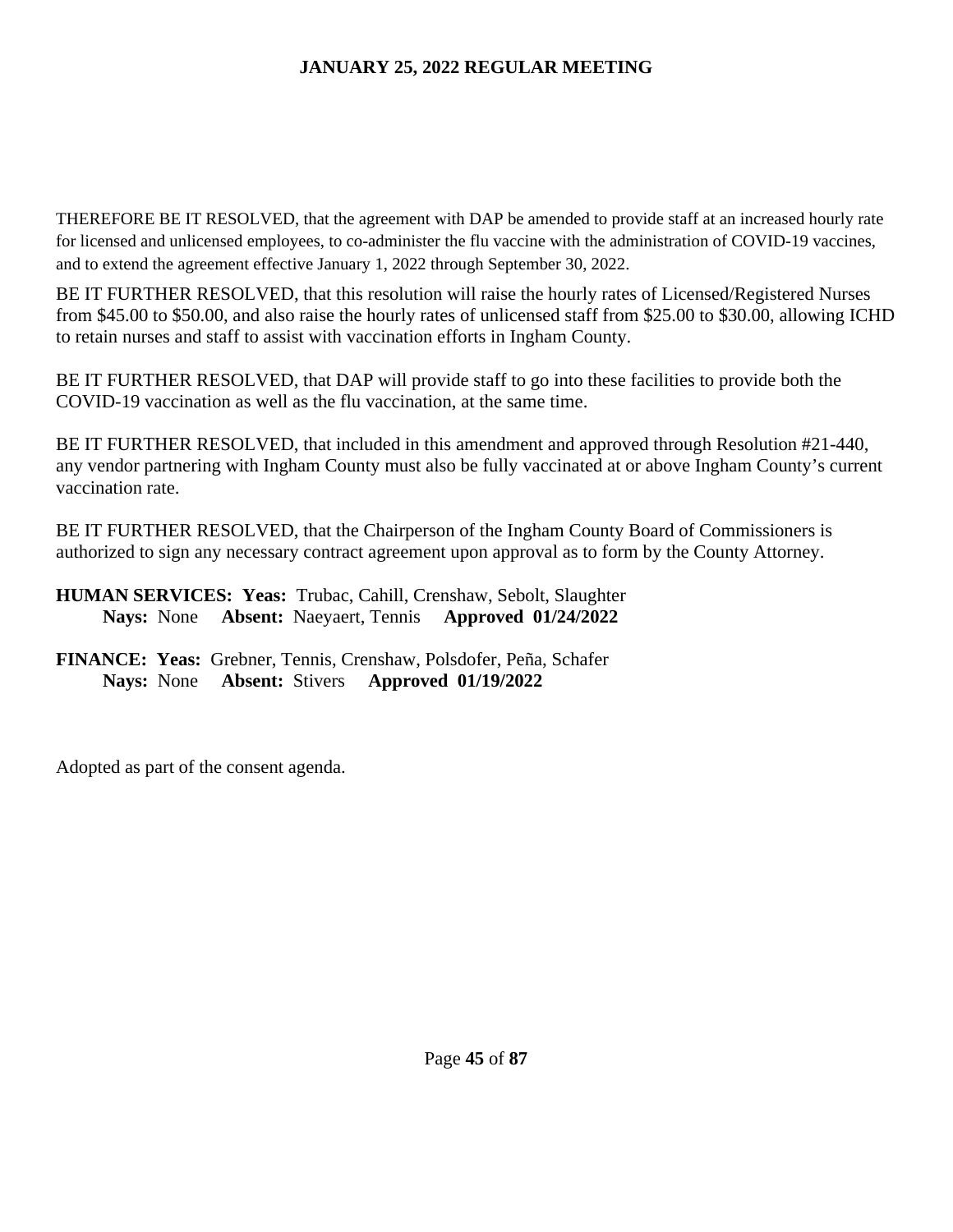THEREFORE BE IT RESOLVED, that the agreement with DAP be amended to provide staff at an increased hourly rate for licensed and unlicensed employees, to co-administer the flu vaccine with the administration of COVID-19 vaccines, and to extend the agreement effective January 1, 2022 through September 30, 2022.

BE IT FURTHER RESOLVED, that this resolution will raise the hourly rates of Licensed/Registered Nurses from $45.00 to $50.00, and also raise the hourly rates of unlicensed staff from $25.00 to $30.00, allowing ICHD to retain nurses and staff to assist with vaccination efforts in Ingham County.

BE IT FURTHER RESOLVED, that DAP will provide staff to go into these facilities to provide both the COVID-19 vaccination as well as the flu vaccination, at the same time.

BE IT FURTHER RESOLVED, that included in this amendment and approved through Resolution #21-440, any vendor partnering with Ingham County must also be fully vaccinated at or above Ingham County's current vaccination rate.

BE IT FURTHER RESOLVED, that the Chairperson of the Ingham County Board of Commissioners is authorized to sign any necessary contract agreement upon approval as to form by the County Attorney.

**HUMAN SERVICES: Yeas:** Trubac, Cahill, Crenshaw, Sebolt, Slaughter
**Nays:** None **Absent:** Naeyaert, Tennis **Approved 01/24/2022**

**FINANCE: Yeas:** Grebner, Tennis, Crenshaw, Polsdofer, Peña, Schafer
**Nays:** None **Absent:** Stivers **Approved 01/19/2022**

Adopted as part of the consent agenda.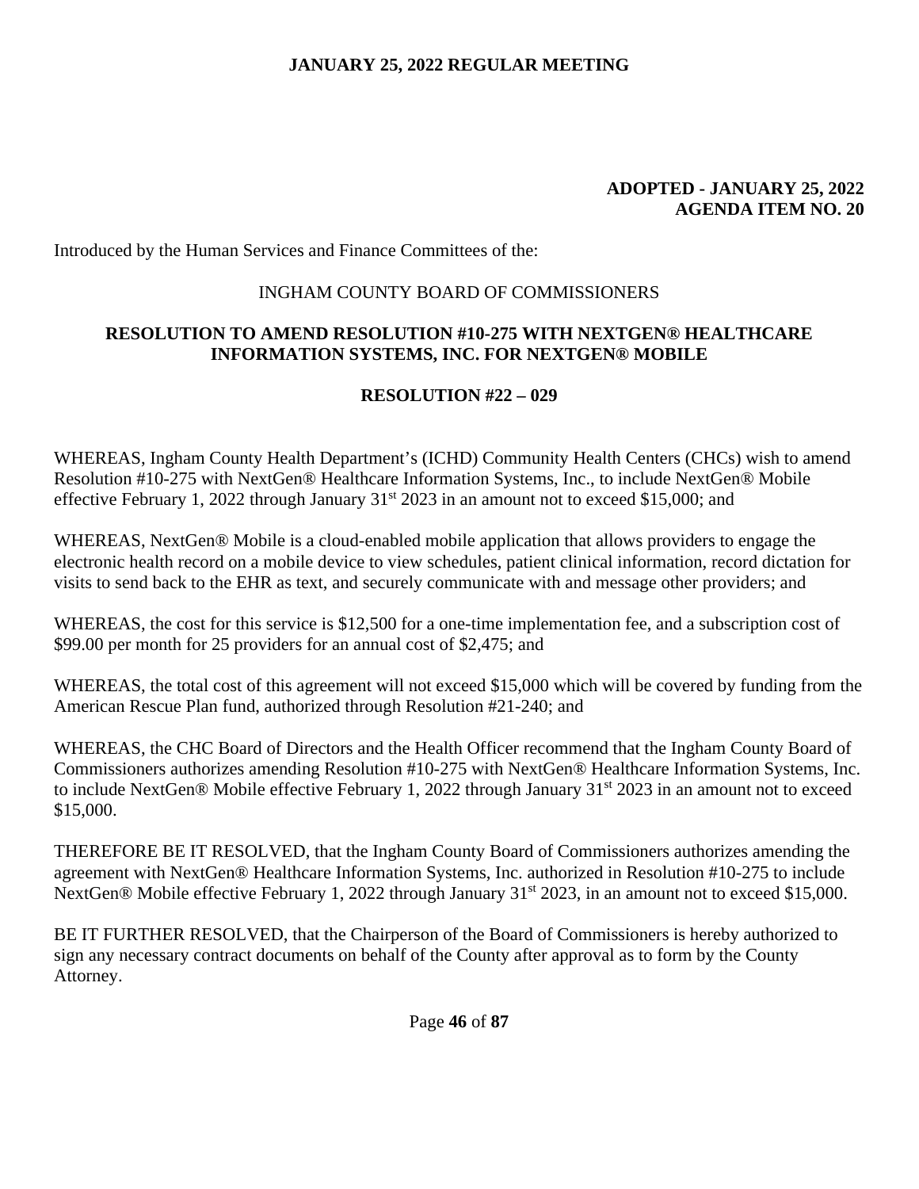**ADOPTED - JANUARY 25, 2022**
**AGENDA ITEM NO. 20**

Introduced by the Human Services and Finance Committees of the:

INGHAM COUNTY BOARD OF COMMISSIONERS

**RESOLUTION TO AMEND RESOLUTION #10-275 WITH NEXTGEN® HEALTHCARE INFORMATION SYSTEMS, INC. FOR NEXTGEN® MOBILE**

**RESOLUTION #22 – 029**

WHEREAS, Ingham County Health Department's (ICHD) Community Health Centers (CHCs) wish to amend Resolution #10-275 with NextGen® Healthcare Information Systems, Inc., to include NextGen® Mobile effective February 1, 2022 through January 31st 2023 in an amount not to exceed $15,000; and

WHEREAS, NextGen® Mobile is a cloud-enabled mobile application that allows providers to engage the electronic health record on a mobile device to view schedules, patient clinical information, record dictation for visits to send back to the EHR as text, and securely communicate with and message other providers; and

WHEREAS, the cost for this service is $12,500 for a one-time implementation fee, and a subscription cost of $99.00 per month for 25 providers for an annual cost of $2,475; and

WHEREAS, the total cost of this agreement will not exceed $15,000 which will be covered by funding from the American Rescue Plan fund, authorized through Resolution #21-240; and

WHEREAS, the CHC Board of Directors and the Health Officer recommend that the Ingham County Board of Commissioners authorizes amending Resolution #10-275 with NextGen® Healthcare Information Systems, Inc. to include NextGen® Mobile effective February 1, 2022 through January 31st 2023 in an amount not to exceed $15,000.

THEREFORE BE IT RESOLVED, that the Ingham County Board of Commissioners authorizes amending the agreement with NextGen® Healthcare Information Systems, Inc. authorized in Resolution #10-275 to include NextGen® Mobile effective February 1, 2022 through January 31st 2023, in an amount not to exceed $15,000.

BE IT FURTHER RESOLVED, that the Chairperson of the Board of Commissioners is hereby authorized to sign any necessary contract documents on behalf of the County after approval as to form by the County Attorney.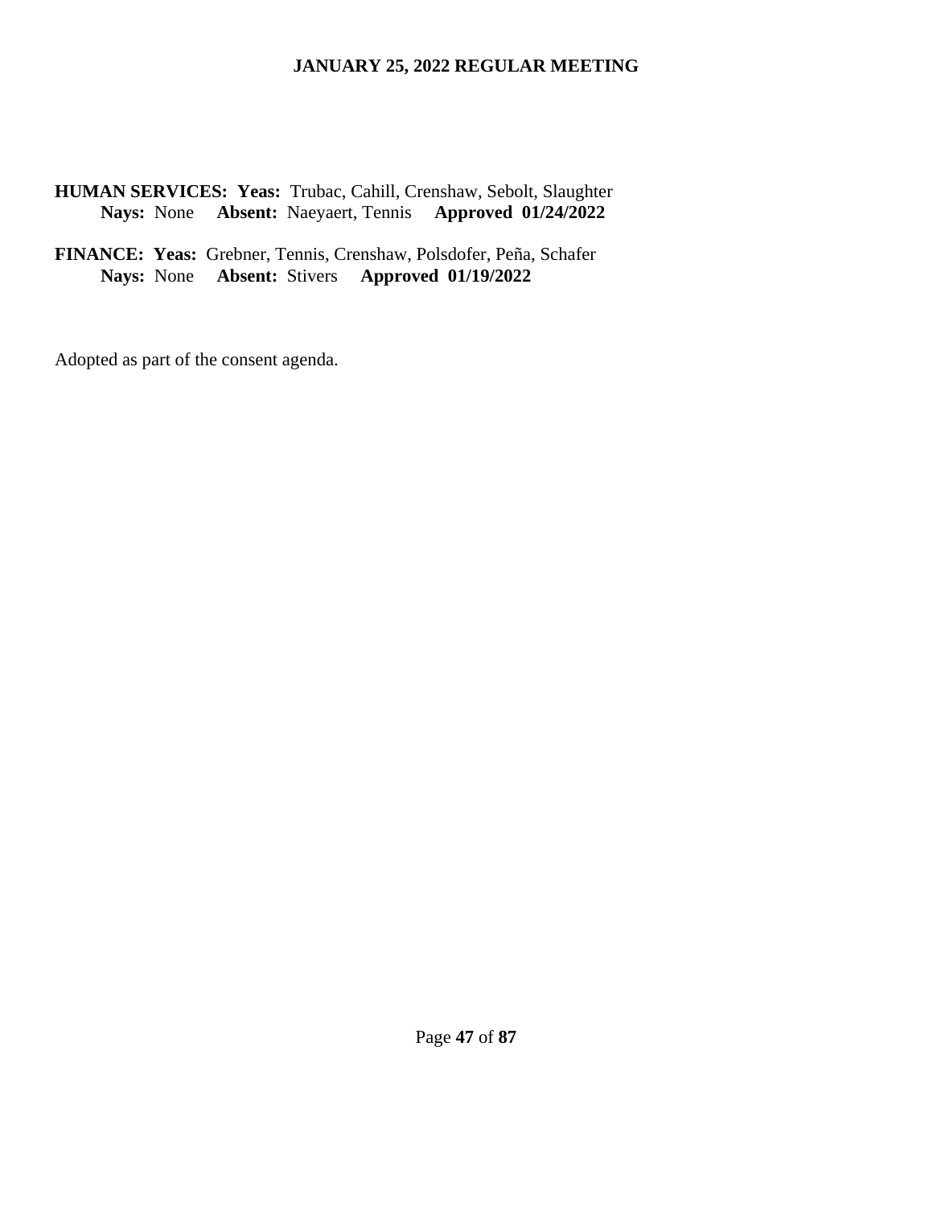**HUMAN SERVICES: Yeas:** Trubac, Cahill, Crenshaw, Sebolt, Slaughter
**Nays:** None **Absent:** Naeyaert, Tennis **Approved 01/24/2022**

**FINANCE: Yeas:** Grebner, Tennis, Crenshaw, Polsdofer, Peña, Schafer
**Nays:** None **Absent:** Stivers **Approved 01/19/2022**

Adopted as part of the consent agenda.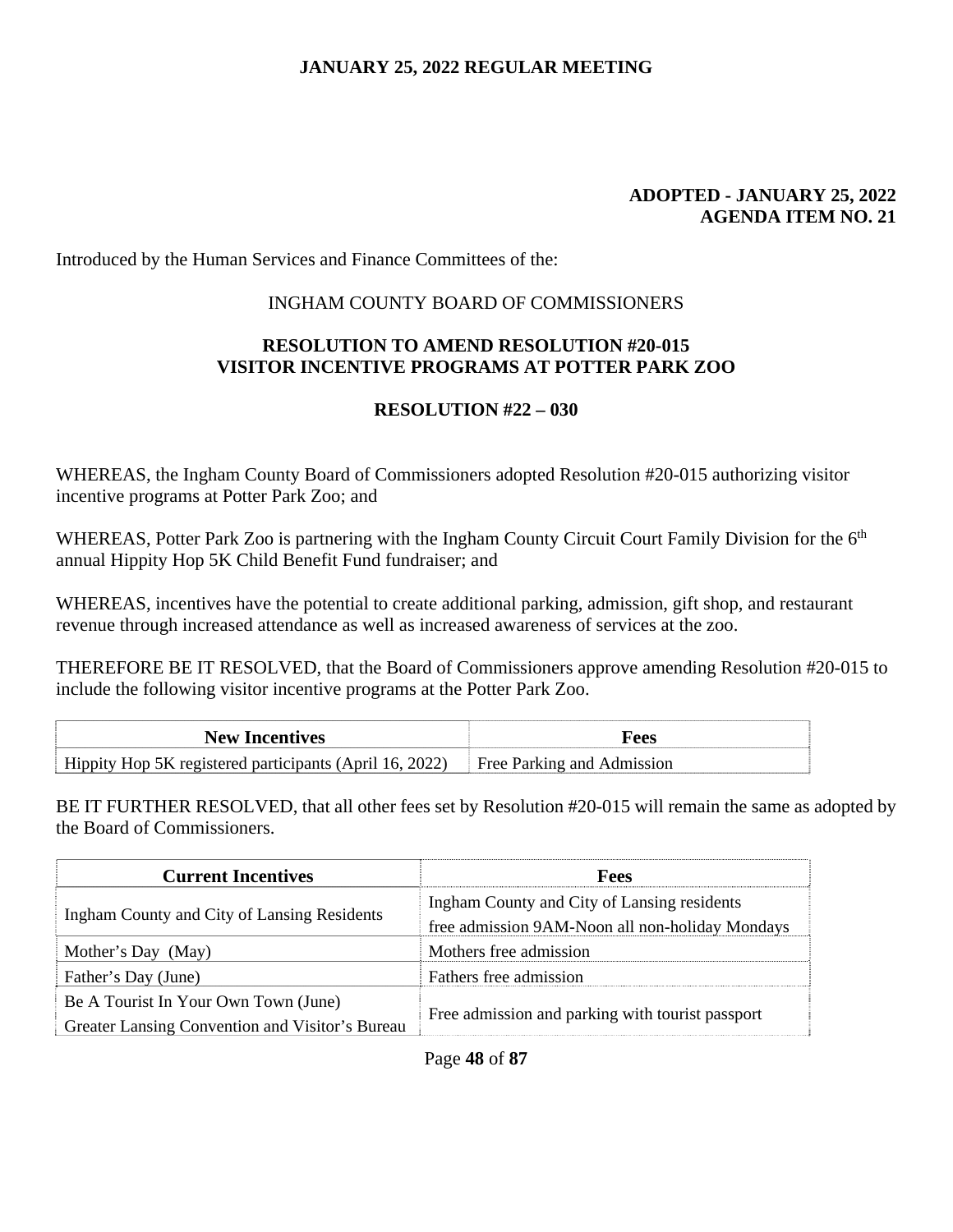**ADOPTED - JANUARY 25, 2022**
**AGENDA ITEM NO. 21**

Introduced by the Human Services and Finance Committees of the:

INGHAM COUNTY BOARD OF COMMISSIONERS

## RESOLUTION TO AMEND RESOLUTION #20-015 VISITOR INCENTIVE PROGRAMS AT POTTER PARK ZOO

### RESOLUTION #22 – 030

WHEREAS, the Ingham County Board of Commissioners adopted Resolution #20-015 authorizing visitor incentive programs at Potter Park Zoo; and

WHEREAS, Potter Park Zoo is partnering with the Ingham County Circuit Court Family Division for the 6th annual Hippity Hop 5K Child Benefit Fund fundraiser; and

WHEREAS, incentives have the potential to create additional parking, admission, gift shop, and restaurant revenue through increased attendance as well as increased awareness of services at the zoo.

THEREFORE BE IT RESOLVED, that the Board of Commissioners approve amending Resolution #20-015 to include the following visitor incentive programs at the Potter Park Zoo.

| New Incentives | Fees |
|---|---|
| Hippity Hop 5K registered participants (April 16, 2022) | Free Parking and Admission |

BE IT FURTHER RESOLVED, that all other fees set by Resolution #20-015 will remain the same as adopted by the Board of Commissioners.

| Current Incentives | Fees |
|---|---|
| Ingham County and City of Lansing Residents | Ingham County and City of Lansing residents free admission 9AM-Noon all non-holiday Mondays |
| Mother's Day (May) | Mothers free admission |
| Father's Day (June) | Fathers free admission |
| Be A Tourist In Your Own Town (June) Greater Lansing Convention and Visitor's Bureau | Free admission and parking with tourist passport |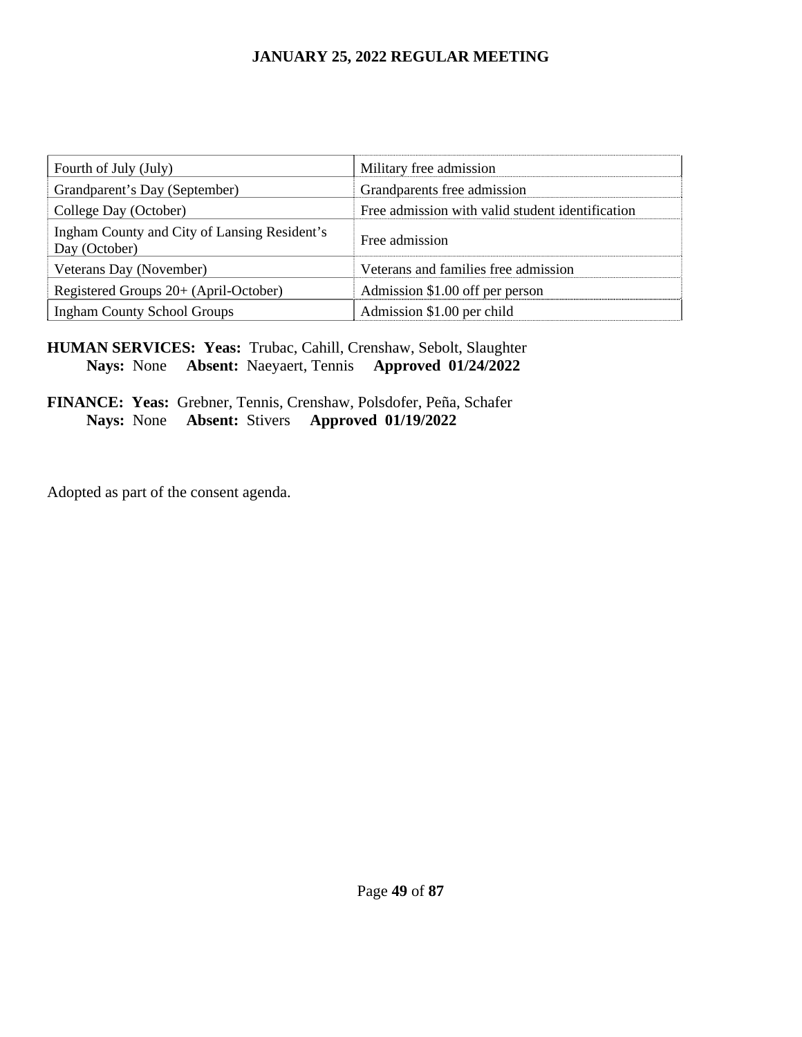| Fourth of July (July) | Military free admission |
|---|---|
| Grandparent's Day (September) | Grandparents free admission |
| College Day (October) | Free admission with valid student identification |
| Ingham County and City of Lansing Resident's Day (October) | Free admission |
| Veterans Day (November) | Veterans and families free admission |
| Registered Groups 20+ (April-October) | Admission $1.00 off per person |
| Ingham County School Groups | Admission $1.00 per child |

**HUMAN SERVICES: Yeas:** Trubac, Cahill, Crenshaw, Sebolt, Slaughter
**Nays:** None **Absent:** Naeyaert, Tennis **Approved 01/24/2022**

**FINANCE: Yeas:** Grebner, Tennis, Crenshaw, Polsdofer, Peña, Schafer
**Nays:** None **Absent:** Stivers **Approved 01/19/2022**

Adopted as part of the consent agenda.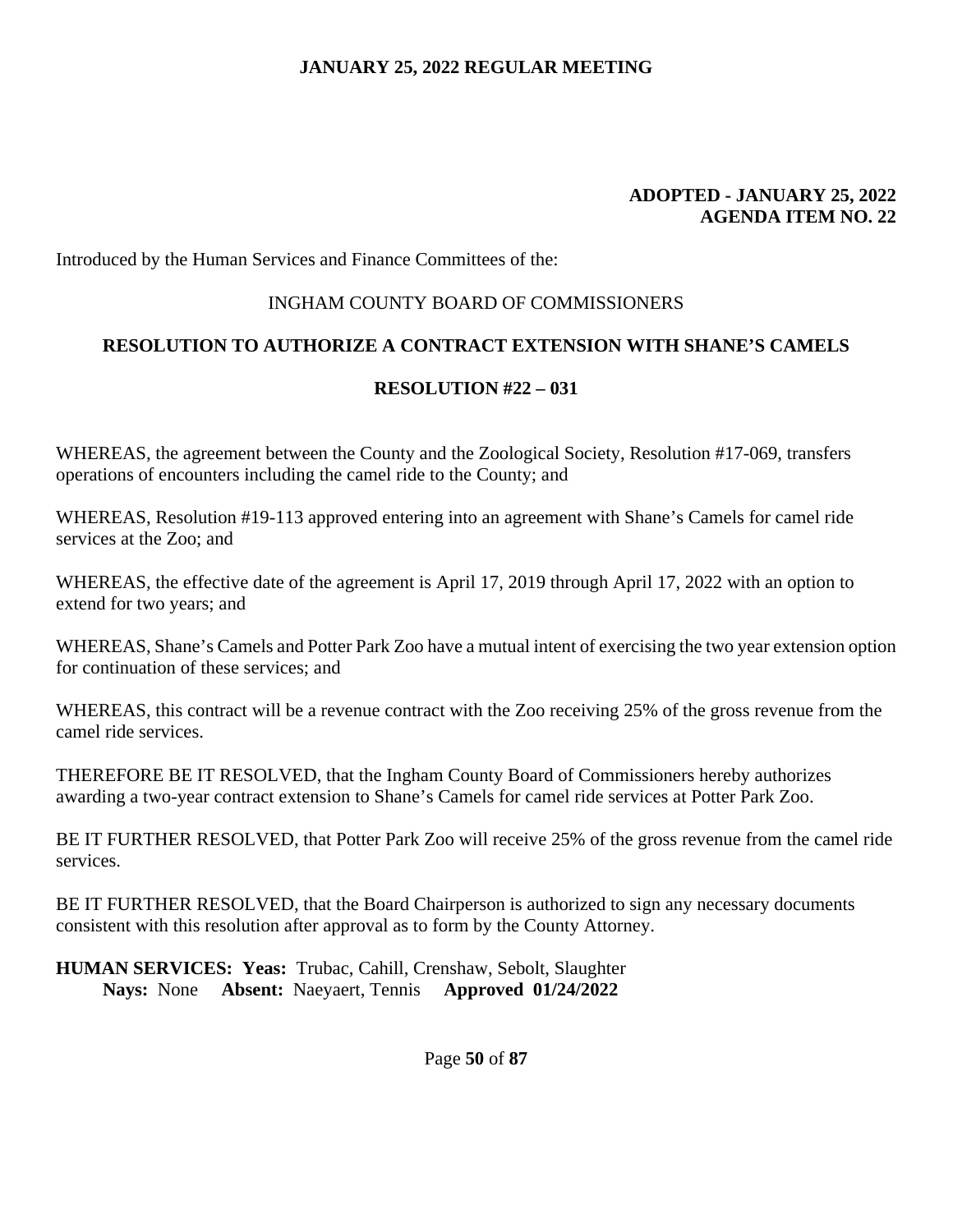**ADOPTED - JANUARY 25, 2022**
**AGENDA ITEM NO. 22**

Introduced by the Human Services and Finance Committees of the:

INGHAM COUNTY BOARD OF COMMISSIONERS

## RESOLUTION TO AUTHORIZE A CONTRACT EXTENSION WITH SHANE'S CAMELS

## RESOLUTION #22 – 031

WHEREAS, the agreement between the County and the Zoological Society, Resolution #17-069, transfers operations of encounters including the camel ride to the County; and

WHEREAS, Resolution #19-113 approved entering into an agreement with Shane's Camels for camel ride services at the Zoo; and

WHEREAS, the effective date of the agreement is April 17, 2019 through April 17, 2022 with an option to extend for two years; and

WHEREAS, Shane's Camels and Potter Park Zoo have a mutual intent of exercising the two year extension option for continuation of these services; and

WHEREAS, this contract will be a revenue contract with the Zoo receiving 25% of the gross revenue from the camel ride services.

THEREFORE BE IT RESOLVED, that the Ingham County Board of Commissioners hereby authorizes awarding a two-year contract extension to Shane's Camels for camel ride services at Potter Park Zoo.

BE IT FURTHER RESOLVED, that Potter Park Zoo will receive 25% of the gross revenue from the camel ride services.

BE IT FURTHER RESOLVED, that the Board Chairperson is authorized to sign any necessary documents consistent with this resolution after approval as to form by the County Attorney.

**HUMAN SERVICES: Yeas:** Trubac, Cahill, Crenshaw, Sebolt, Slaughter
**Nays:** None **Absent:** Naeyaert, Tennis **Approved 01/24/2022**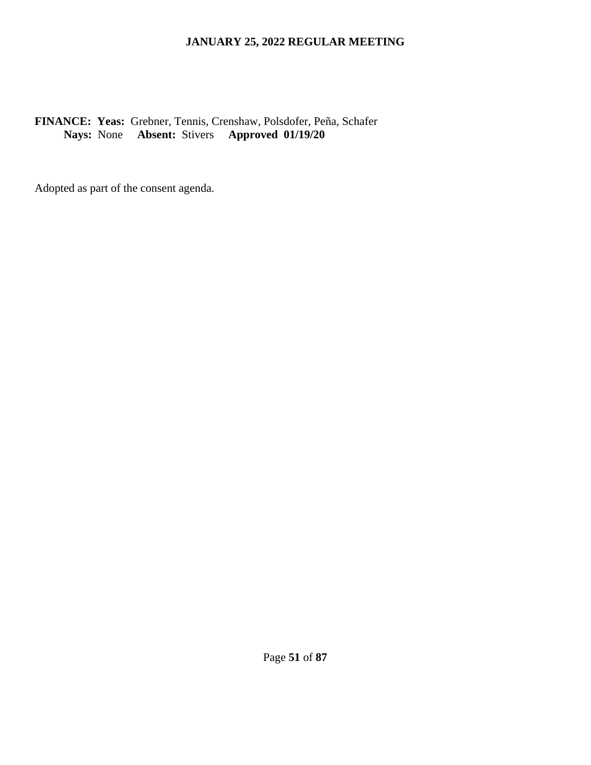**FINANCE: Yeas:** Grebner, Tennis, Crenshaw, Polsdofer, Peña, Schafer
**Nays:** None **Absent:** Stivers **Approved 01/19/20**

Adopted as part of the consent agenda.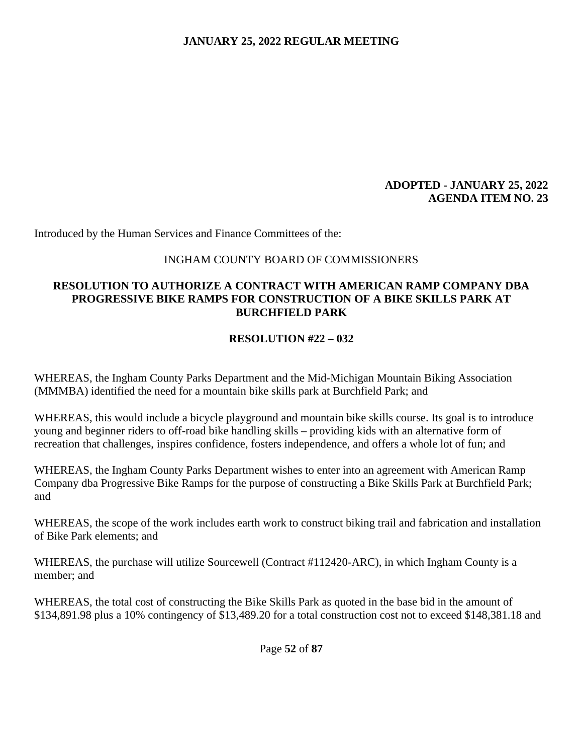**ADOPTED - JANUARY 25, 2022**
**AGENDA ITEM NO. 23**

Introduced by the Human Services and Finance Committees of the:

INGHAM COUNTY BOARD OF COMMISSIONERS

**RESOLUTION TO AUTHORIZE A CONTRACT WITH AMERICAN RAMP COMPANY DBA PROGRESSIVE BIKE RAMPS FOR CONSTRUCTION OF A BIKE SKILLS PARK AT BURCHFIELD PARK**

**RESOLUTION #22 – 032**

WHEREAS, the Ingham County Parks Department and the Mid-Michigan Mountain Biking Association (MMMBA) identified the need for a mountain bike skills park at Burchfield Park; and

WHEREAS, this would include a bicycle playground and mountain bike skills course. Its goal is to introduce young and beginner riders to off-road bike handling skills – providing kids with an alternative form of recreation that challenges, inspires confidence, fosters independence, and offers a whole lot of fun; and

WHEREAS, the Ingham County Parks Department wishes to enter into an agreement with American Ramp Company dba Progressive Bike Ramps for the purpose of constructing a Bike Skills Park at Burchfield Park; and

WHEREAS, the scope of the work includes earth work to construct biking trail and fabrication and installation of Bike Park elements; and

WHEREAS, the purchase will utilize Sourcewell (Contract #112420-ARC), in which Ingham County is a member; and

WHEREAS, the total cost of constructing the Bike Skills Park as quoted in the base bid in the amount of $134,891.98 plus a 10% contingency of $13,489.20 for a total construction cost not to exceed $148,381.18 and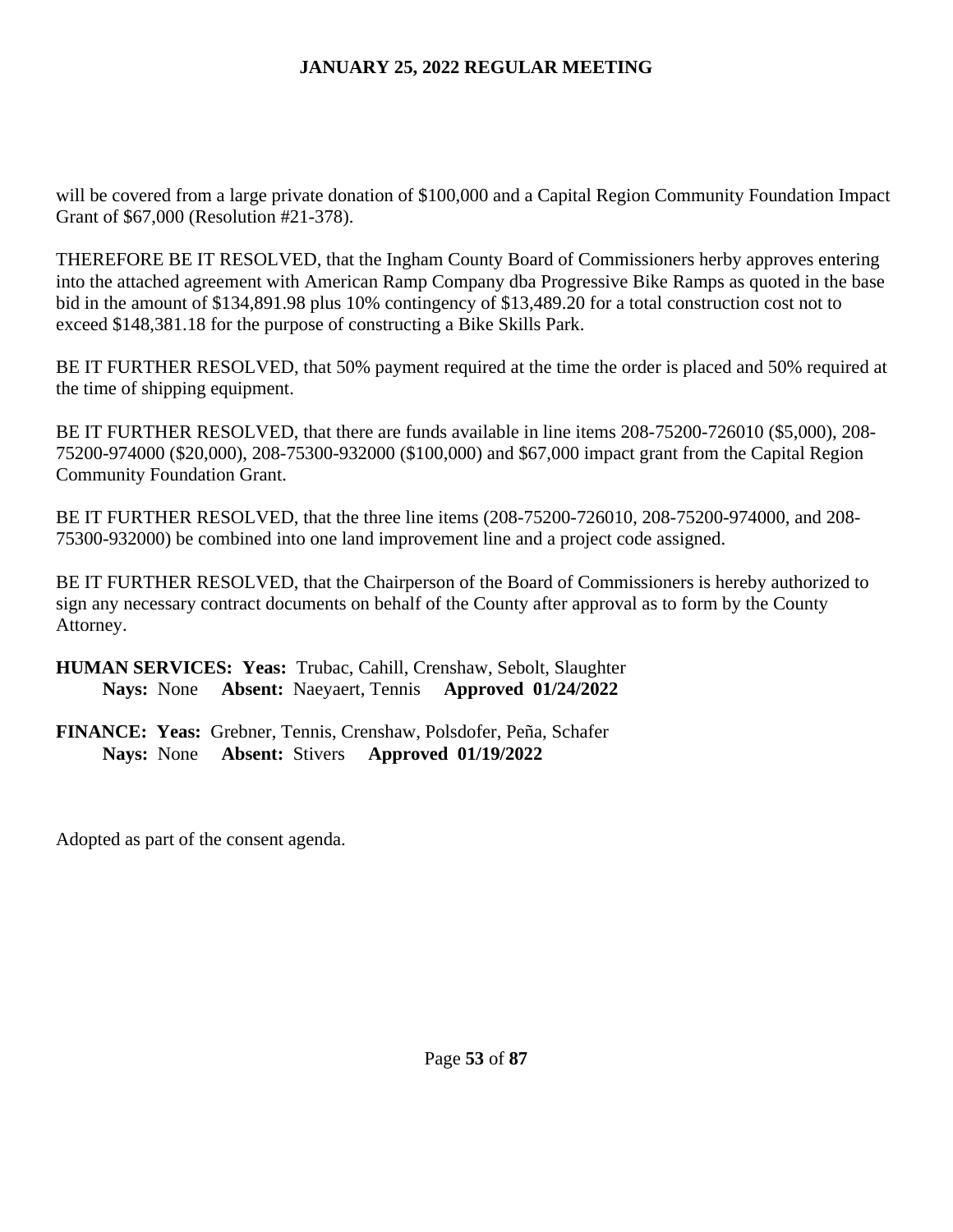will be covered from a large private donation of $100,000 and a Capital Region Community Foundation Impact Grant of $67,000 (Resolution #21-378).

THEREFORE BE IT RESOLVED, that the Ingham County Board of Commissioners herby approves entering into the attached agreement with American Ramp Company dba Progressive Bike Ramps as quoted in the base bid in the amount of $134,891.98 plus 10% contingency of $13,489.20 for a total construction cost not to exceed $148,381.18 for the purpose of constructing a Bike Skills Park.

BE IT FURTHER RESOLVED, that 50% payment required at the time the order is placed and 50% required at the time of shipping equipment.

BE IT FURTHER RESOLVED, that there are funds available in line items 208-75200-726010 ($5,000), 208-75200-974000 ($20,000), 208-75300-932000 ($100,000) and $67,000 impact grant from the Capital Region Community Foundation Grant.

BE IT FURTHER RESOLVED, that the three line items (208-75200-726010, 208-75200-974000, and 208-75300-932000) be combined into one land improvement line and a project code assigned.

BE IT FURTHER RESOLVED, that the Chairperson of the Board of Commissioners is hereby authorized to sign any necessary contract documents on behalf of the County after approval as to form by the County Attorney.

**HUMAN SERVICES: Yeas:** Trubac, Cahill, Crenshaw, Sebolt, Slaughter
**Nays:** None **Absent:** Naeyaert, Tennis **Approved 01/24/2022**

**FINANCE: Yeas:** Grebner, Tennis, Crenshaw, Polsdofer, Peña, Schafer
**Nays:** None **Absent:** Stivers **Approved 01/19/2022**

Adopted as part of the consent agenda.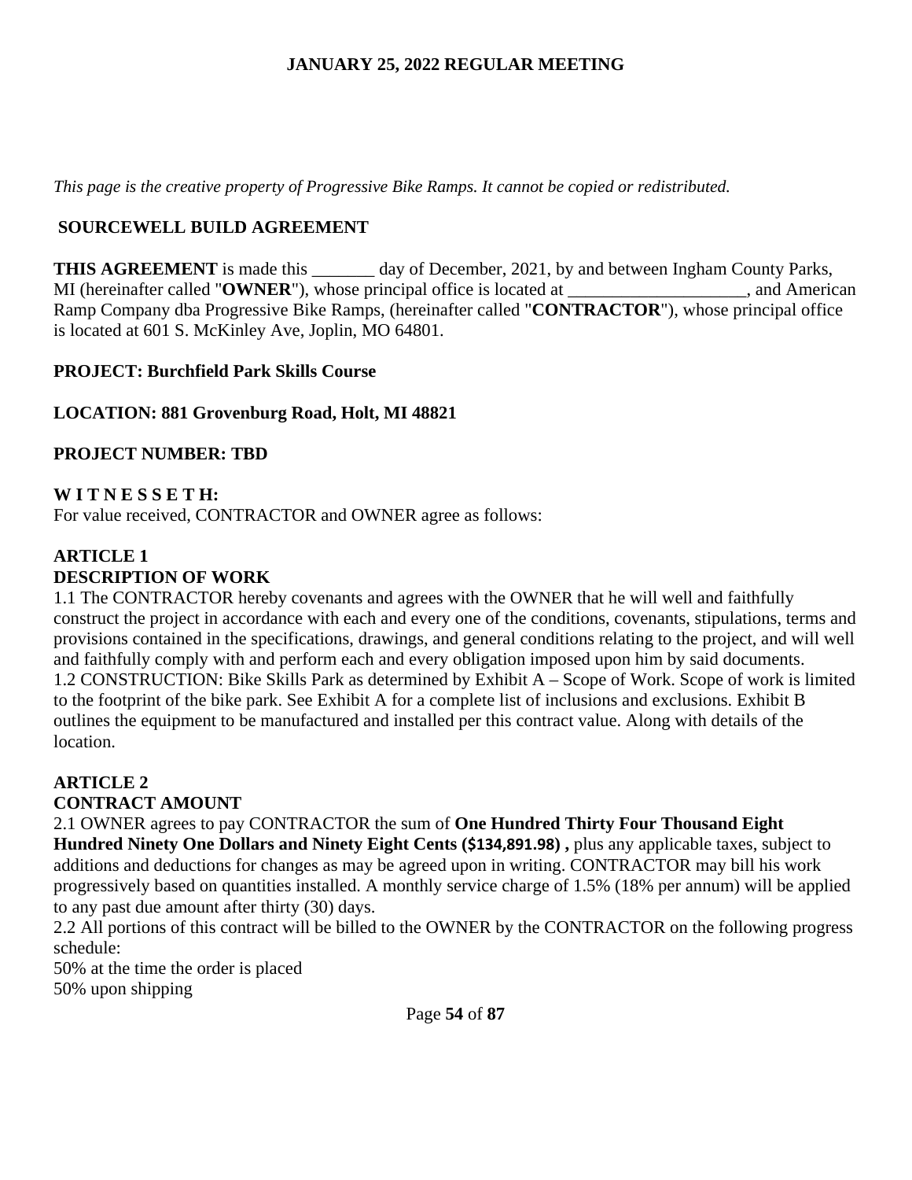*This page is the creative property of Progressive Bike Ramps. It cannot be copied or redistributed.*

## SOURCEWELL BUILD AGREEMENT

**THIS AGREEMENT** is made this _______ day of December, 2021, by and between Ingham County Parks, MI (hereinafter called "**OWNER**"), whose principal office is located at ____________________, and American Ramp Company dba Progressive Bike Ramps, (hereinafter called "**CONTRACTOR**"), whose principal office is located at 601 S. McKinley Ave, Joplin, MO 64801.

**PROJECT: Burchfield Park Skills Course**

**LOCATION: 881 Grovenburg Road, Holt, MI 48821**

**PROJECT NUMBER: TBD**

**W I T N E S S E T H:**
For value received, CONTRACTOR and OWNER agree as follows:

### ARTICLE 1
### DESCRIPTION OF WORK

1.1 The CONTRACTOR hereby covenants and agrees with the OWNER that he will well and faithfully construct the project in accordance with each and every one of the conditions, covenants, stipulations, terms and provisions contained in the specifications, drawings, and general conditions relating to the project, and will well and faithfully comply with and perform each and every obligation imposed upon him by said documents.
1.2 CONSTRUCTION: Bike Skills Park as determined by Exhibit A – Scope of Work. Scope of work is limited to the footprint of the bike park. See Exhibit A for a complete list of inclusions and exclusions. Exhibit B outlines the equipment to be manufactured and installed per this contract value. Along with details of the location.

### ARTICLE 2
### CONTRACT AMOUNT

2.1 OWNER agrees to pay CONTRACTOR the sum of **One Hundred Thirty Four Thousand Eight Hundred Ninety One Dollars and Ninety Eight Cents ($134,891.98) ,** plus any applicable taxes, subject to additions and deductions for changes as may be agreed upon in writing. CONTRACTOR may bill his work progressively based on quantities installed. A monthly service charge of 1.5% (18% per annum) will be applied to any past due amount after thirty (30) days.
2.2 All portions of this contract will be billed to the OWNER by the CONTRACTOR on the following progress schedule:
50% at the time the order is placed
50% upon shipping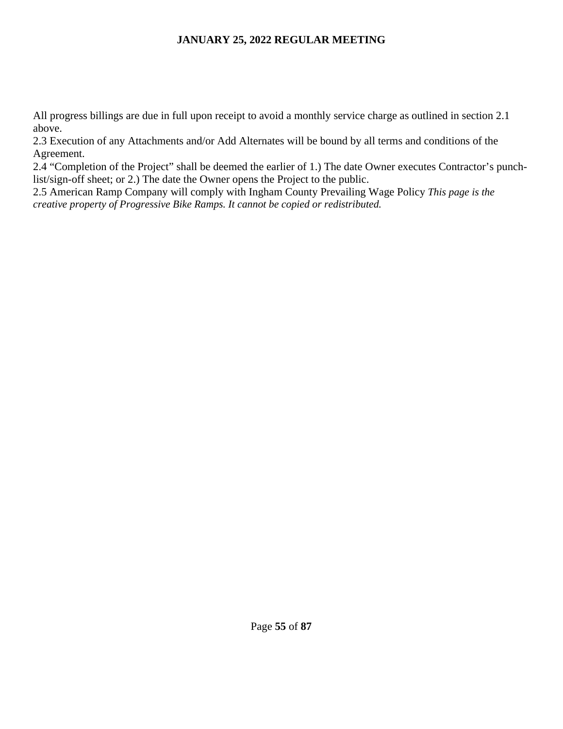All progress billings are due in full upon receipt to avoid a monthly service charge as outlined in section 2.1 above.

2.3 Execution of any Attachments and/or Add Alternates will be bound by all terms and conditions of the Agreement.

2.4 “Completion of the Project” shall be deemed the earlier of 1.) The date Owner executes Contractor’s punch-list/sign-off sheet; or 2.) The date the Owner opens the Project to the public.

2.5 American Ramp Company will comply with Ingham County Prevailing Wage Policy *This page is the creative property of Progressive Bike Ramps. It cannot be copied or redistributed.*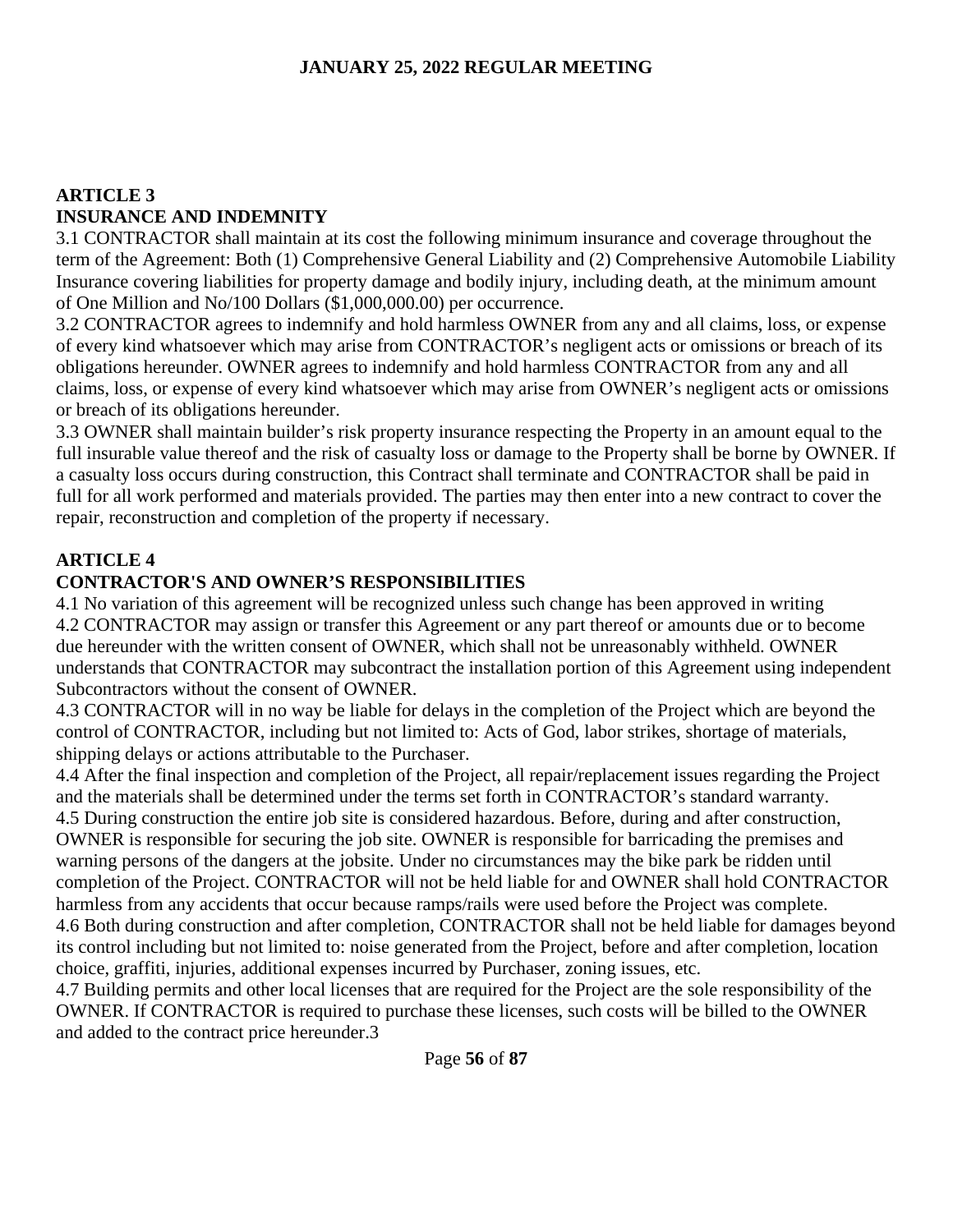## ARTICLE 3
## INSURANCE AND INDEMNITY

3.1 CONTRACTOR shall maintain at its cost the following minimum insurance and coverage throughout the term of the Agreement: Both (1) Comprehensive General Liability and (2) Comprehensive Automobile Liability Insurance covering liabilities for property damage and bodily injury, including death, at the minimum amount of One Million and No/100 Dollars ($1,000,000.00) per occurrence.

3.2 CONTRACTOR agrees to indemnify and hold harmless OWNER from any and all claims, loss, or expense of every kind whatsoever which may arise from CONTRACTOR's negligent acts or omissions or breach of its obligations hereunder. OWNER agrees to indemnify and hold harmless CONTRACTOR from any and all claims, loss, or expense of every kind whatsoever which may arise from OWNER's negligent acts or omissions or breach of its obligations hereunder.

3.3 OWNER shall maintain builder's risk property insurance respecting the Property in an amount equal to the full insurable value thereof and the risk of casualty loss or damage to the Property shall be borne by OWNER. If a casualty loss occurs during construction, this Contract shall terminate and CONTRACTOR shall be paid in full for all work performed and materials provided. The parties may then enter into a new contract to cover the repair, reconstruction and completion of the property if necessary.

## ARTICLE 4
## CONTRACTOR'S AND OWNER'S RESPONSIBILITIES

4.1 No variation of this agreement will be recognized unless such change has been approved in writing

4.2 CONTRACTOR may assign or transfer this Agreement or any part thereof or amounts due or to become due hereunder with the written consent of OWNER, which shall not be unreasonably withheld. OWNER understands that CONTRACTOR may subcontract the installation portion of this Agreement using independent Subcontractors without the consent of OWNER.

4.3 CONTRACTOR will in no way be liable for delays in the completion of the Project which are beyond the control of CONTRACTOR, including but not limited to: Acts of God, labor strikes, shortage of materials, shipping delays or actions attributable to the Purchaser.

4.4 After the final inspection and completion of the Project, all repair/replacement issues regarding the Project and the materials shall be determined under the terms set forth in CONTRACTOR's standard warranty.

4.5 During construction the entire job site is considered hazardous. Before, during and after construction, OWNER is responsible for securing the job site. OWNER is responsible for barricading the premises and warning persons of the dangers at the jobsite. Under no circumstances may the bike park be ridden until completion of the Project. CONTRACTOR will not be held liable for and OWNER shall hold CONTRACTOR harmless from any accidents that occur because ramps/rails were used before the Project was complete.

4.6 Both during construction and after completion, CONTRACTOR shall not be held liable for damages beyond its control including but not limited to: noise generated from the Project, before and after completion, location choice, graffiti, injuries, additional expenses incurred by Purchaser, zoning issues, etc.

4.7 Building permits and other local licenses that are required for the Project are the sole responsibility of the OWNER. If CONTRACTOR is required to purchase these licenses, such costs will be billed to the OWNER and added to the contract price hereunder.3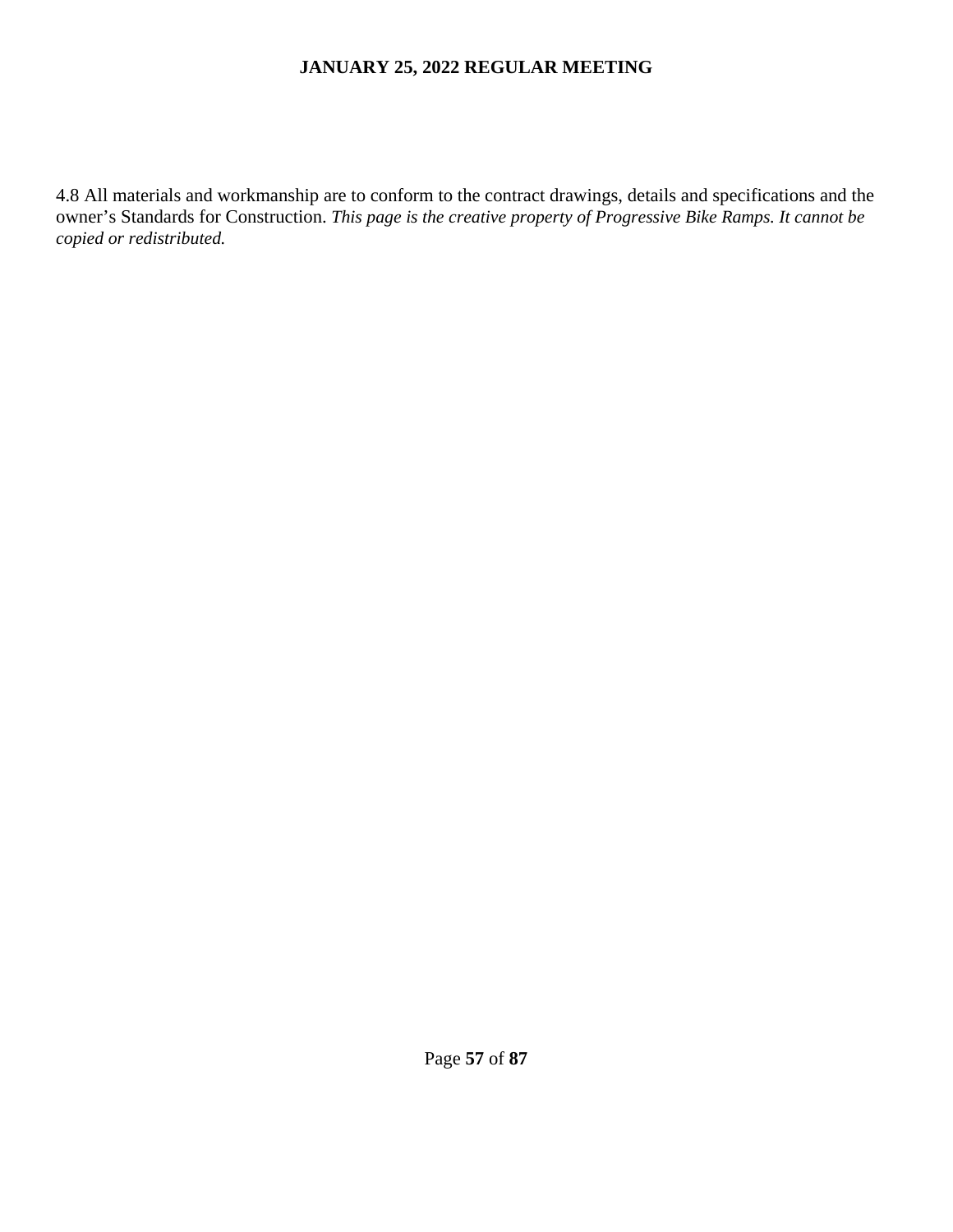4.8 All materials and workmanship are to conform to the contract drawings, details and specifications and the owner's Standards for Construction. *This page is the creative property of Progressive Bike Ramps. It cannot be copied or redistributed.*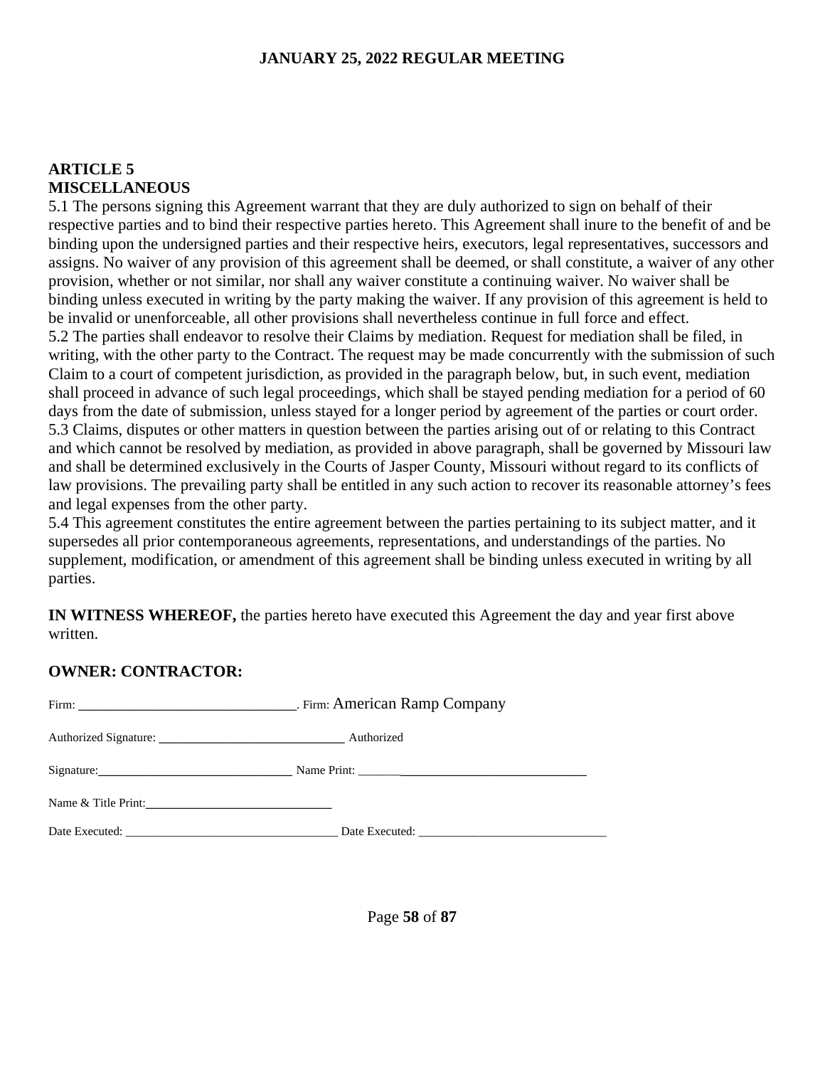# ARTICLE 5
## MISCELLANEOUS

5.1 The persons signing this Agreement warrant that they are duly authorized to sign on behalf of their respective parties and to bind their respective parties hereto. This Agreement shall inure to the benefit of and be binding upon the undersigned parties and their respective heirs, executors, legal representatives, successors and assigns. No waiver of any provision of this agreement shall be deemed, or shall constitute, a waiver of any other provision, whether or not similar, nor shall any waiver constitute a continuing waiver. No waiver shall be binding unless executed in writing by the party making the waiver. If any provision of this agreement is held to be invalid or unenforceable, all other provisions shall nevertheless continue in full force and effect.

5.2 The parties shall endeavor to resolve their Claims by mediation. Request for mediation shall be filed, in writing, with the other party to the Contract. The request may be made concurrently with the submission of such Claim to a court of competent jurisdiction, as provided in the paragraph below, but, in such event, mediation shall proceed in advance of such legal proceedings, which shall be stayed pending mediation for a period of 60 days from the date of submission, unless stayed for a longer period by agreement of the parties or court order.

5.3 Claims, disputes or other matters in question between the parties arising out of or relating to this Contract and which cannot be resolved by mediation, as provided in above paragraph, shall be governed by Missouri law and shall be determined exclusively in the Courts of Jasper County, Missouri without regard to its conflicts of law provisions. The prevailing party shall be entitled in any such action to recover its reasonable attorney's fees and legal expenses from the other party.

5.4 This agreement constitutes the entire agreement between the parties pertaining to its subject matter, and it supersedes all prior contemporaneous agreements, representations, and understandings of the parties. No supplement, modification, or amendment of this agreement shall be binding unless executed in writing by all parties.

**IN WITNESS WHEREOF,** the parties hereto have executed this Agreement the day and year first above written.

**OWNER: CONTRACTOR:**

Firm: ______________________________. Firm: American Ramp Company

Authorized Signature: ____________________________ Authorized

Signature:______________________________ Name Print: ____________________________________

Name & Title Print:____________________________

Date Executed: ______________________________ Date Executed: ______________________________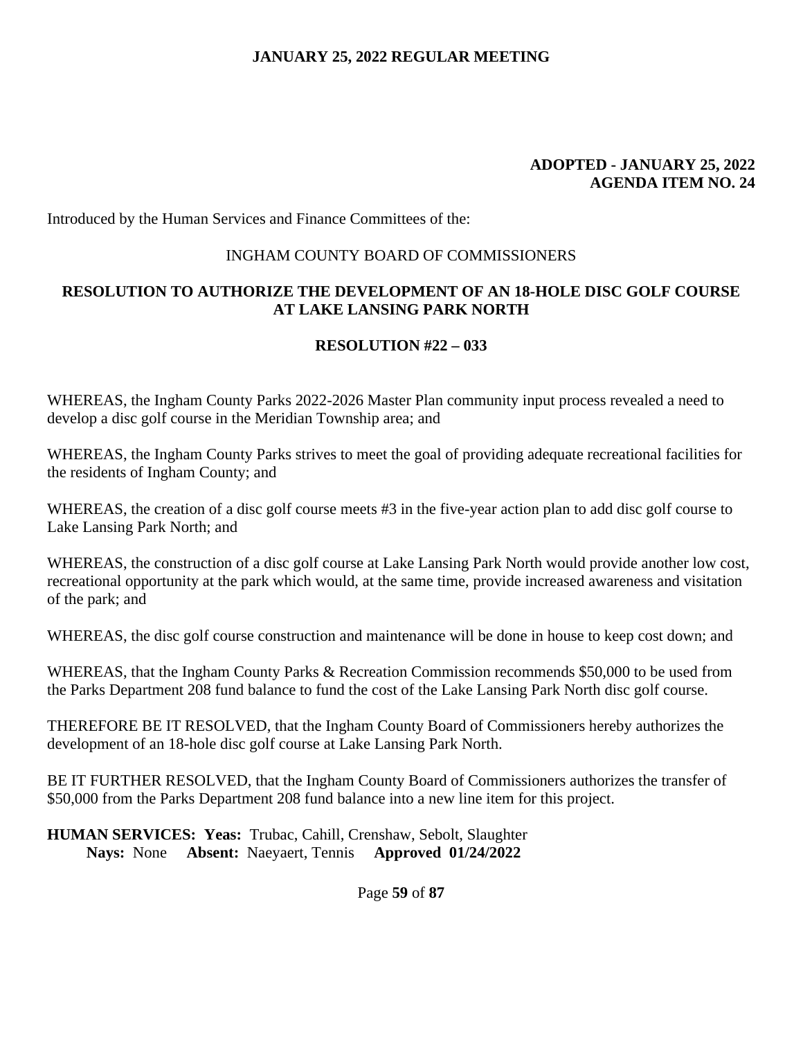**ADOPTED - JANUARY 25, 2022**
**AGENDA ITEM NO. 24**

Introduced by the Human Services and Finance Committees of the:

INGHAM COUNTY BOARD OF COMMISSIONERS

## RESOLUTION TO AUTHORIZE THE DEVELOPMENT OF AN 18-HOLE DISC GOLF COURSE AT LAKE LANSING PARK NORTH

### RESOLUTION #22 – 033

WHEREAS, the Ingham County Parks 2022-2026 Master Plan community input process revealed a need to develop a disc golf course in the Meridian Township area; and

WHEREAS, the Ingham County Parks strives to meet the goal of providing adequate recreational facilities for the residents of Ingham County; and

WHEREAS, the creation of a disc golf course meets #3 in the five-year action plan to add disc golf course to Lake Lansing Park North; and

WHEREAS, the construction of a disc golf course at Lake Lansing Park North would provide another low cost, recreational opportunity at the park which would, at the same time, provide increased awareness and visitation of the park; and

WHEREAS, the disc golf course construction and maintenance will be done in house to keep cost down; and

WHEREAS, that the Ingham County Parks & Recreation Commission recommends $50,000 to be used from the Parks Department 208 fund balance to fund the cost of the Lake Lansing Park North disc golf course.

THEREFORE BE IT RESOLVED, that the Ingham County Board of Commissioners hereby authorizes the development of an 18-hole disc golf course at Lake Lansing Park North.

BE IT FURTHER RESOLVED, that the Ingham County Board of Commissioners authorizes the transfer of $50,000 from the Parks Department 208 fund balance into a new line item for this project.

**HUMAN SERVICES: Yeas:** Trubac, Cahill, Crenshaw, Sebolt, Slaughter
**Nays:** None **Absent:** Naeyaert, Tennis **Approved 01/24/2022**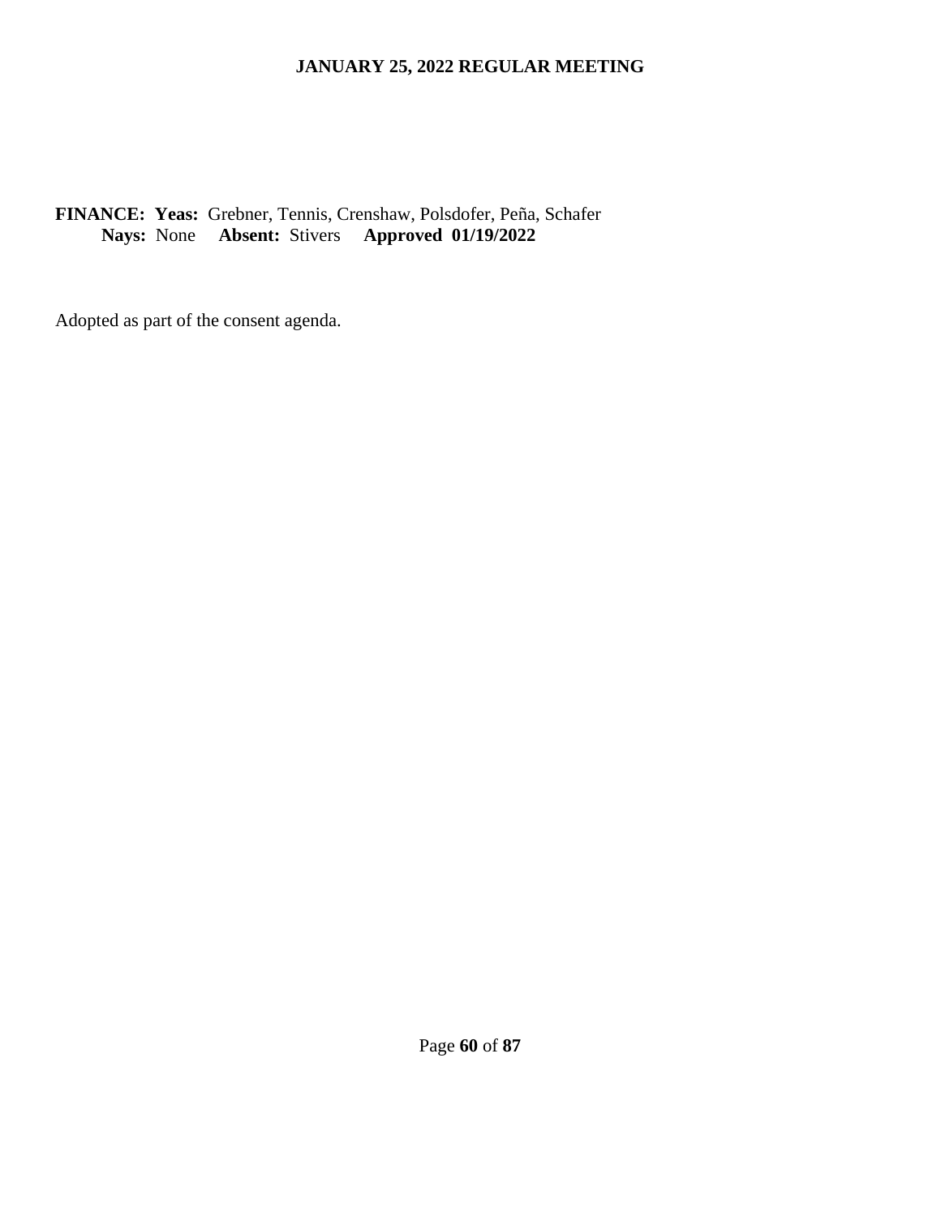**FINANCE: Yeas:** Grebner, Tennis, Crenshaw, Polsdofer, Peña, Schafer
**Nays:** None **Absent:** Stivers **Approved 01/19/2022**

Adopted as part of the consent agenda.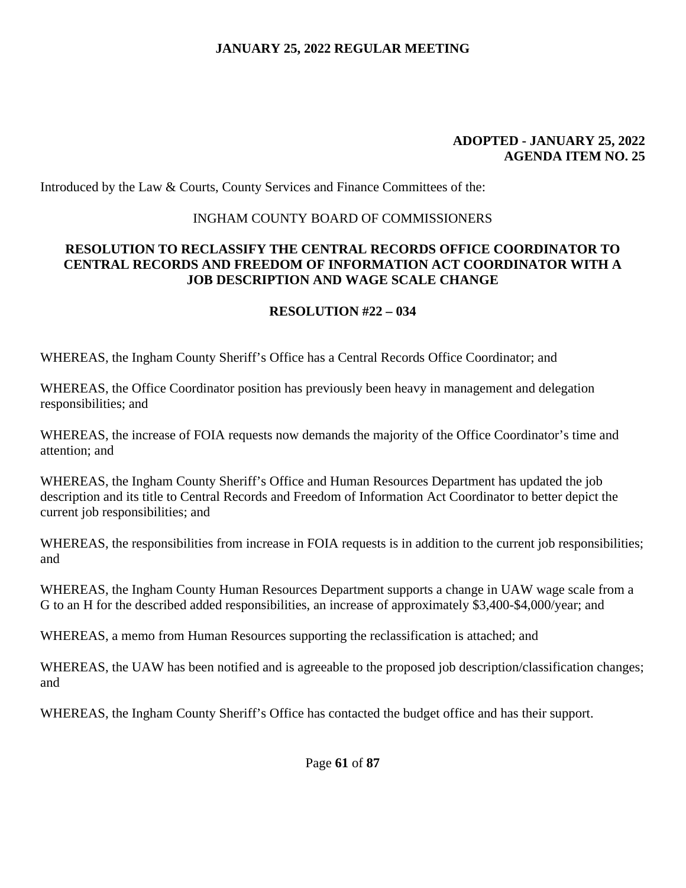**ADOPTED - JANUARY 25, 2022**
**AGENDA ITEM NO. 25**

Introduced by the Law & Courts, County Services and Finance Committees of the:

INGHAM COUNTY BOARD OF COMMISSIONERS

## RESOLUTION TO RECLASSIFY THE CENTRAL RECORDS OFFICE COORDINATOR TO CENTRAL RECORDS AND FREEDOM OF INFORMATION ACT COORDINATOR WITH A JOB DESCRIPTION AND WAGE SCALE CHANGE

**RESOLUTION #22 – 034**

WHEREAS, the Ingham County Sheriff's Office has a Central Records Office Coordinator; and

WHEREAS, the Office Coordinator position has previously been heavy in management and delegation responsibilities; and

WHEREAS, the increase of FOIA requests now demands the majority of the Office Coordinator's time and attention; and

WHEREAS, the Ingham County Sheriff's Office and Human Resources Department has updated the job description and its title to Central Records and Freedom of Information Act Coordinator to better depict the current job responsibilities; and

WHEREAS, the responsibilities from increase in FOIA requests is in addition to the current job responsibilities; and

WHEREAS, the Ingham County Human Resources Department supports a change in UAW wage scale from a G to an H for the described added responsibilities, an increase of approximately $3,400-$4,000/year; and

WHEREAS, a memo from Human Resources supporting the reclassification is attached; and

WHEREAS, the UAW has been notified and is agreeable to the proposed job description/classification changes; and

WHEREAS, the Ingham County Sheriff's Office has contacted the budget office and has their support.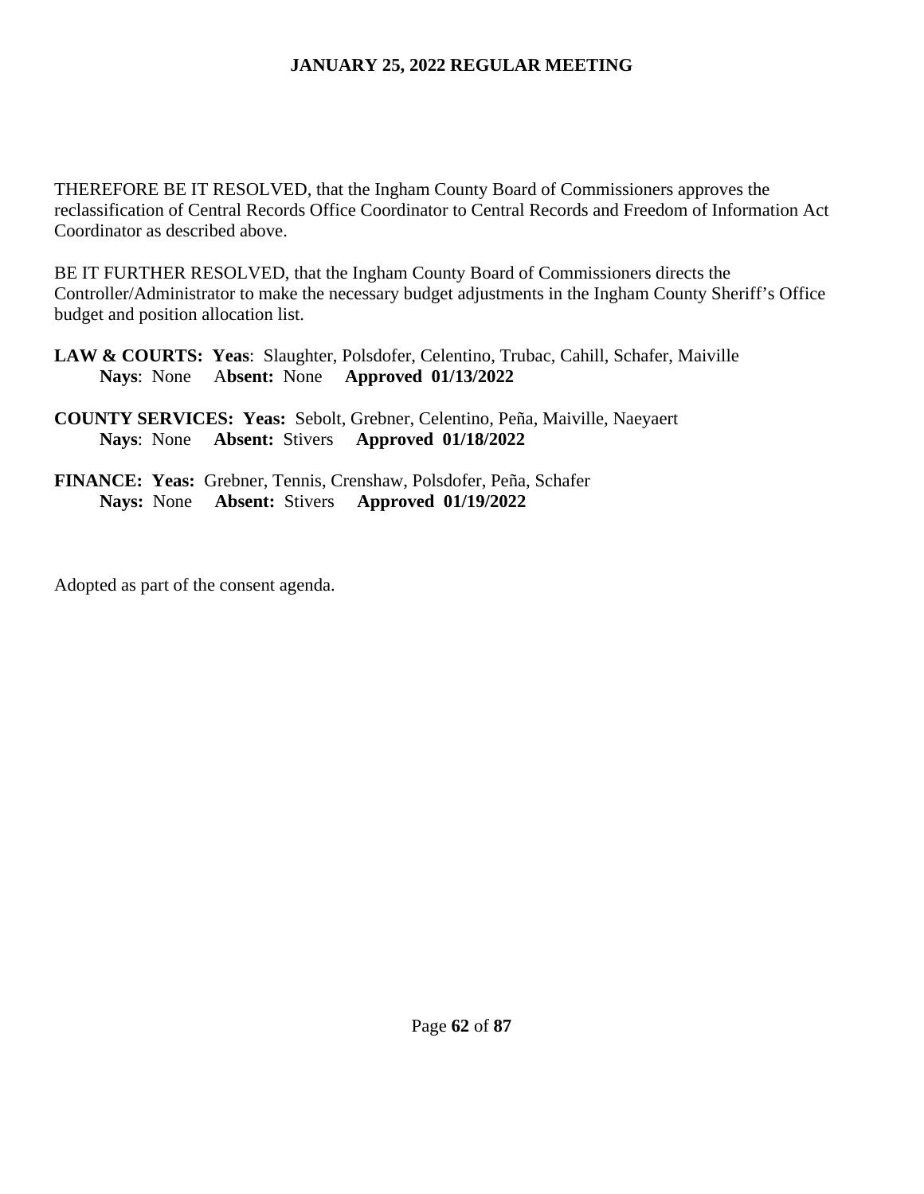THEREFORE BE IT RESOLVED, that the Ingham County Board of Commissioners approves the reclassification of Central Records Office Coordinator to Central Records and Freedom of Information Act Coordinator as described above.

BE IT FURTHER RESOLVED, that the Ingham County Board of Commissioners directs the Controller/Administrator to make the necessary budget adjustments in the Ingham County Sheriff's Office budget and position allocation list.

**LAW & COURTS: Yeas**: Slaughter, Polsdofer, Celentino, Trubac, Cahill, Schafer, Maiville
**Nays**: None **Absent:** None **Approved 01/13/2022**

**COUNTY SERVICES: Yeas:** Sebolt, Grebner, Celentino, Peña, Maiville, Naeyaert
**Nays**: None **Absent:** Stivers **Approved 01/18/2022**

**FINANCE: Yeas:** Grebner, Tennis, Crenshaw, Polsdofer, Peña, Schafer
**Nays:** None **Absent:** Stivers **Approved 01/19/2022**

Adopted as part of the consent agenda.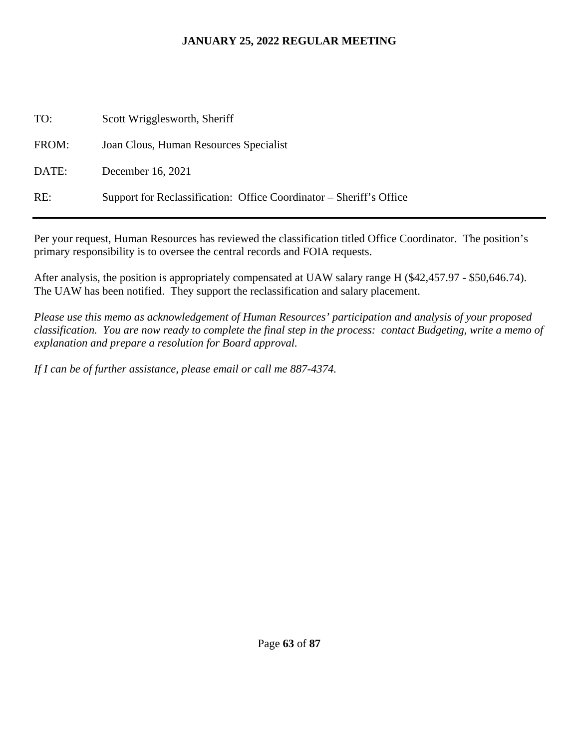| | |
|---|---|
| TO: | Scott Wrigglesworth, Sheriff |
| FROM: | Joan Clous, Human Resources Specialist |
| DATE: | December 16, 2021 |
| RE: | Support for Reclassification: Office Coordinator – Sheriff's Office |

---

Per your request, Human Resources has reviewed the classification titled Office Coordinator. The position's primary responsibility is to oversee the central records and FOIA requests.

After analysis, the position is appropriately compensated at UAW salary range H ($42,457.97 - $50,646.74). The UAW has been notified. They support the reclassification and salary placement.

*Please use this memo as acknowledgement of Human Resources' participation and analysis of your proposed classification. You are now ready to complete the final step in the process: contact Budgeting, write a memo of explanation and prepare a resolution for Board approval.*

*If I can be of further assistance, please email or call me 887-4374.*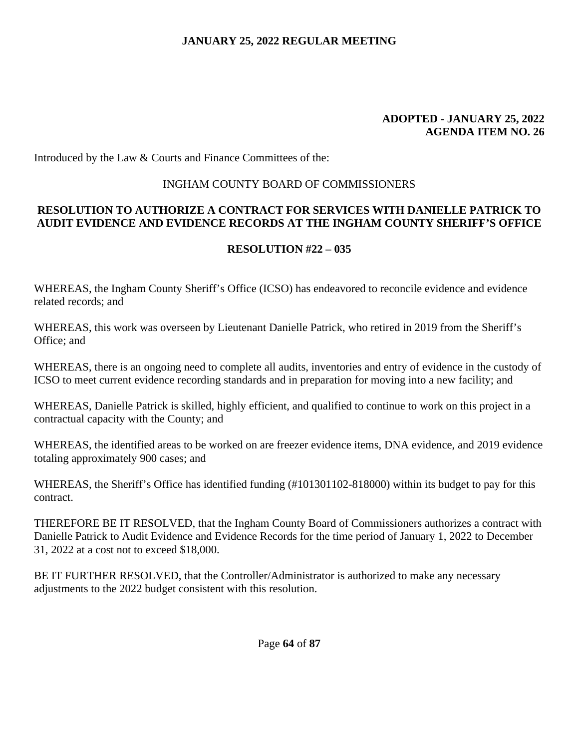**ADOPTED - JANUARY 25, 2022**
**AGENDA ITEM NO. 26**

Introduced by the Law & Courts and Finance Committees of the:

INGHAM COUNTY BOARD OF COMMISSIONERS

**RESOLUTION TO AUTHORIZE A CONTRACT FOR SERVICES WITH DANIELLE PATRICK TO AUDIT EVIDENCE AND EVIDENCE RECORDS AT THE INGHAM COUNTY SHERIFF'S OFFICE**

**RESOLUTION #22 – 035**

WHEREAS, the Ingham County Sheriff's Office (ICSO) has endeavored to reconcile evidence and evidence related records; and

WHEREAS, this work was overseen by Lieutenant Danielle Patrick, who retired in 2019 from the Sheriff's Office; and

WHEREAS, there is an ongoing need to complete all audits, inventories and entry of evidence in the custody of ICSO to meet current evidence recording standards and in preparation for moving into a new facility; and

WHEREAS, Danielle Patrick is skilled, highly efficient, and qualified to continue to work on this project in a contractual capacity with the County; and

WHEREAS, the identified areas to be worked on are freezer evidence items, DNA evidence, and 2019 evidence totaling approximately 900 cases; and

WHEREAS, the Sheriff's Office has identified funding (#101301102-818000) within its budget to pay for this contract.

THEREFORE BE IT RESOLVED, that the Ingham County Board of Commissioners authorizes a contract with Danielle Patrick to Audit Evidence and Evidence Records for the time period of January 1, 2022 to December 31, 2022 at a cost not to exceed $18,000.

BE IT FURTHER RESOLVED, that the Controller/Administrator is authorized to make any necessary adjustments to the 2022 budget consistent with this resolution.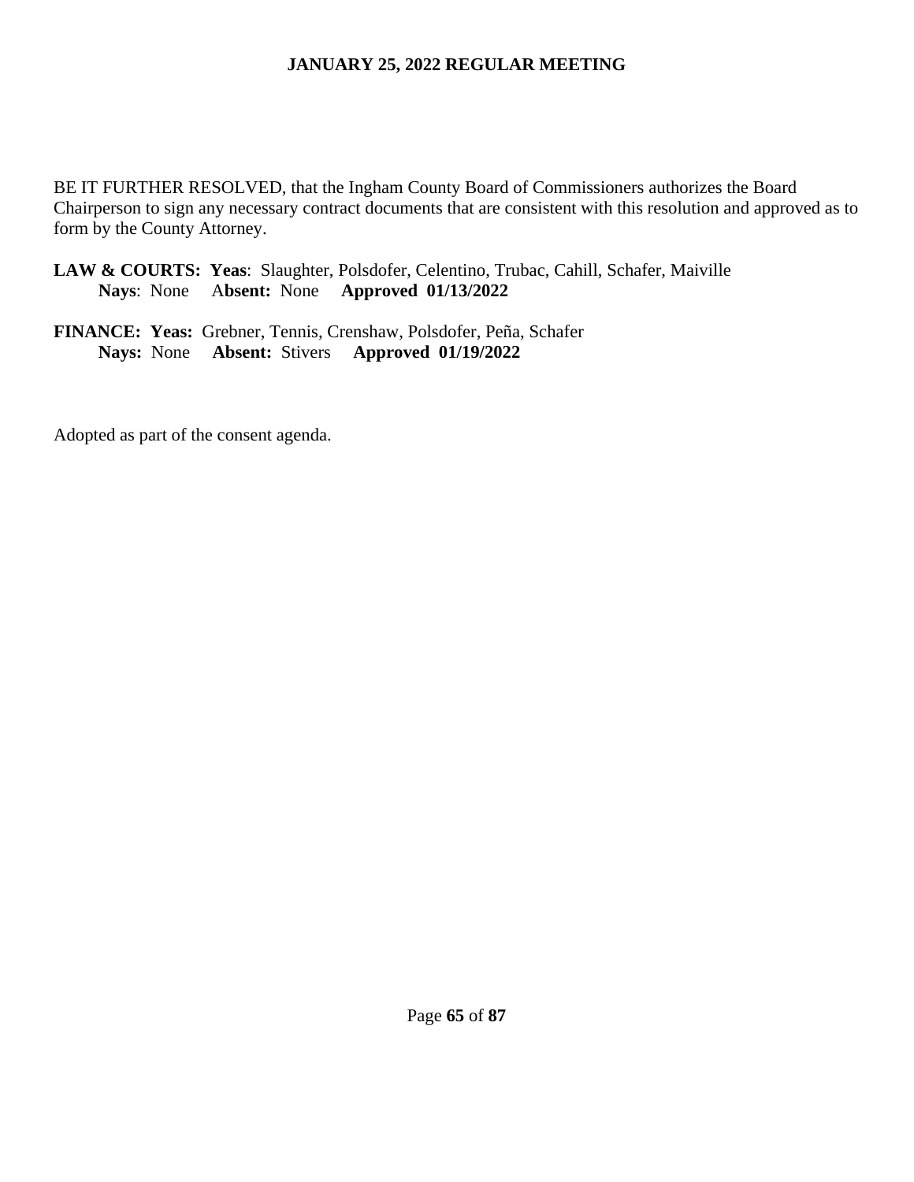BE IT FURTHER RESOLVED, that the Ingham County Board of Commissioners authorizes the Board Chairperson to sign any necessary contract documents that are consistent with this resolution and approved as to form by the County Attorney.

**LAW & COURTS: Yeas**: Slaughter, Polsdofer, Celentino, Trubac, Cahill, Schafer, Maiville
**Nays**: None **Absent:** None **Approved 01/13/2022**

**FINANCE: Yeas:** Grebner, Tennis, Crenshaw, Polsdofer, Peña, Schafer
**Nays:** None **Absent:** Stivers **Approved 01/19/2022**

Adopted as part of the consent agenda.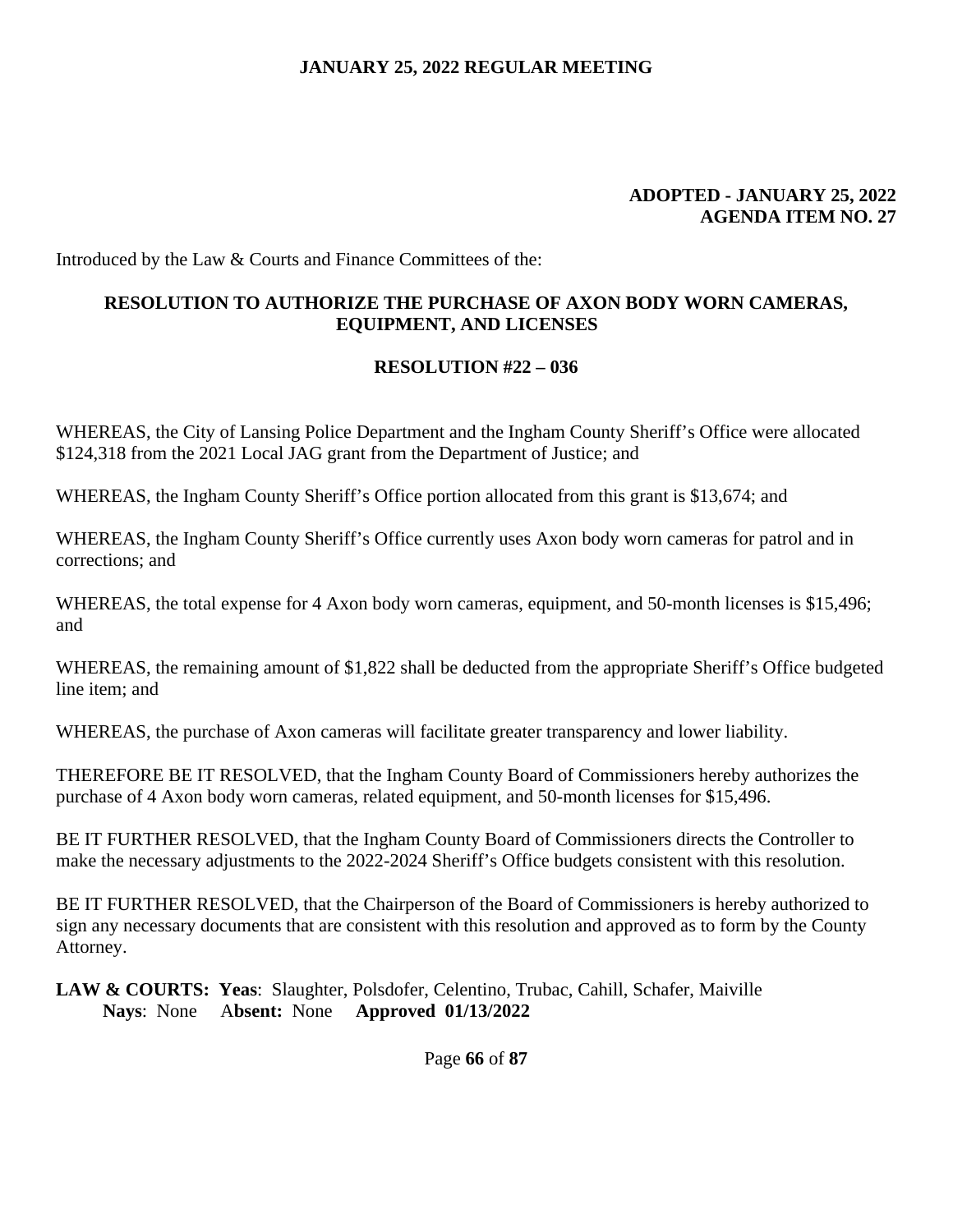**ADOPTED - JANUARY 25, 2022**
**AGENDA ITEM NO. 27**

Introduced by the Law & Courts and Finance Committees of the:

## RESOLUTION TO AUTHORIZE THE PURCHASE OF AXON BODY WORN CAMERAS, EQUIPMENT, AND LICENSES

### RESOLUTION #22 – 036

WHEREAS, the City of Lansing Police Department and the Ingham County Sheriff's Office were allocated $124,318 from the 2021 Local JAG grant from the Department of Justice; and

WHEREAS, the Ingham County Sheriff's Office portion allocated from this grant is $13,674; and

WHEREAS, the Ingham County Sheriff's Office currently uses Axon body worn cameras for patrol and in corrections; and

WHEREAS, the total expense for 4 Axon body worn cameras, equipment, and 50-month licenses is $15,496; and

WHEREAS, the remaining amount of $1,822 shall be deducted from the appropriate Sheriff's Office budgeted line item; and

WHEREAS, the purchase of Axon cameras will facilitate greater transparency and lower liability.

THEREFORE BE IT RESOLVED, that the Ingham County Board of Commissioners hereby authorizes the purchase of 4 Axon body worn cameras, related equipment, and 50-month licenses for $15,496.

BE IT FURTHER RESOLVED, that the Ingham County Board of Commissioners directs the Controller to make the necessary adjustments to the 2022-2024 Sheriff's Office budgets consistent with this resolution.

BE IT FURTHER RESOLVED, that the Chairperson of the Board of Commissioners is hereby authorized to sign any necessary documents that are consistent with this resolution and approved as to form by the County Attorney.

**LAW & COURTS: Yeas**: Slaughter, Polsdofer, Celentino, Trubac, Cahill, Schafer, Maiville
**Nays**: None **Absent:** None **Approved 01/13/2022**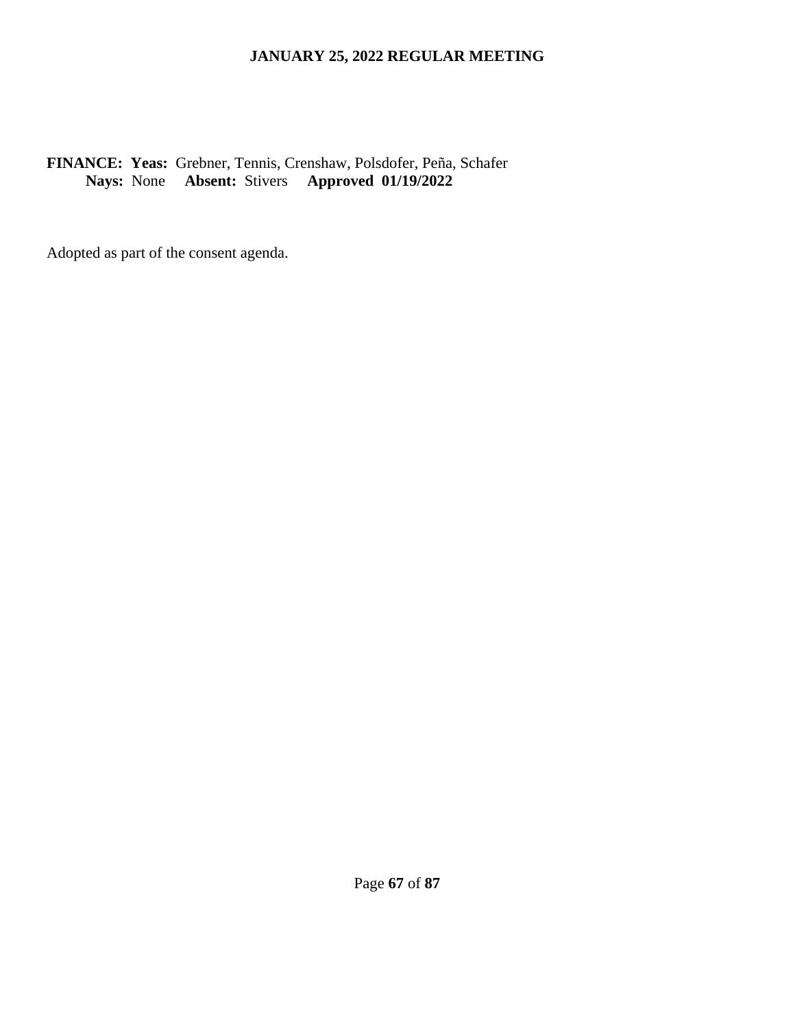**FINANCE: Yeas:** Grebner, Tennis, Crenshaw, Polsdofer, Peña, Schafer
**Nays:** None **Absent:** Stivers **Approved 01/19/2022**

Adopted as part of the consent agenda.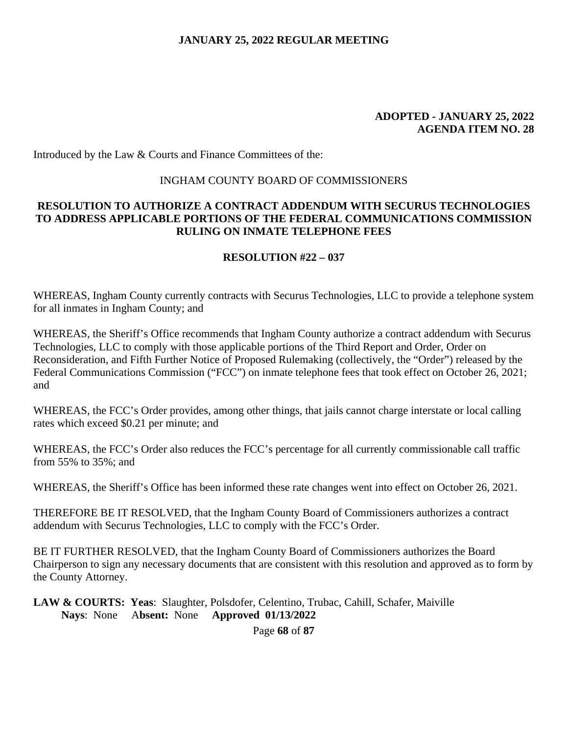**ADOPTED - JANUARY 25, 2022**
**AGENDA ITEM NO. 28**

Introduced by the Law & Courts and Finance Committees of the:

INGHAM COUNTY BOARD OF COMMISSIONERS

## RESOLUTION TO AUTHORIZE A CONTRACT ADDENDUM WITH SECURUS TECHNOLOGIES TO ADDRESS APPLICABLE PORTIONS OF THE FEDERAL COMMUNICATIONS COMMISSION RULING ON INMATE TELEPHONE FEES

**RESOLUTION #22 – 037**

WHEREAS, Ingham County currently contracts with Securus Technologies, LLC to provide a telephone system for all inmates in Ingham County; and

WHEREAS, the Sheriff's Office recommends that Ingham County authorize a contract addendum with Securus Technologies, LLC to comply with those applicable portions of the Third Report and Order, Order on Reconsideration, and Fifth Further Notice of Proposed Rulemaking (collectively, the "Order") released by the Federal Communications Commission ("FCC") on inmate telephone fees that took effect on October 26, 2021; and

WHEREAS, the FCC's Order provides, among other things, that jails cannot charge interstate or local calling rates which exceed $0.21 per minute; and

WHEREAS, the FCC's Order also reduces the FCC's percentage for all currently commissionable call traffic from 55% to 35%; and

WHEREAS, the Sheriff's Office has been informed these rate changes went into effect on October 26, 2021.

THEREFORE BE IT RESOLVED, that the Ingham County Board of Commissioners authorizes a contract addendum with Securus Technologies, LLC to comply with the FCC's Order.

BE IT FURTHER RESOLVED, that the Ingham County Board of Commissioners authorizes the Board Chairperson to sign any necessary documents that are consistent with this resolution and approved as to form by the County Attorney.

**LAW & COURTS: Yeas**: Slaughter, Polsdofer, Celentino, Trubac, Cahill, Schafer, Maiville
**Nays**: None **Absent:** None **Approved 01/13/2022**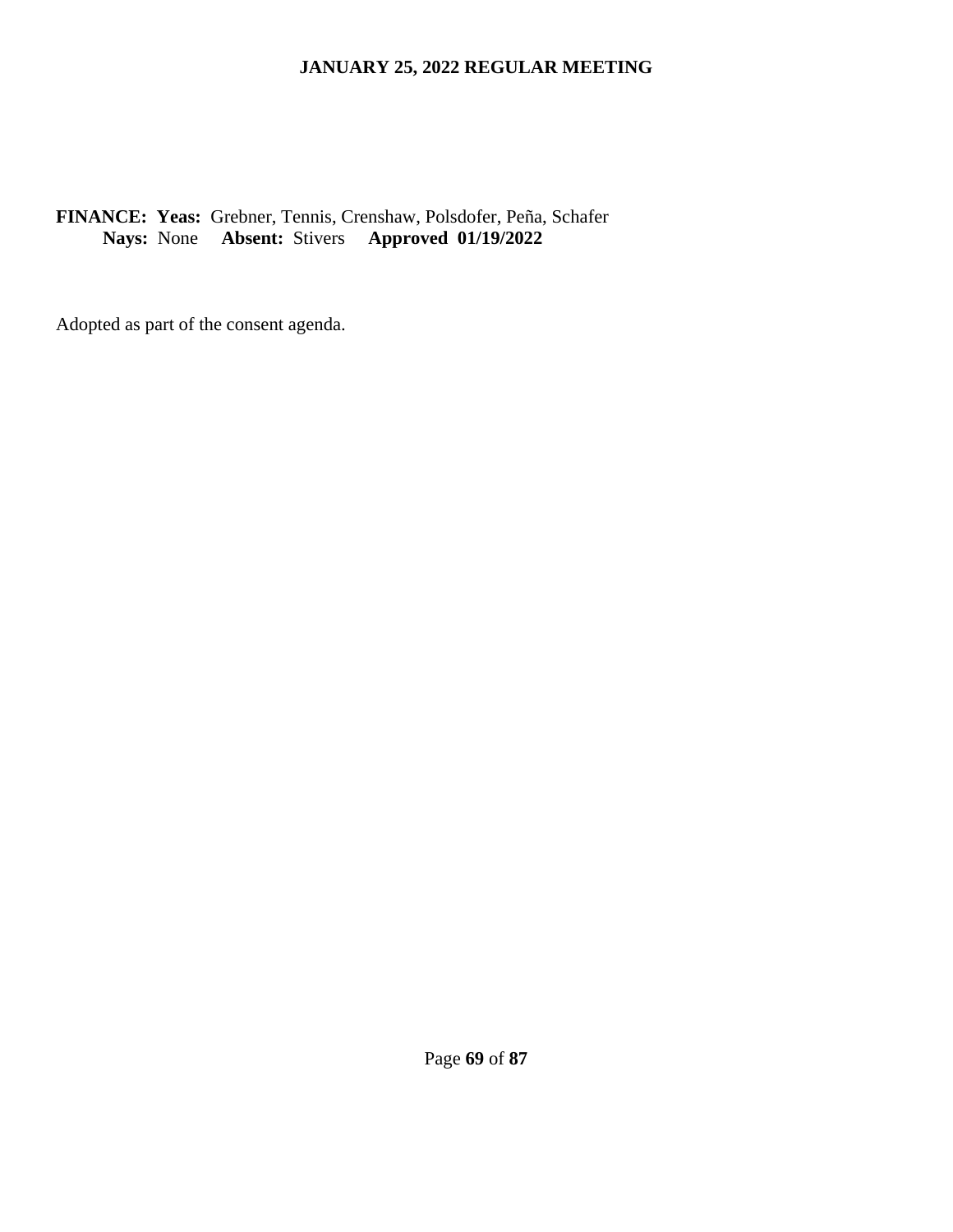**FINANCE: Yeas:** Grebner, Tennis, Crenshaw, Polsdofer, Peña, Schafer
**Nays:** None **Absent:** Stivers **Approved 01/19/2022**

Adopted as part of the consent agenda.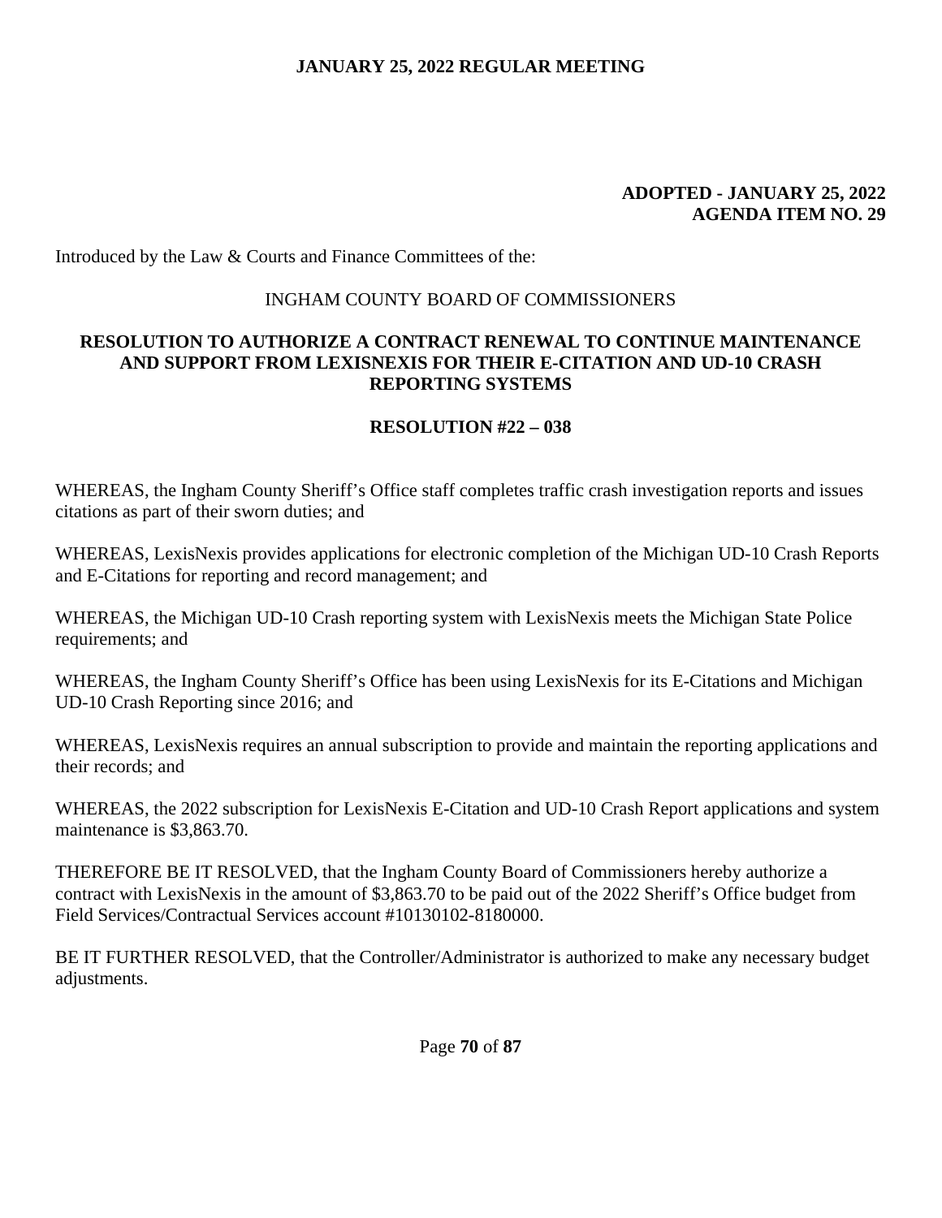**ADOPTED - JANUARY 25, 2022**
**AGENDA ITEM NO. 29**

Introduced by the Law & Courts and Finance Committees of the:

INGHAM COUNTY BOARD OF COMMISSIONERS

## RESOLUTION TO AUTHORIZE A CONTRACT RENEWAL TO CONTINUE MAINTENANCE AND SUPPORT FROM LEXISNEXIS FOR THEIR E-CITATION AND UD-10 CRASH REPORTING SYSTEMS

### RESOLUTION #22 – 038

WHEREAS, the Ingham County Sheriff's Office staff completes traffic crash investigation reports and issues citations as part of their sworn duties; and

WHEREAS, LexisNexis provides applications for electronic completion of the Michigan UD-10 Crash Reports and E-Citations for reporting and record management; and

WHEREAS, the Michigan UD-10 Crash reporting system with LexisNexis meets the Michigan State Police requirements; and

WHEREAS, the Ingham County Sheriff's Office has been using LexisNexis for its E-Citations and Michigan UD-10 Crash Reporting since 2016; and

WHEREAS, LexisNexis requires an annual subscription to provide and maintain the reporting applications and their records; and

WHEREAS, the 2022 subscription for LexisNexis E-Citation and UD-10 Crash Report applications and system maintenance is $3,863.70.

THEREFORE BE IT RESOLVED, that the Ingham County Board of Commissioners hereby authorize a contract with LexisNexis in the amount of $3,863.70 to be paid out of the 2022 Sheriff's Office budget from Field Services/Contractual Services account #10130102-8180000.

BE IT FURTHER RESOLVED, that the Controller/Administrator is authorized to make any necessary budget adjustments.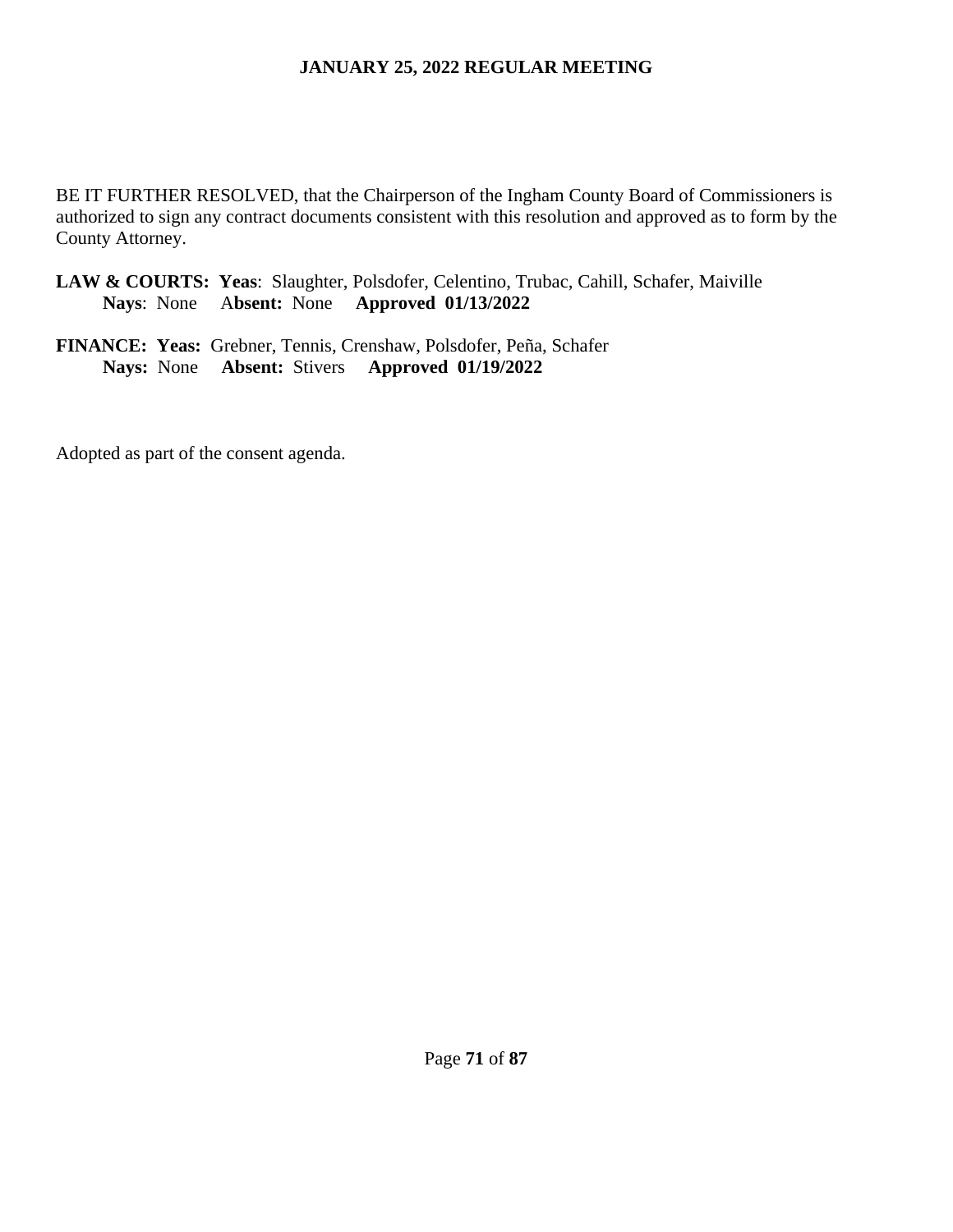BE IT FURTHER RESOLVED, that the Chairperson of the Ingham County Board of Commissioners is authorized to sign any contract documents consistent with this resolution and approved as to form by the County Attorney.

**LAW & COURTS: Yeas**: Slaughter, Polsdofer, Celentino, Trubac, Cahill, Schafer, Maiville
**Nays**: None **Absent:** None **Approved 01/13/2022**

**FINANCE: Yeas:** Grebner, Tennis, Crenshaw, Polsdofer, Peña, Schafer
**Nays:** None **Absent:** Stivers **Approved 01/19/2022**

Adopted as part of the consent agenda.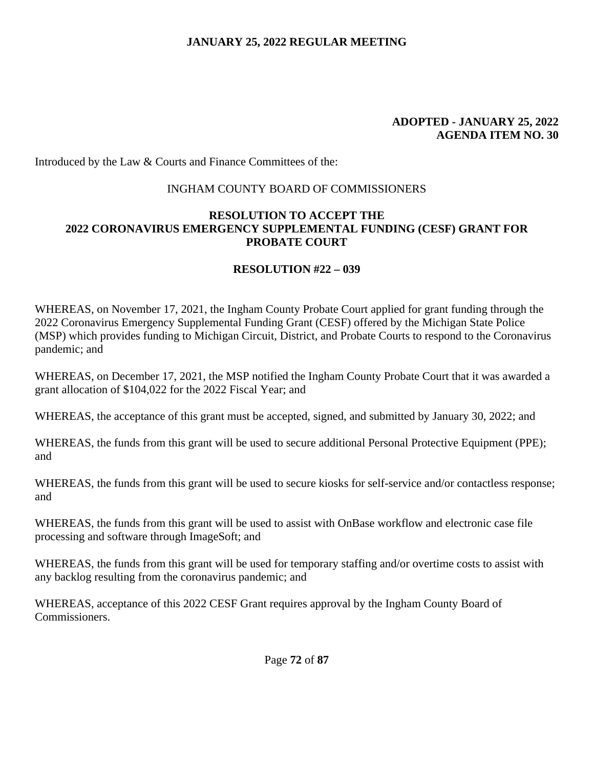**ADOPTED - JANUARY 25, 2022**
**AGENDA ITEM NO. 30**

Introduced by the Law & Courts and Finance Committees of the:

INGHAM COUNTY BOARD OF COMMISSIONERS

**RESOLUTION TO ACCEPT THE 2022 CORONAVIRUS EMERGENCY SUPPLEMENTAL FUNDING (CESF) GRANT FOR PROBATE COURT**

**RESOLUTION #22 – 039**

WHEREAS, on November 17, 2021, the Ingham County Probate Court applied for grant funding through the 2022 Coronavirus Emergency Supplemental Funding Grant (CESF) offered by the Michigan State Police (MSP) which provides funding to Michigan Circuit, District, and Probate Courts to respond to the Coronavirus pandemic; and

WHEREAS, on December 17, 2021, the MSP notified the Ingham County Probate Court that it was awarded a grant allocation of $104,022 for the 2022 Fiscal Year; and

WHEREAS, the acceptance of this grant must be accepted, signed, and submitted by January 30, 2022; and

WHEREAS, the funds from this grant will be used to secure additional Personal Protective Equipment (PPE); and

WHEREAS, the funds from this grant will be used to secure kiosks for self-service and/or contactless response; and

WHEREAS, the funds from this grant will be used to assist with OnBase workflow and electronic case file processing and software through ImageSoft; and

WHEREAS, the funds from this grant will be used for temporary staffing and/or overtime costs to assist with any backlog resulting from the coronavirus pandemic; and

WHEREAS, acceptance of this 2022 CESF Grant requires approval by the Ingham County Board of Commissioners.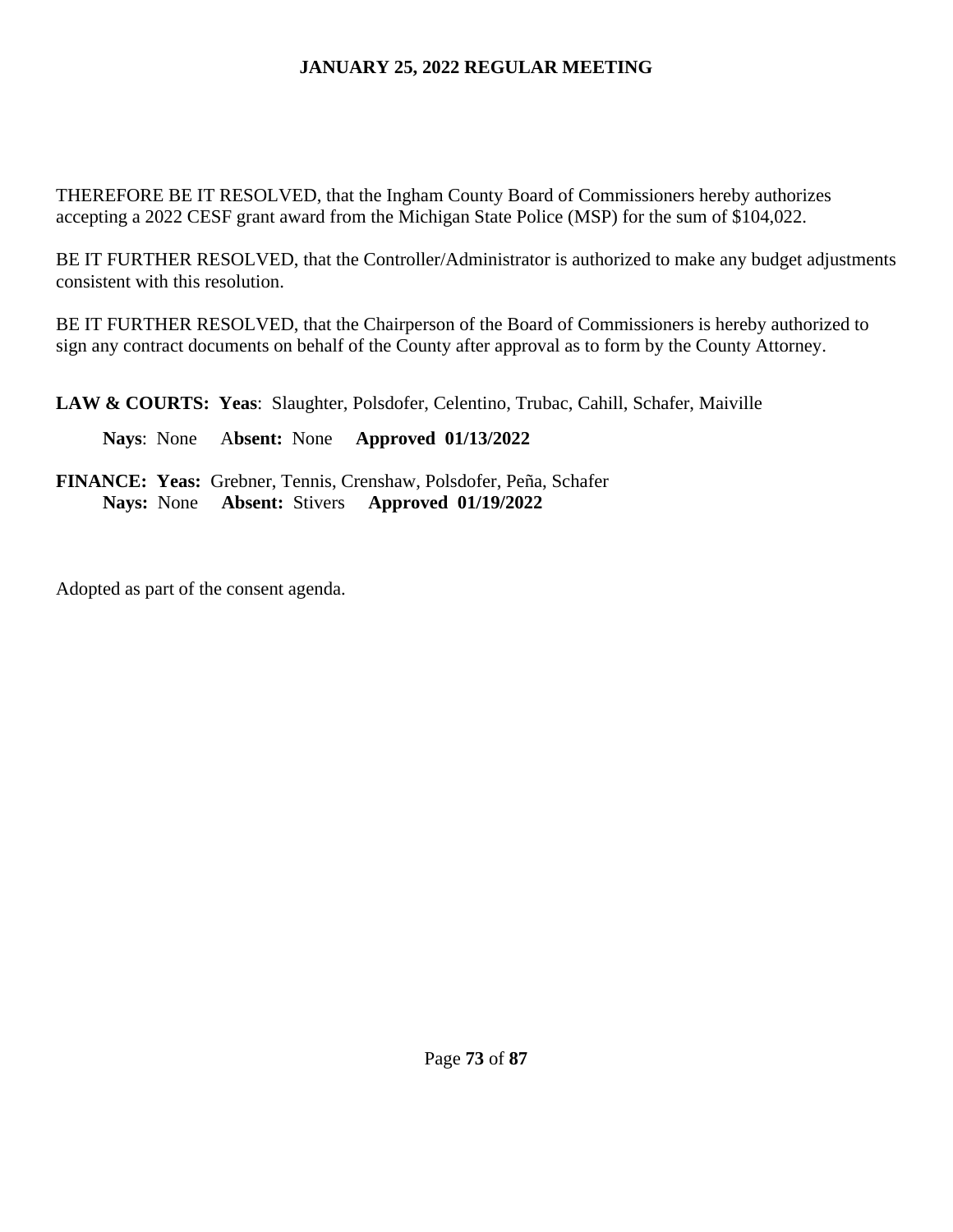THEREFORE BE IT RESOLVED, that the Ingham County Board of Commissioners hereby authorizes accepting a 2022 CESF grant award from the Michigan State Police (MSP) for the sum of $104,022.

BE IT FURTHER RESOLVED, that the Controller/Administrator is authorized to make any budget adjustments consistent with this resolution.

BE IT FURTHER RESOLVED, that the Chairperson of the Board of Commissioners is hereby authorized to sign any contract documents on behalf of the County after approval as to form by the County Attorney.

**LAW & COURTS: Yeas**: Slaughter, Polsdofer, Celentino, Trubac, Cahill, Schafer, Maiville

**Nays**: None **Absent:** None **Approved 01/13/2022**

**FINANCE: Yeas:** Grebner, Tennis, Crenshaw, Polsdofer, Peña, Schafer
**Nays:** None **Absent:** Stivers **Approved 01/19/2022**

Adopted as part of the consent agenda.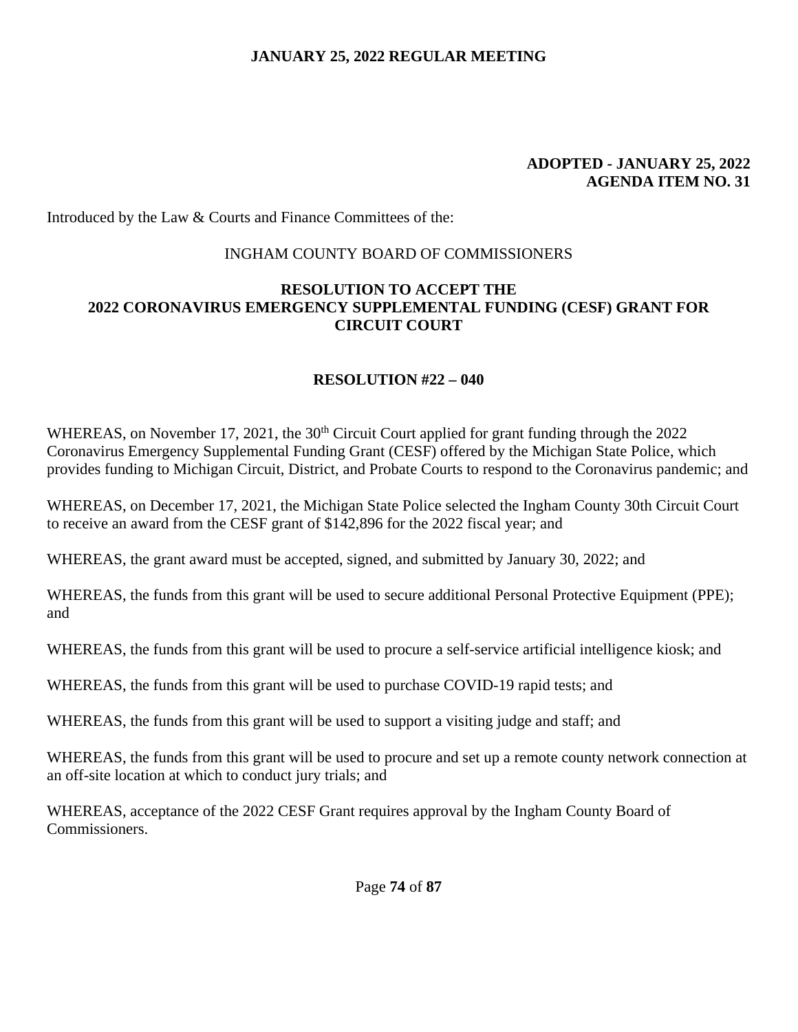**ADOPTED - JANUARY 25, 2022**
**AGENDA ITEM NO. 31**

Introduced by the Law & Courts and Finance Committees of the:

INGHAM COUNTY BOARD OF COMMISSIONERS

## RESOLUTION TO ACCEPT THE 2022 CORONAVIRUS EMERGENCY SUPPLEMENTAL FUNDING (CESF) GRANT FOR CIRCUIT COURT

### RESOLUTION #22 – 040

WHEREAS, on November 17, 2021, the 30th Circuit Court applied for grant funding through the 2022 Coronavirus Emergency Supplemental Funding Grant (CESF) offered by the Michigan State Police, which provides funding to Michigan Circuit, District, and Probate Courts to respond to the Coronavirus pandemic; and

WHEREAS, on December 17, 2021, the Michigan State Police selected the Ingham County 30th Circuit Court to receive an award from the CESF grant of $142,896 for the 2022 fiscal year; and

WHEREAS, the grant award must be accepted, signed, and submitted by January 30, 2022; and

WHEREAS, the funds from this grant will be used to secure additional Personal Protective Equipment (PPE); and

WHEREAS, the funds from this grant will be used to procure a self-service artificial intelligence kiosk; and

WHEREAS, the funds from this grant will be used to purchase COVID-19 rapid tests; and

WHEREAS, the funds from this grant will be used to support a visiting judge and staff; and

WHEREAS, the funds from this grant will be used to procure and set up a remote county network connection at an off-site location at which to conduct jury trials; and

WHEREAS, acceptance of the 2022 CESF Grant requires approval by the Ingham County Board of Commissioners.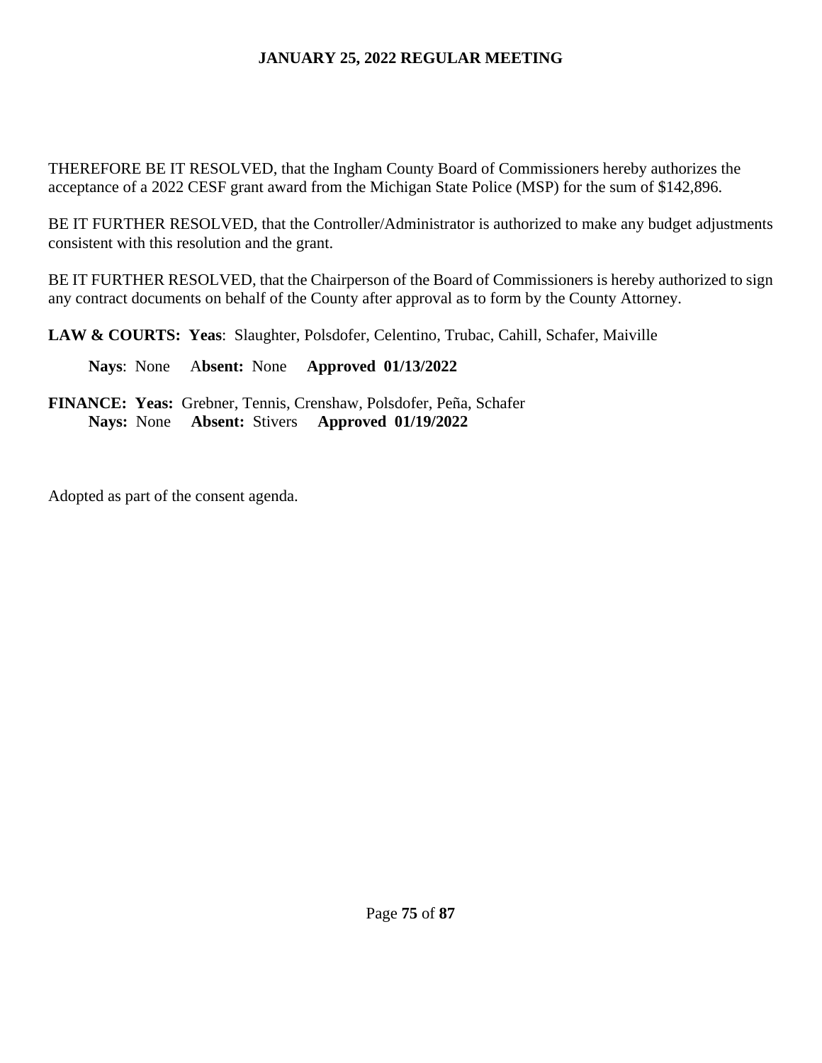THEREFORE BE IT RESOLVED, that the Ingham County Board of Commissioners hereby authorizes the acceptance of a 2022 CESF grant award from the Michigan State Police (MSP) for the sum of $142,896.

BE IT FURTHER RESOLVED, that the Controller/Administrator is authorized to make any budget adjustments consistent with this resolution and the grant.

BE IT FURTHER RESOLVED, that the Chairperson of the Board of Commissioners is hereby authorized to sign any contract documents on behalf of the County after approval as to form by the County Attorney.

**LAW & COURTS: Yeas**: Slaughter, Polsdofer, Celentino, Trubac, Cahill, Schafer, Maiville

**Nays**: None **Absent:** None **Approved 01/13/2022**

**FINANCE: Yeas:** Grebner, Tennis, Crenshaw, Polsdofer, Peña, Schafer
**Nays:** None **Absent:** Stivers **Approved 01/19/2022**

Adopted as part of the consent agenda.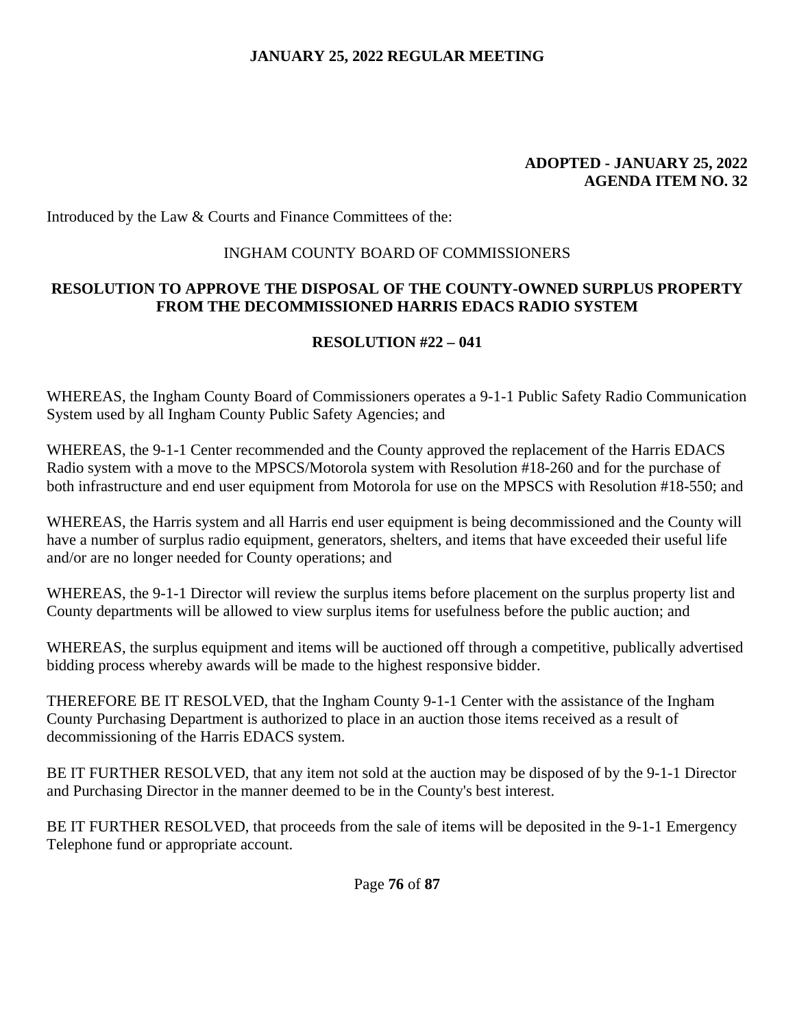**ADOPTED - JANUARY 25, 2022**
**AGENDA ITEM NO. 32**

Introduced by the Law & Courts and Finance Committees of the:

INGHAM COUNTY BOARD OF COMMISSIONERS

**RESOLUTION TO APPROVE THE DISPOSAL OF THE COUNTY-OWNED SURPLUS PROPERTY FROM THE DECOMMISSIONED HARRIS EDACS RADIO SYSTEM**

**RESOLUTION #22 – 041**

WHEREAS, the Ingham County Board of Commissioners operates a 9-1-1 Public Safety Radio Communication System used by all Ingham County Public Safety Agencies; and

WHEREAS, the 9-1-1 Center recommended and the County approved the replacement of the Harris EDACS Radio system with a move to the MPSCS/Motorola system with Resolution #18-260 and for the purchase of both infrastructure and end user equipment from Motorola for use on the MPSCS with Resolution #18-550; and

WHEREAS, the Harris system and all Harris end user equipment is being decommissioned and the County will have a number of surplus radio equipment, generators, shelters, and items that have exceeded their useful life and/or are no longer needed for County operations; and

WHEREAS, the 9-1-1 Director will review the surplus items before placement on the surplus property list and County departments will be allowed to view surplus items for usefulness before the public auction; and

WHEREAS, the surplus equipment and items will be auctioned off through a competitive, publically advertised bidding process whereby awards will be made to the highest responsive bidder.

THEREFORE BE IT RESOLVED, that the Ingham County 9-1-1 Center with the assistance of the Ingham County Purchasing Department is authorized to place in an auction those items received as a result of decommissioning of the Harris EDACS system.

BE IT FURTHER RESOLVED, that any item not sold at the auction may be disposed of by the 9-1-1 Director and Purchasing Director in the manner deemed to be in the County's best interest.

BE IT FURTHER RESOLVED, that proceeds from the sale of items will be deposited in the 9-1-1 Emergency Telephone fund or appropriate account.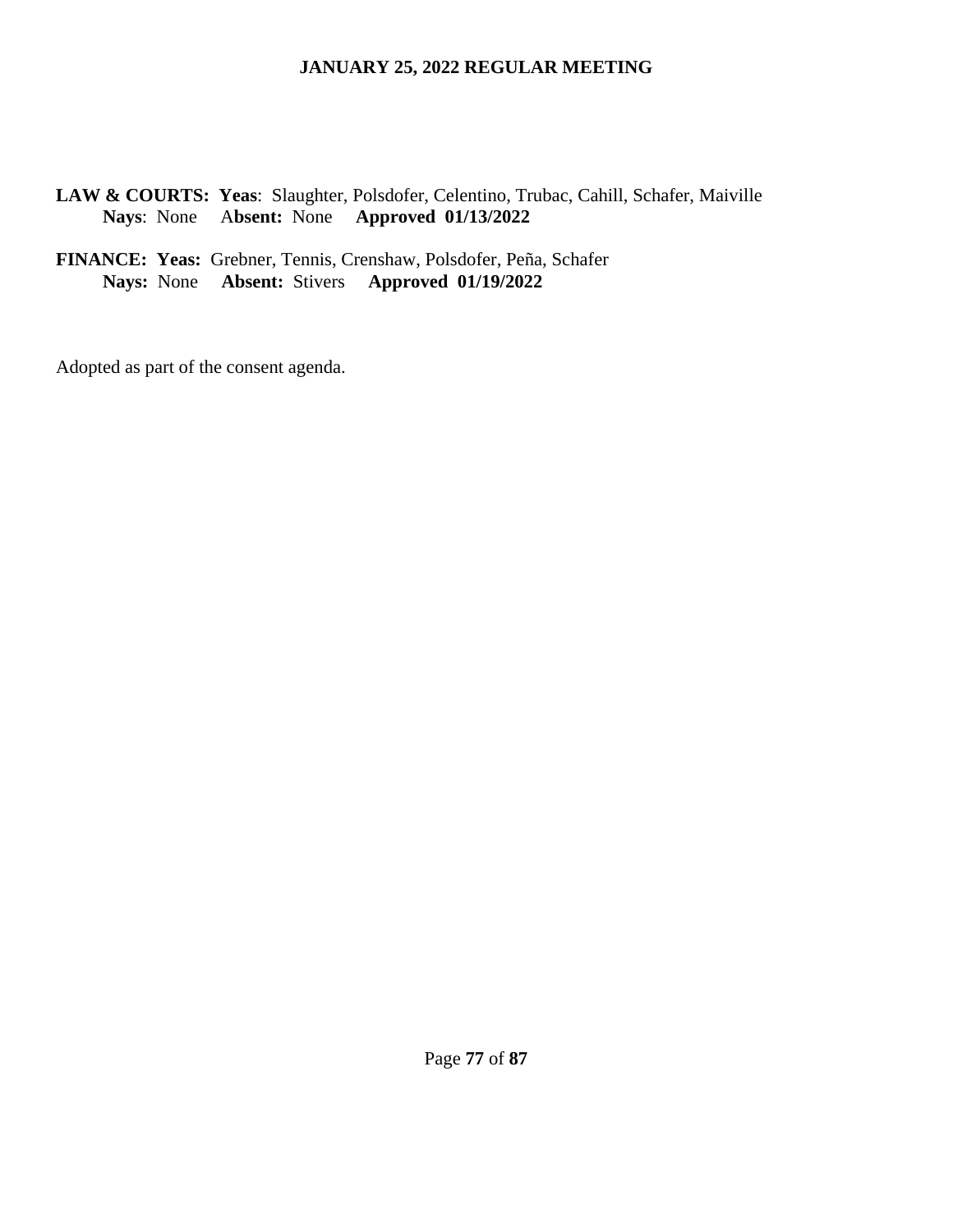**LAW & COURTS: Yeas**: Slaughter, Polsdofer, Celentino, Trubac, Cahill, Schafer, Maiville
**Nays**: None **Absent:** None **Approved 01/13/2022**

**FINANCE: Yeas:** Grebner, Tennis, Crenshaw, Polsdofer, Peña, Schafer
**Nays:** None **Absent:** Stivers **Approved 01/19/2022**

Adopted as part of the consent agenda.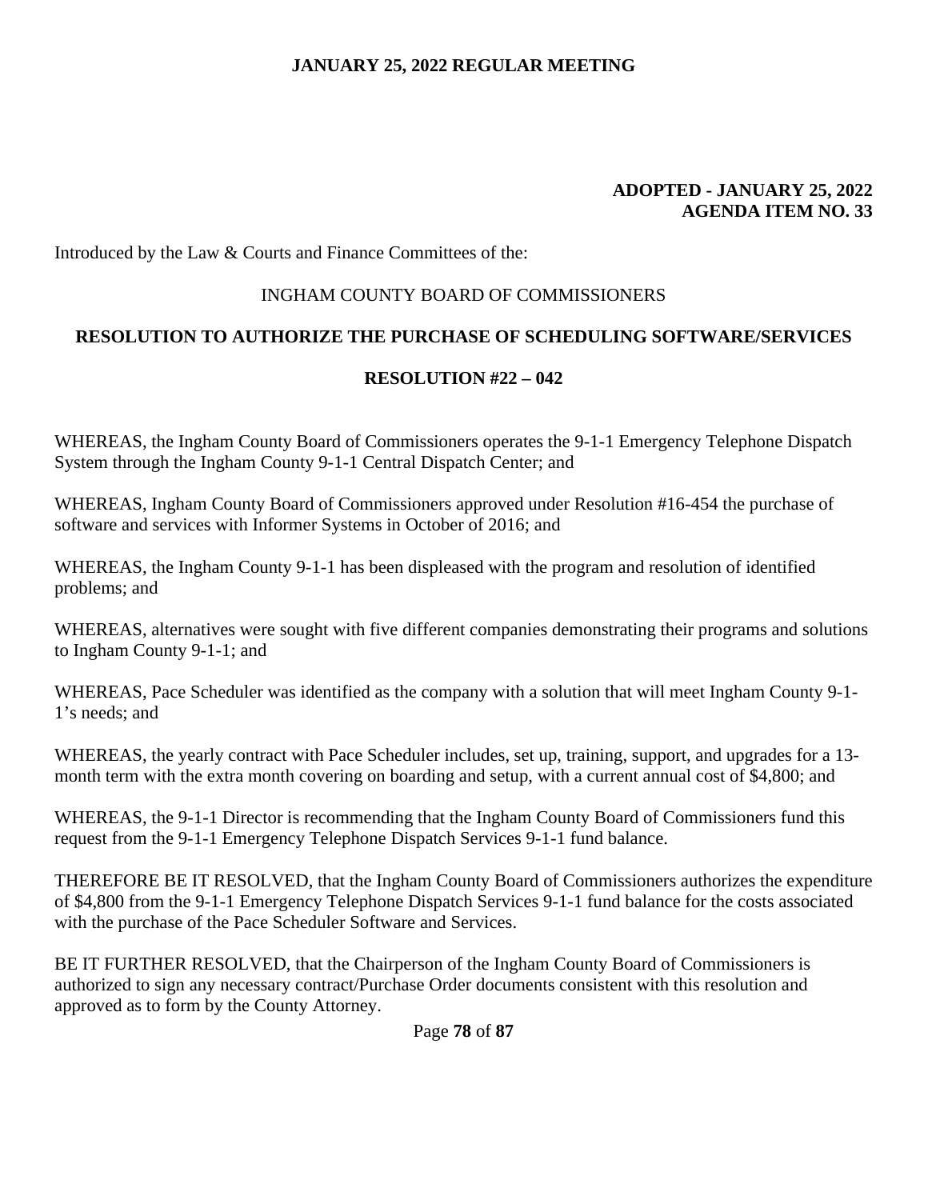**ADOPTED - JANUARY 25, 2022**
**AGENDA ITEM NO. 33**

Introduced by the Law & Courts and Finance Committees of the:

INGHAM COUNTY BOARD OF COMMISSIONERS

**RESOLUTION TO AUTHORIZE THE PURCHASE OF SCHEDULING SOFTWARE/SERVICES**

**RESOLUTION #22 – 042**

WHEREAS, the Ingham County Board of Commissioners operates the 9-1-1 Emergency Telephone Dispatch System through the Ingham County 9-1-1 Central Dispatch Center; and

WHEREAS, Ingham County Board of Commissioners approved under Resolution #16-454 the purchase of software and services with Informer Systems in October of 2016; and

WHEREAS, the Ingham County 9-1-1 has been displeased with the program and resolution of identified problems; and

WHEREAS, alternatives were sought with five different companies demonstrating their programs and solutions to Ingham County 9-1-1; and

WHEREAS, Pace Scheduler was identified as the company with a solution that will meet Ingham County 9-1-1's needs; and

WHEREAS, the yearly contract with Pace Scheduler includes, set up, training, support, and upgrades for a 13-month term with the extra month covering on boarding and setup, with a current annual cost of $4,800; and

WHEREAS, the 9-1-1 Director is recommending that the Ingham County Board of Commissioners fund this request from the 9-1-1 Emergency Telephone Dispatch Services 9-1-1 fund balance.

THEREFORE BE IT RESOLVED, that the Ingham County Board of Commissioners authorizes the expenditure of $4,800 from the 9-1-1 Emergency Telephone Dispatch Services 9-1-1 fund balance for the costs associated with the purchase of the Pace Scheduler Software and Services.

BE IT FURTHER RESOLVED, that the Chairperson of the Ingham County Board of Commissioners is authorized to sign any necessary contract/Purchase Order documents consistent with this resolution and approved as to form by the County Attorney.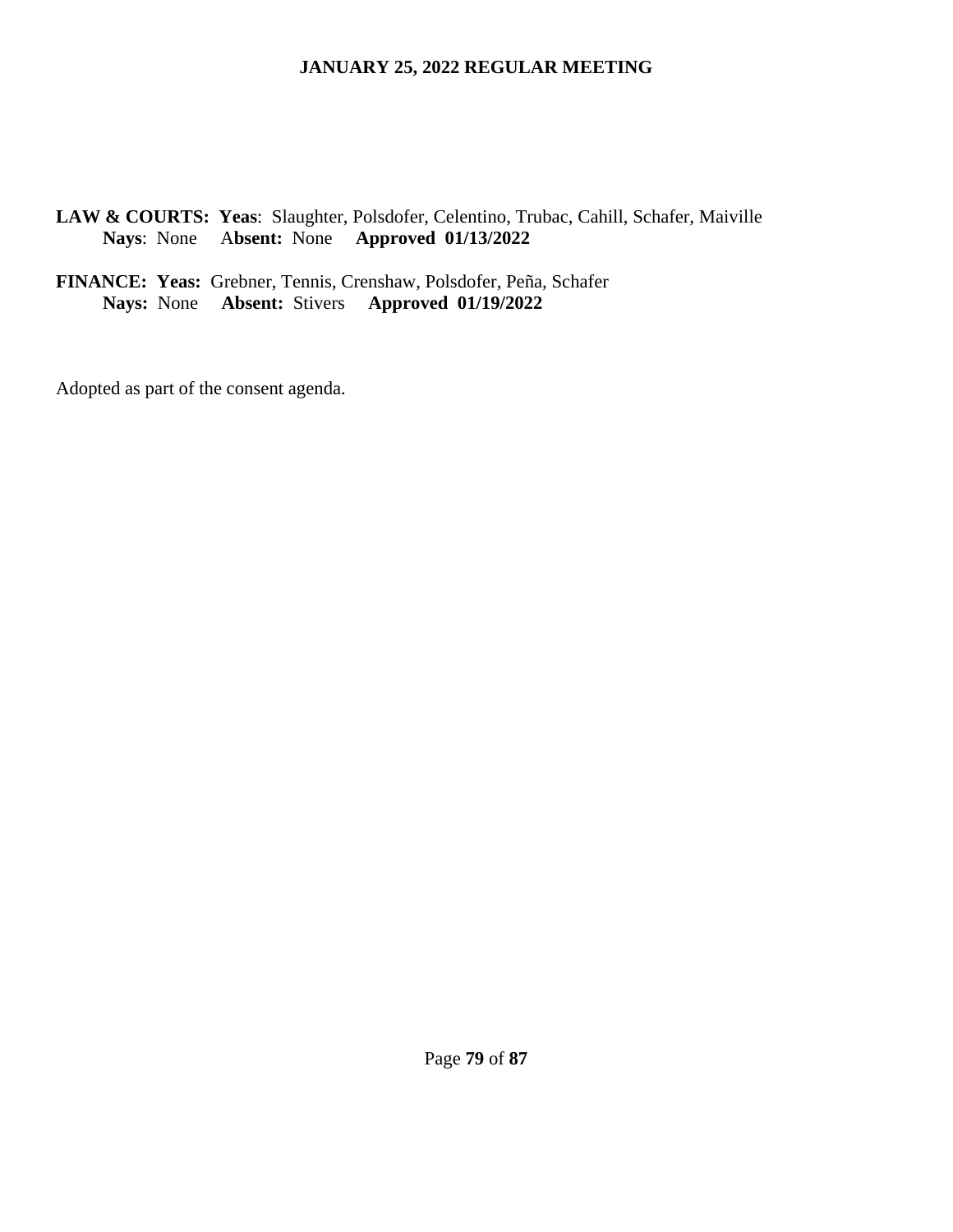**LAW & COURTS: Yeas**: Slaughter, Polsdofer, Celentino, Trubac, Cahill, Schafer, Maiville
**Nays**: None **Absent:** None **Approved 01/13/2022**

**FINANCE: Yeas:** Grebner, Tennis, Crenshaw, Polsdofer, Peña, Schafer
**Nays:** None **Absent:** Stivers **Approved 01/19/2022**

Adopted as part of the consent agenda.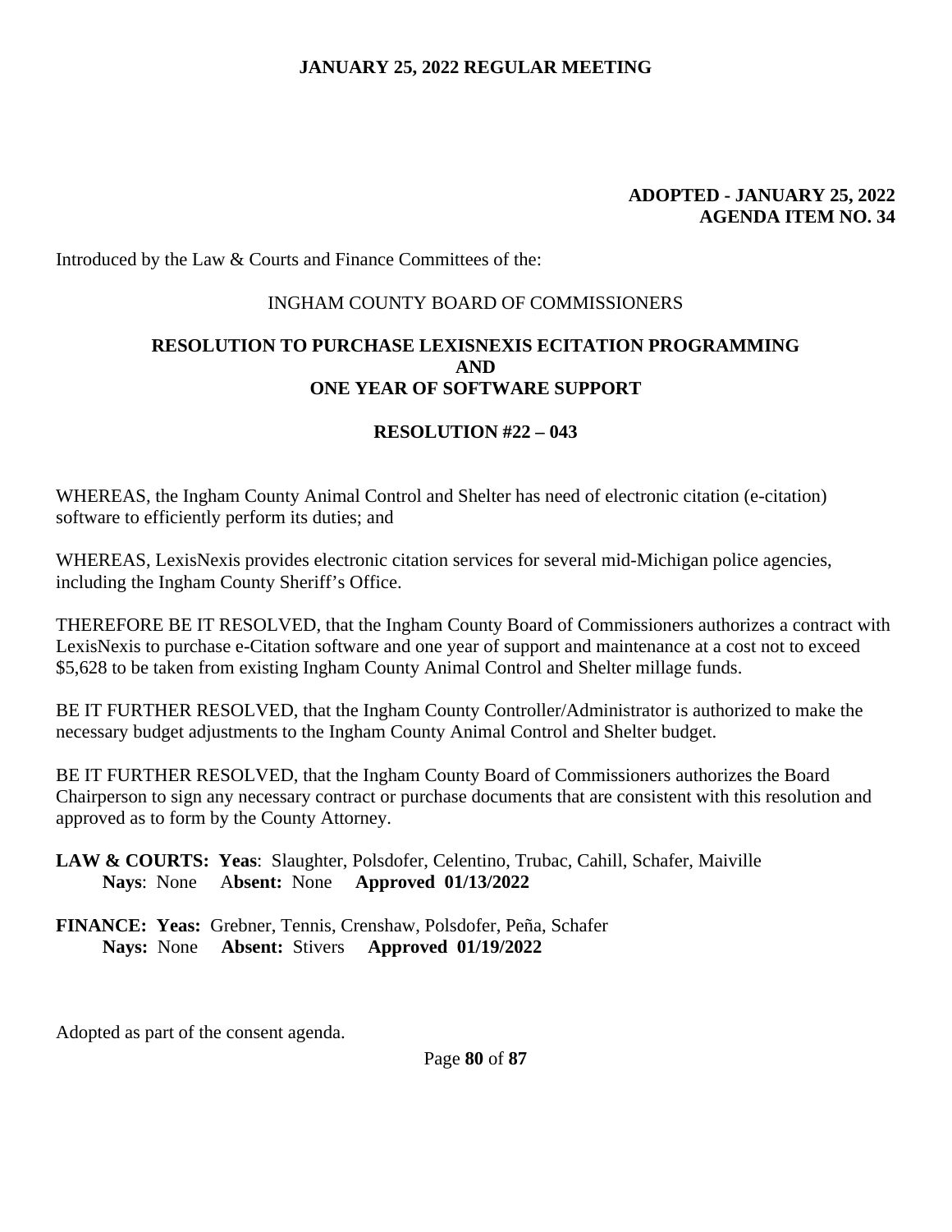**ADOPTED - JANUARY 25, 2022**
**AGENDA ITEM NO. 34**

Introduced by the Law & Courts and Finance Committees of the:

INGHAM COUNTY BOARD OF COMMISSIONERS

**RESOLUTION TO PURCHASE LEXISNEXIS ECITATION PROGRAMMING AND ONE YEAR OF SOFTWARE SUPPORT**

**RESOLUTION #22 – 043**

WHEREAS, the Ingham County Animal Control and Shelter has need of electronic citation (e-citation) software to efficiently perform its duties; and

WHEREAS, LexisNexis provides electronic citation services for several mid-Michigan police agencies, including the Ingham County Sheriff's Office.

THEREFORE BE IT RESOLVED, that the Ingham County Board of Commissioners authorizes a contract with LexisNexis to purchase e-Citation software and one year of support and maintenance at a cost not to exceed $5,628 to be taken from existing Ingham County Animal Control and Shelter millage funds.

BE IT FURTHER RESOLVED, that the Ingham County Controller/Administrator is authorized to make the necessary budget adjustments to the Ingham County Animal Control and Shelter budget.

BE IT FURTHER RESOLVED, that the Ingham County Board of Commissioners authorizes the Board Chairperson to sign any necessary contract or purchase documents that are consistent with this resolution and approved as to form by the County Attorney.

**LAW & COURTS: Yeas**: Slaughter, Polsdofer, Celentino, Trubac, Cahill, Schafer, Maiville
**Nays**: None **Absent:** None **Approved 01/13/2022**

**FINANCE: Yeas:** Grebner, Tennis, Crenshaw, Polsdofer, Peña, Schafer
**Nays:** None **Absent:** Stivers **Approved 01/19/2022**

Adopted as part of the consent agenda.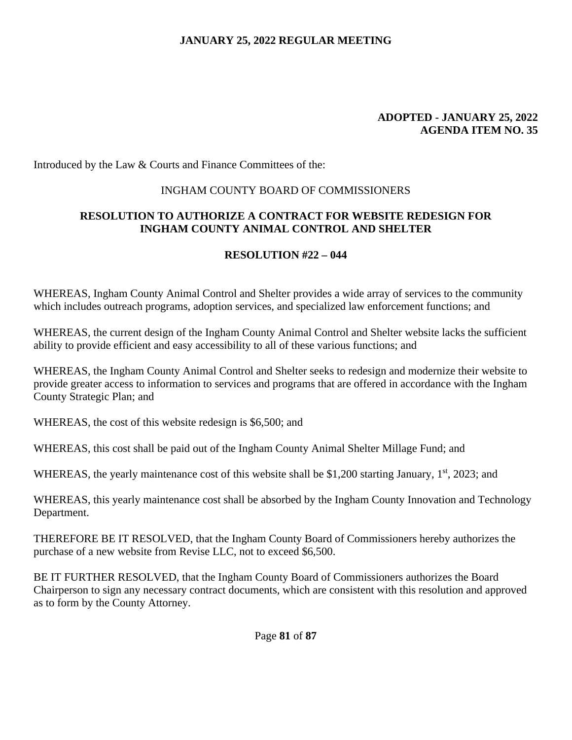**ADOPTED - JANUARY 25, 2022**
**AGENDA ITEM NO. 35**

Introduced by the Law & Courts and Finance Committees of the:

INGHAM COUNTY BOARD OF COMMISSIONERS

**RESOLUTION TO AUTHORIZE A CONTRACT FOR WEBSITE REDESIGN FOR INGHAM COUNTY ANIMAL CONTROL AND SHELTER**

**RESOLUTION #22 – 044**

WHEREAS, Ingham County Animal Control and Shelter provides a wide array of services to the community which includes outreach programs, adoption services, and specialized law enforcement functions; and

WHEREAS, the current design of the Ingham County Animal Control and Shelter website lacks the sufficient ability to provide efficient and easy accessibility to all of these various functions; and

WHEREAS, the Ingham County Animal Control and Shelter seeks to redesign and modernize their website to provide greater access to information to services and programs that are offered in accordance with the Ingham County Strategic Plan; and

WHEREAS, the cost of this website redesign is $6,500; and

WHEREAS, this cost shall be paid out of the Ingham County Animal Shelter Millage Fund; and

WHEREAS, the yearly maintenance cost of this website shall be $1,200 starting January, 1st, 2023; and

WHEREAS, this yearly maintenance cost shall be absorbed by the Ingham County Innovation and Technology Department.

THEREFORE BE IT RESOLVED, that the Ingham County Board of Commissioners hereby authorizes the purchase of a new website from Revise LLC, not to exceed $6,500.

BE IT FURTHER RESOLVED, that the Ingham County Board of Commissioners authorizes the Board Chairperson to sign any necessary contract documents, which are consistent with this resolution and approved as to form by the County Attorney.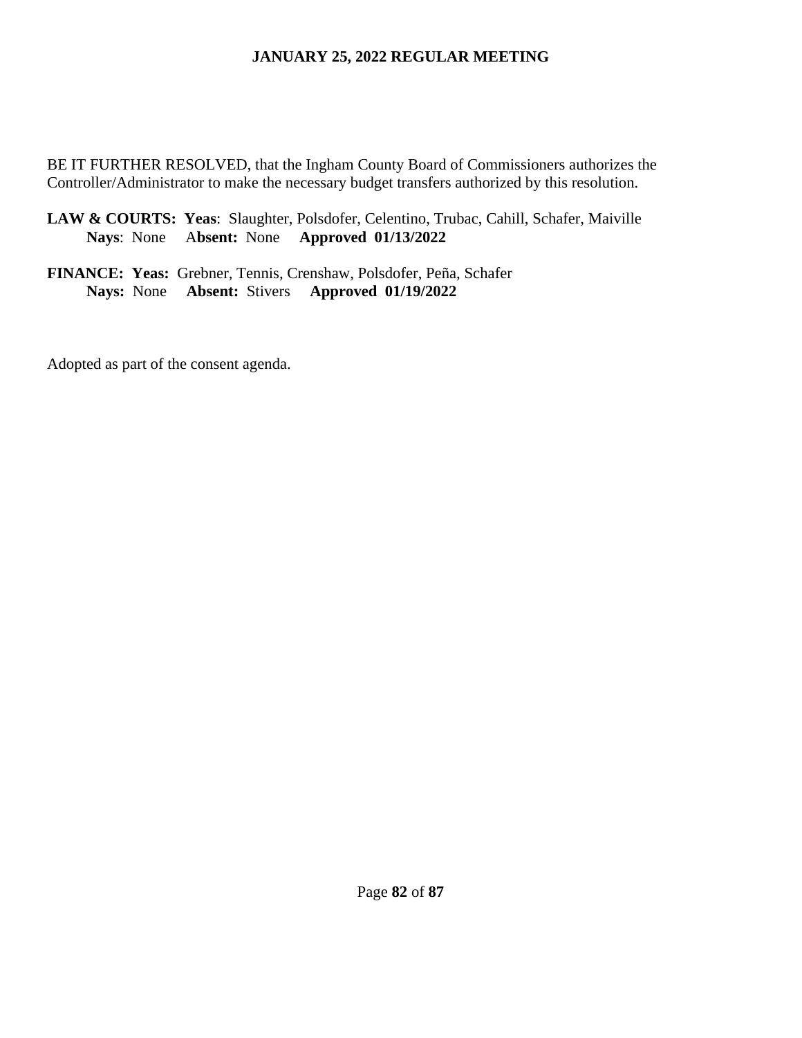BE IT FURTHER RESOLVED, that the Ingham County Board of Commissioners authorizes the Controller/Administrator to make the necessary budget transfers authorized by this resolution.

**LAW & COURTS: Yeas**: Slaughter, Polsdofer, Celentino, Trubac, Cahill, Schafer, Maiville
**Nays**: None **Absent:** None **Approved 01/13/2022**

**FINANCE: Yeas:** Grebner, Tennis, Crenshaw, Polsdofer, Peña, Schafer
**Nays:** None **Absent:** Stivers **Approved 01/19/2022**

Adopted as part of the consent agenda.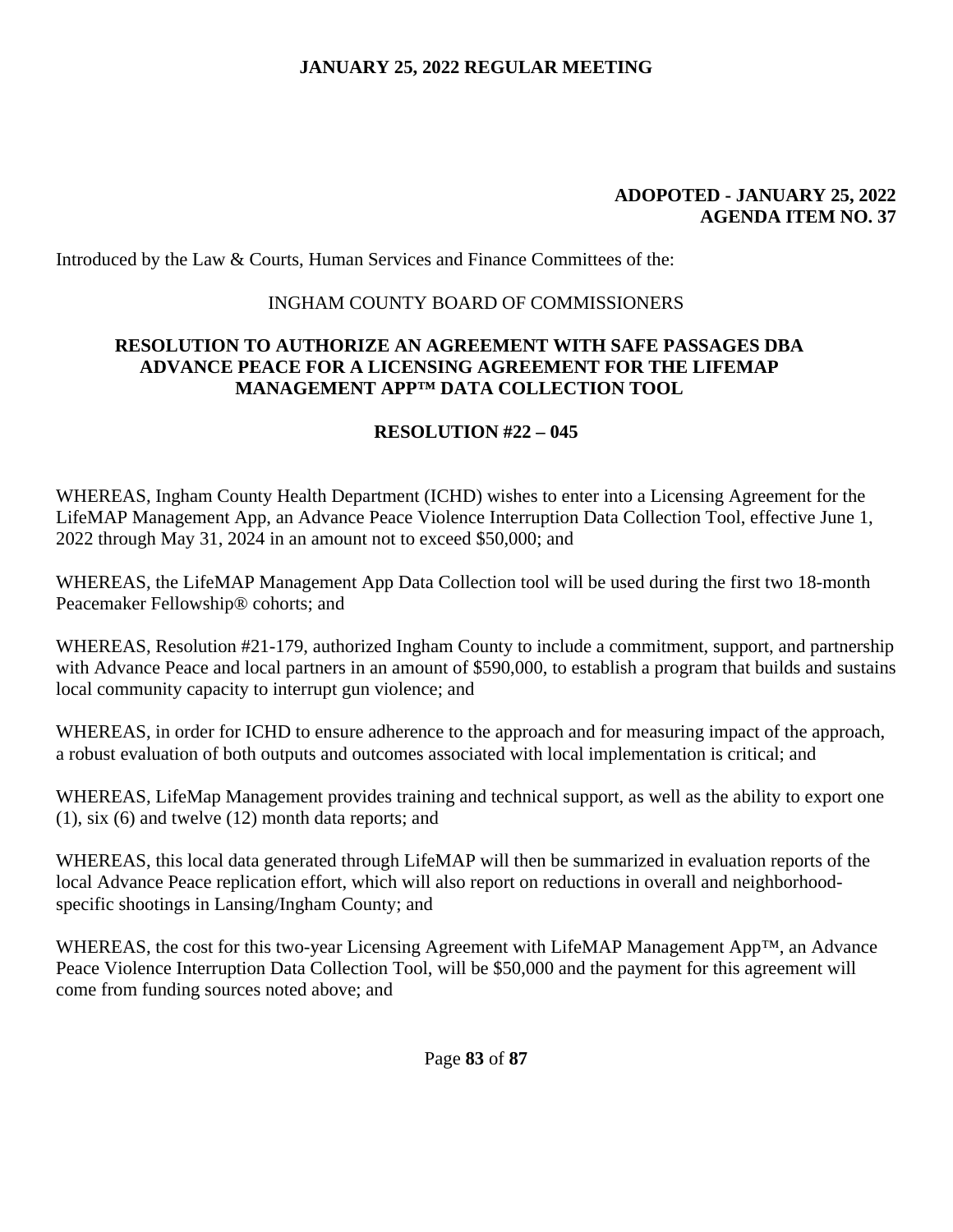**ADOPOTED - JANUARY 25, 2022**
**AGENDA ITEM NO. 37**

Introduced by the Law & Courts, Human Services and Finance Committees of the:

INGHAM COUNTY BOARD OF COMMISSIONERS

**RESOLUTION TO AUTHORIZE AN AGREEMENT WITH SAFE PASSAGES DBA ADVANCE PEACE FOR A LICENSING AGREEMENT FOR THE LIFEMAP MANAGEMENT APP™ DATA COLLECTION TOOL**

**RESOLUTION #22 – 045**

WHEREAS, Ingham County Health Department (ICHD) wishes to enter into a Licensing Agreement for the LifeMAP Management App, an Advance Peace Violence Interruption Data Collection Tool, effective June 1, 2022 through May 31, 2024 in an amount not to exceed $50,000; and

WHEREAS, the LifeMAP Management App Data Collection tool will be used during the first two 18-month Peacemaker Fellowship® cohorts; and

WHEREAS, Resolution #21-179, authorized Ingham County to include a commitment, support, and partnership with Advance Peace and local partners in an amount of $590,000, to establish a program that builds and sustains local community capacity to interrupt gun violence; and

WHEREAS, in order for ICHD to ensure adherence to the approach and for measuring impact of the approach, a robust evaluation of both outputs and outcomes associated with local implementation is critical; and

WHEREAS, LifeMap Management provides training and technical support, as well as the ability to export one (1), six (6) and twelve (12) month data reports; and

WHEREAS, this local data generated through LifeMAP will then be summarized in evaluation reports of the local Advance Peace replication effort, which will also report on reductions in overall and neighborhood-specific shootings in Lansing/Ingham County; and

WHEREAS, the cost for this two-year Licensing Agreement with LifeMAP Management App™, an Advance Peace Violence Interruption Data Collection Tool, will be $50,000 and the payment for this agreement will come from funding sources noted above; and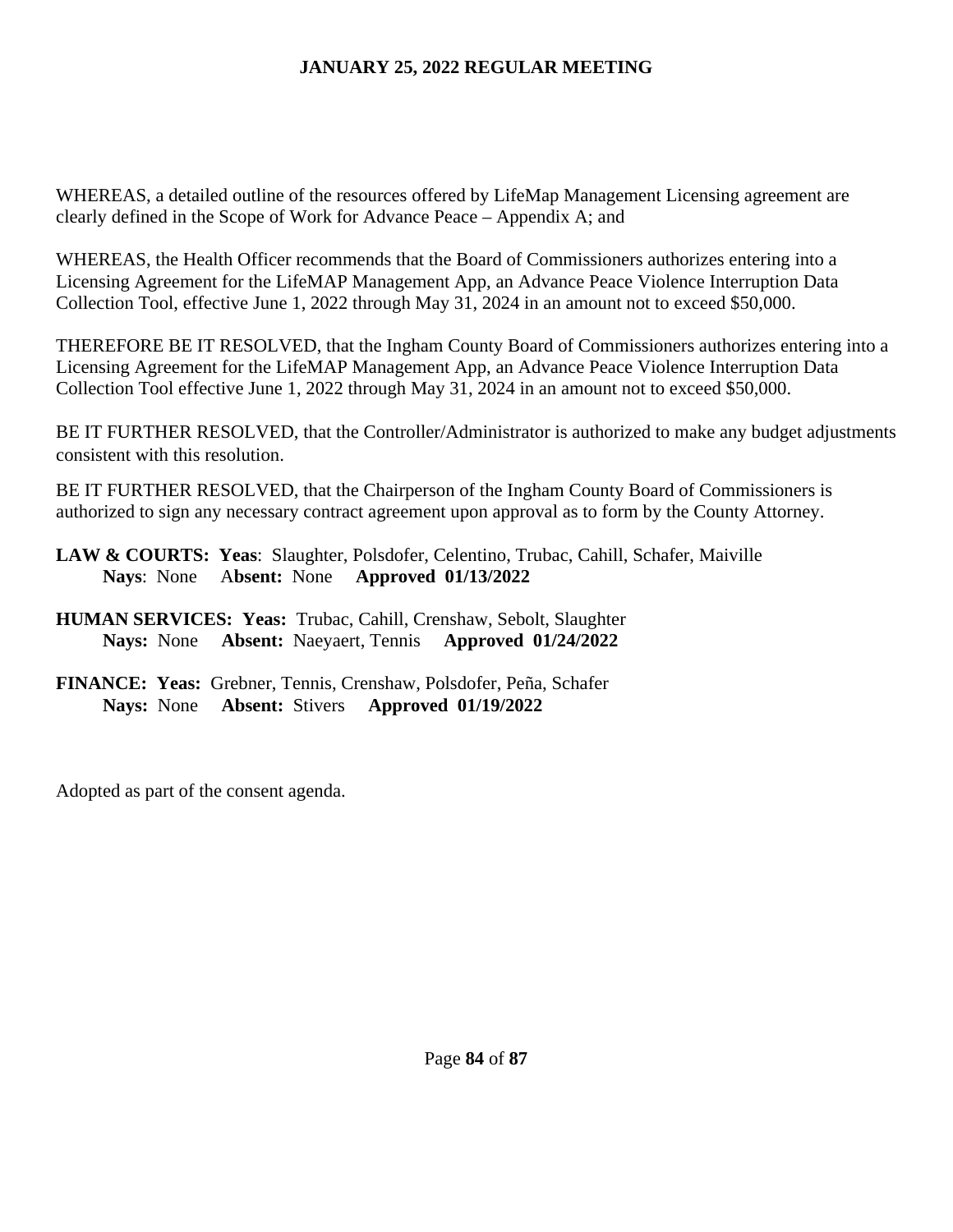WHEREAS, a detailed outline of the resources offered by LifeMap Management Licensing agreement are clearly defined in the Scope of Work for Advance Peace – Appendix A; and

WHEREAS, the Health Officer recommends that the Board of Commissioners authorizes entering into a Licensing Agreement for the LifeMAP Management App, an Advance Peace Violence Interruption Data Collection Tool, effective June 1, 2022 through May 31, 2024 in an amount not to exceed $50,000.

THEREFORE BE IT RESOLVED, that the Ingham County Board of Commissioners authorizes entering into a Licensing Agreement for the LifeMAP Management App, an Advance Peace Violence Interruption Data Collection Tool effective June 1, 2022 through May 31, 2024 in an amount not to exceed $50,000.

BE IT FURTHER RESOLVED, that the Controller/Administrator is authorized to make any budget adjustments consistent with this resolution.

BE IT FURTHER RESOLVED, that the Chairperson of the Ingham County Board of Commissioners is authorized to sign any necessary contract agreement upon approval as to form by the County Attorney.

**LAW & COURTS: Yeas**: Slaughter, Polsdofer, Celentino, Trubac, Cahill, Schafer, Maiville
**Nays**: None **Absent:** None **Approved 01/13/2022**

**HUMAN SERVICES: Yeas:** Trubac, Cahill, Crenshaw, Sebolt, Slaughter
**Nays:** None **Absent:** Naeyaert, Tennis **Approved 01/24/2022**

**FINANCE: Yeas:** Grebner, Tennis, Crenshaw, Polsdofer, Peña, Schafer
**Nays:** None **Absent:** Stivers **Approved 01/19/2022**

Adopted as part of the consent agenda.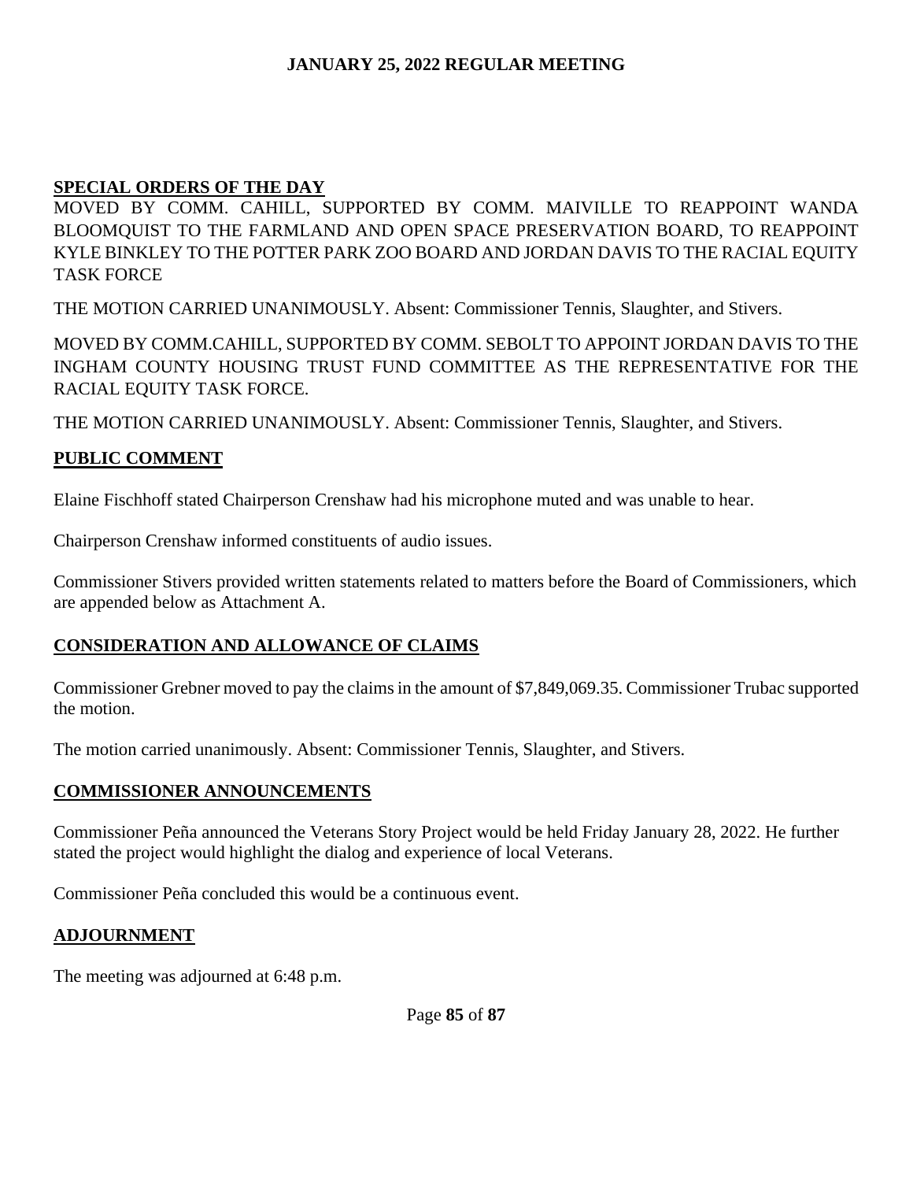## SPECIAL ORDERS OF THE DAY

MOVED BY COMM. CAHILL, SUPPORTED BY COMM. MAIVILLE TO REAPPOINT WANDA BLOOMQUIST TO THE FARMLAND AND OPEN SPACE PRESERVATION BOARD, TO REAPPOINT KYLE BINKLEY TO THE POTTER PARK ZOO BOARD AND JORDAN DAVIS TO THE RACIAL EQUITY TASK FORCE

THE MOTION CARRIED UNANIMOUSLY. Absent: Commissioner Tennis, Slaughter, and Stivers.

MOVED BY COMM.CAHILL, SUPPORTED BY COMM. SEBOLT TO APPOINT JORDAN DAVIS TO THE INGHAM COUNTY HOUSING TRUST FUND COMMITTEE AS THE REPRESENTATIVE FOR THE RACIAL EQUITY TASK FORCE.

THE MOTION CARRIED UNANIMOUSLY. Absent: Commissioner Tennis, Slaughter, and Stivers.

## PUBLIC COMMENT

Elaine Fischhoff stated Chairperson Crenshaw had his microphone muted and was unable to hear.

Chairperson Crenshaw informed constituents of audio issues.

Commissioner Stivers provided written statements related to matters before the Board of Commissioners, which are appended below as Attachment A.

## CONSIDERATION AND ALLOWANCE OF CLAIMS

Commissioner Grebner moved to pay the claims in the amount of $7,849,069.35. Commissioner Trubac supported the motion.

The motion carried unanimously. Absent: Commissioner Tennis, Slaughter, and Stivers.

## COMMISSIONER ANNOUNCEMENTS

Commissioner Peña announced the Veterans Story Project would be held Friday January 28, 2022. He further stated the project would highlight the dialog and experience of local Veterans.

Commissioner Peña concluded this would be a continuous event.

## ADJOURNMENT

The meeting was adjourned at 6:48 p.m.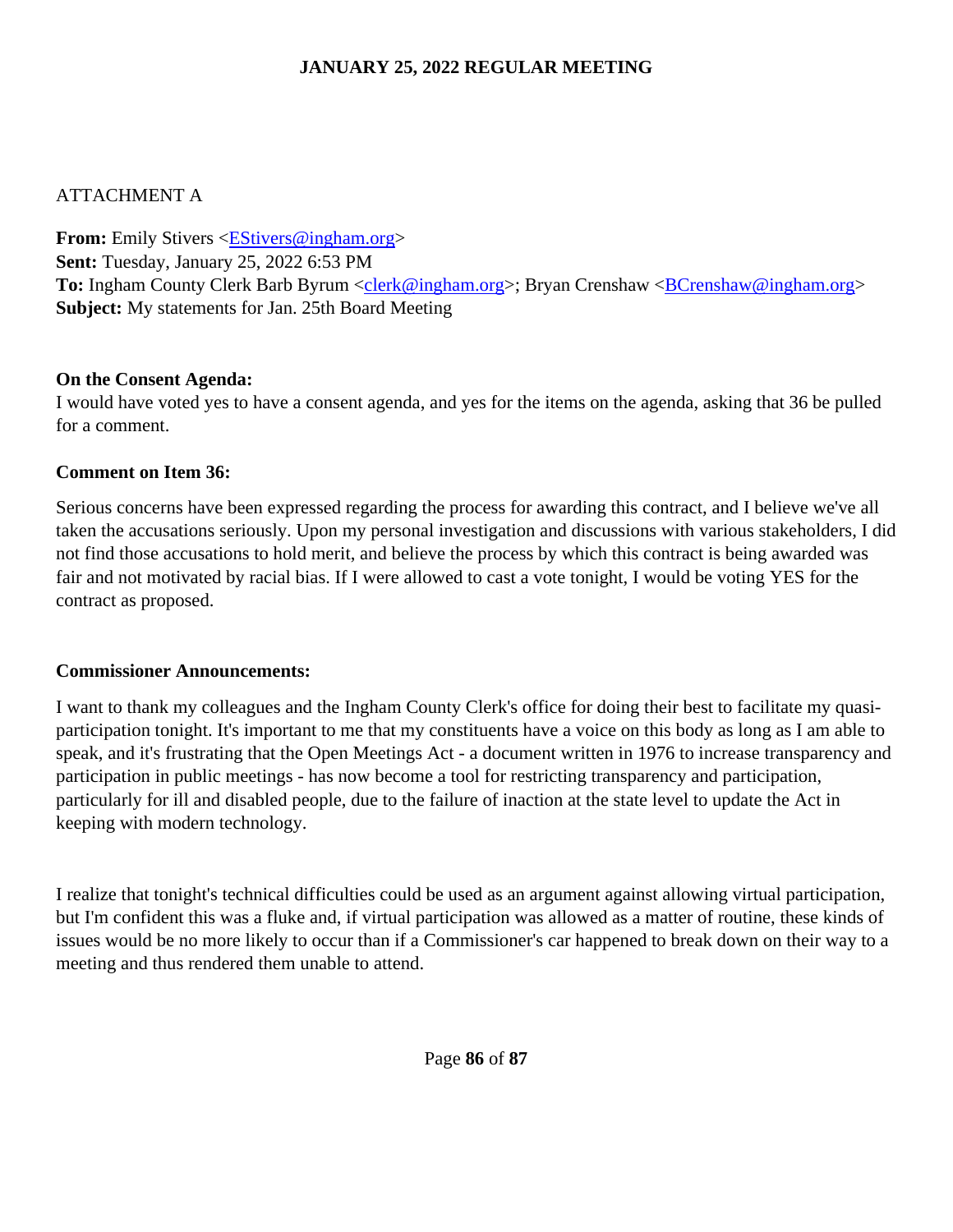ATTACHMENT A

**From:** Emily Stivers <EStivers@ingham.org>
**Sent:** Tuesday, January 25, 2022 6:53 PM
**To:** Ingham County Clerk Barb Byrum <clerk@ingham.org>; Bryan Crenshaw <BCrenshaw@ingham.org>
**Subject:** My statements for Jan. 25th Board Meeting

**On the Consent Agenda:**
I would have voted yes to have a consent agenda, and yes for the items on the agenda, asking that 36 be pulled for a comment.

**Comment on Item 36:**

Serious concerns have been expressed regarding the process for awarding this contract, and I believe we've all taken the accusations seriously. Upon my personal investigation and discussions with various stakeholders, I did not find those accusations to hold merit, and believe the process by which this contract is being awarded was fair and not motivated by racial bias. If I were allowed to cast a vote tonight, I would be voting YES for the contract as proposed.

**Commissioner Announcements:**

I want to thank my colleagues and the Ingham County Clerk's office for doing their best to facilitate my quasi-participation tonight. It's important to me that my constituents have a voice on this body as long as I am able to speak, and it's frustrating that the Open Meetings Act - a document written in 1976 to increase transparency and participation in public meetings - has now become a tool for restricting transparency and participation, particularly for ill and disabled people, due to the failure of inaction at the state level to update the Act in keeping with modern technology.

I realize that tonight's technical difficulties could be used as an argument against allowing virtual participation, but I'm confident this was a fluke and, if virtual participation was allowed as a matter of routine, these kinds of issues would be no more likely to occur than if a Commissioner's car happened to break down on their way to a meeting and thus rendered them unable to attend.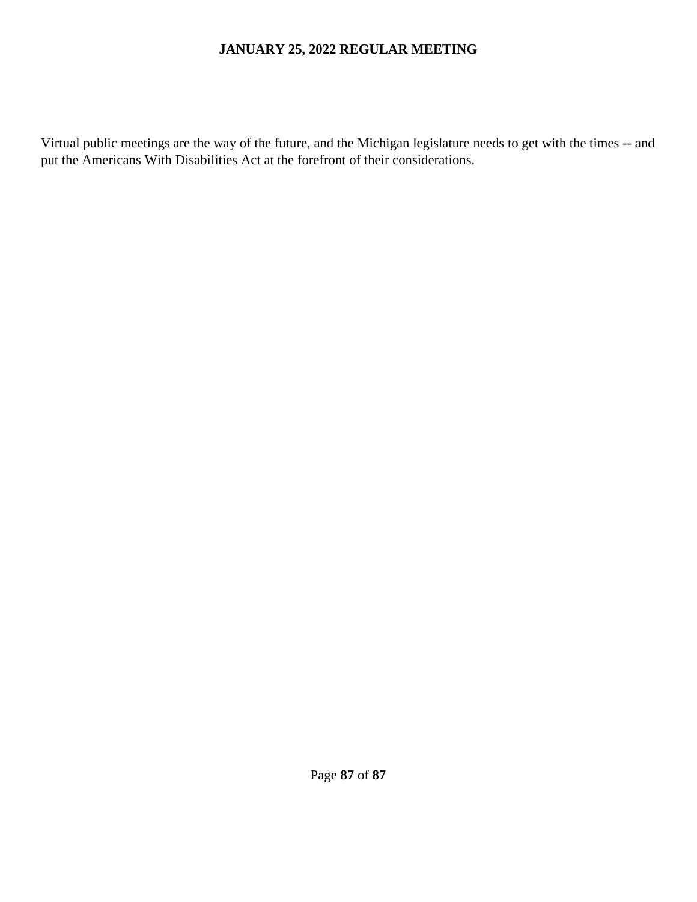Virtual public meetings are the way of the future, and the Michigan legislature needs to get with the times -- and put the Americans With Disabilities Act at the forefront of their considerations.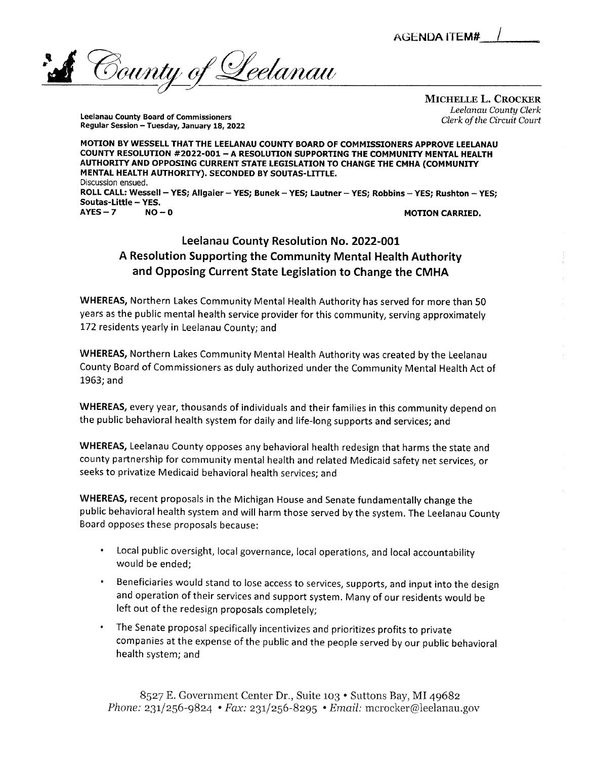AGENDA ITEM# 1

County of Leelanau

**MICHELLE L. CROCKER**
*Leelanau County Clerk*
*Clerk of the Circuit Court*

**Leelanau County Board of Commissioners**
**Regular Session – Tuesday, January 18, 2022**

**MOTION BY WESSELL THAT THE LEELANAU COUNTY BOARD OF COMMISSIONERS APPROVE LEELANAU COUNTY RESOLUTION #2022-001 – A RESOLUTION SUPPORTING THE COMMUNITY MENTAL HEALTH AUTHORITY AND OPPOSING CURRENT STATE LEGISLATION TO CHANGE THE CMHA (COMMUNITY MENTAL HEALTH AUTHORITY). SECONDED BY SOUTAS-LITTLE.**
Discussion ensued.
**ROLL CALL: Wessell – YES; Allgaier – YES; Bunek – YES; Lautner – YES; Robbins – YES; Rushton – YES; Soutas-Little – YES.**
**AYES – 7 NO – 0 MOTION CARRIED.**

## Leelanau County Resolution No. 2022-001
## A Resolution Supporting the Community Mental Health Authority and Opposing Current State Legislation to Change the CMHA

**WHEREAS,** Northern Lakes Community Mental Health Authority has served for more than 50 years as the public mental health service provider for this community, serving approximately 172 residents yearly in Leelanau County; and

**WHEREAS,** Northern Lakes Community Mental Health Authority was created by the Leelanau County Board of Commissioners as duly authorized under the Community Mental Health Act of 1963; and

**WHEREAS,** every year, thousands of individuals and their families in this community depend on the public behavioral health system for daily and life-long supports and services; and

**WHEREAS,** Leelanau County opposes any behavioral health redesign that harms the state and county partnership for community mental health and related Medicaid safety net services, or seeks to privatize Medicaid behavioral health services; and

**WHEREAS,** recent proposals in the Michigan House and Senate fundamentally change the public behavioral health system and will harm those served by the system. The Leelanau County Board opposes these proposals because:

- Local public oversight, local governance, local operations, and local accountability would be ended;
- Beneficiaries would stand to lose access to services, supports, and input into the design and operation of their services and support system. Many of our residents would be left out of the redesign proposals completely;
- The Senate proposal specifically incentivizes and prioritizes profits to private companies at the expense of the public and the people served by our public behavioral health system; and

8527 E. Government Center Dr., Suite 103 • Suttons Bay, MI 49682
*Phone:* 231/256-9824 • *Fax:* 231/256-8295 • *Email:* mcrocker@leelanau.gov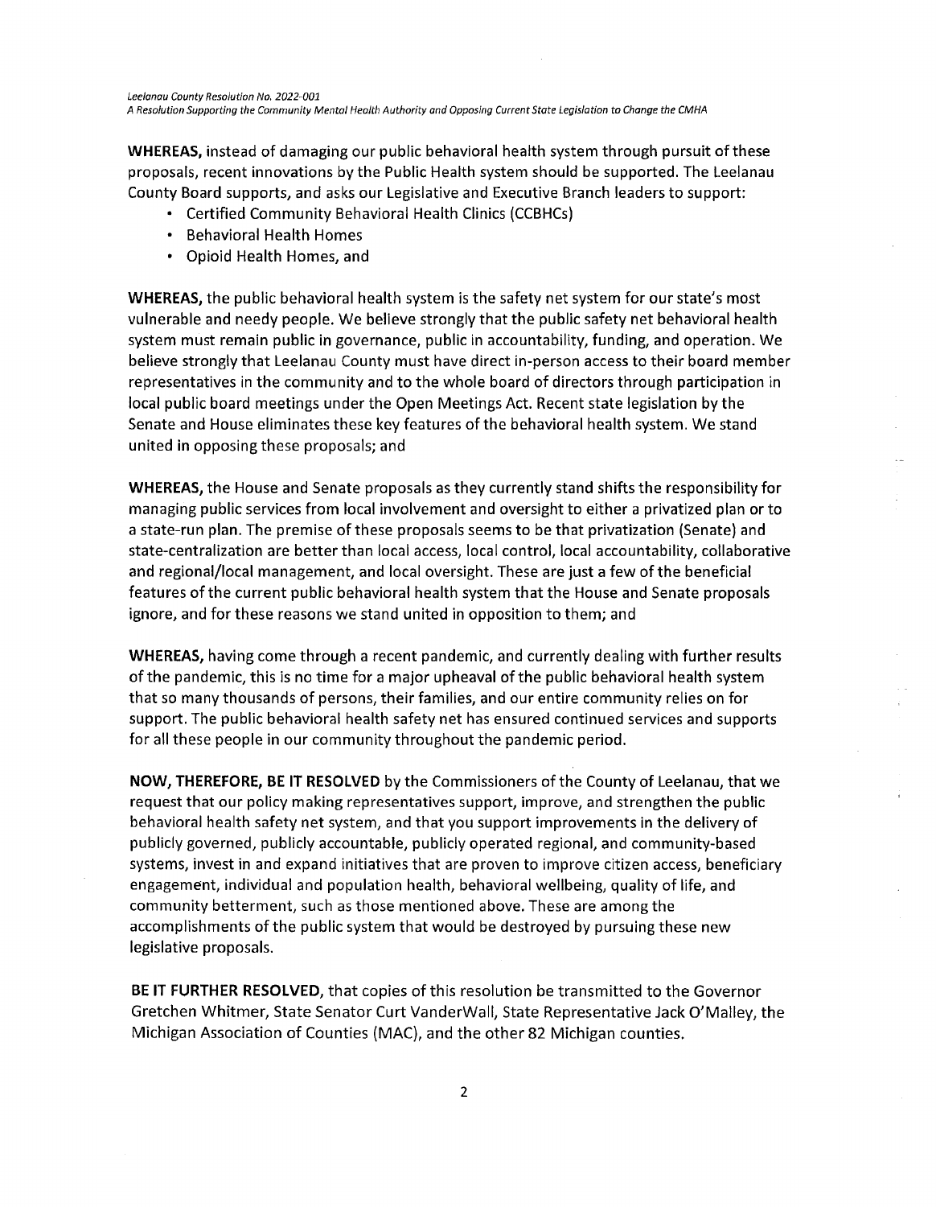**WHEREAS,** instead of damaging our public behavioral health system through pursuit of these proposals, recent innovations by the Public Health system should be supported. The Leelanau County Board supports, and asks our Legislative and Executive Branch leaders to support:

- Certified Community Behavioral Health Clinics (CCBHCs)
- Behavioral Health Homes
- Opioid Health Homes, and

**WHEREAS,** the public behavioral health system is the safety net system for our state's most vulnerable and needy people. We believe strongly that the public safety net behavioral health system must remain public in governance, public in accountability, funding, and operation. We believe strongly that Leelanau County must have direct in-person access to their board member representatives in the community and to the whole board of directors through participation in local public board meetings under the Open Meetings Act. Recent state legislation by the Senate and House eliminates these key features of the behavioral health system. We stand united in opposing these proposals; and

**WHEREAS,** the House and Senate proposals as they currently stand shifts the responsibility for managing public services from local involvement and oversight to either a privatized plan or to a state-run plan. The premise of these proposals seems to be that privatization (Senate) and state-centralization are better than local access, local control, local accountability, collaborative and regional/local management, and local oversight. These are just a few of the beneficial features of the current public behavioral health system that the House and Senate proposals ignore, and for these reasons we stand united in opposition to them; and

**WHEREAS,** having come through a recent pandemic, and currently dealing with further results of the pandemic, this is no time for a major upheaval of the public behavioral health system that so many thousands of persons, their families, and our entire community relies on for support. The public behavioral health safety net has ensured continued services and supports for all these people in our community throughout the pandemic period.

**NOW, THEREFORE, BE IT RESOLVED** by the Commissioners of the County of Leelanau, that we request that our policy making representatives support, improve, and strengthen the public behavioral health safety net system, and that you support improvements in the delivery of publicly governed, publicly accountable, publicly operated regional, and community-based systems, invest in and expand initiatives that are proven to improve citizen access, beneficiary engagement, individual and population health, behavioral wellbeing, quality of life, and community betterment, such as those mentioned above. These are among the accomplishments of the public system that would be destroyed by pursuing these new legislative proposals.

**BE IT FURTHER RESOLVED,** that copies of this resolution be transmitted to the Governor Gretchen Whitmer, State Senator Curt VanderWall, State Representative Jack O'Malley, the Michigan Association of Counties (MAC), and the other 82 Michigan counties.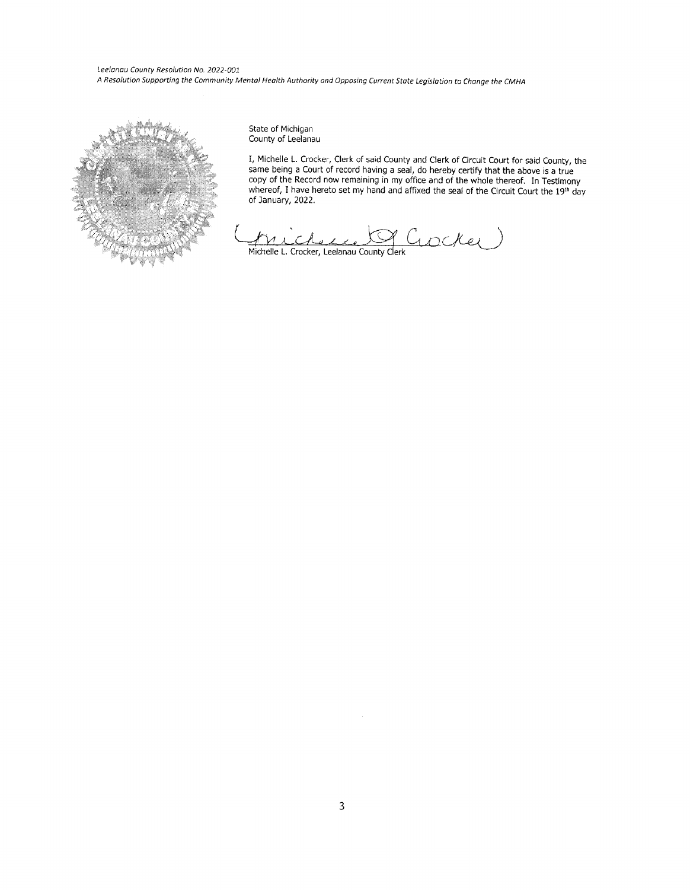State of Michigan
County of Leelanau

I, Michelle L. Crocker, Clerk of said County and Clerk of Circuit Court for said County, the same being a Court of record having a seal, do hereby certify that the above is a true copy of the Record now remaining in my office and of the whole thereof. In Testimony whereof, I have hereto set my hand and affixed the seal of the Circuit Court the 19th day of January, 2022.

Michelle L. Crocker, Leelanau County Clerk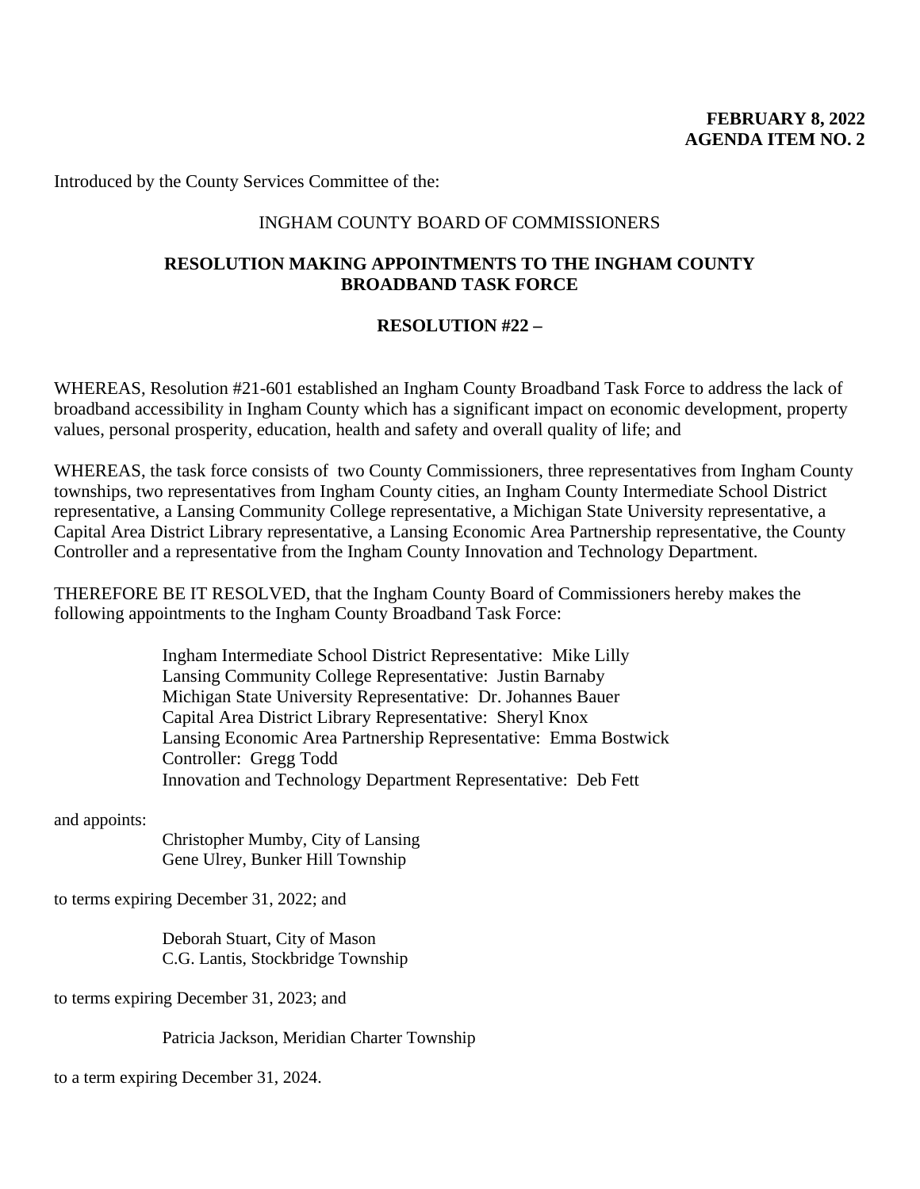**FEBRUARY 8, 2022**
**AGENDA ITEM NO. 2**

Introduced by the County Services Committee of the:

INGHAM COUNTY BOARD OF COMMISSIONERS

**RESOLUTION MAKING APPOINTMENTS TO THE INGHAM COUNTY BROADBAND TASK FORCE**

**RESOLUTION #22 –**

WHEREAS, Resolution #21-601 established an Ingham County Broadband Task Force to address the lack of broadband accessibility in Ingham County which has a significant impact on economic development, property values, personal prosperity, education, health and safety and overall quality of life; and

WHEREAS, the task force consists of two County Commissioners, three representatives from Ingham County townships, two representatives from Ingham County cities, an Ingham County Intermediate School District representative, a Lansing Community College representative, a Michigan State University representative, a Capital Area District Library representative, a Lansing Economic Area Partnership representative, the County Controller and a representative from the Ingham County Innovation and Technology Department.

THEREFORE BE IT RESOLVED, that the Ingham County Board of Commissioners hereby makes the following appointments to the Ingham County Broadband Task Force:

Ingham Intermediate School District Representative: Mike Lilly
Lansing Community College Representative: Justin Barnaby
Michigan State University Representative: Dr. Johannes Bauer
Capital Area District Library Representative: Sheryl Knox
Lansing Economic Area Partnership Representative: Emma Bostwick
Controller: Gregg Todd
Innovation and Technology Department Representative: Deb Fett

and appoints:

Christopher Mumby, City of Lansing
Gene Ulrey, Bunker Hill Township

to terms expiring December 31, 2022; and

Deborah Stuart, City of Mason
C.G. Lantis, Stockbridge Township

to terms expiring December 31, 2023; and

Patricia Jackson, Meridian Charter Township

to a term expiring December 31, 2024.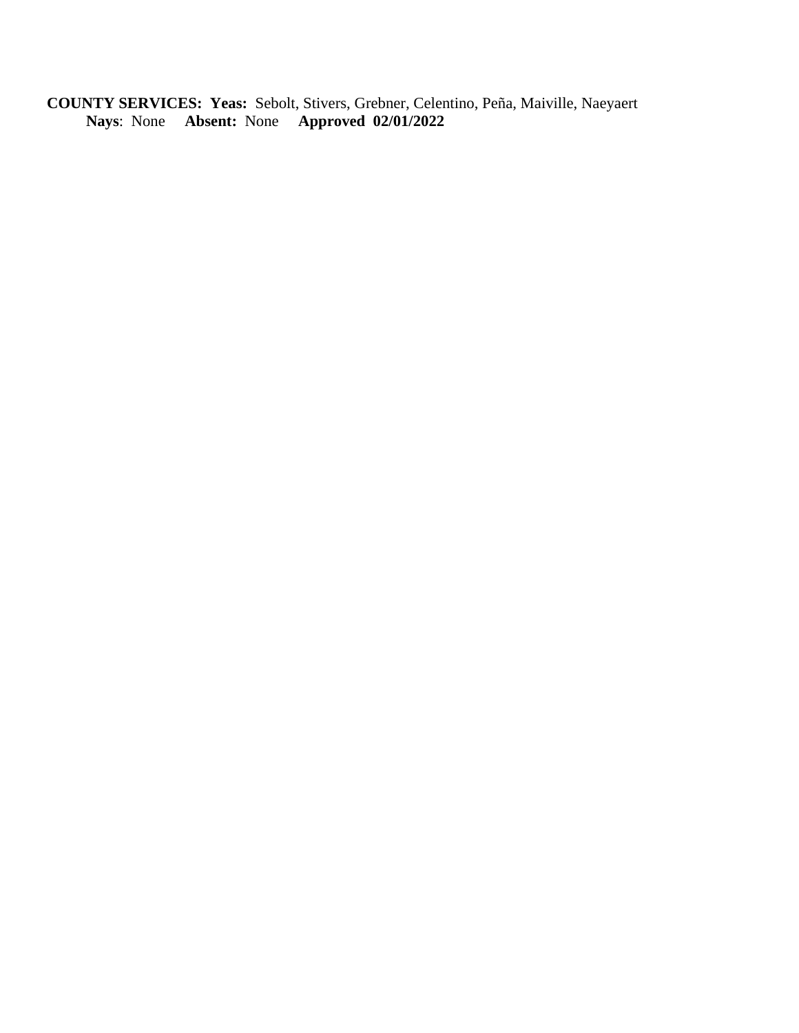**COUNTY SERVICES: Yeas:** Sebolt, Stivers, Grebner, Celentino, Peña, Maiville, Naeyaert
**Nays**: None **Absent:** None **Approved 02/01/2022**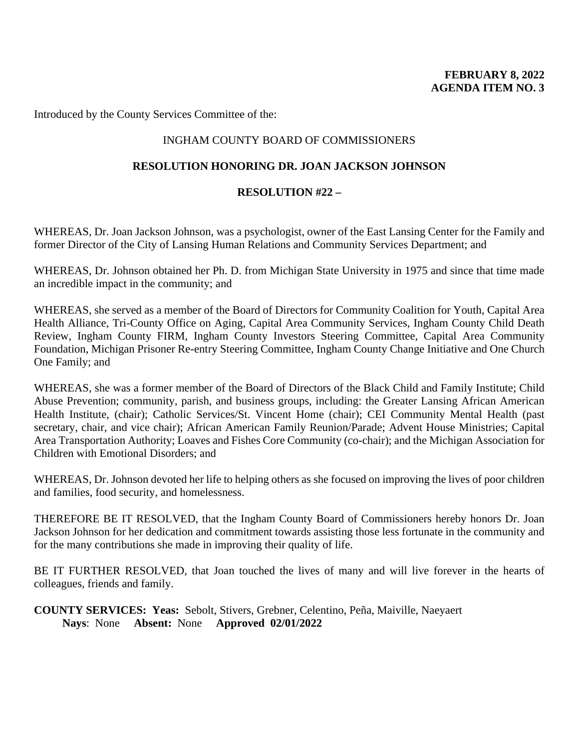**FEBRUARY 8, 2022**
**AGENDA ITEM NO. 3**

Introduced by the County Services Committee of the:

INGHAM COUNTY BOARD OF COMMISSIONERS

**RESOLUTION HONORING DR. JOAN JACKSON JOHNSON**

**RESOLUTION #22 –**

WHEREAS, Dr. Joan Jackson Johnson, was a psychologist, owner of the East Lansing Center for the Family and former Director of the City of Lansing Human Relations and Community Services Department; and

WHEREAS, Dr. Johnson obtained her Ph. D. from Michigan State University in 1975 and since that time made an incredible impact in the community; and

WHEREAS, she served as a member of the Board of Directors for Community Coalition for Youth, Capital Area Health Alliance, Tri-County Office on Aging, Capital Area Community Services, Ingham County Child Death Review, Ingham County FIRM, Ingham County Investors Steering Committee, Capital Area Community Foundation, Michigan Prisoner Re-entry Steering Committee, Ingham County Change Initiative and One Church One Family; and

WHEREAS, she was a former member of the Board of Directors of the Black Child and Family Institute; Child Abuse Prevention; community, parish, and business groups, including: the Greater Lansing African American Health Institute, (chair); Catholic Services/St. Vincent Home (chair); CEI Community Mental Health (past secretary, chair, and vice chair); African American Family Reunion/Parade; Advent House Ministries; Capital Area Transportation Authority; Loaves and Fishes Core Community (co-chair); and the Michigan Association for Children with Emotional Disorders; and

WHEREAS, Dr. Johnson devoted her life to helping others as she focused on improving the lives of poor children and families, food security, and homelessness.

THEREFORE BE IT RESOLVED, that the Ingham County Board of Commissioners hereby honors Dr. Joan Jackson Johnson for her dedication and commitment towards assisting those less fortunate in the community and for the many contributions she made in improving their quality of life.

BE IT FURTHER RESOLVED, that Joan touched the lives of many and will live forever in the hearts of colleagues, friends and family.

**COUNTY SERVICES: Yeas:** Sebolt, Stivers, Grebner, Celentino, Peña, Maiville, Naeyaert
**Nays**: None **Absent:** None **Approved 02/01/2022**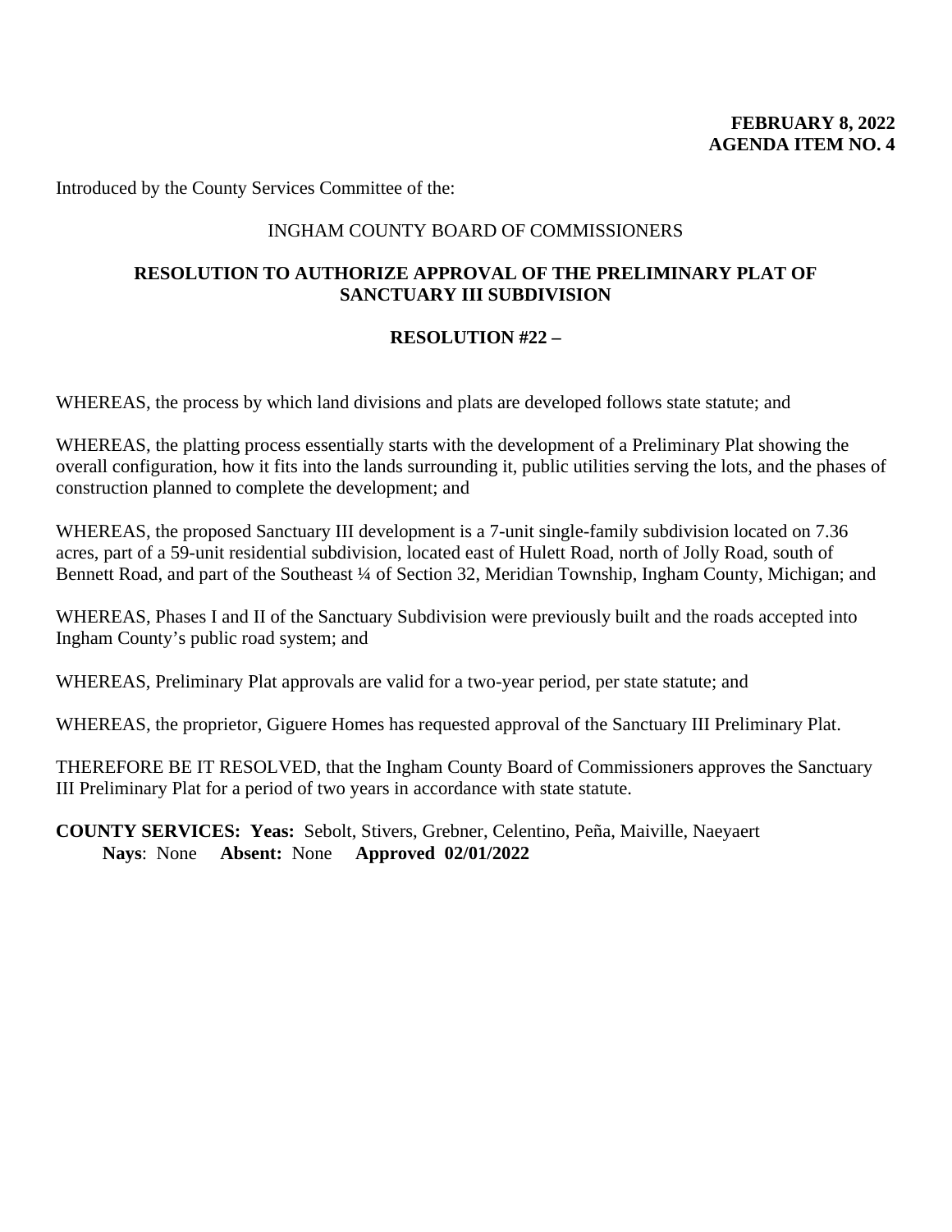**FEBRUARY 8, 2022**
**AGENDA ITEM NO. 4**

Introduced by the County Services Committee of the:

INGHAM COUNTY BOARD OF COMMISSIONERS

**RESOLUTION TO AUTHORIZE APPROVAL OF THE PRELIMINARY PLAT OF SANCTUARY III SUBDIVISION**

**RESOLUTION #22 –**

WHEREAS, the process by which land divisions and plats are developed follows state statute; and

WHEREAS, the platting process essentially starts with the development of a Preliminary Plat showing the overall configuration, how it fits into the lands surrounding it, public utilities serving the lots, and the phases of construction planned to complete the development; and

WHEREAS, the proposed Sanctuary III development is a 7-unit single-family subdivision located on 7.36 acres, part of a 59-unit residential subdivision, located east of Hulett Road, north of Jolly Road, south of Bennett Road, and part of the Southeast ¼ of Section 32, Meridian Township, Ingham County, Michigan; and

WHEREAS, Phases I and II of the Sanctuary Subdivision were previously built and the roads accepted into Ingham County's public road system; and

WHEREAS, Preliminary Plat approvals are valid for a two-year period, per state statute; and

WHEREAS, the proprietor, Giguere Homes has requested approval of the Sanctuary III Preliminary Plat.

THEREFORE BE IT RESOLVED, that the Ingham County Board of Commissioners approves the Sanctuary III Preliminary Plat for a period of two years in accordance with state statute.

**COUNTY SERVICES: Yeas:** Sebolt, Stivers, Grebner, Celentino, Peña, Maiville, Naeyaert
**Nays**: None **Absent:** None **Approved 02/01/2022**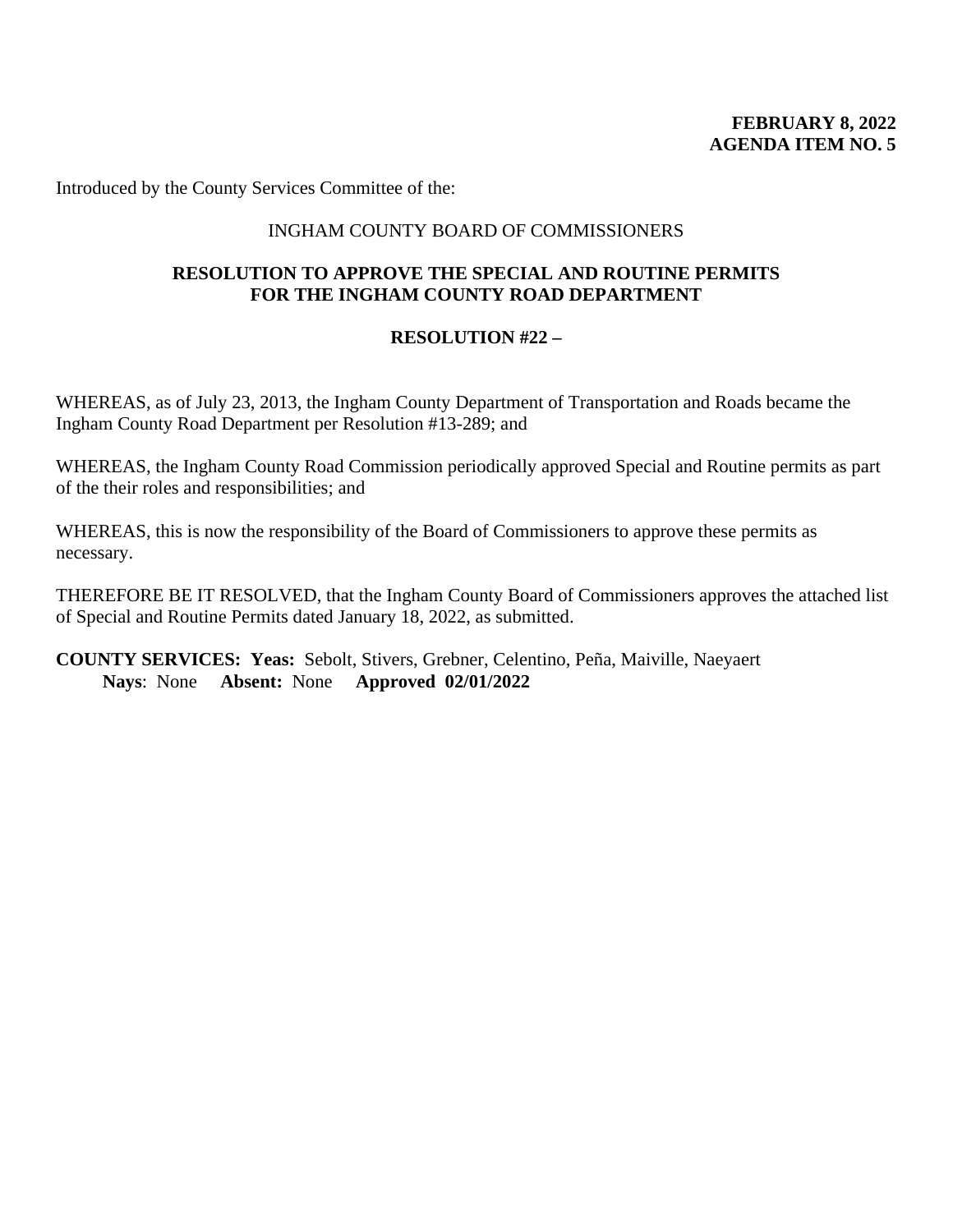**FEBRUARY 8, 2022**
**AGENDA ITEM NO. 5**

Introduced by the County Services Committee of the:

INGHAM COUNTY BOARD OF COMMISSIONERS

**RESOLUTION TO APPROVE THE SPECIAL AND ROUTINE PERMITS FOR THE INGHAM COUNTY ROAD DEPARTMENT**

**RESOLUTION #22 –**

WHEREAS, as of July 23, 2013, the Ingham County Department of Transportation and Roads became the Ingham County Road Department per Resolution #13-289; and

WHEREAS, the Ingham County Road Commission periodically approved Special and Routine permits as part of the their roles and responsibilities; and

WHEREAS, this is now the responsibility of the Board of Commissioners to approve these permits as necessary.

THEREFORE BE IT RESOLVED, that the Ingham County Board of Commissioners approves the attached list of Special and Routine Permits dated January 18, 2022, as submitted.

**COUNTY SERVICES: Yeas:** Sebolt, Stivers, Grebner, Celentino, Peña, Maiville, Naeyaert
**Nays**: None **Absent:** None **Approved 02/01/2022**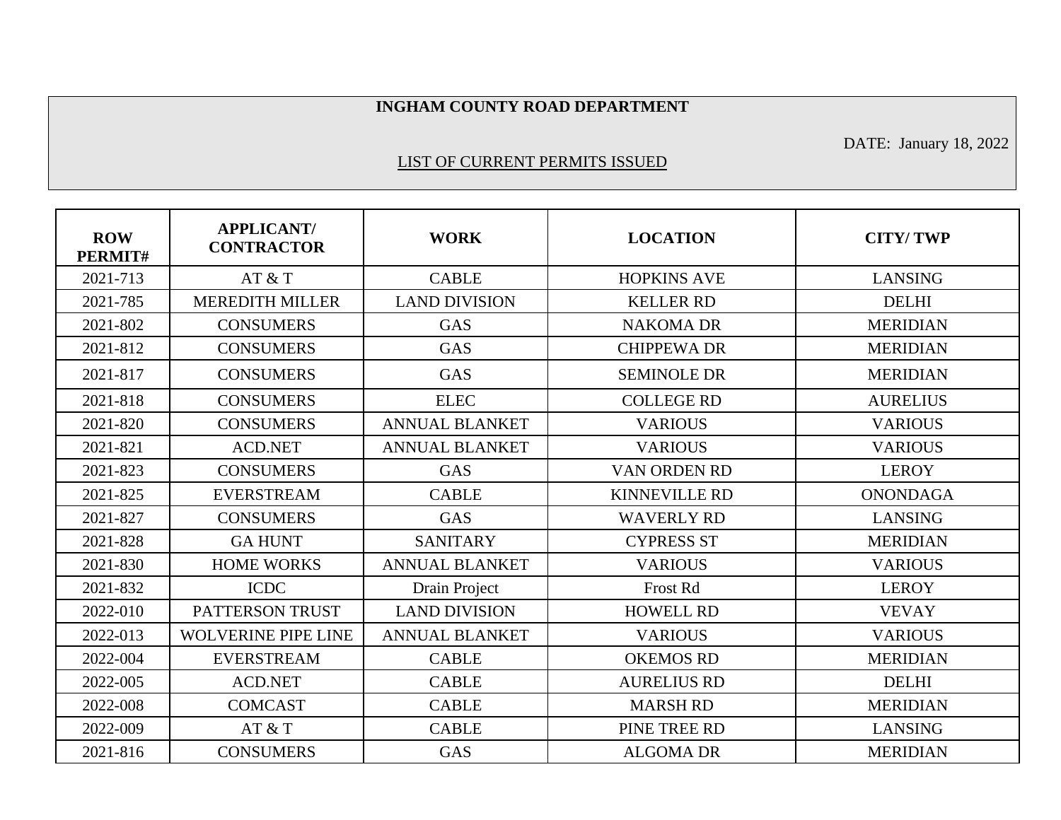**INGHAM COUNTY ROAD DEPARTMENT**

DATE: January 18, 2022

LIST OF CURRENT PERMITS ISSUED

| ROW PERMIT# | APPLICANT/ CONTRACTOR | WORK | LOCATION | CITY/ TWP |
|---|---|---|---|---|
| 2021-713 | AT & T | CABLE | HOPKINS AVE | LANSING |
| 2021-785 | MEREDITH MILLER | LAND DIVISION | KELLER RD | DELHI |
| 2021-802 | CONSUMERS | GAS | NAKOMA DR | MERIDIAN |
| 2021-812 | CONSUMERS | GAS | CHIPPEWA DR | MERIDIAN |
| 2021-817 | CONSUMERS | GAS | SEMINOLE DR | MERIDIAN |
| 2021-818 | CONSUMERS | ELEC | COLLEGE RD | AURELIUS |
| 2021-820 | CONSUMERS | ANNUAL BLANKET | VARIOUS | VARIOUS |
| 2021-821 | ACD.NET | ANNUAL BLANKET | VARIOUS | VARIOUS |
| 2021-823 | CONSUMERS | GAS | VAN ORDEN RD | LEROY |
| 2021-825 | EVERSTREAM | CABLE | KINNEVILLE RD | ONONDAGA |
| 2021-827 | CONSUMERS | GAS | WAVERLY RD | LANSING |
| 2021-828 | GA HUNT | SANITARY | CYPRESS ST | MERIDIAN |
| 2021-830 | HOME WORKS | ANNUAL BLANKET | VARIOUS | VARIOUS |
| 2021-832 | ICDC | Drain Project | Frost Rd | LEROY |
| 2022-010 | PATTERSON TRUST | LAND DIVISION | HOWELL RD | VEVAY |
| 2022-013 | WOLVERINE PIPE LINE | ANNUAL BLANKET | VARIOUS | VARIOUS |
| 2022-004 | EVERSTREAM | CABLE | OKEMOS RD | MERIDIAN |
| 2022-005 | ACD.NET | CABLE | AURELIUS RD | DELHI |
| 2022-008 | COMCAST | CABLE | MARSH RD | MERIDIAN |
| 2022-009 | AT & T | CABLE | PINE TREE RD | LANSING |
| 2021-816 | CONSUMERS | GAS | ALGOMA DR | MERIDIAN |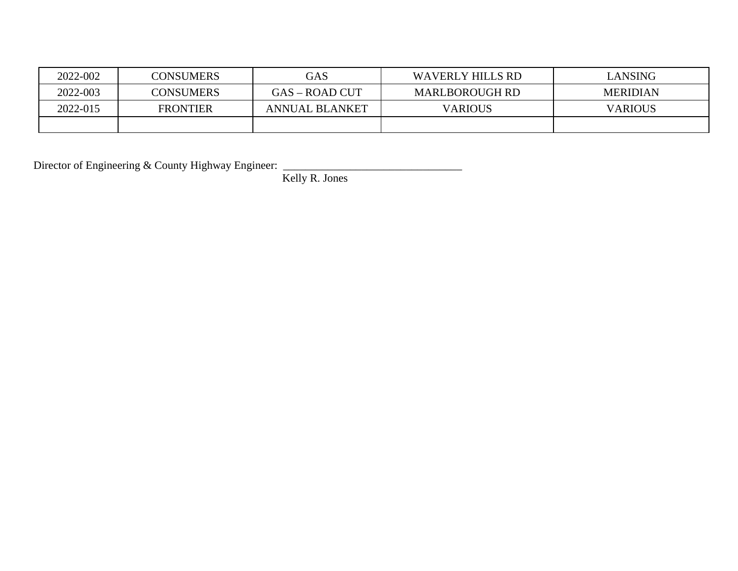| 2022-002 | CONSUMERS | GAS | WAVERLY HILLS RD | LANSING |
|---|---|---|---|---|
| 2022-003 | CONSUMERS | GAS – ROAD CUT | MARLBOROUGH RD | MERIDIAN |
| 2022-015 | FRONTIER | ANNUAL BLANKET | VARIOUS | VARIOUS |
| | | | | |

Director of Engineering & County Highway Engineer: _______________________________
Kelly R. Jones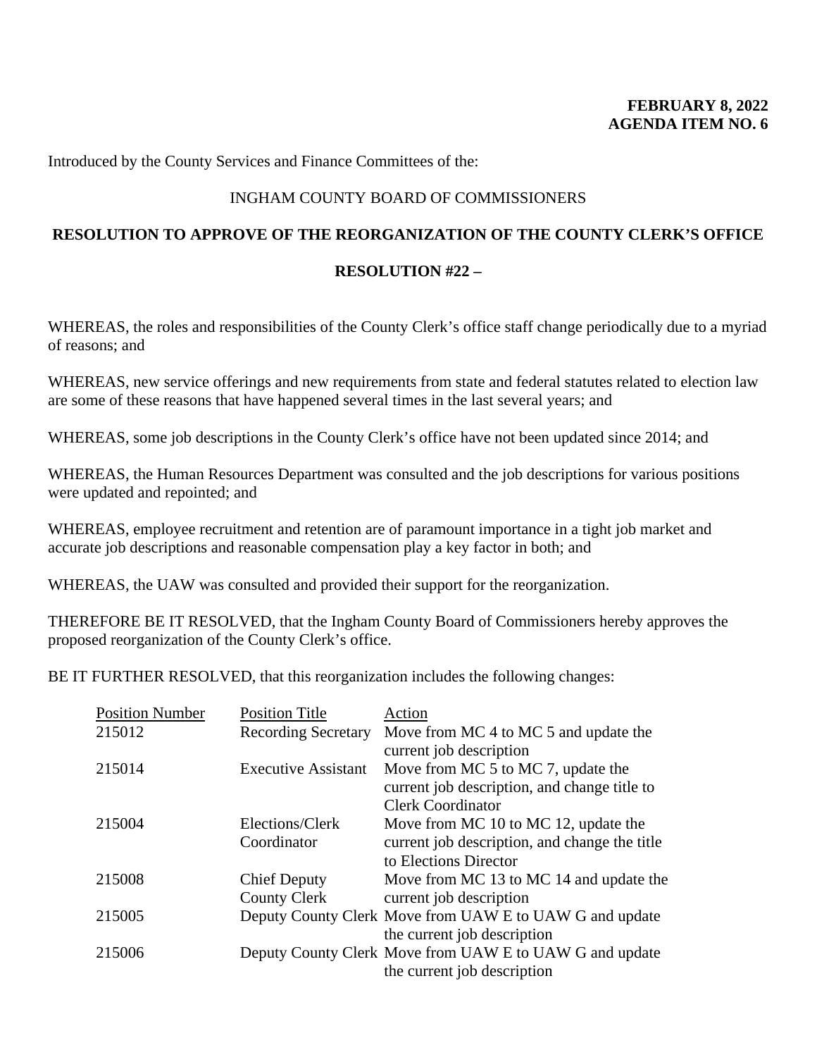**FEBRUARY 8, 2022**
**AGENDA ITEM NO. 6**

Introduced by the County Services and Finance Committees of the:

INGHAM COUNTY BOARD OF COMMISSIONERS

**RESOLUTION TO APPROVE OF THE REORGANIZATION OF THE COUNTY CLERK'S OFFICE**

**RESOLUTION #22 –**

WHEREAS, the roles and responsibilities of the County Clerk's office staff change periodically due to a myriad of reasons; and

WHEREAS, new service offerings and new requirements from state and federal statutes related to election law are some of these reasons that have happened several times in the last several years; and

WHEREAS, some job descriptions in the County Clerk's office have not been updated since 2014; and

WHEREAS, the Human Resources Department was consulted and the job descriptions for various positions were updated and repointed; and

WHEREAS, employee recruitment and retention are of paramount importance in a tight job market and accurate job descriptions and reasonable compensation play a key factor in both; and

WHEREAS, the UAW was consulted and provided their support for the reorganization.

THEREFORE BE IT RESOLVED, that the Ingham County Board of Commissioners hereby approves the proposed reorganization of the County Clerk's office.

BE IT FURTHER RESOLVED, that this reorganization includes the following changes:

| Position Number | Position Title | Action |
|---|---|---|
| 215012 | Recording Secretary | Move from MC 4 to MC 5 and update the current job description |
| 215014 | Executive Assistant | Move from MC 5 to MC 7, update the current job description, and change title to Clerk Coordinator |
| 215004 | Elections/Clerk Coordinator | Move from MC 10 to MC 12, update the current job description, and change the title to Elections Director |
| 215008 | Chief Deputy County Clerk | Move from MC 13 to MC 14 and update the current job description |
| 215005 | Deputy County Clerk | Move from UAW E to UAW G and update the current job description |
| 215006 | Deputy County Clerk | Move from UAW E to UAW G and update the current job description |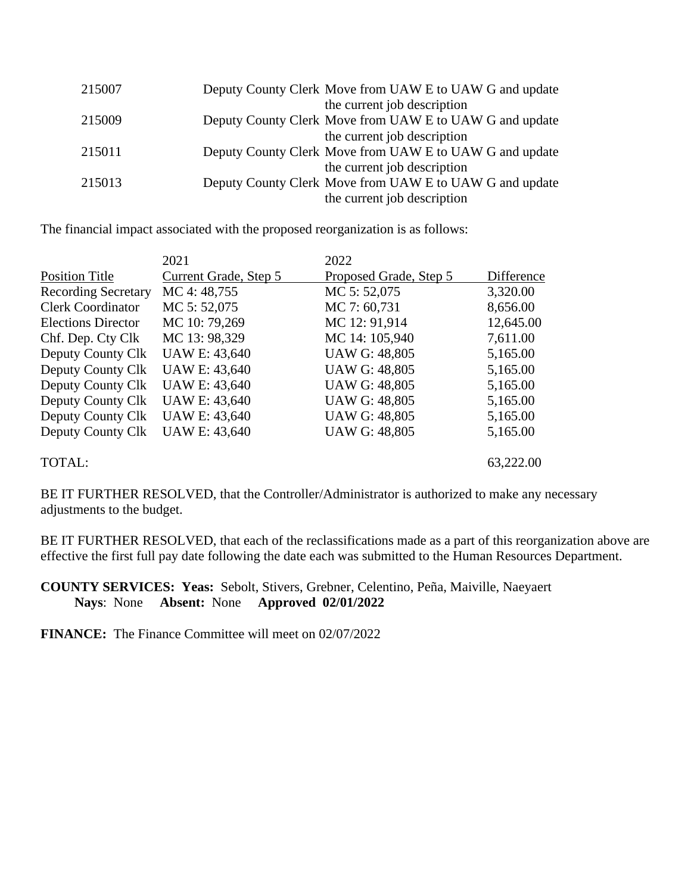| | | |
|---|---|---|
| 215007 | Deputy County Clerk | Move from UAW E to UAW G and update the current job description |
| 215009 | Deputy County Clerk | Move from UAW E to UAW G and update the current job description |
| 215011 | Deputy County Clerk | Move from UAW E to UAW G and update the current job description |
| 215013 | Deputy County Clerk | Move from UAW E to UAW G and update the current job description |

The financial impact associated with the proposed reorganization is as follows:

| | 2021 | 2022 | |
|---|---|---|---|
| Position Title | Current Grade, Step 5 | Proposed Grade, Step 5 | Difference |
| Recording Secretary | MC 4: 48,755 | MC 5: 52,075 | 3,320.00 |
| Clerk Coordinator | MC 5: 52,075 | MC 7: 60,731 | 8,656.00 |
| Elections Director | MC 10: 79,269 | MC 12: 91,914 | 12,645.00 |
| Chf. Dep. Cty Clk | MC 13: 98,329 | MC 14: 105,940 | 7,611.00 |
| Deputy County Clk | UAW E: 43,640 | UAW G: 48,805 | 5,165.00 |
| Deputy County Clk | UAW E: 43,640 | UAW G: 48,805 | 5,165.00 |
| Deputy County Clk | UAW E: 43,640 | UAW G: 48,805 | 5,165.00 |
| Deputy County Clk | UAW E: 43,640 | UAW G: 48,805 | 5,165.00 |
| Deputy County Clk | UAW E: 43,640 | UAW G: 48,805 | 5,165.00 |
| Deputy County Clk | UAW E: 43,640 | UAW G: 48,805 | 5,165.00 |
| TOTAL: | | | 63,222.00 |

BE IT FURTHER RESOLVED, that the Controller/Administrator is authorized to make any necessary adjustments to the budget.

BE IT FURTHER RESOLVED, that each of the reclassifications made as a part of this reorganization above are effective the first full pay date following the date each was submitted to the Human Resources Department.

**COUNTY SERVICES: Yeas:** Sebolt, Stivers, Grebner, Celentino, Peña, Maiville, Naeyaert
**Nays**: None **Absent:** None **Approved 02/01/2022**

**FINANCE:** The Finance Committee will meet on 02/07/2022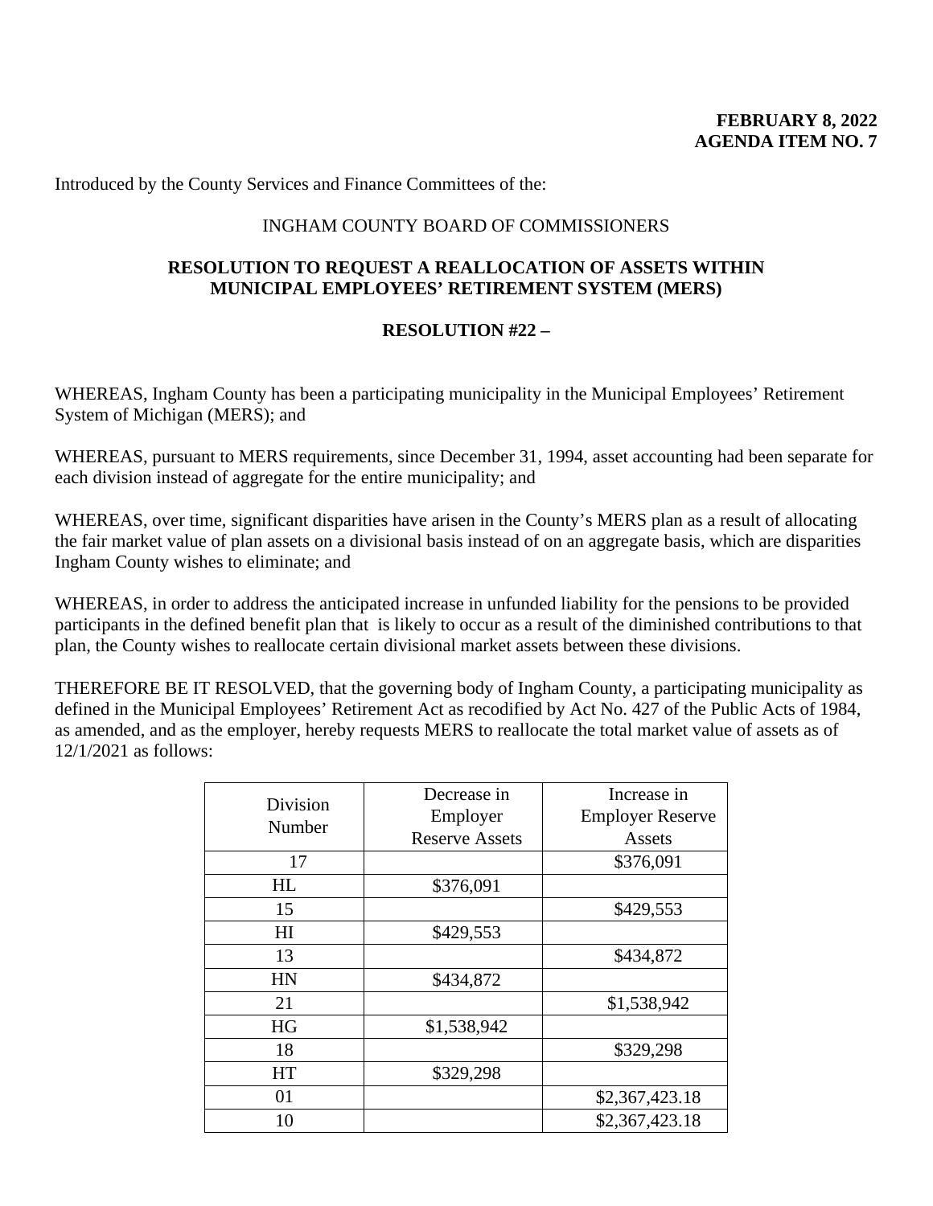**FEBRUARY 8, 2022**
**AGENDA ITEM NO. 7**

Introduced by the County Services and Finance Committees of the:

INGHAM COUNTY BOARD OF COMMISSIONERS

**RESOLUTION TO REQUEST A REALLOCATION OF ASSETS WITHIN MUNICIPAL EMPLOYEES' RETIREMENT SYSTEM (MERS)**

**RESOLUTION #22 –**

WHEREAS, Ingham County has been a participating municipality in the Municipal Employees' Retirement System of Michigan (MERS); and

WHEREAS, pursuant to MERS requirements, since December 31, 1994, asset accounting had been separate for each division instead of aggregate for the entire municipality; and

WHEREAS, over time, significant disparities have arisen in the County's MERS plan as a result of allocating the fair market value of plan assets on a divisional basis instead of on an aggregate basis, which are disparities Ingham County wishes to eliminate; and

WHEREAS, in order to address the anticipated increase in unfunded liability for the pensions to be provided participants in the defined benefit plan that is likely to occur as a result of the diminished contributions to that plan, the County wishes to reallocate certain divisional market assets between these divisions.

THEREFORE BE IT RESOLVED, that the governing body of Ingham County, a participating municipality as defined in the Municipal Employees' Retirement Act as recodified by Act No. 427 of the Public Acts of 1984, as amended, and as the employer, hereby requests MERS to reallocate the total market value of assets as of 12/1/2021 as follows:

| Division Number | Decrease in Employer Reserve Assets | Increase in Employer Reserve Assets |
|---|---|---|
| 17 | | $376,091 |
| HL | $376,091 | |
| 15 | | $429,553 |
| HI | $429,553 | |
| 13 | | $434,872 |
| HN | $434,872 | |
| 21 | | $1,538,942 |
| HG | $1,538,942 | |
| 18 | | $329,298 |
| HT | $329,298 | |
| 01 | | $2,367,423.18 |
| 10 | | $2,367,423.18 |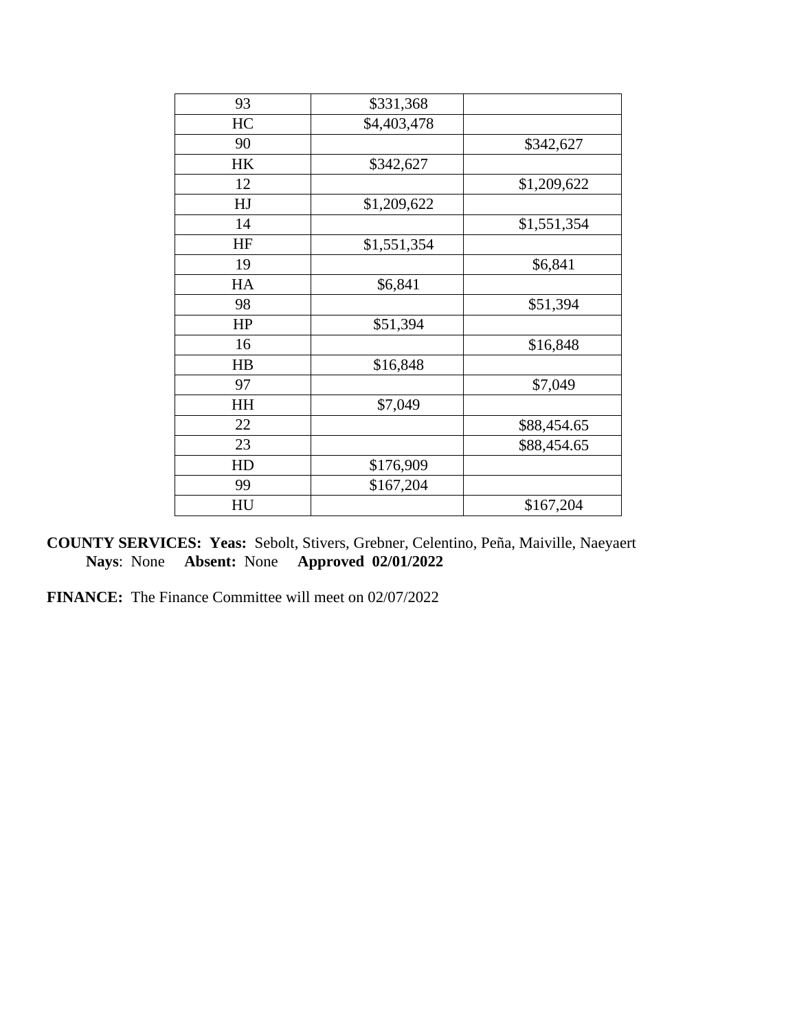| | | |
|---|---|---|
| 93 | $331,368 | |
| HC | $4,403,478 | |
| 90 | | $342,627 |
| HK | $342,627 | |
| 12 | | $1,209,622 |
| HJ | $1,209,622 | |
| 14 | | $1,551,354 |
| HF | $1,551,354 | |
| 19 | | $6,841 |
| HA | $6,841 | |
| 98 | | $51,394 |
| HP | $51,394 | |
| 16 | | $16,848 |
| HB | $16,848 | |
| 97 | | $7,049 |
| HH | $7,049 | |
| 22 | | $88,454.65 |
| 23 | | $88,454.65 |
| HD | $176,909 | |
| 99 | $167,204 | |
| HU | | $167,204 |

**COUNTY SERVICES:** **Yeas:** Sebolt, Stivers, Grebner, Celentino, Peña, Maiville, Naeyaert
**Nays**: None **Absent:** None **Approved 02/01/2022**

**FINANCE:** The Finance Committee will meet on 02/07/2022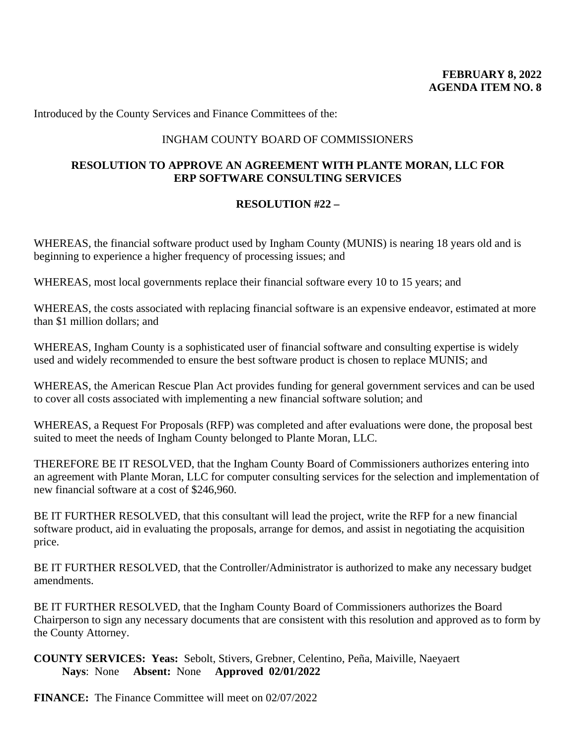**FEBRUARY 8, 2022**
**AGENDA ITEM NO. 8**

Introduced by the County Services and Finance Committees of the:

INGHAM COUNTY BOARD OF COMMISSIONERS

## RESOLUTION TO APPROVE AN AGREEMENT WITH PLANTE MORAN, LLC FOR ERP SOFTWARE CONSULTING SERVICES

**RESOLUTION #22 –**

WHEREAS, the financial software product used by Ingham County (MUNIS) is nearing 18 years old and is beginning to experience a higher frequency of processing issues; and

WHEREAS, most local governments replace their financial software every 10 to 15 years; and

WHEREAS, the costs associated with replacing financial software is an expensive endeavor, estimated at more than $1 million dollars; and

WHEREAS, Ingham County is a sophisticated user of financial software and consulting expertise is widely used and widely recommended to ensure the best software product is chosen to replace MUNIS; and

WHEREAS, the American Rescue Plan Act provides funding for general government services and can be used to cover all costs associated with implementing a new financial software solution; and

WHEREAS, a Request For Proposals (RFP) was completed and after evaluations were done, the proposal best suited to meet the needs of Ingham County belonged to Plante Moran, LLC.

THEREFORE BE IT RESOLVED, that the Ingham County Board of Commissioners authorizes entering into an agreement with Plante Moran, LLC for computer consulting services for the selection and implementation of new financial software at a cost of $246,960.

BE IT FURTHER RESOLVED, that this consultant will lead the project, write the RFP for a new financial software product, aid in evaluating the proposals, arrange for demos, and assist in negotiating the acquisition price.

BE IT FURTHER RESOLVED, that the Controller/Administrator is authorized to make any necessary budget amendments.

BE IT FURTHER RESOLVED, that the Ingham County Board of Commissioners authorizes the Board Chairperson to sign any necessary documents that are consistent with this resolution and approved as to form by the County Attorney.

**COUNTY SERVICES: Yeas:** Sebolt, Stivers, Grebner, Celentino, Peña, Maiville, Naeyaert
**Nays**: None **Absent:** None **Approved 02/01/2022**

**FINANCE:** The Finance Committee will meet on 02/07/2022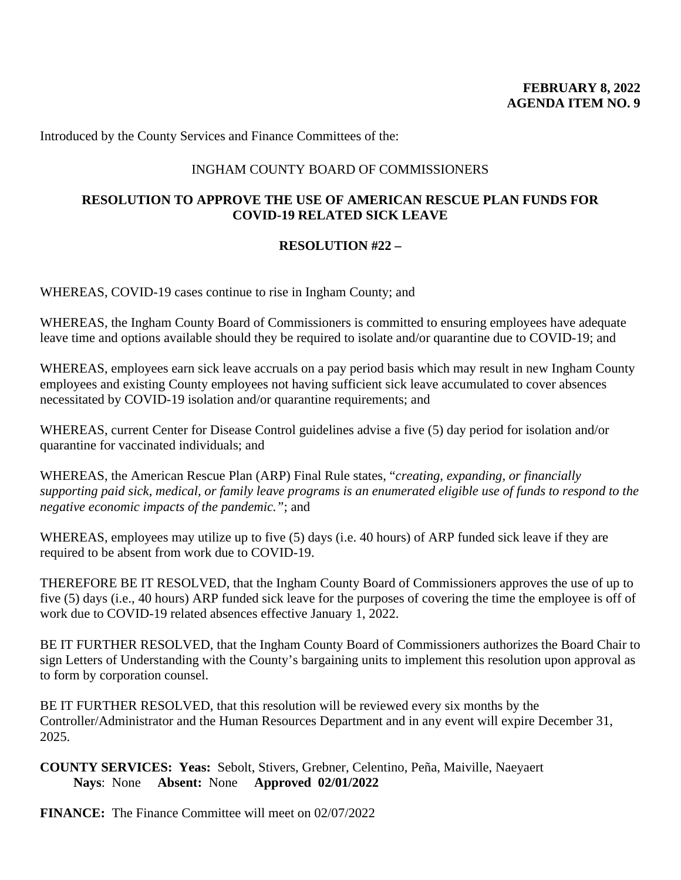**FEBRUARY 8, 2022**
**AGENDA ITEM NO. 9**

Introduced by the County Services and Finance Committees of the:

INGHAM COUNTY BOARD OF COMMISSIONERS

**RESOLUTION TO APPROVE THE USE OF AMERICAN RESCUE PLAN FUNDS FOR COVID-19 RELATED SICK LEAVE**

**RESOLUTION #22 –**

WHEREAS, COVID-19 cases continue to rise in Ingham County; and

WHEREAS, the Ingham County Board of Commissioners is committed to ensuring employees have adequate leave time and options available should they be required to isolate and/or quarantine due to COVID-19; and

WHEREAS, employees earn sick leave accruals on a pay period basis which may result in new Ingham County employees and existing County employees not having sufficient sick leave accumulated to cover absences necessitated by COVID-19 isolation and/or quarantine requirements; and

WHEREAS, current Center for Disease Control guidelines advise a five (5) day period for isolation and/or quarantine for vaccinated individuals; and

WHEREAS, the American Rescue Plan (ARP) Final Rule states, "*creating, expanding, or financially supporting paid sick, medical, or family leave programs is an enumerated eligible use of funds to respond to the negative economic impacts of the pandemic.*"; and

WHEREAS, employees may utilize up to five (5) days (i.e. 40 hours) of ARP funded sick leave if they are required to be absent from work due to COVID-19.

THEREFORE BE IT RESOLVED, that the Ingham County Board of Commissioners approves the use of up to five (5) days (i.e., 40 hours) ARP funded sick leave for the purposes of covering the time the employee is off of work due to COVID-19 related absences effective January 1, 2022.

BE IT FURTHER RESOLVED, that the Ingham County Board of Commissioners authorizes the Board Chair to sign Letters of Understanding with the County's bargaining units to implement this resolution upon approval as to form by corporation counsel.

BE IT FURTHER RESOLVED, that this resolution will be reviewed every six months by the Controller/Administrator and the Human Resources Department and in any event will expire December 31, 2025.

**COUNTY SERVICES: Yeas:** Sebolt, Stivers, Grebner, Celentino, Peña, Maiville, Naeyaert
**Nays**: None **Absent:** None **Approved 02/01/2022**

**FINANCE:** The Finance Committee will meet on 02/07/2022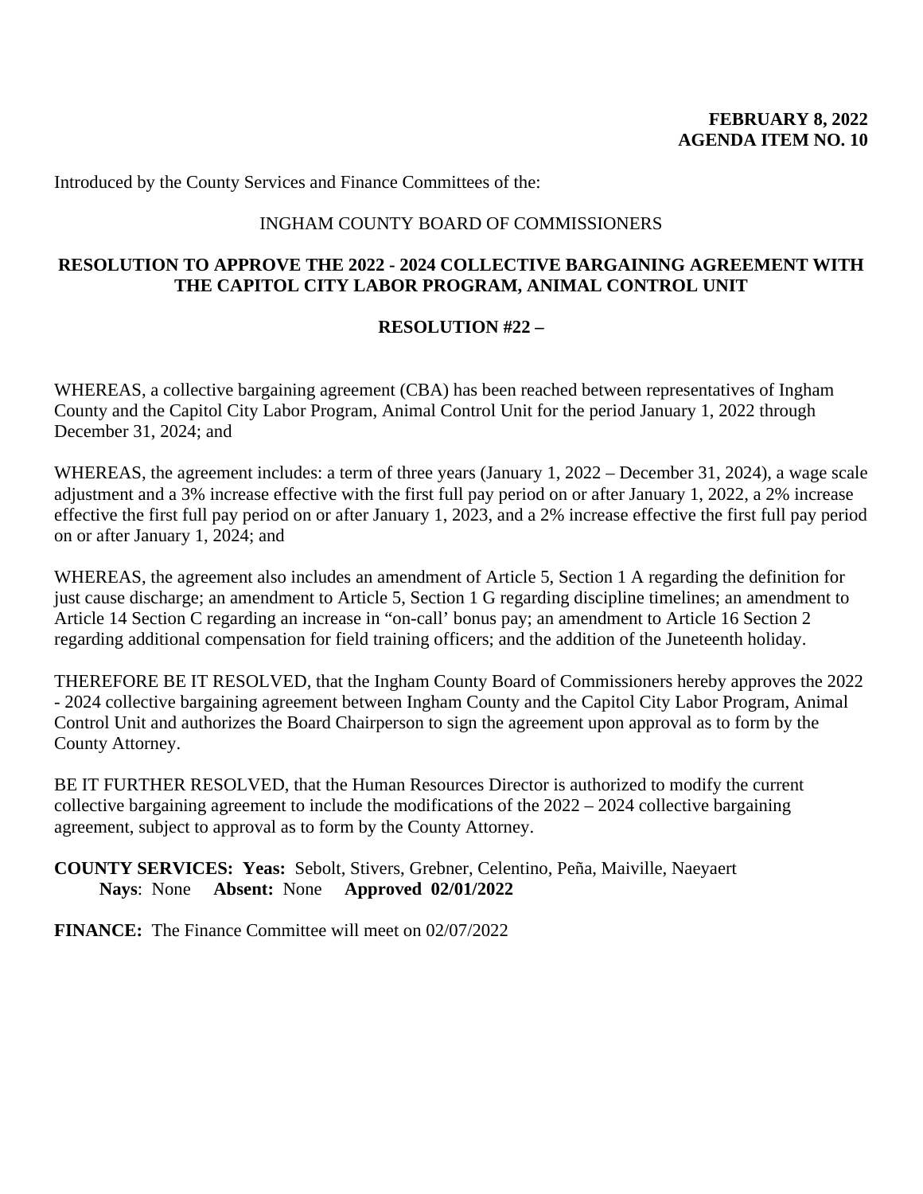**FEBRUARY 8, 2022**
**AGENDA ITEM NO. 10**

Introduced by the County Services and Finance Committees of the:

INGHAM COUNTY BOARD OF COMMISSIONERS

**RESOLUTION TO APPROVE THE 2022 - 2024 COLLECTIVE BARGAINING AGREEMENT WITH THE CAPITOL CITY LABOR PROGRAM, ANIMAL CONTROL UNIT**

**RESOLUTION #22 –**

WHEREAS, a collective bargaining agreement (CBA) has been reached between representatives of Ingham County and the Capitol City Labor Program, Animal Control Unit for the period January 1, 2022 through December 31, 2024; and

WHEREAS, the agreement includes: a term of three years (January 1, 2022 – December 31, 2024), a wage scale adjustment and a 3% increase effective with the first full pay period on or after January 1, 2022, a 2% increase effective the first full pay period on or after January 1, 2023, and a 2% increase effective the first full pay period on or after January 1, 2024; and

WHEREAS, the agreement also includes an amendment of Article 5, Section 1 A regarding the definition for just cause discharge; an amendment to Article 5, Section 1 G regarding discipline timelines; an amendment to Article 14 Section C regarding an increase in "on-call' bonus pay; an amendment to Article 16 Section 2 regarding additional compensation for field training officers; and the addition of the Juneteenth holiday.

THEREFORE BE IT RESOLVED, that the Ingham County Board of Commissioners hereby approves the 2022 - 2024 collective bargaining agreement between Ingham County and the Capitol City Labor Program, Animal Control Unit and authorizes the Board Chairperson to sign the agreement upon approval as to form by the County Attorney.

BE IT FURTHER RESOLVED, that the Human Resources Director is authorized to modify the current collective bargaining agreement to include the modifications of the 2022 – 2024 collective bargaining agreement, subject to approval as to form by the County Attorney.

**COUNTY SERVICES: Yeas:** Sebolt, Stivers, Grebner, Celentino, Peña, Maiville, Naeyaert
**Nays**: None **Absent:** None **Approved 02/01/2022**

**FINANCE:** The Finance Committee will meet on 02/07/2022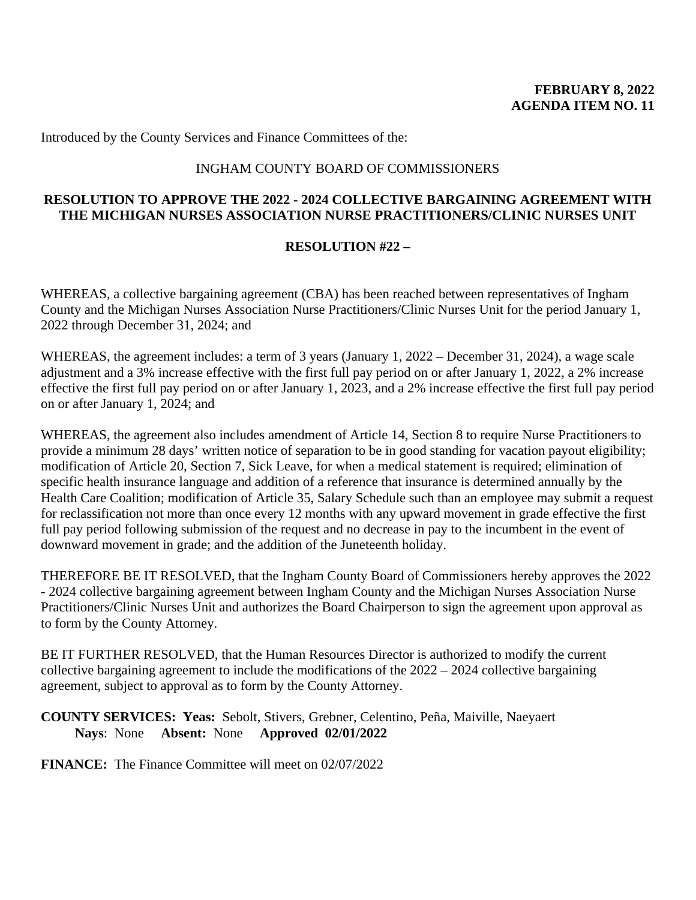**FEBRUARY 8, 2022**
**AGENDA ITEM NO. 11**

Introduced by the County Services and Finance Committees of the:

INGHAM COUNTY BOARD OF COMMISSIONERS

**RESOLUTION TO APPROVE THE 2022 - 2024 COLLECTIVE BARGAINING AGREEMENT WITH THE MICHIGAN NURSES ASSOCIATION NURSE PRACTITIONERS/CLINIC NURSES UNIT**

**RESOLUTION #22 –**

WHEREAS, a collective bargaining agreement (CBA) has been reached between representatives of Ingham County and the Michigan Nurses Association Nurse Practitioners/Clinic Nurses Unit for the period January 1, 2022 through December 31, 2024; and

WHEREAS, the agreement includes: a term of 3 years (January 1, 2022 – December 31, 2024), a wage scale adjustment and a 3% increase effective with the first full pay period on or after January 1, 2022, a 2% increase effective the first full pay period on or after January 1, 2023, and a 2% increase effective the first full pay period on or after January 1, 2024; and

WHEREAS, the agreement also includes amendment of Article 14, Section 8 to require Nurse Practitioners to provide a minimum 28 days' written notice of separation to be in good standing for vacation payout eligibility; modification of Article 20, Section 7, Sick Leave, for when a medical statement is required; elimination of specific health insurance language and addition of a reference that insurance is determined annually by the Health Care Coalition; modification of Article 35, Salary Schedule such than an employee may submit a request for reclassification not more than once every 12 months with any upward movement in grade effective the first full pay period following submission of the request and no decrease in pay to the incumbent in the event of downward movement in grade; and the addition of the Juneteenth holiday.

THEREFORE BE IT RESOLVED, that the Ingham County Board of Commissioners hereby approves the 2022 - 2024 collective bargaining agreement between Ingham County and the Michigan Nurses Association Nurse Practitioners/Clinic Nurses Unit and authorizes the Board Chairperson to sign the agreement upon approval as to form by the County Attorney.

BE IT FURTHER RESOLVED, that the Human Resources Director is authorized to modify the current collective bargaining agreement to include the modifications of the 2022 – 2024 collective bargaining agreement, subject to approval as to form by the County Attorney.

**COUNTY SERVICES: Yeas:** Sebolt, Stivers, Grebner, Celentino, Peña, Maiville, Naeyaert
**Nays**: None **Absent:** None **Approved 02/01/2022**

**FINANCE:** The Finance Committee will meet on 02/07/2022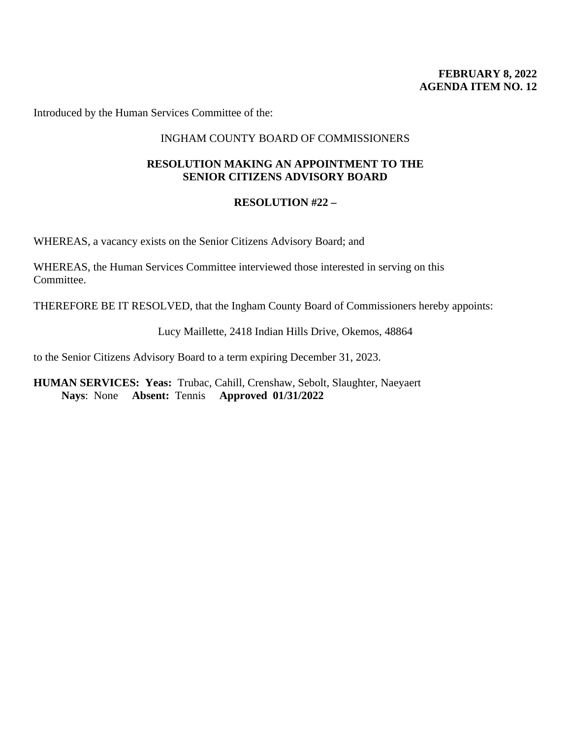**FEBRUARY 8, 2022**
**AGENDA ITEM NO. 12**

Introduced by the Human Services Committee of the:

INGHAM COUNTY BOARD OF COMMISSIONERS

**RESOLUTION MAKING AN APPOINTMENT TO THE SENIOR CITIZENS ADVISORY BOARD**

**RESOLUTION #22 –**

WHEREAS, a vacancy exists on the Senior Citizens Advisory Board; and

WHEREAS, the Human Services Committee interviewed those interested in serving on this Committee.

THEREFORE BE IT RESOLVED, that the Ingham County Board of Commissioners hereby appoints:

Lucy Maillette, 2418 Indian Hills Drive, Okemos, 48864

to the Senior Citizens Advisory Board to a term expiring December 31, 2023.

**HUMAN SERVICES: Yeas:** Trubac, Cahill, Crenshaw, Sebolt, Slaughter, Naeyaert
**Nays**: None **Absent:** Tennis **Approved 01/31/2022**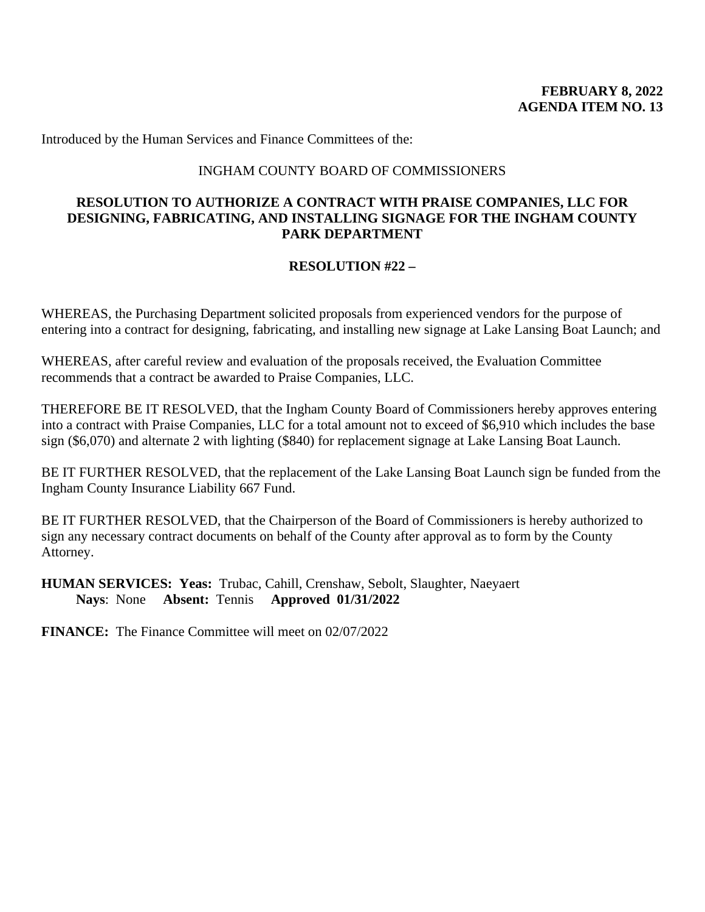**FEBRUARY 8, 2022**
**AGENDA ITEM NO. 13**

Introduced by the Human Services and Finance Committees of the:

INGHAM COUNTY BOARD OF COMMISSIONERS

**RESOLUTION TO AUTHORIZE A CONTRACT WITH PRAISE COMPANIES, LLC FOR DESIGNING, FABRICATING, AND INSTALLING SIGNAGE FOR THE INGHAM COUNTY PARK DEPARTMENT**

**RESOLUTION #22 –**

WHEREAS, the Purchasing Department solicited proposals from experienced vendors for the purpose of entering into a contract for designing, fabricating, and installing new signage at Lake Lansing Boat Launch; and

WHEREAS, after careful review and evaluation of the proposals received, the Evaluation Committee recommends that a contract be awarded to Praise Companies, LLC.

THEREFORE BE IT RESOLVED, that the Ingham County Board of Commissioners hereby approves entering into a contract with Praise Companies, LLC for a total amount not to exceed of $6,910 which includes the base sign ($6,070) and alternate 2 with lighting ($840) for replacement signage at Lake Lansing Boat Launch.

BE IT FURTHER RESOLVED, that the replacement of the Lake Lansing Boat Launch sign be funded from the Ingham County Insurance Liability 667 Fund.

BE IT FURTHER RESOLVED, that the Chairperson of the Board of Commissioners is hereby authorized to sign any necessary contract documents on behalf of the County after approval as to form by the County Attorney.

**HUMAN SERVICES: Yeas:** Trubac, Cahill, Crenshaw, Sebolt, Slaughter, Naeyaert
**Nays**: None **Absent:** Tennis **Approved 01/31/2022**

**FINANCE:** The Finance Committee will meet on 02/07/2022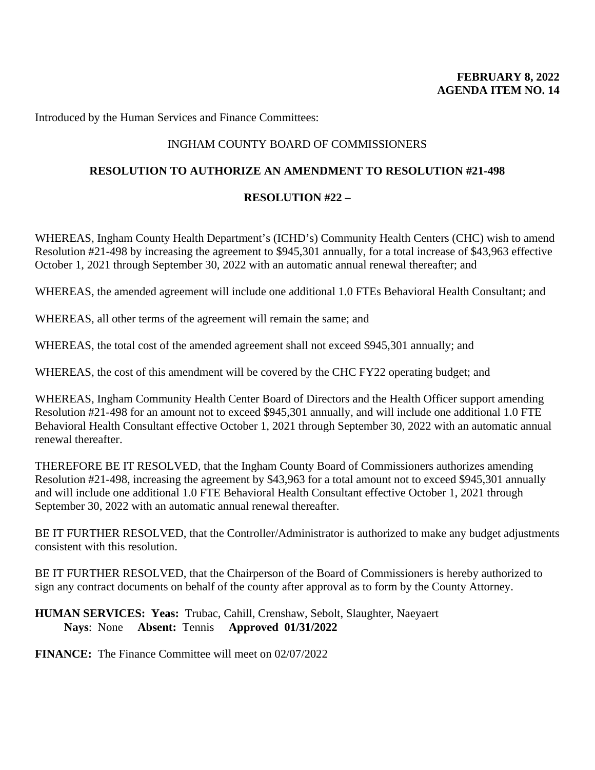**FEBRUARY 8, 2022**
**AGENDA ITEM NO. 14**

Introduced by the Human Services and Finance Committees:

INGHAM COUNTY BOARD OF COMMISSIONERS

**RESOLUTION TO AUTHORIZE AN AMENDMENT TO RESOLUTION #21-498**

**RESOLUTION #22 –**

WHEREAS, Ingham County Health Department's (ICHD's) Community Health Centers (CHC) wish to amend Resolution #21-498 by increasing the agreement to $945,301 annually, for a total increase of $43,963 effective October 1, 2021 through September 30, 2022 with an automatic annual renewal thereafter; and

WHEREAS, the amended agreement will include one additional 1.0 FTEs Behavioral Health Consultant; and

WHEREAS, all other terms of the agreement will remain the same; and

WHEREAS, the total cost of the amended agreement shall not exceed $945,301 annually; and

WHEREAS, the cost of this amendment will be covered by the CHC FY22 operating budget; and

WHEREAS, Ingham Community Health Center Board of Directors and the Health Officer support amending Resolution #21-498 for an amount not to exceed $945,301 annually, and will include one additional 1.0 FTE Behavioral Health Consultant effective October 1, 2021 through September 30, 2022 with an automatic annual renewal thereafter.

THEREFORE BE IT RESOLVED, that the Ingham County Board of Commissioners authorizes amending Resolution #21-498, increasing the agreement by $43,963 for a total amount not to exceed $945,301 annually and will include one additional 1.0 FTE Behavioral Health Consultant effective October 1, 2021 through September 30, 2022 with an automatic annual renewal thereafter.

BE IT FURTHER RESOLVED, that the Controller/Administrator is authorized to make any budget adjustments consistent with this resolution.

BE IT FURTHER RESOLVED, that the Chairperson of the Board of Commissioners is hereby authorized to sign any contract documents on behalf of the county after approval as to form by the County Attorney.

**HUMAN SERVICES: Yeas:** Trubac, Cahill, Crenshaw, Sebolt, Slaughter, Naeyaert
**Nays**: None **Absent:** Tennis **Approved 01/31/2022**

**FINANCE:** The Finance Committee will meet on 02/07/2022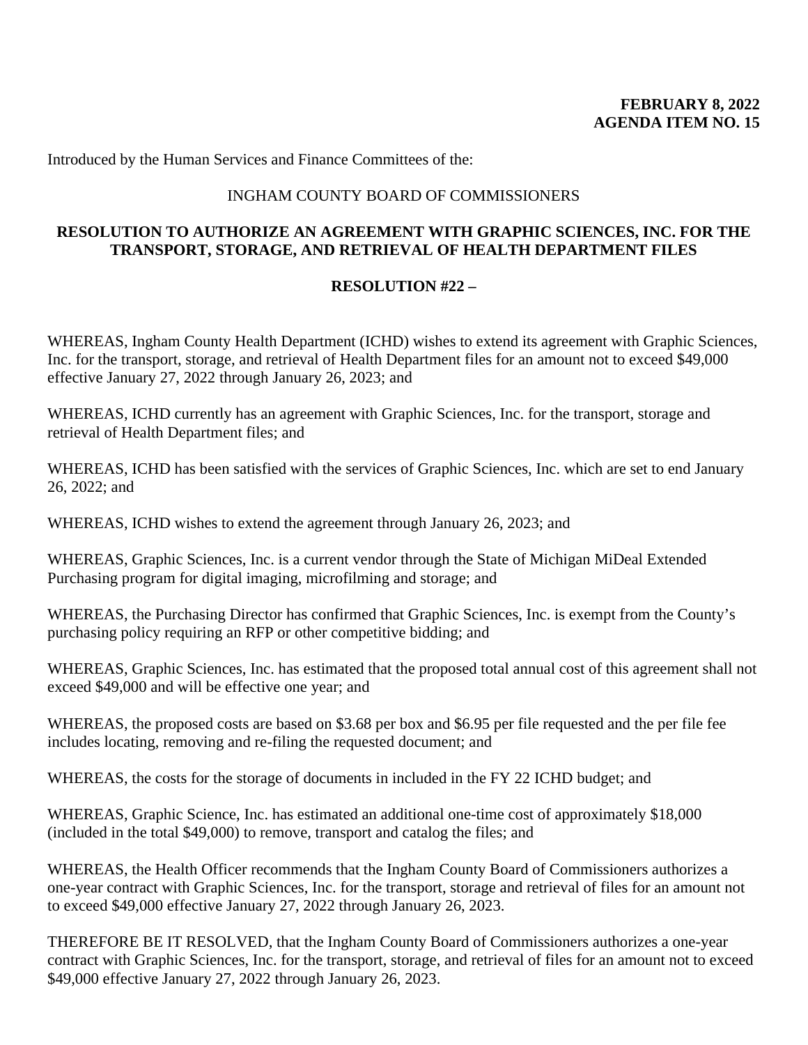**FEBRUARY 8, 2022**
**AGENDA ITEM NO. 15**

Introduced by the Human Services and Finance Committees of the:

INGHAM COUNTY BOARD OF COMMISSIONERS

**RESOLUTION TO AUTHORIZE AN AGREEMENT WITH GRAPHIC SCIENCES, INC. FOR THE TRANSPORT, STORAGE, AND RETRIEVAL OF HEALTH DEPARTMENT FILES**

**RESOLUTION #22 –**

WHEREAS, Ingham County Health Department (ICHD) wishes to extend its agreement with Graphic Sciences, Inc. for the transport, storage, and retrieval of Health Department files for an amount not to exceed $49,000 effective January 27, 2022 through January 26, 2023; and

WHEREAS, ICHD currently has an agreement with Graphic Sciences, Inc. for the transport, storage and retrieval of Health Department files; and

WHEREAS, ICHD has been satisfied with the services of Graphic Sciences, Inc. which are set to end January 26, 2022; and

WHEREAS, ICHD wishes to extend the agreement through January 26, 2023; and

WHEREAS, Graphic Sciences, Inc. is a current vendor through the State of Michigan MiDeal Extended Purchasing program for digital imaging, microfilming and storage; and

WHEREAS, the Purchasing Director has confirmed that Graphic Sciences, Inc. is exempt from the County's purchasing policy requiring an RFP or other competitive bidding; and

WHEREAS, Graphic Sciences, Inc. has estimated that the proposed total annual cost of this agreement shall not exceed $49,000 and will be effective one year; and

WHEREAS, the proposed costs are based on $3.68 per box and $6.95 per file requested and the per file fee includes locating, removing and re-filing the requested document; and

WHEREAS, the costs for the storage of documents in included in the FY 22 ICHD budget; and

WHEREAS, Graphic Science, Inc. has estimated an additional one-time cost of approximately $18,000 (included in the total $49,000) to remove, transport and catalog the files; and

WHEREAS, the Health Officer recommends that the Ingham County Board of Commissioners authorizes a one-year contract with Graphic Sciences, Inc. for the transport, storage and retrieval of files for an amount not to exceed $49,000 effective January 27, 2022 through January 26, 2023.

THEREFORE BE IT RESOLVED, that the Ingham County Board of Commissioners authorizes a one-year contract with Graphic Sciences, Inc. for the transport, storage, and retrieval of files for an amount not to exceed $49,000 effective January 27, 2022 through January 26, 2023.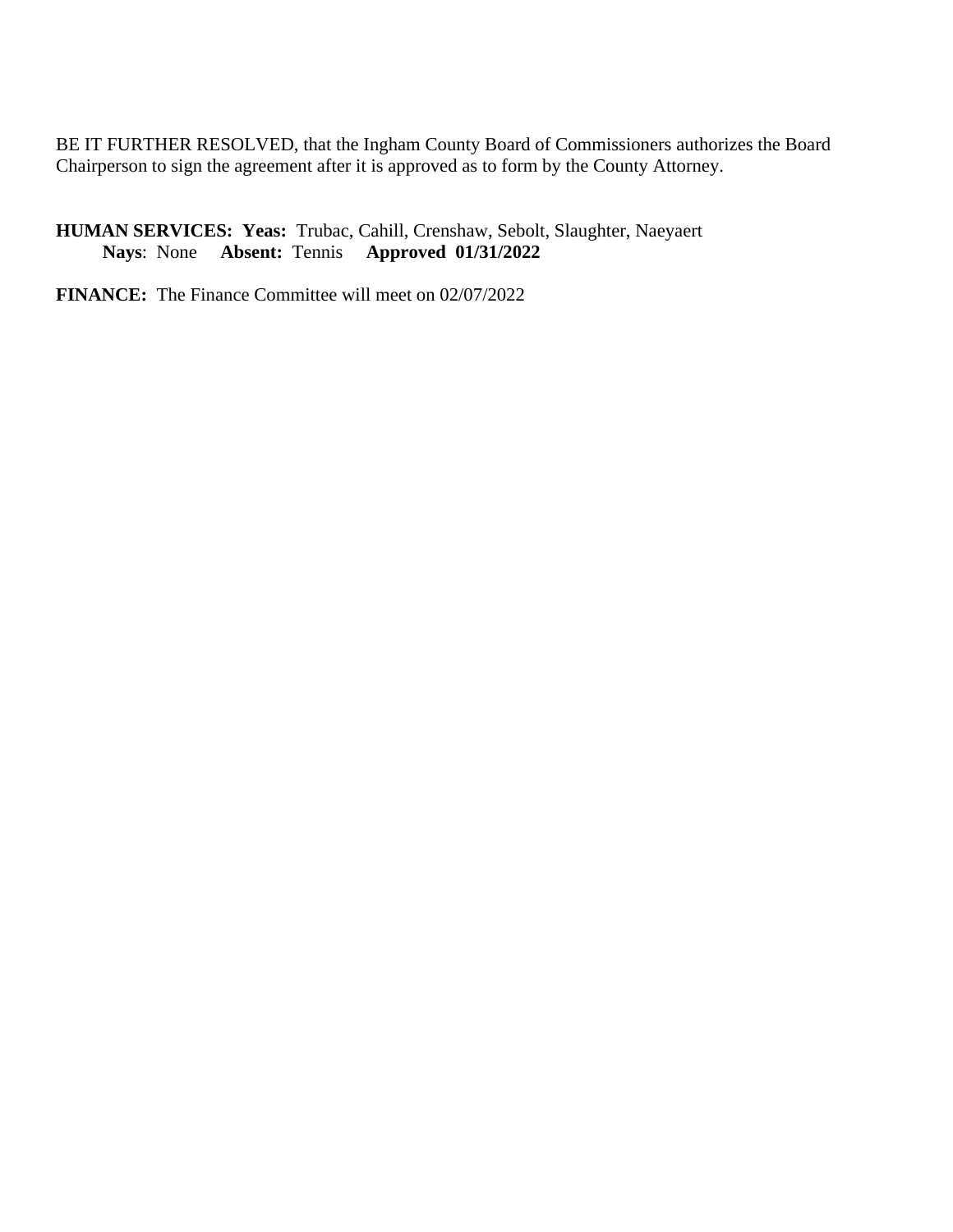BE IT FURTHER RESOLVED, that the Ingham County Board of Commissioners authorizes the Board Chairperson to sign the agreement after it is approved as to form by the County Attorney.

**HUMAN SERVICES: Yeas:** Trubac, Cahill, Crenshaw, Sebolt, Slaughter, Naeyaert
**Nays**: None **Absent:** Tennis **Approved 01/31/2022**

**FINANCE:** The Finance Committee will meet on 02/07/2022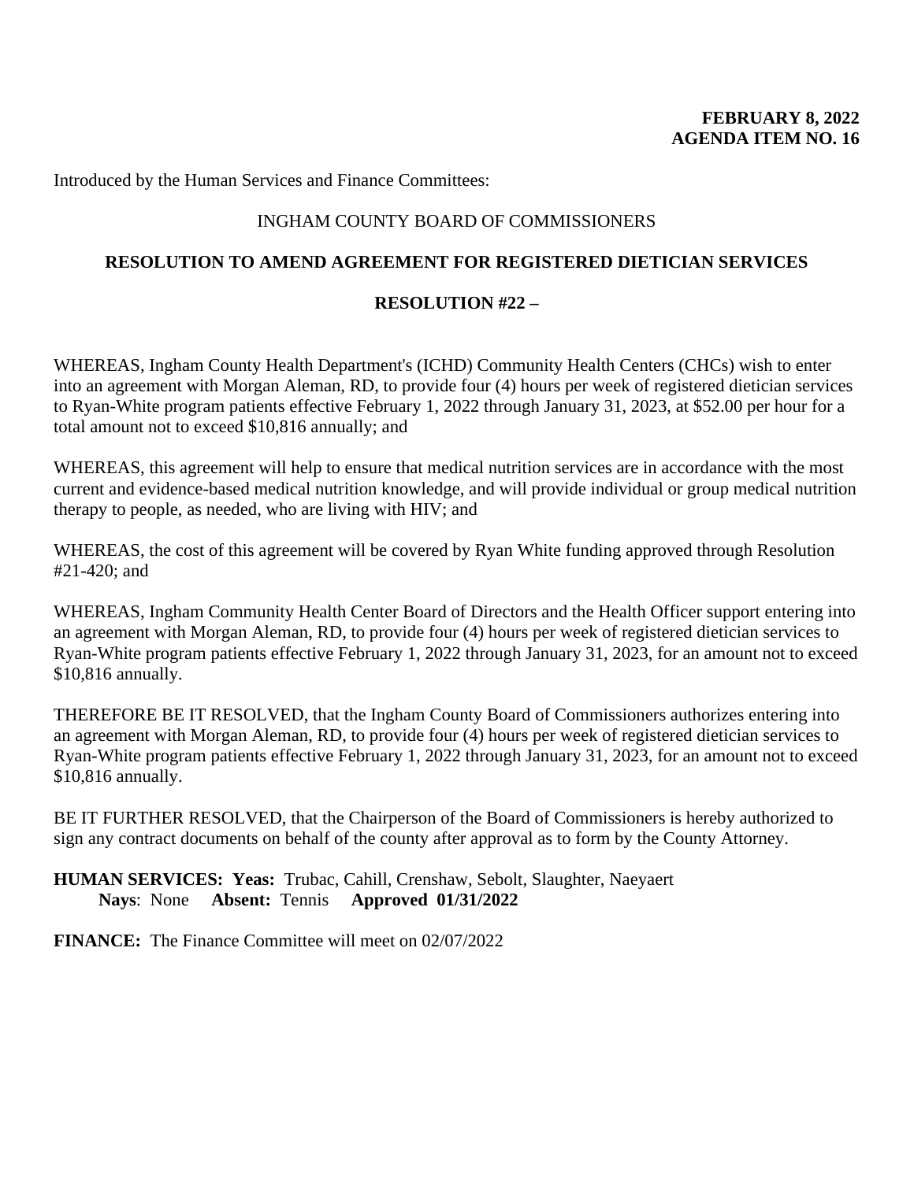**FEBRUARY 8, 2022**
**AGENDA ITEM NO. 16**

Introduced by the Human Services and Finance Committees:

INGHAM COUNTY BOARD OF COMMISSIONERS

**RESOLUTION TO AMEND AGREEMENT FOR REGISTERED DIETICIAN SERVICES**

**RESOLUTION #22 –**

WHEREAS, Ingham County Health Department's (ICHD) Community Health Centers (CHCs) wish to enter into an agreement with Morgan Aleman, RD, to provide four (4) hours per week of registered dietician services to Ryan-White program patients effective February 1, 2022 through January 31, 2023, at $52.00 per hour for a total amount not to exceed $10,816 annually; and

WHEREAS, this agreement will help to ensure that medical nutrition services are in accordance with the most current and evidence-based medical nutrition knowledge, and will provide individual or group medical nutrition therapy to people, as needed, who are living with HIV; and

WHEREAS, the cost of this agreement will be covered by Ryan White funding approved through Resolution #21-420; and

WHEREAS, Ingham Community Health Center Board of Directors and the Health Officer support entering into an agreement with Morgan Aleman, RD, to provide four (4) hours per week of registered dietician services to Ryan-White program patients effective February 1, 2022 through January 31, 2023, for an amount not to exceed $10,816 annually.

THEREFORE BE IT RESOLVED, that the Ingham County Board of Commissioners authorizes entering into an agreement with Morgan Aleman, RD, to provide four (4) hours per week of registered dietician services to Ryan-White program patients effective February 1, 2022 through January 31, 2023, for an amount not to exceed $10,816 annually.

BE IT FURTHER RESOLVED, that the Chairperson of the Board of Commissioners is hereby authorized to sign any contract documents on behalf of the county after approval as to form by the County Attorney.

**HUMAN SERVICES: Yeas:** Trubac, Cahill, Crenshaw, Sebolt, Slaughter, Naeyaert
**Nays**: None **Absent:** Tennis **Approved 01/31/2022**

**FINANCE:** The Finance Committee will meet on 02/07/2022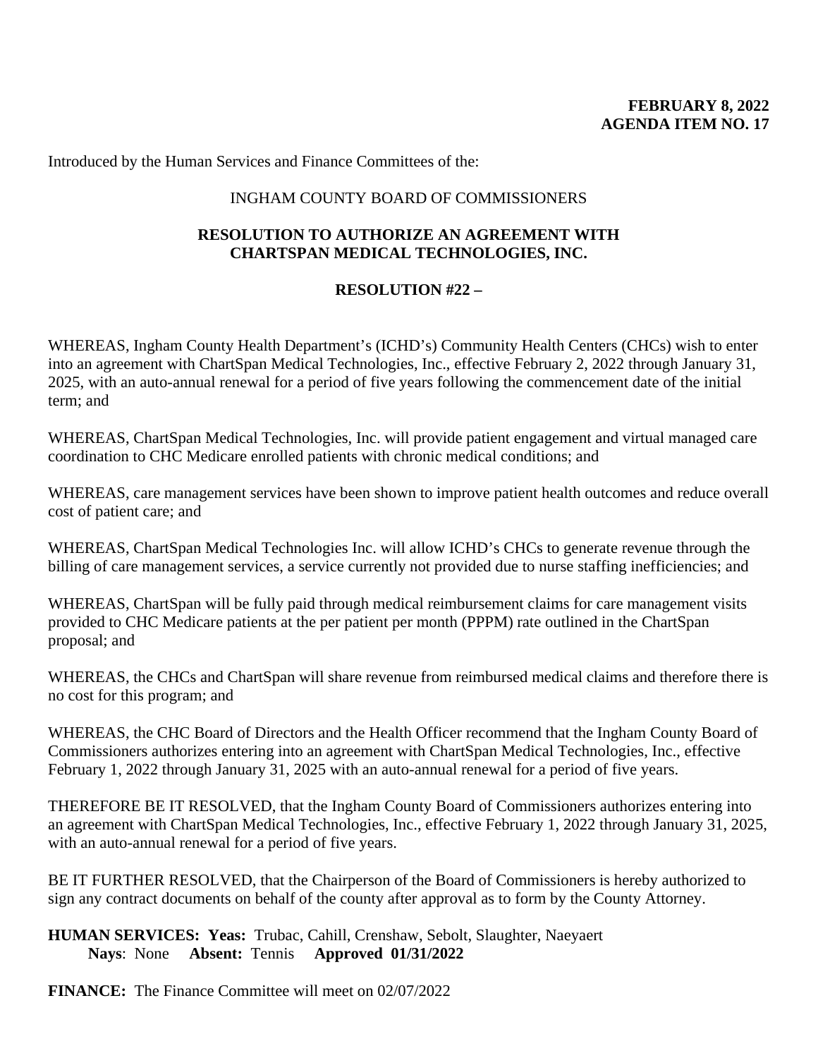**FEBRUARY 8, 2022**
**AGENDA ITEM NO. 17**

Introduced by the Human Services and Finance Committees of the:

INGHAM COUNTY BOARD OF COMMISSIONERS

**RESOLUTION TO AUTHORIZE AN AGREEMENT WITH CHARTSPAN MEDICAL TECHNOLOGIES, INC.**

**RESOLUTION #22 –**

WHEREAS, Ingham County Health Department's (ICHD's) Community Health Centers (CHCs) wish to enter into an agreement with ChartSpan Medical Technologies, Inc., effective February 2, 2022 through January 31, 2025, with an auto-annual renewal for a period of five years following the commencement date of the initial term; and

WHEREAS, ChartSpan Medical Technologies, Inc. will provide patient engagement and virtual managed care coordination to CHC Medicare enrolled patients with chronic medical conditions; and

WHEREAS, care management services have been shown to improve patient health outcomes and reduce overall cost of patient care; and

WHEREAS, ChartSpan Medical Technologies Inc. will allow ICHD's CHCs to generate revenue through the billing of care management services, a service currently not provided due to nurse staffing inefficiencies; and

WHEREAS, ChartSpan will be fully paid through medical reimbursement claims for care management visits provided to CHC Medicare patients at the per patient per month (PPPM) rate outlined in the ChartSpan proposal; and

WHEREAS, the CHCs and ChartSpan will share revenue from reimbursed medical claims and therefore there is no cost for this program; and

WHEREAS, the CHC Board of Directors and the Health Officer recommend that the Ingham County Board of Commissioners authorizes entering into an agreement with ChartSpan Medical Technologies, Inc., effective February 1, 2022 through January 31, 2025 with an auto-annual renewal for a period of five years.

THEREFORE BE IT RESOLVED, that the Ingham County Board of Commissioners authorizes entering into an agreement with ChartSpan Medical Technologies, Inc., effective February 1, 2022 through January 31, 2025, with an auto-annual renewal for a period of five years.

BE IT FURTHER RESOLVED, that the Chairperson of the Board of Commissioners is hereby authorized to sign any contract documents on behalf of the county after approval as to form by the County Attorney.

**HUMAN SERVICES: Yeas:** Trubac, Cahill, Crenshaw, Sebolt, Slaughter, Naeyaert
**Nays**: None **Absent:** Tennis **Approved 01/31/2022**

**FINANCE:** The Finance Committee will meet on 02/07/2022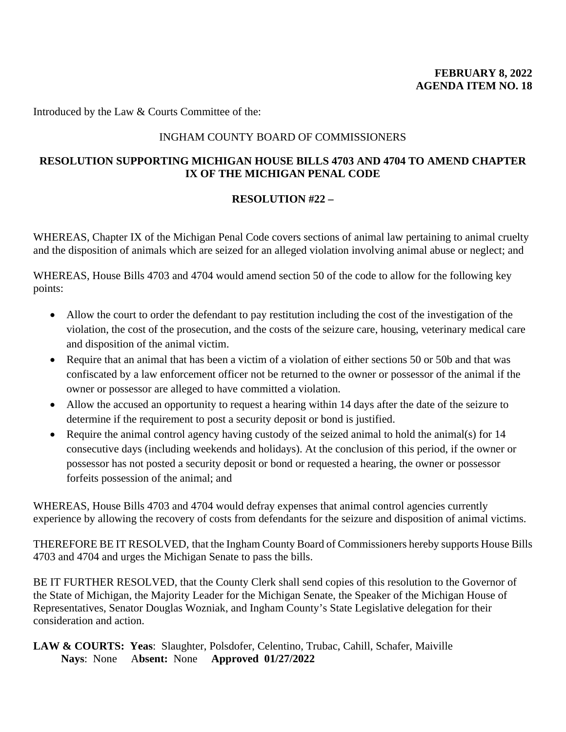**FEBRUARY 8, 2022**
**AGENDA ITEM NO. 18**

Introduced by the Law & Courts Committee of the:

INGHAM COUNTY BOARD OF COMMISSIONERS

**RESOLUTION SUPPORTING MICHIGAN HOUSE BILLS 4703 AND 4704 TO AMEND CHAPTER IX OF THE MICHIGAN PENAL CODE**

**RESOLUTION #22 –**

WHEREAS, Chapter IX of the Michigan Penal Code covers sections of animal law pertaining to animal cruelty and the disposition of animals which are seized for an alleged violation involving animal abuse or neglect; and

WHEREAS, House Bills 4703 and 4704 would amend section 50 of the code to allow for the following key points:

- Allow the court to order the defendant to pay restitution including the cost of the investigation of the violation, the cost of the prosecution, and the costs of the seizure care, housing, veterinary medical care and disposition of the animal victim.
- Require that an animal that has been a victim of a violation of either sections 50 or 50b and that was confiscated by a law enforcement officer not be returned to the owner or possessor of the animal if the owner or possessor are alleged to have committed a violation.
- Allow the accused an opportunity to request a hearing within 14 days after the date of the seizure to determine if the requirement to post a security deposit or bond is justified.
- Require the animal control agency having custody of the seized animal to hold the animal(s) for 14 consecutive days (including weekends and holidays). At the conclusion of this period, if the owner or possessor has not posted a security deposit or bond or requested a hearing, the owner or possessor forfeits possession of the animal; and

WHEREAS, House Bills 4703 and 4704 would defray expenses that animal control agencies currently experience by allowing the recovery of costs from defendants for the seizure and disposition of animal victims.

THEREFORE BE IT RESOLVED, that the Ingham County Board of Commissioners hereby supports House Bills 4703 and 4704 and urges the Michigan Senate to pass the bills.

BE IT FURTHER RESOLVED, that the County Clerk shall send copies of this resolution to the Governor of the State of Michigan, the Majority Leader for the Michigan Senate, the Speaker of the Michigan House of Representatives, Senator Douglas Wozniak, and Ingham County's State Legislative delegation for their consideration and action.

**LAW & COURTS: Yeas**: Slaughter, Polsdofer, Celentino, Trubac, Cahill, Schafer, Maiville
**Nays**: None **Absent:** None **Approved 01/27/2022**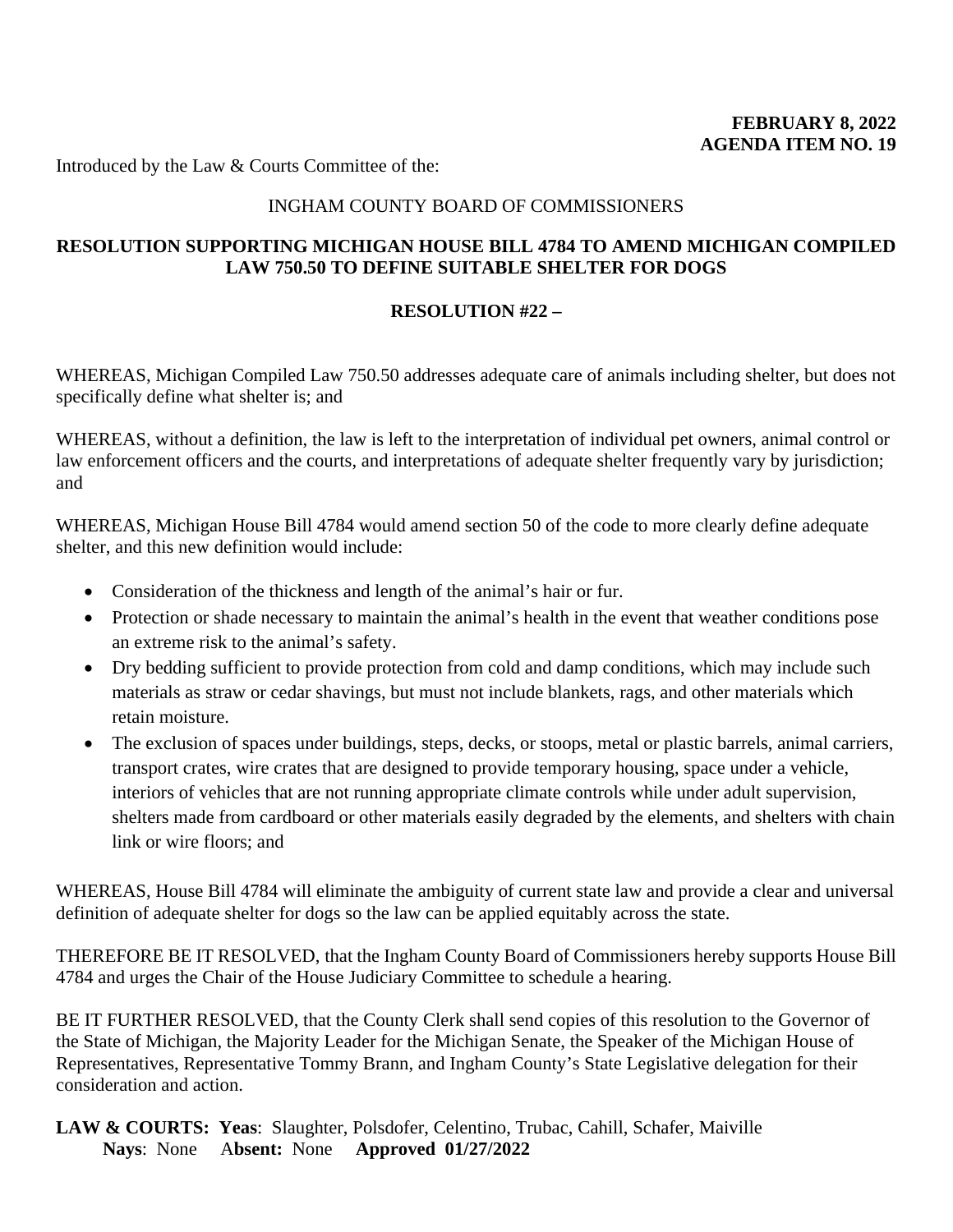**FEBRUARY 8, 2022**
**AGENDA ITEM NO. 19**

Introduced by the Law & Courts Committee of the:

INGHAM COUNTY BOARD OF COMMISSIONERS

**RESOLUTION SUPPORTING MICHIGAN HOUSE BILL 4784 TO AMEND MICHIGAN COMPILED LAW 750.50 TO DEFINE SUITABLE SHELTER FOR DOGS**

**RESOLUTION #22 –**

WHEREAS, Michigan Compiled Law 750.50 addresses adequate care of animals including shelter, but does not specifically define what shelter is; and

WHEREAS, without a definition, the law is left to the interpretation of individual pet owners, animal control or law enforcement officers and the courts, and interpretations of adequate shelter frequently vary by jurisdiction; and

WHEREAS, Michigan House Bill 4784 would amend section 50 of the code to more clearly define adequate shelter, and this new definition would include:

- Consideration of the thickness and length of the animal's hair or fur.
- Protection or shade necessary to maintain the animal's health in the event that weather conditions pose an extreme risk to the animal's safety.
- Dry bedding sufficient to provide protection from cold and damp conditions, which may include such materials as straw or cedar shavings, but must not include blankets, rags, and other materials which retain moisture.
- The exclusion of spaces under buildings, steps, decks, or stoops, metal or plastic barrels, animal carriers, transport crates, wire crates that are designed to provide temporary housing, space under a vehicle, interiors of vehicles that are not running appropriate climate controls while under adult supervision, shelters made from cardboard or other materials easily degraded by the elements, and shelters with chain link or wire floors; and

WHEREAS, House Bill 4784 will eliminate the ambiguity of current state law and provide a clear and universal definition of adequate shelter for dogs so the law can be applied equitably across the state.

THEREFORE BE IT RESOLVED, that the Ingham County Board of Commissioners hereby supports House Bill 4784 and urges the Chair of the House Judiciary Committee to schedule a hearing.

BE IT FURTHER RESOLVED, that the County Clerk shall send copies of this resolution to the Governor of the State of Michigan, the Majority Leader for the Michigan Senate, the Speaker of the Michigan House of Representatives, Representative Tommy Brann, and Ingham County's State Legislative delegation for their consideration and action.

**LAW & COURTS: Yeas**: Slaughter, Polsdofer, Celentino, Trubac, Cahill, Schafer, Maiville
**Nays**: None **Absent:** None **Approved 01/27/2022**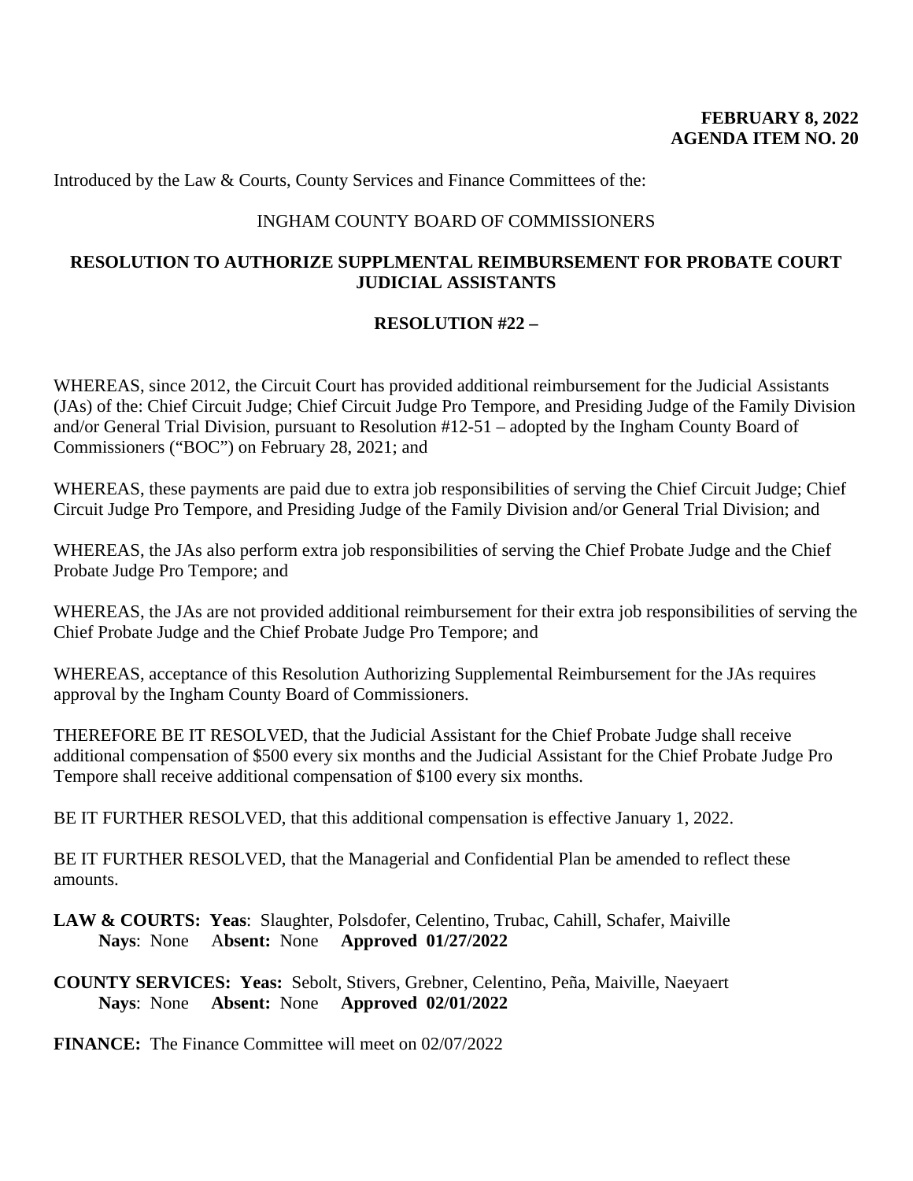**FEBRUARY 8, 2022**
**AGENDA ITEM NO. 20**

Introduced by the Law & Courts, County Services and Finance Committees of the:

INGHAM COUNTY BOARD OF COMMISSIONERS

**RESOLUTION TO AUTHORIZE SUPPLMENTAL REIMBURSEMENT FOR PROBATE COURT JUDICIAL ASSISTANTS**

**RESOLUTION #22 –**

WHEREAS, since 2012, the Circuit Court has provided additional reimbursement for the Judicial Assistants (JAs) of the: Chief Circuit Judge; Chief Circuit Judge Pro Tempore, and Presiding Judge of the Family Division and/or General Trial Division, pursuant to Resolution #12-51 – adopted by the Ingham County Board of Commissioners ("BOC") on February 28, 2021; and

WHEREAS, these payments are paid due to extra job responsibilities of serving the Chief Circuit Judge; Chief Circuit Judge Pro Tempore, and Presiding Judge of the Family Division and/or General Trial Division; and

WHEREAS, the JAs also perform extra job responsibilities of serving the Chief Probate Judge and the Chief Probate Judge Pro Tempore; and

WHEREAS, the JAs are not provided additional reimbursement for their extra job responsibilities of serving the Chief Probate Judge and the Chief Probate Judge Pro Tempore; and

WHEREAS, acceptance of this Resolution Authorizing Supplemental Reimbursement for the JAs requires approval by the Ingham County Board of Commissioners.

THEREFORE BE IT RESOLVED, that the Judicial Assistant for the Chief Probate Judge shall receive additional compensation of $500 every six months and the Judicial Assistant for the Chief Probate Judge Pro Tempore shall receive additional compensation of $100 every six months.

BE IT FURTHER RESOLVED, that this additional compensation is effective January 1, 2022.

BE IT FURTHER RESOLVED, that the Managerial and Confidential Plan be amended to reflect these amounts.

**LAW & COURTS: Yeas**: Slaughter, Polsdofer, Celentino, Trubac, Cahill, Schafer, Maiville
**Nays**: None **Absent:** None **Approved 01/27/2022**

**COUNTY SERVICES: Yeas:** Sebolt, Stivers, Grebner, Celentino, Peña, Maiville, Naeyaert
**Nays**: None **Absent:** None **Approved 02/01/2022**

**FINANCE:** The Finance Committee will meet on 02/07/2022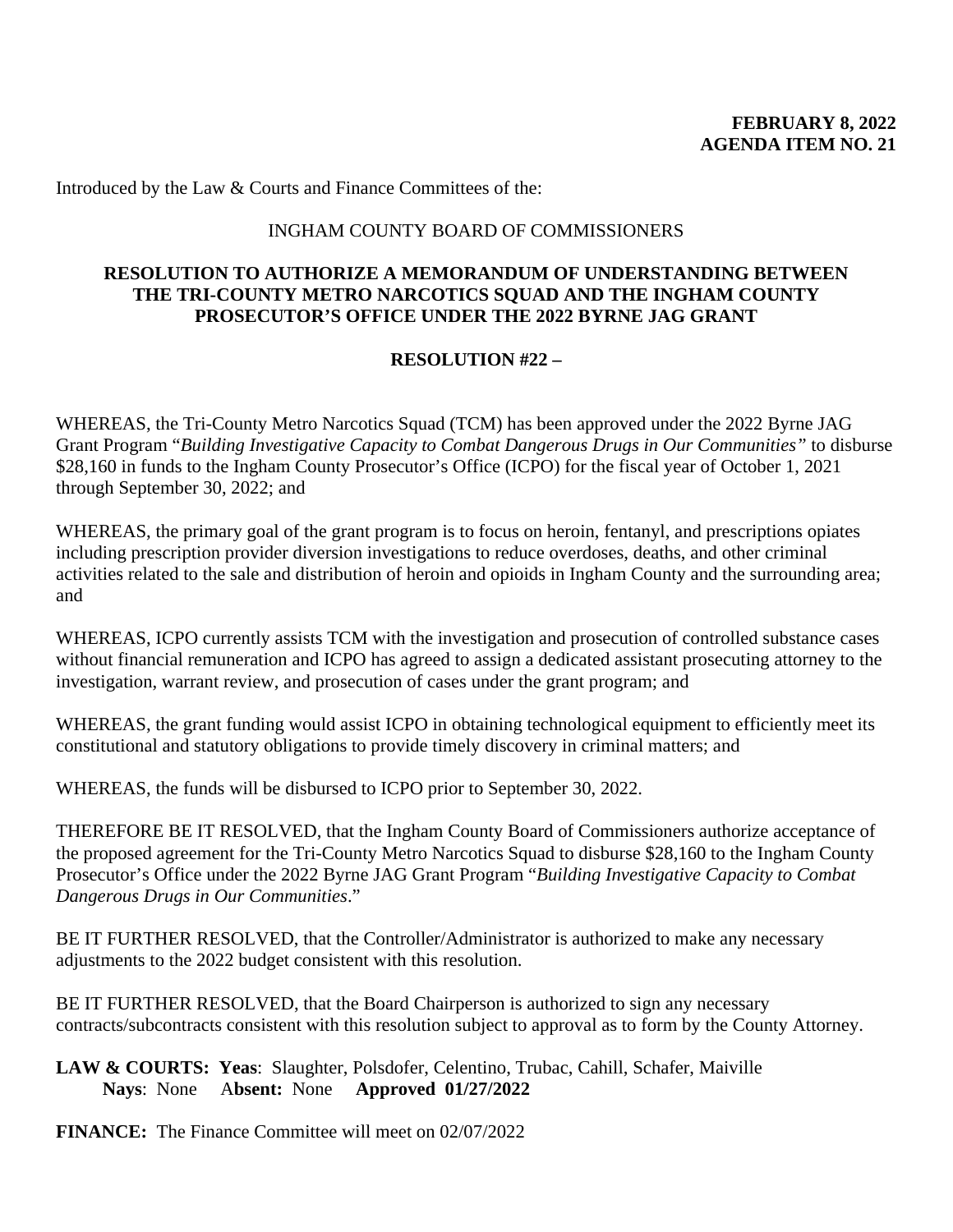**FEBRUARY 8, 2022**
**AGENDA ITEM NO. 21**

Introduced by the Law & Courts and Finance Committees of the:

INGHAM COUNTY BOARD OF COMMISSIONERS

**RESOLUTION TO AUTHORIZE A MEMORANDUM OF UNDERSTANDING BETWEEN THE TRI-COUNTY METRO NARCOTICS SQUAD AND THE INGHAM COUNTY PROSECUTOR'S OFFICE UNDER THE 2022 BYRNE JAG GRANT**

**RESOLUTION #22 –**

WHEREAS, the Tri-County Metro Narcotics Squad (TCM) has been approved under the 2022 Byrne JAG Grant Program "*Building Investigative Capacity to Combat Dangerous Drugs in Our Communities"* to disburse $28,160 in funds to the Ingham County Prosecutor's Office (ICPO) for the fiscal year of October 1, 2021 through September 30, 2022; and

WHEREAS, the primary goal of the grant program is to focus on heroin, fentanyl, and prescriptions opiates including prescription provider diversion investigations to reduce overdoses, deaths, and other criminal activities related to the sale and distribution of heroin and opioids in Ingham County and the surrounding area; and

WHEREAS, ICPO currently assists TCM with the investigation and prosecution of controlled substance cases without financial remuneration and ICPO has agreed to assign a dedicated assistant prosecuting attorney to the investigation, warrant review, and prosecution of cases under the grant program; and

WHEREAS, the grant funding would assist ICPO in obtaining technological equipment to efficiently meet its constitutional and statutory obligations to provide timely discovery in criminal matters; and

WHEREAS, the funds will be disbursed to ICPO prior to September 30, 2022.

THEREFORE BE IT RESOLVED, that the Ingham County Board of Commissioners authorize acceptance of the proposed agreement for the Tri-County Metro Narcotics Squad to disburse $28,160 to the Ingham County Prosecutor's Office under the 2022 Byrne JAG Grant Program "*Building Investigative Capacity to Combat Dangerous Drugs in Our Communities*."

BE IT FURTHER RESOLVED, that the Controller/Administrator is authorized to make any necessary adjustments to the 2022 budget consistent with this resolution.

BE IT FURTHER RESOLVED, that the Board Chairperson is authorized to sign any necessary contracts/subcontracts consistent with this resolution subject to approval as to form by the County Attorney.

**LAW & COURTS: Yeas**: Slaughter, Polsdofer, Celentino, Trubac, Cahill, Schafer, Maiville
**Nays**: None **Absent:** None **Approved 01/27/2022**

**FINANCE:** The Finance Committee will meet on 02/07/2022